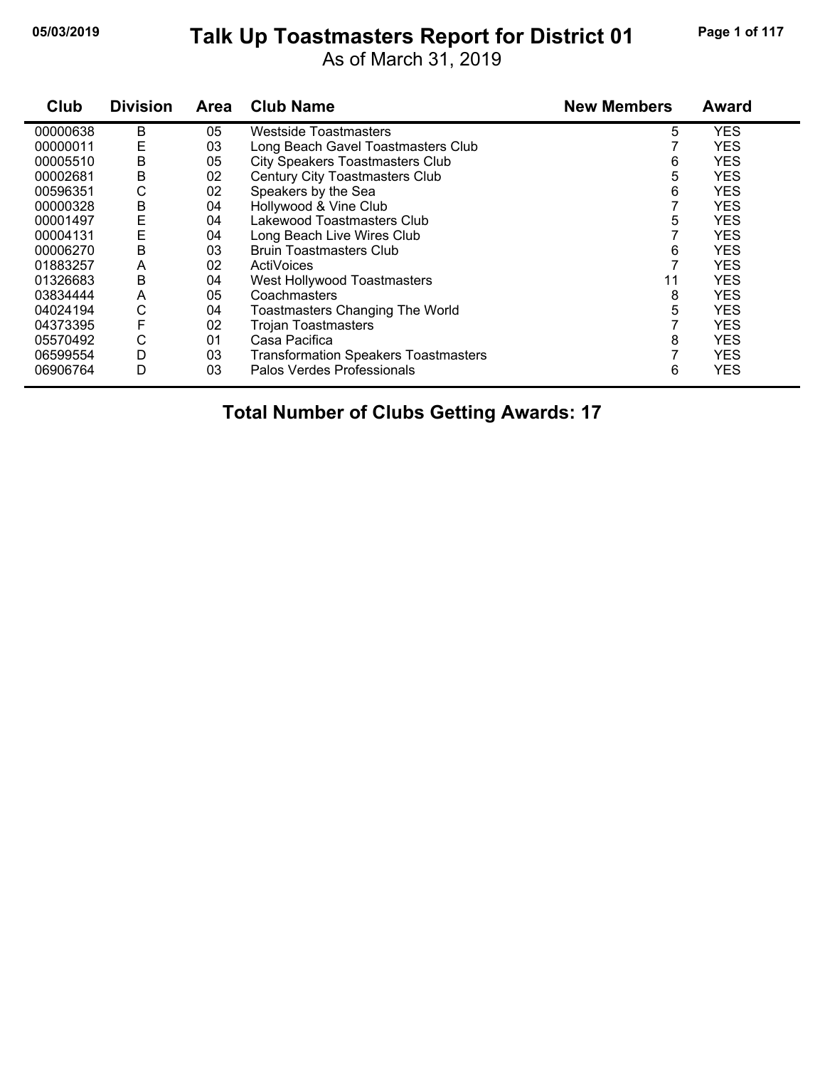# Talk Up Toastmasters Report for District 01

As of March 31, 2019

| Club | Division | Area | Club Name | New Members | Award |
|---|---|---|---|---|---|
| 00000638 | B | 05 | Westside Toastmasters | 5 | YES |
| 00000011 | E | 03 | Long Beach Gavel Toastmasters Club | 7 | YES |
| 00005510 | B | 05 | City Speakers Toastmasters Club | 6 | YES |
| 00002681 | B | 02 | Century City Toastmasters Club | 5 | YES |
| 00596351 | C | 02 | Speakers by the Sea | 6 | YES |
| 00000328 | B | 04 | Hollywood & Vine Club | 7 | YES |
| 00001497 | E | 04 | Lakewood Toastmasters Club | 5 | YES |
| 00004131 | E | 04 | Long Beach Live Wires Club | 7 | YES |
| 00006270 | B | 03 | Bruin Toastmasters Club | 6 | YES |
| 01883257 | A | 02 | ActiVoices | 7 | YES |
| 01326683 | B | 04 | West Hollywood Toastmasters | 11 | YES |
| 03834444 | A | 05 | Coachmasters | 8 | YES |
| 04024194 | C | 04 | Toastmasters Changing The World | 5 | YES |
| 04373395 | F | 02 | Trojan Toastmasters | 7 | YES |
| 05570492 | C | 01 | Casa Pacifica | 8 | YES |
| 06599554 | D | 03 | Transformation Speakers Toastmasters | 7 | YES |
| 06906764 | D | 03 | Palos Verdes Professionals | 6 | YES |

**Total Number of Clubs Getting Awards: 17**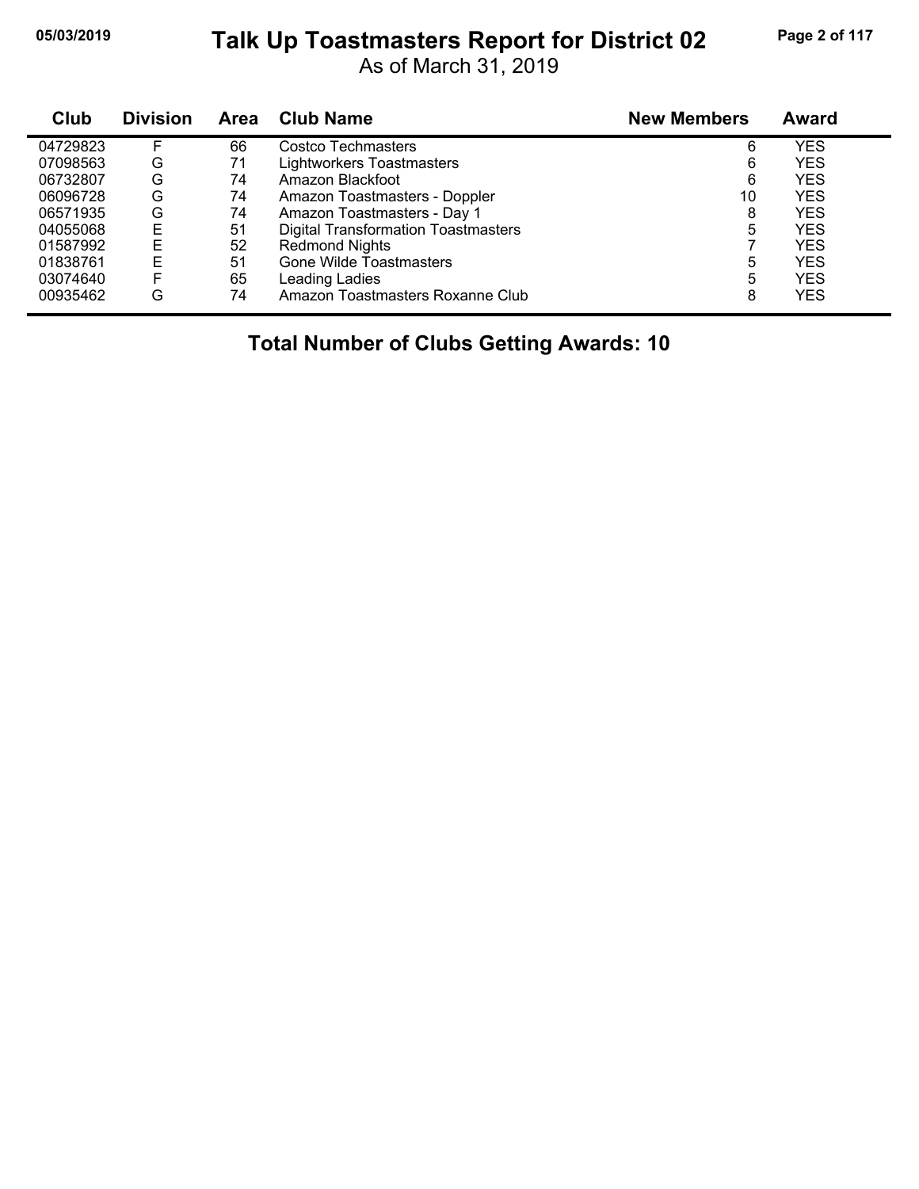# Talk Up Toastmasters Report for District 02

As of March 31, 2019

| Club | Division | Area | Club Name | New Members | Award |
|---|---|---|---|---|---|
| 04729823 | F | 66 | Costco Techmasters | 6 | YES |
| 07098563 | G | 71 | Lightworkers Toastmasters | 6 | YES |
| 06732807 | G | 74 | Amazon Blackfoot | 6 | YES |
| 06096728 | G | 74 | Amazon Toastmasters - Doppler | 10 | YES |
| 06571935 | G | 74 | Amazon Toastmasters - Day 1 | 8 | YES |
| 04055068 | E | 51 | Digital Transformation Toastmasters | 5 | YES |
| 01587992 | E | 52 | Redmond Nights | 7 | YES |
| 01838761 | E | 51 | Gone Wilde Toastmasters | 5 | YES |
| 03074640 | F | 65 | Leading Ladies | 5 | YES |
| 00935462 | G | 74 | Amazon Toastmasters Roxanne Club | 8 | YES |

**Total Number of Clubs Getting Awards: 10**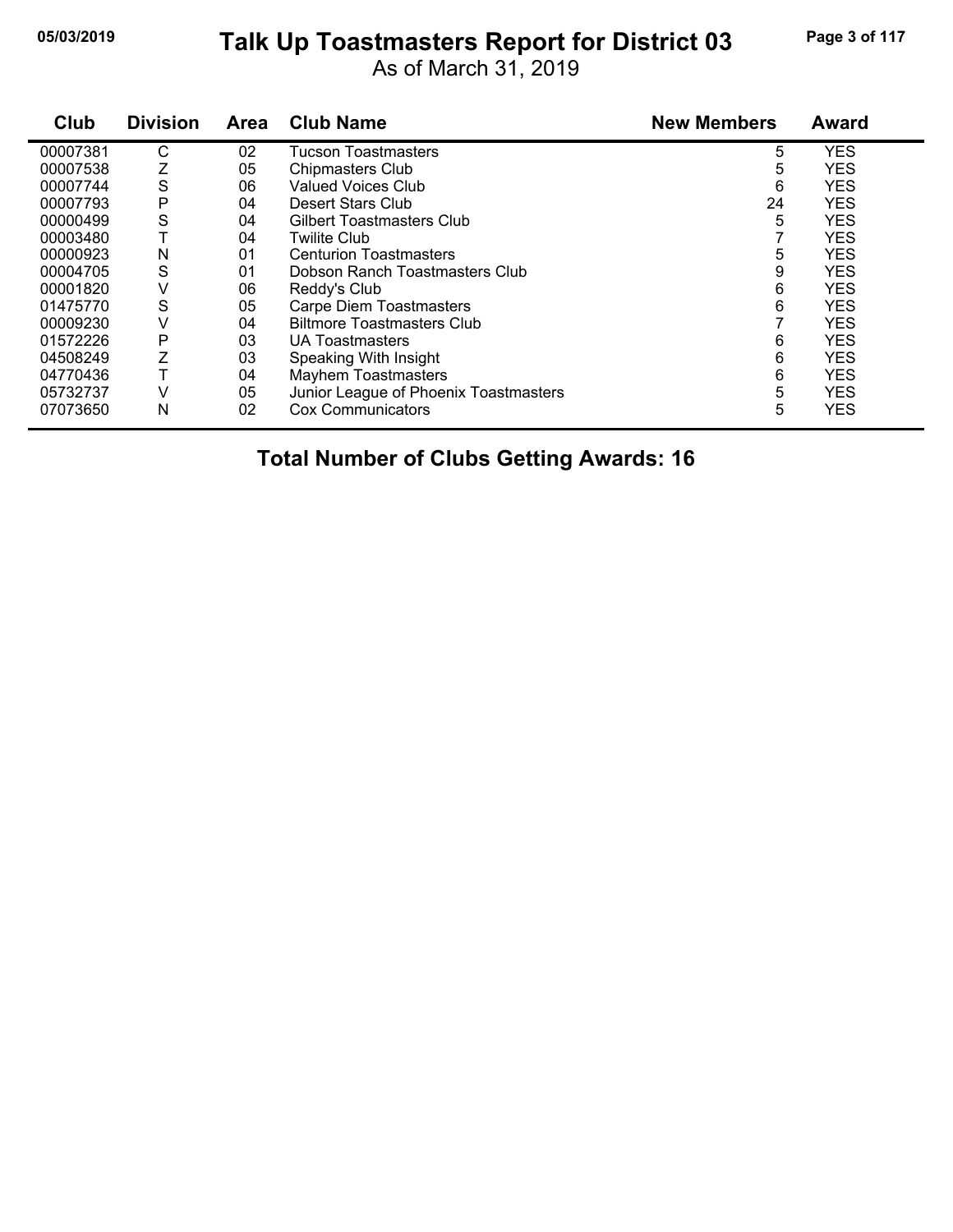# Talk Up Toastmasters Report for District 03

As of March 31, 2019

| Club | Division | Area | Club Name | New Members | Award |
|---|---|---|---|---|---|
| 00007381 | C | 02 | Tucson Toastmasters | 5 | YES |
| 00007538 | Z | 05 | Chipmasters Club | 5 | YES |
| 00007744 | S | 06 | Valued Voices Club | 6 | YES |
| 00007793 | P | 04 | Desert Stars Club | 24 | YES |
| 00000499 | S | 04 | Gilbert Toastmasters Club | 5 | YES |
| 00003480 | T | 04 | Twilite Club | 7 | YES |
| 00000923 | N | 01 | Centurion Toastmasters | 5 | YES |
| 00004705 | S | 01 | Dobson Ranch Toastmasters Club | 9 | YES |
| 00001820 | V | 06 | Reddy's Club | 6 | YES |
| 01475770 | S | 05 | Carpe Diem Toastmasters | 6 | YES |
| 00009230 | V | 04 | Biltmore Toastmasters Club | 7 | YES |
| 01572226 | P | 03 | UA Toastmasters | 6 | YES |
| 04508249 | Z | 03 | Speaking With Insight | 6 | YES |
| 04770436 | T | 04 | Mayhem Toastmasters | 6 | YES |
| 05732737 | V | 05 | Junior League of Phoenix Toastmasters | 5 | YES |
| 07073650 | N | 02 | Cox Communicators | 5 | YES |

**Total Number of Clubs Getting Awards: 16**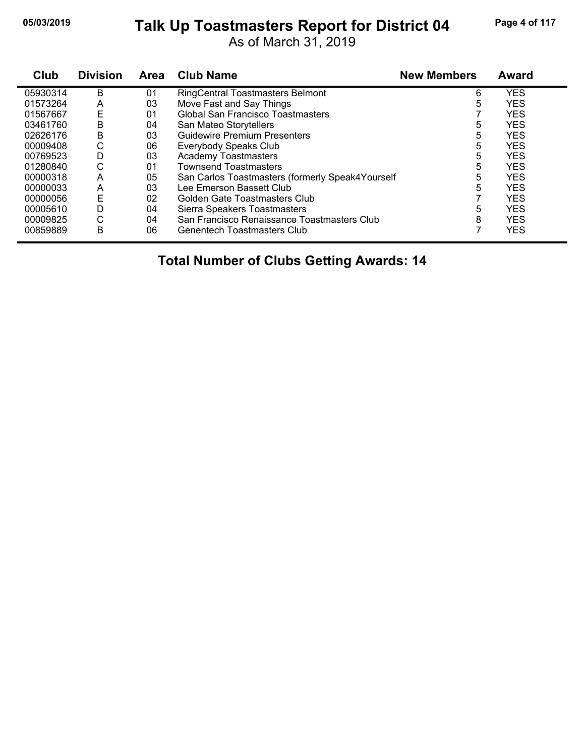# Talk Up Toastmasters Report for District 04

As of March 31, 2019

| Club | Division | Area | Club Name | New Members | Award |
|---|---|---|---|---|---|
| 05930314 | B | 01 | RingCentral Toastmasters Belmont | 6 | YES |
| 01573264 | A | 03 | Move Fast and Say Things | 5 | YES |
| 01567667 | E | 01 | Global San Francisco Toastmasters | 7 | YES |
| 03461760 | B | 04 | San Mateo Storytellers | 5 | YES |
| 02626176 | B | 03 | Guidewire Premium Presenters | 5 | YES |
| 00009408 | C | 06 | Everybody Speaks Club | 5 | YES |
| 00769523 | D | 03 | Academy Toastmasters | 5 | YES |
| 01280840 | C | 01 | Townsend Toastmasters | 5 | YES |
| 00000318 | A | 05 | San Carlos Toastmasters (formerly Speak4Yourself | 5 | YES |
| 00000033 | A | 03 | Lee Emerson Bassett Club | 5 | YES |
| 00000056 | E | 02 | Golden Gate Toastmasters Club | 7 | YES |
| 00005610 | D | 04 | Sierra Speakers Toastmasters | 5 | YES |
| 00009825 | C | 04 | San Francisco Renaissance Toastmasters Club | 8 | YES |
| 00859889 | B | 06 | Genentech Toastmasters Club | 7 | YES |

**Total Number of Clubs Getting Awards: 14**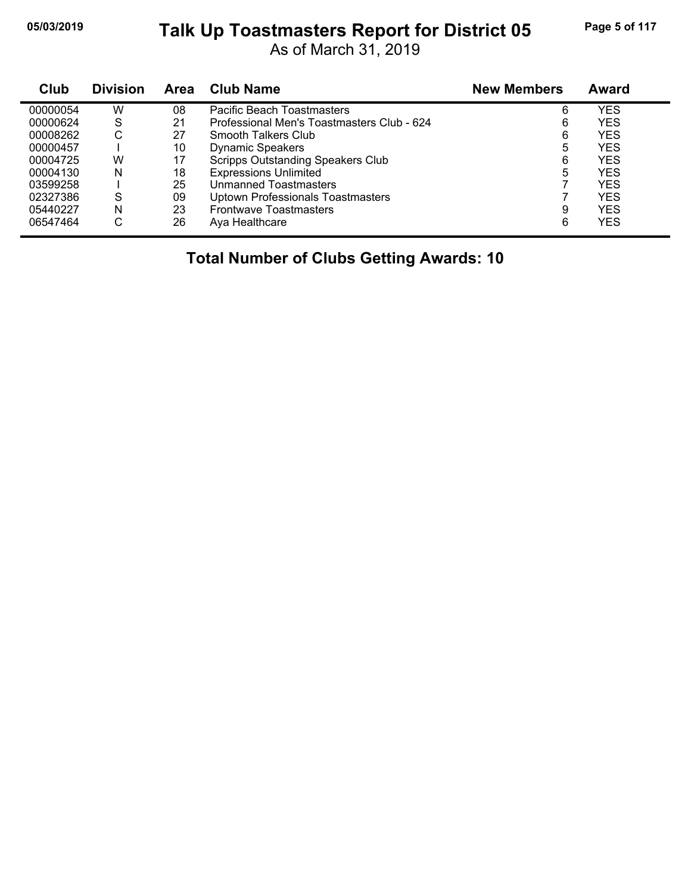# Talk Up Toastmasters Report for District 05

As of March 31, 2019

| Club | Division | Area | Club Name | New Members | Award |
|---|---|---|---|---|---|
| 00000054 | W | 08 | Pacific Beach Toastmasters | 6 | YES |
| 00000624 | S | 21 | Professional Men's Toastmasters Club - 624 | 6 | YES |
| 00008262 | C | 27 | Smooth Talkers Club | 6 | YES |
| 00000457 | I | 10 | Dynamic Speakers | 5 | YES |
| 00004725 | W | 17 | Scripps Outstanding Speakers Club | 6 | YES |
| 00004130 | N | 18 | Expressions Unlimited | 5 | YES |
| 03599258 | I | 25 | Unmanned Toastmasters | 7 | YES |
| 02327386 | S | 09 | Uptown Professionals Toastmasters | 7 | YES |
| 05440227 | N | 23 | Frontwave Toastmasters | 9 | YES |
| 06547464 | C | 26 | Aya Healthcare | 6 | YES |

**Total Number of Clubs Getting Awards: 10**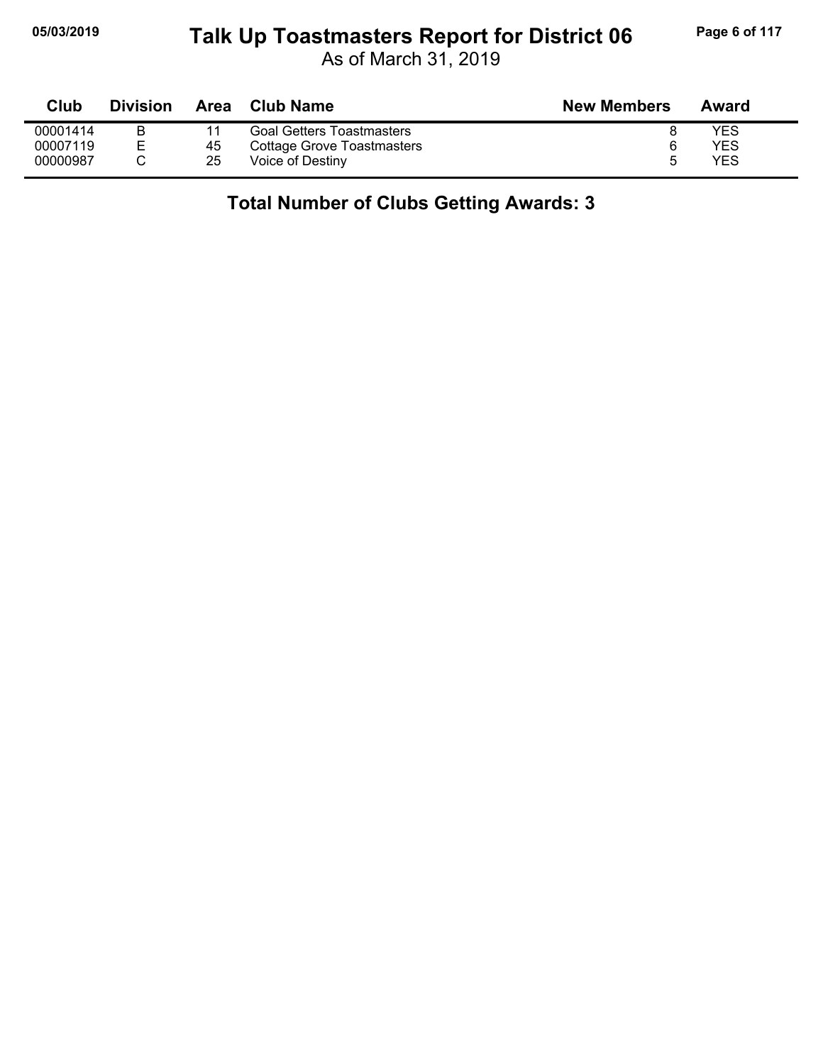# Talk Up Toastmasters Report for District 06

As of March 31, 2019

| Club | Division | Area | Club Name | New Members | Award |
|---|---|---|---|---|---|
| 00001414 | B | 11 | Goal Getters Toastmasters | 8 | YES |
| 00007119 | E | 45 | Cottage Grove Toastmasters | 6 | YES |
| 00000987 | C | 25 | Voice of Destiny | 5 | YES |

**Total Number of Clubs Getting Awards: 3**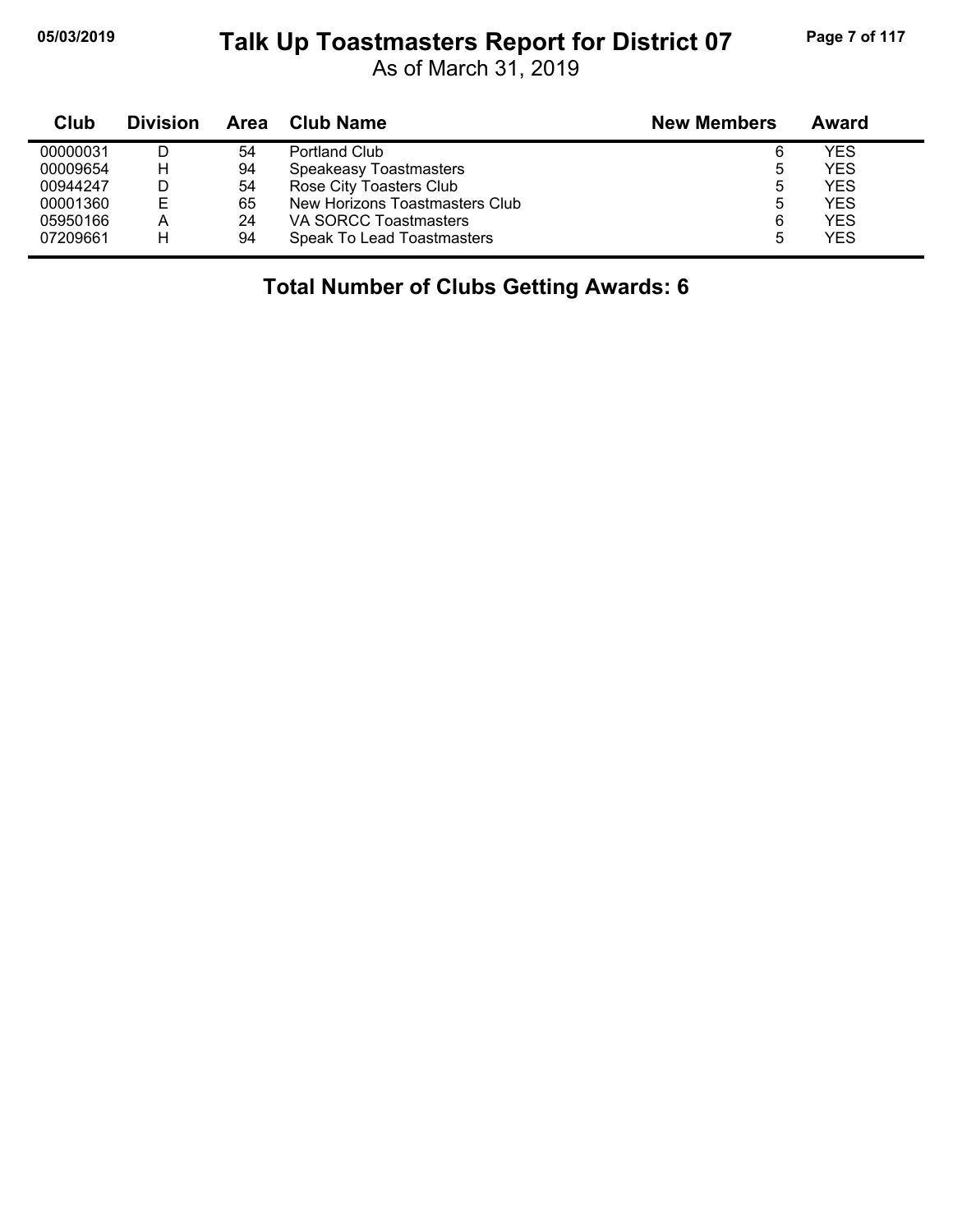# Talk Up Toastmasters Report for District 07

As of March 31, 2019

| Club | Division | Area | Club Name | New Members | Award |
|---|---|---|---|---|---|
| 00000031 | D | 54 | Portland Club | 6 | YES |
| 00009654 | H | 94 | Speakeasy Toastmasters | 5 | YES |
| 00944247 | D | 54 | Rose City Toasters Club | 5 | YES |
| 00001360 | E | 65 | New Horizons Toastmasters Club | 5 | YES |
| 05950166 | A | 24 | VA SORCC Toastmasters | 6 | YES |
| 07209661 | H | 94 | Speak To Lead Toastmasters | 5 | YES |

**Total Number of Clubs Getting Awards: 6**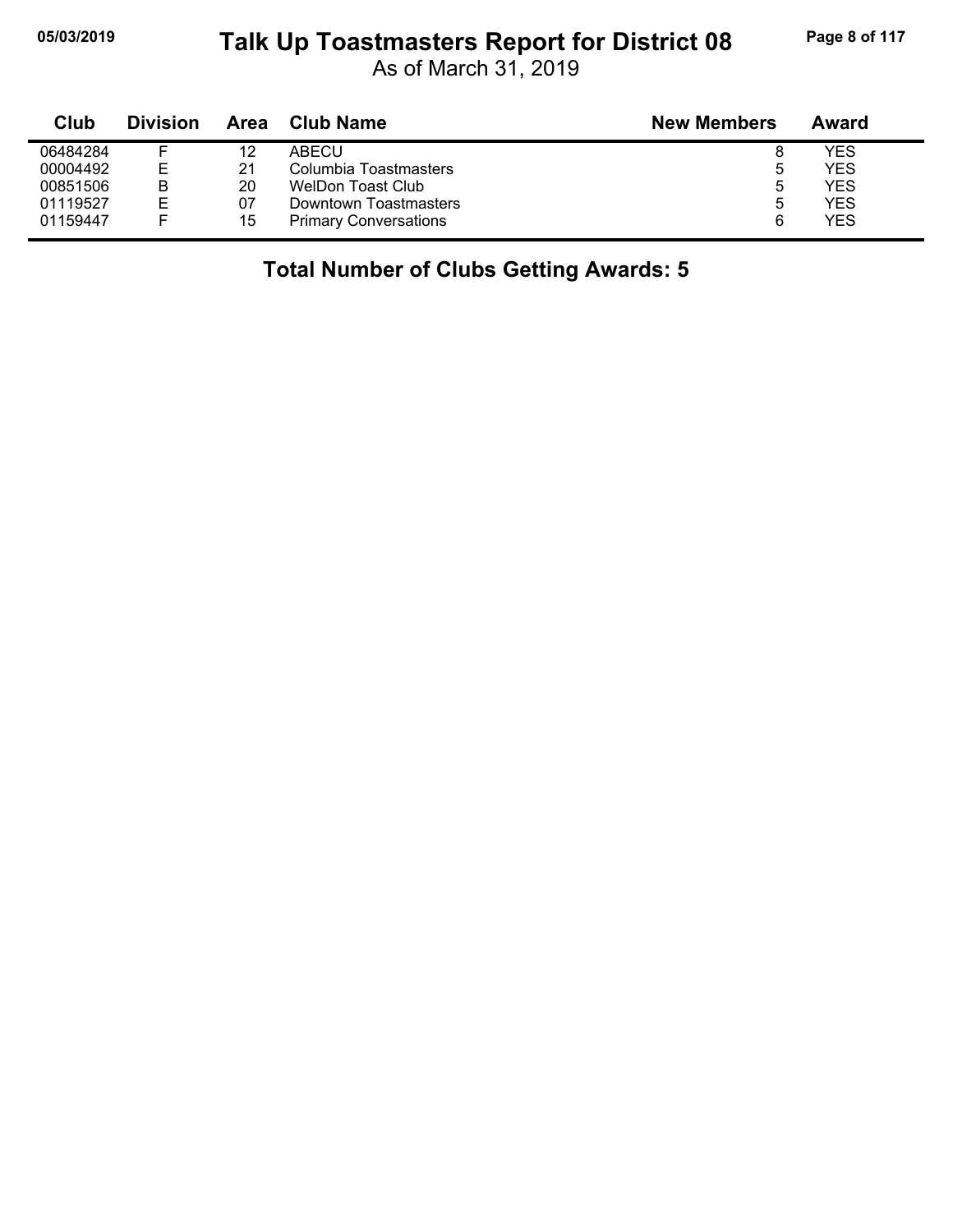# Talk Up Toastmasters Report for District 08

As of March 31, 2019

| Club | Division | Area | Club Name | New Members | Award |
|---|---|---|---|---|---|
| 06484284 | F | 12 | ABECU | 8 | YES |
| 00004492 | E | 21 | Columbia Toastmasters | 5 | YES |
| 00851506 | B | 20 | WelDon Toast Club | 5 | YES |
| 01119527 | E | 07 | Downtown Toastmasters | 5 | YES |
| 01159447 | F | 15 | Primary Conversations | 6 | YES |

**Total Number of Clubs Getting Awards: 5**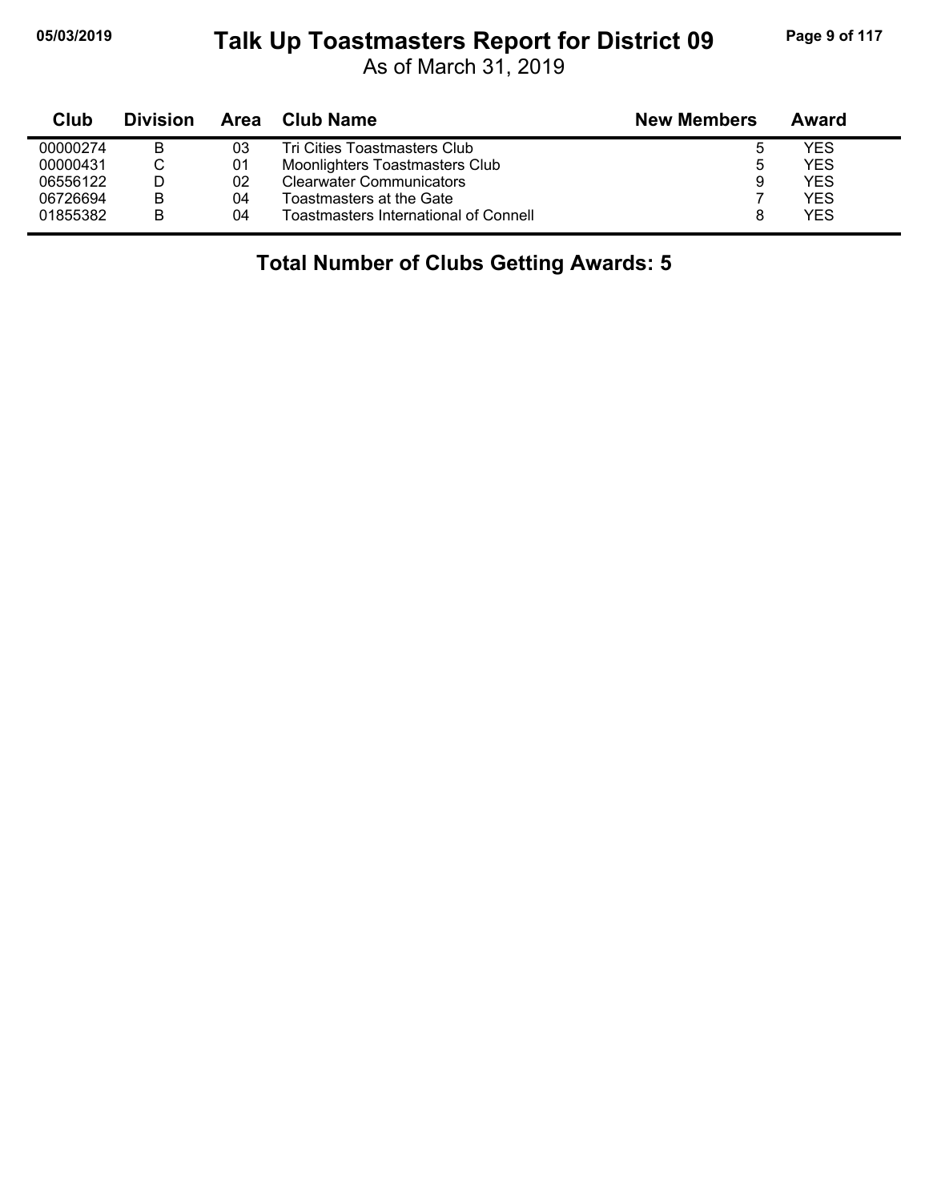# Talk Up Toastmasters Report for District 09

As of March 31, 2019

| Club | Division | Area | Club Name | New Members | Award |
|---|---|---|---|---|---|
| 00000274 | B | 03 | Tri Cities Toastmasters Club | 5 | YES |
| 00000431 | C | 01 | Moonlighters Toastmasters Club | 5 | YES |
| 06556122 | D | 02 | Clearwater Communicators | 9 | YES |
| 06726694 | B | 04 | Toastmasters at the Gate | 7 | YES |
| 01855382 | B | 04 | Toastmasters International of Connell | 8 | YES |

## Total Number of Clubs Getting Awards: 5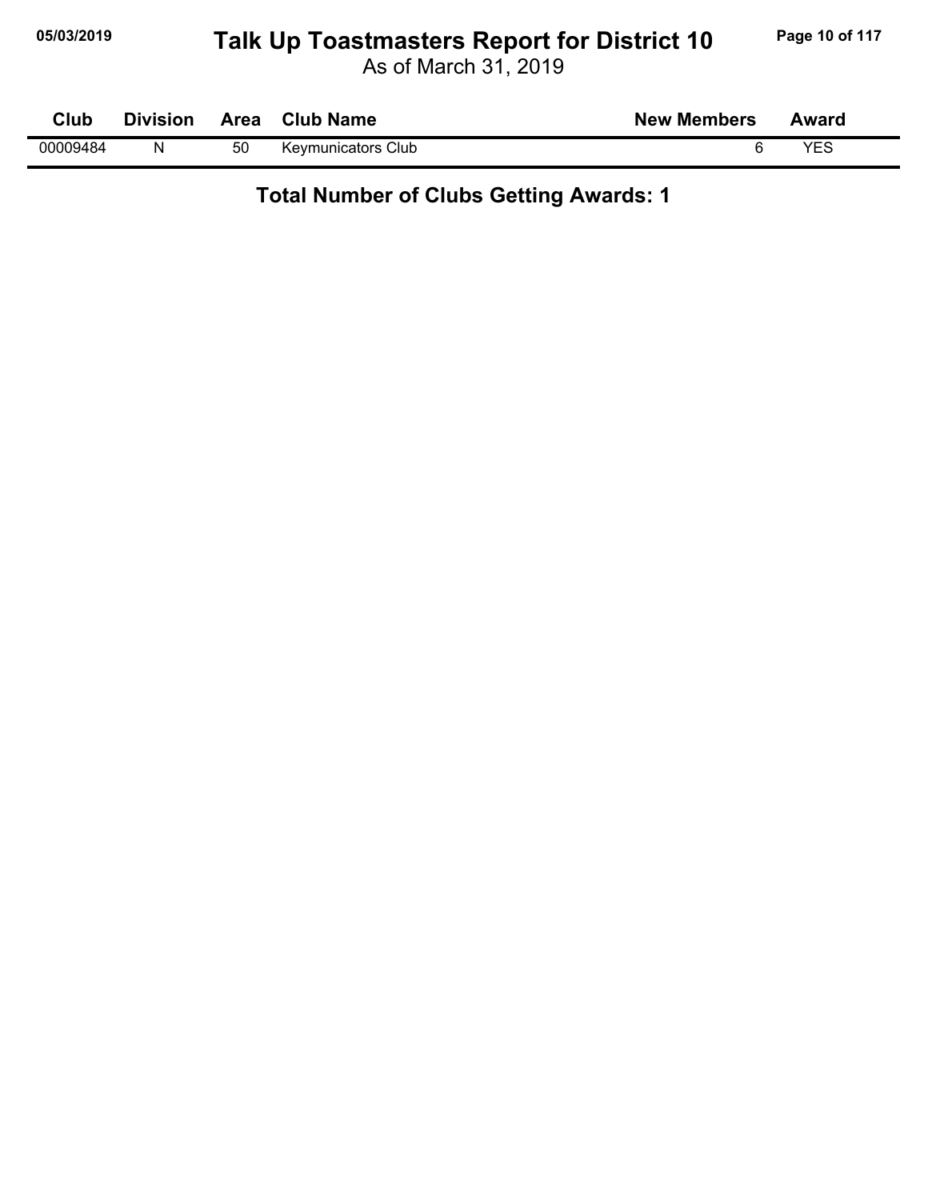# Talk Up Toastmasters Report for District 10

As of March 31, 2019

| Club | Division | Area | Club Name | New Members | Award |
|---|---|---|---|---|---|
| 00009484 | N | 50 | Keymunicators Club | 6 | YES |

**Total Number of Clubs Getting Awards: 1**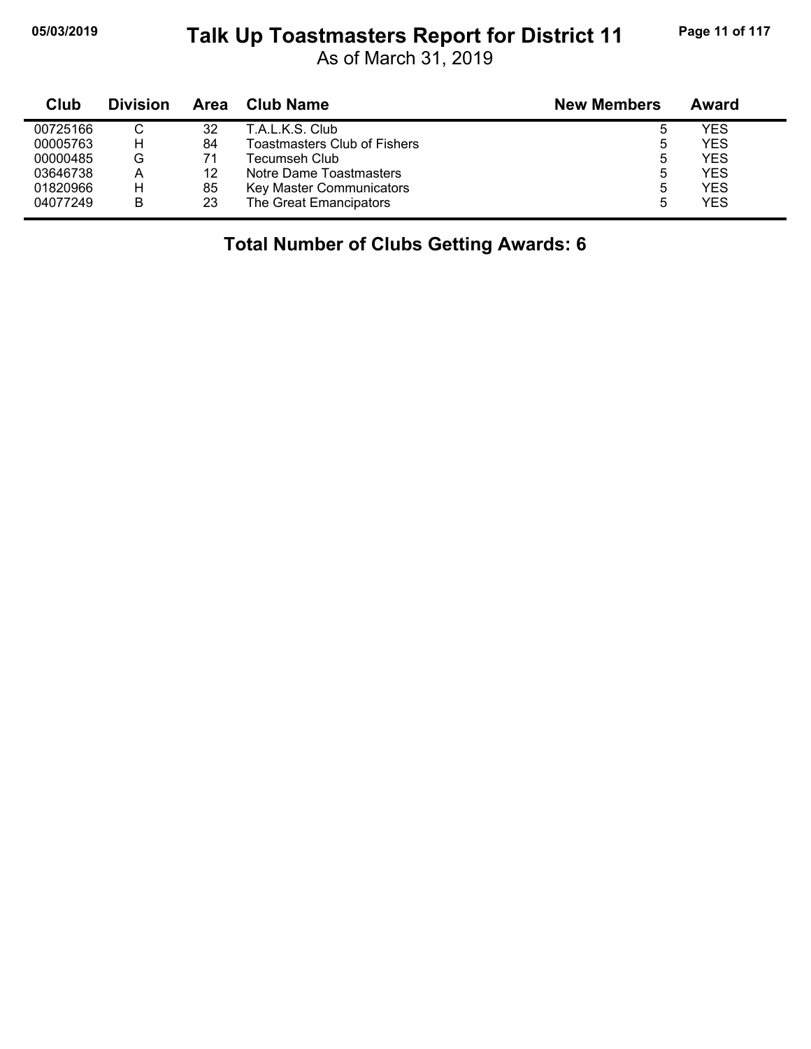| Club | Division | Area | Club Name | New Members | Award |
|---|---|---|---|---|---|
| 00725166 | C | 32 | T.A.L.K.S. Club | 5 | YES |
| 00005763 | H | 84 | Toastmasters Club of Fishers | 5 | YES |
| 00000485 | G | 71 | Tecumseh Club | 5 | YES |
| 03646738 | A | 12 | Notre Dame Toastmasters | 5 | YES |
| 01820966 | H | 85 | Key Master Communicators | 5 | YES |
| 04077249 | B | 23 | The Great Emancipators | 5 | YES |

**Total Number of Clubs Getting Awards: 6**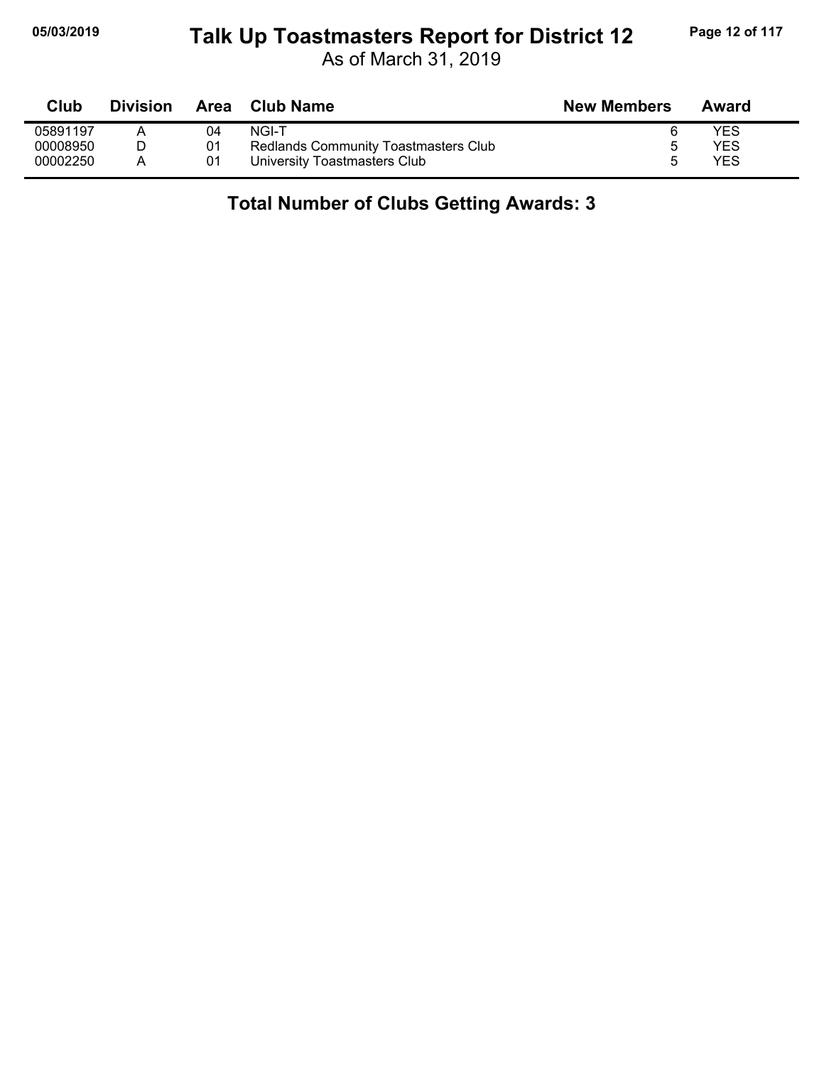# Talk Up Toastmasters Report for District 12

As of March 31, 2019

| Club | Division | Area | Club Name | New Members | Award |
|---|---|---|---|---|---|
| 05891197 | A | 04 | NGI-T | 6 | YES |
| 00008950 | D | 01 | Redlands Community Toastmasters Club | 5 | YES |
| 00002250 | A | 01 | University Toastmasters Club | 5 | YES |

**Total Number of Clubs Getting Awards: 3**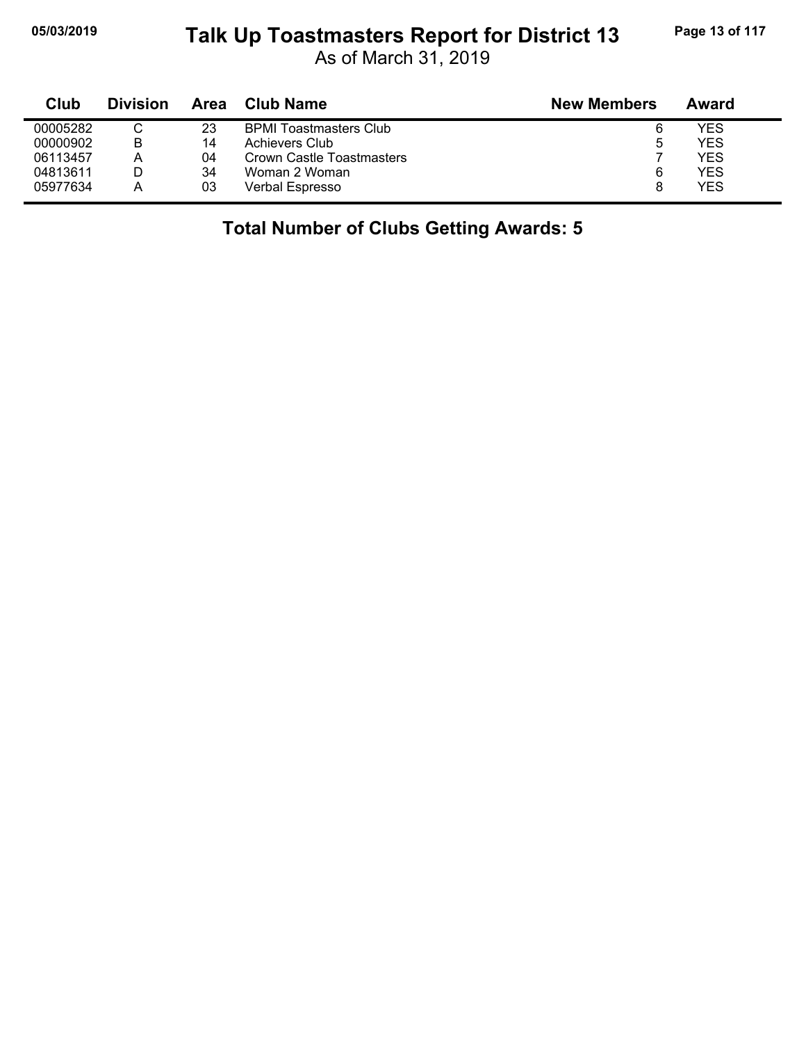# Talk Up Toastmasters Report for District 13

As of March 31, 2019

| Club | Division | Area | Club Name | New Members | Award |
|---|---|---|---|---|---|
| 00005282 | C | 23 | BPMI Toastmasters Club | 6 | YES |
| 00000902 | B | 14 | Achievers Club | 5 | YES |
| 06113457 | A | 04 | Crown Castle Toastmasters | 7 | YES |
| 04813611 | D | 34 | Woman 2 Woman | 6 | YES |
| 05977634 | A | 03 | Verbal Espresso | 8 | YES |

**Total Number of Clubs Getting Awards: 5**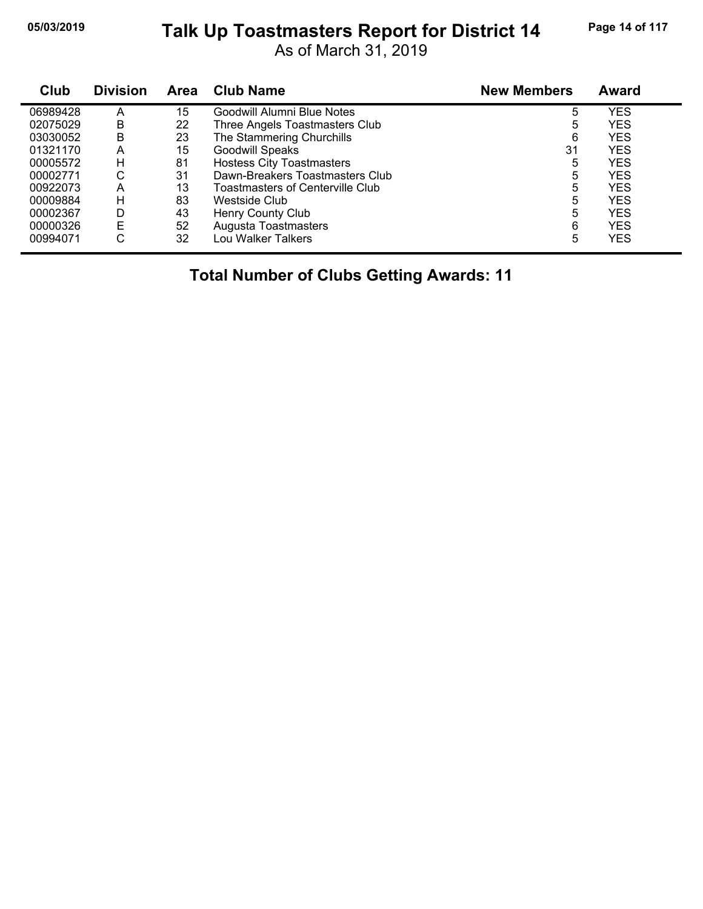# Talk Up Toastmasters Report for District 14

As of March 31, 2019

| Club | Division | Area | Club Name | New Members | Award |
|---|---|---|---|---|---|
| 06989428 | A | 15 | Goodwill Alumni Blue Notes | 5 | YES |
| 02075029 | B | 22 | Three Angels Toastmasters Club | 5 | YES |
| 03030052 | B | 23 | The Stammering Churchills | 6 | YES |
| 01321170 | A | 15 | Goodwill Speaks | 31 | YES |
| 00005572 | H | 81 | Hostess City Toastmasters | 5 | YES |
| 00002771 | C | 31 | Dawn-Breakers Toastmasters Club | 5 | YES |
| 00922073 | A | 13 | Toastmasters of Centerville Club | 5 | YES |
| 00009884 | H | 83 | Westside Club | 5 | YES |
| 00002367 | D | 43 | Henry County Club | 5 | YES |
| 00000326 | E | 52 | Augusta Toastmasters | 6 | YES |
| 00994071 | C | 32 | Lou Walker Talkers | 5 | YES |

**Total Number of Clubs Getting Awards: 11**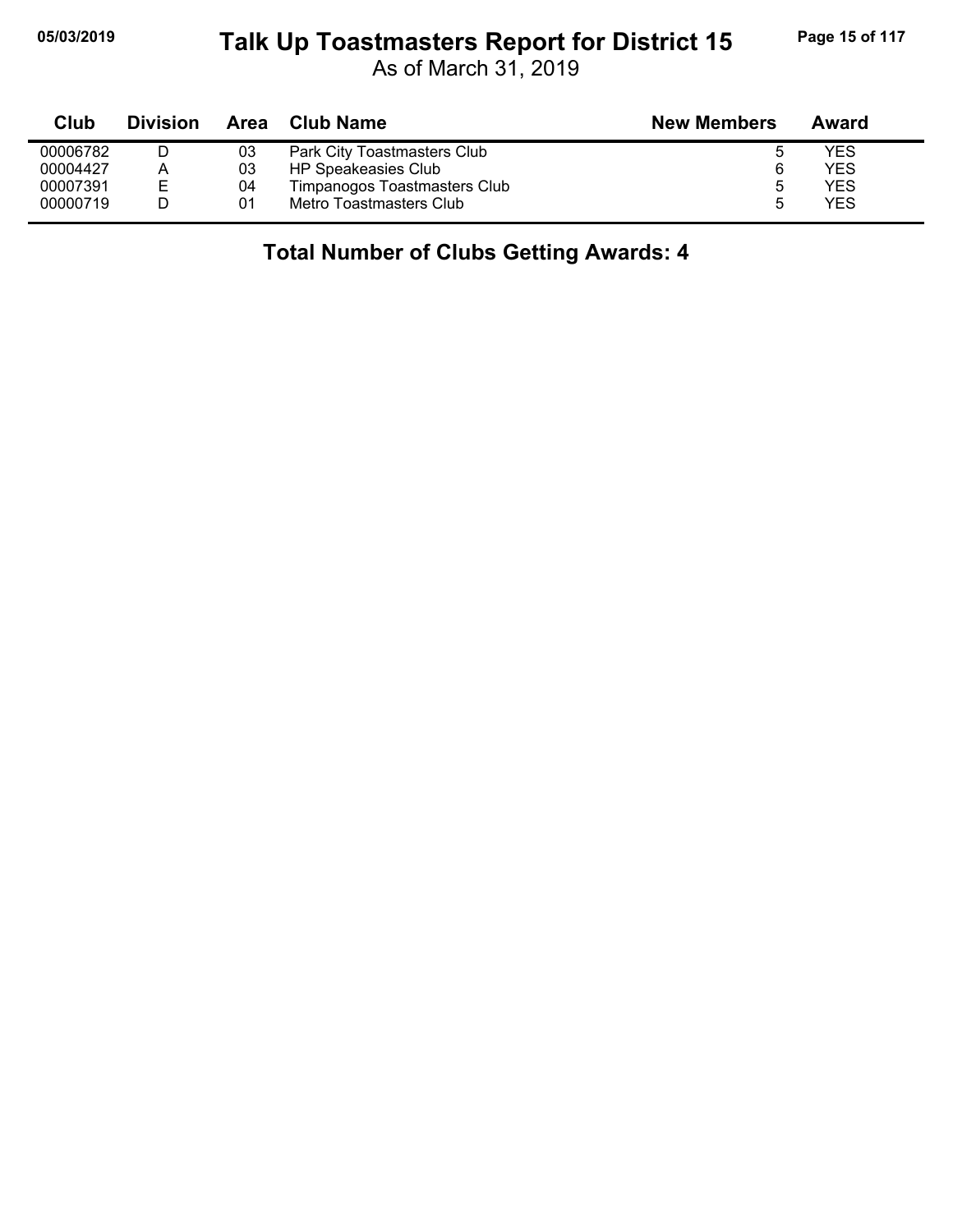# Talk Up Toastmasters Report for District 15

As of March 31, 2019

| Club | Division | Area | Club Name | New Members | Award |
|---|---|---|---|---|---|
| 00006782 | D | 03 | Park City Toastmasters Club | 5 | YES |
| 00004427 | A | 03 | HP Speakeasies Club | 6 | YES |
| 00007391 | E | 04 | Timpanogos Toastmasters Club | 5 | YES |
| 00000719 | D | 01 | Metro Toastmasters Club | 5 | YES |

**Total Number of Clubs Getting Awards: 4**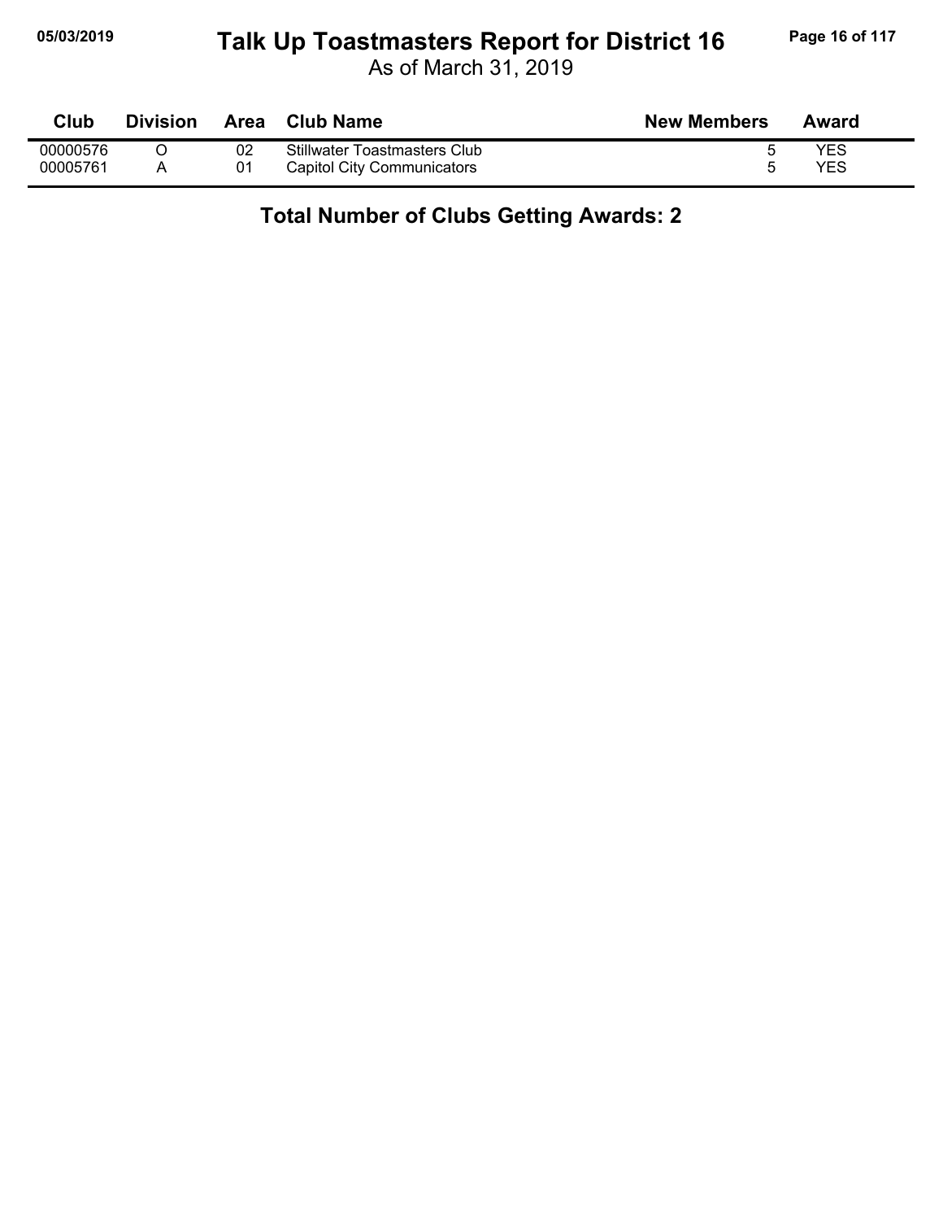# Talk Up Toastmasters Report for District 16

As of March 31, 2019

| Club | Division | Area | Club Name | New Members | Award |
|---|---|---|---|---|---|
| 00000576 | O | 02 | Stillwater Toastmasters Club | 5 | YES |
| 00005761 | A | 01 | Capitol City Communicators | 5 | YES |

**Total Number of Clubs Getting Awards: 2**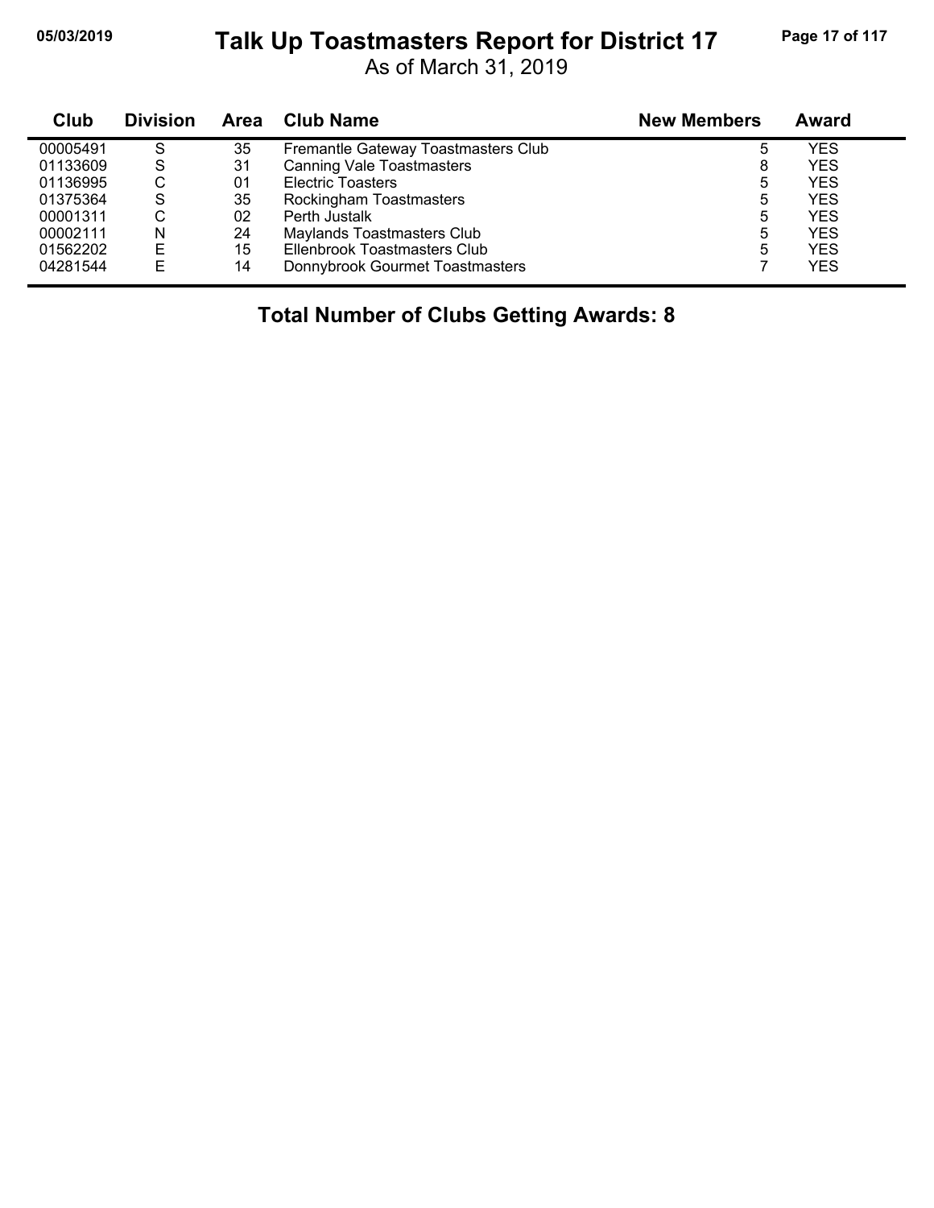# Talk Up Toastmasters Report for District 17

As of March 31, 2019

| Club | Division | Area | Club Name | New Members | Award |
|---|---|---|---|---|---|
| 00005491 | S | 35 | Fremantle Gateway Toastmasters Club | 5 | YES |
| 01133609 | S | 31 | Canning Vale Toastmasters | 8 | YES |
| 01136995 | C | 01 | Electric Toasters | 5 | YES |
| 01375364 | S | 35 | Rockingham Toastmasters | 5 | YES |
| 00001311 | C | 02 | Perth Justalk | 5 | YES |
| 00002111 | N | 24 | Maylands Toastmasters Club | 5 | YES |
| 01562202 | E | 15 | Ellenbrook Toastmasters Club | 5 | YES |
| 04281544 | E | 14 | Donnybrook Gourmet Toastmasters | 7 | YES |

**Total Number of Clubs Getting Awards: 8**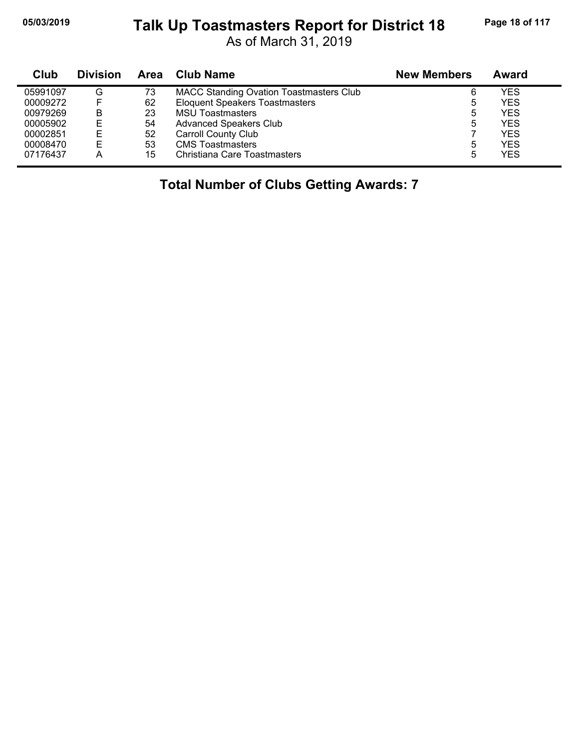# Talk Up Toastmasters Report for District 18

As of March 31, 2019

| Club | Division | Area | Club Name | New Members | Award |
|---|---|---|---|---|---|
| 05991097 | G | 73 | MACC Standing Ovation Toastmasters Club | 6 | YES |
| 00009272 | F | 62 | Eloquent Speakers Toastmasters | 5 | YES |
| 00979269 | B | 23 | MSU Toastmasters | 5 | YES |
| 00005902 | E | 54 | Advanced Speakers Club | 5 | YES |
| 00002851 | E | 52 | Carroll County Club | 7 | YES |
| 00008470 | E | 53 | CMS Toastmasters | 5 | YES |
| 07176437 | A | 15 | Christiana Care Toastmasters | 5 | YES |

**Total Number of Clubs Getting Awards: 7**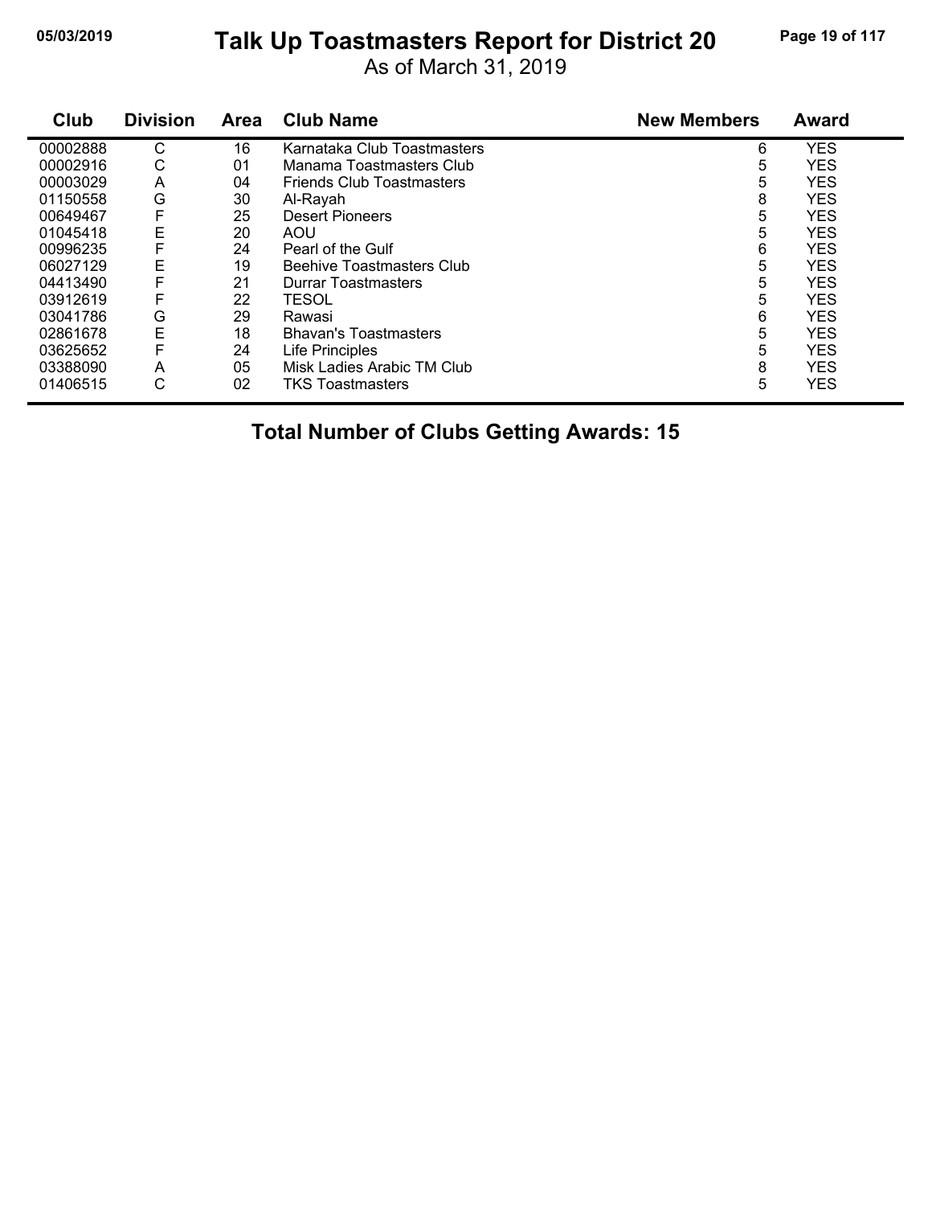# Talk Up Toastmasters Report for District 20

As of March 31, 2019

| Club | Division | Area | Club Name | New Members | Award |
|---|---|---|---|---|---|
| 00002888 | C | 16 | Karnataka Club Toastmasters | 6 | YES |
| 00002916 | C | 01 | Manama Toastmasters Club | 5 | YES |
| 00003029 | A | 04 | Friends Club Toastmasters | 5 | YES |
| 01150558 | G | 30 | Al-Rayah | 8 | YES |
| 00649467 | F | 25 | Desert Pioneers | 5 | YES |
| 01045418 | E | 20 | AOU | 5 | YES |
| 00996235 | F | 24 | Pearl of the Gulf | 6 | YES |
| 06027129 | E | 19 | Beehive Toastmasters Club | 5 | YES |
| 04413490 | F | 21 | Durrar Toastmasters | 5 | YES |
| 03912619 | F | 22 | TESOL | 5 | YES |
| 03041786 | G | 29 | Rawasi | 6 | YES |
| 02861678 | E | 18 | Bhavan's Toastmasters | 5 | YES |
| 03625652 | F | 24 | Life Principles | 5 | YES |
| 03388090 | A | 05 | Misk Ladies Arabic TM Club | 8 | YES |
| 01406515 | C | 02 | TKS Toastmasters | 5 | YES |

**Total Number of Clubs Getting Awards: 15**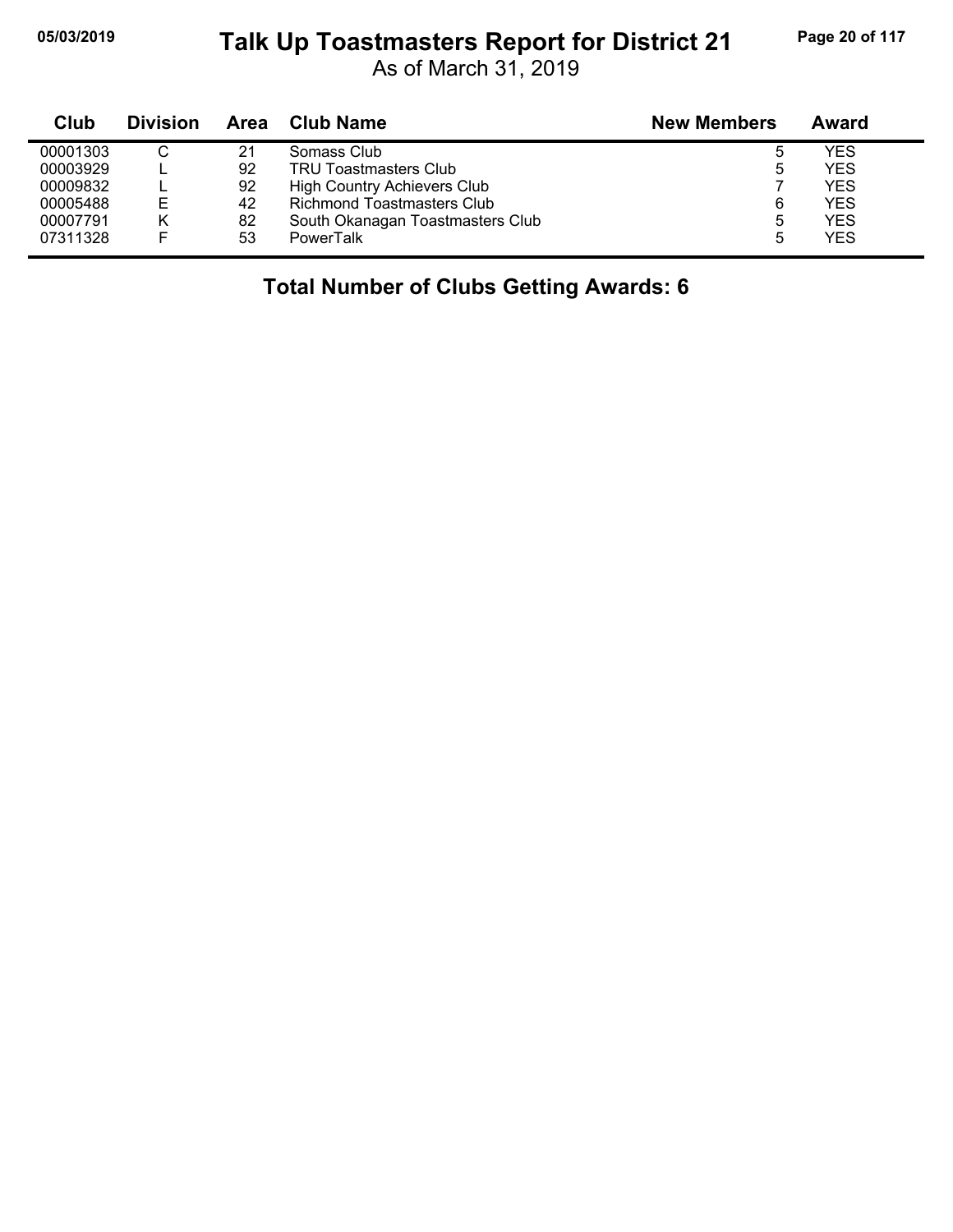# Talk Up Toastmasters Report for District 21

As of March 31, 2019

| Club | Division | Area | Club Name | New Members | Award |
|---|---|---|---|---|---|
| 00001303 | C | 21 | Somass Club | 5 | YES |
| 00003929 | L | 92 | TRU Toastmasters Club | 5 | YES |
| 00009832 | L | 92 | High Country Achievers Club | 7 | YES |
| 00005488 | E | 42 | Richmond Toastmasters Club | 6 | YES |
| 00007791 | K | 82 | South Okanagan Toastmasters Club | 5 | YES |
| 07311328 | F | 53 | PowerTalk | 5 | YES |

**Total Number of Clubs Getting Awards: 6**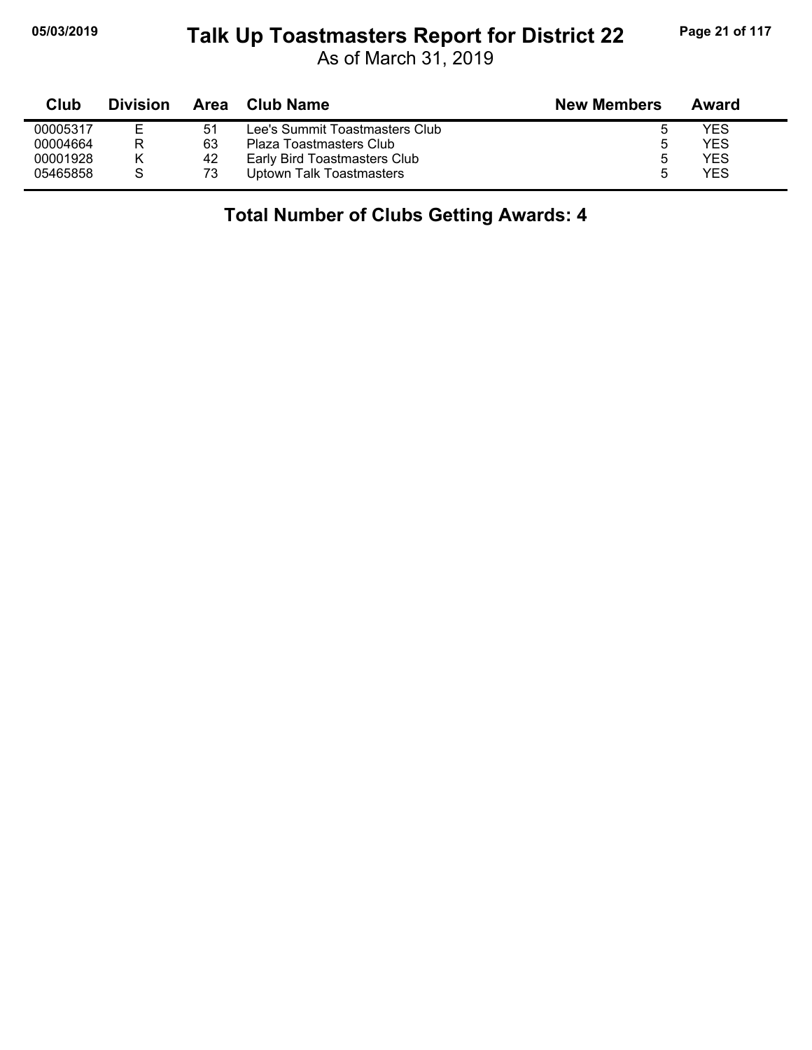# Talk Up Toastmasters Report for District 22

As of March 31, 2019

| Club | Division | Area | Club Name | New Members | Award |
|---|---|---|---|---|---|
| 00005317 | E | 51 | Lee's Summit Toastmasters Club | 5 | YES |
| 00004664 | R | 63 | Plaza Toastmasters Club | 5 | YES |
| 00001928 | K | 42 | Early Bird Toastmasters Club | 5 | YES |
| 05465858 | S | 73 | Uptown Talk Toastmasters | 5 | YES |

## Total Number of Clubs Getting Awards: 4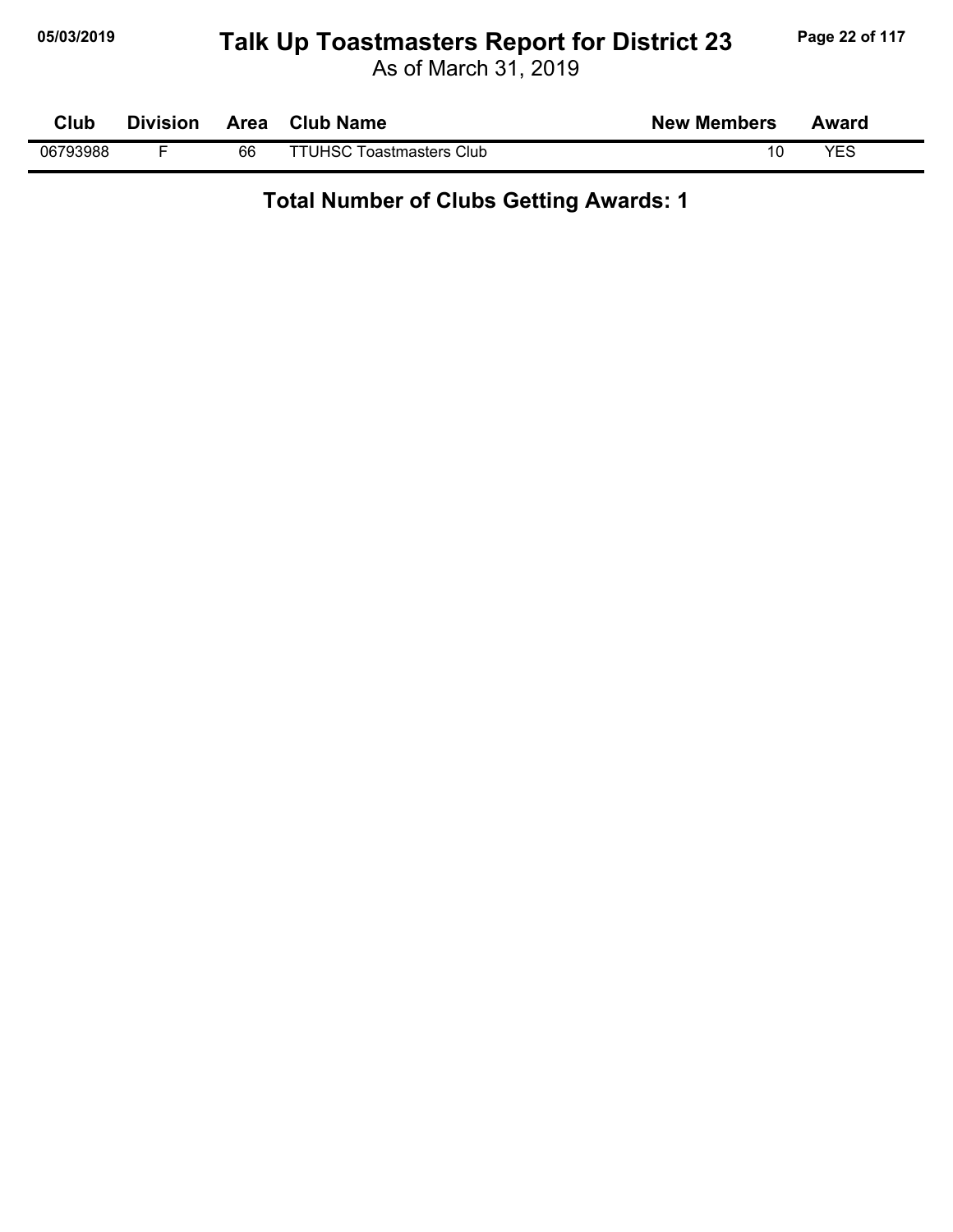# Talk Up Toastmasters Report for District 23

As of March 31, 2019

| Club | Division | Area | Club Name | New Members | Award |
|---|---|---|---|---|---|
| 06793988 | F | 66 | TTUHSC Toastmasters Club | 10 | YES |

**Total Number of Clubs Getting Awards: 1**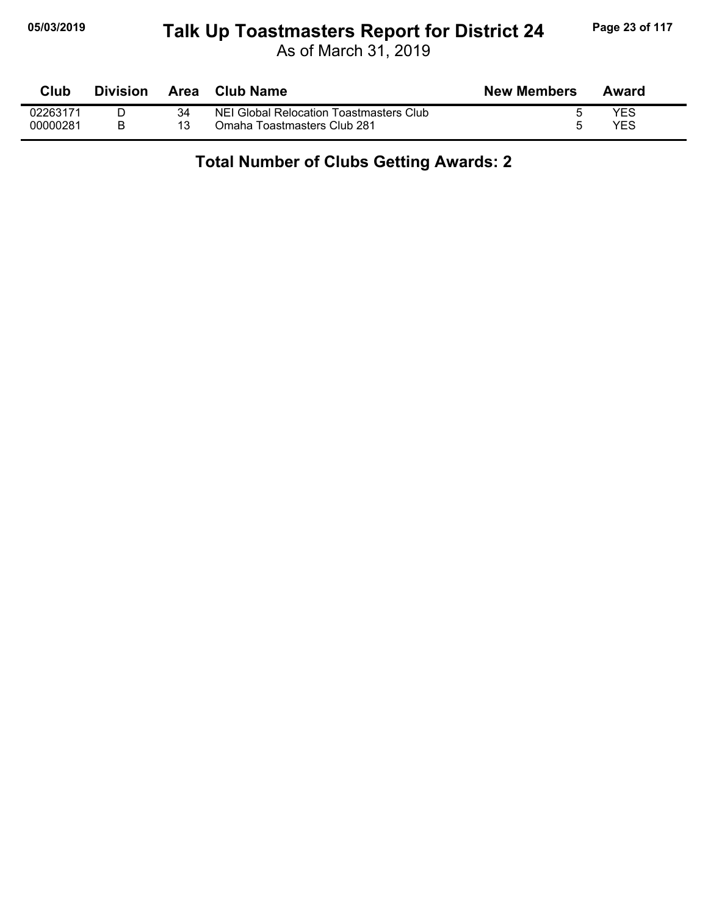# Talk Up Toastmasters Report for District 24

As of March 31, 2019

| Club | Division | Area | Club Name | New Members | Award |
|---|---|---|---|---|---|
| 02263171 | D | 34 | NEI Global Relocation Toastmasters Club | 5 | YES |
| 00000281 | B | 13 | Omaha Toastmasters Club 281 | 5 | YES |

**Total Number of Clubs Getting Awards: 2**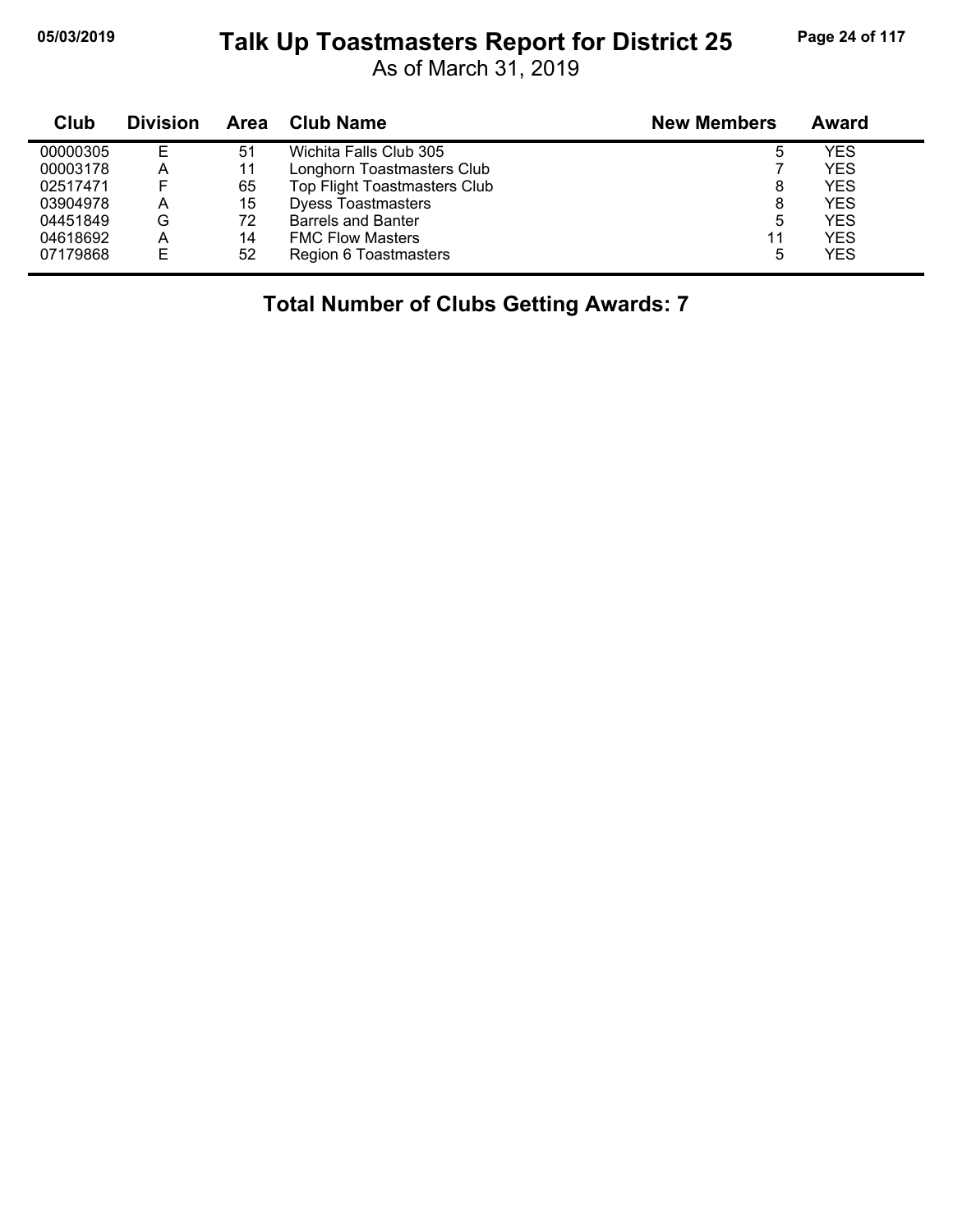# Talk Up Toastmasters Report for District 25

As of March 31, 2019

| Club | Division | Area | Club Name | New Members | Award |
|---|---|---|---|---|---|
| 00000305 | E | 51 | Wichita Falls Club 305 | 5 | YES |
| 00003178 | A | 11 | Longhorn Toastmasters Club | 7 | YES |
| 02517471 | F | 65 | Top Flight Toastmasters Club | 8 | YES |
| 03904978 | A | 15 | Dyess Toastmasters | 8 | YES |
| 04451849 | G | 72 | Barrels and Banter | 5 | YES |
| 04618692 | A | 14 | FMC Flow Masters | 11 | YES |
| 07179868 | E | 52 | Region 6 Toastmasters | 5 | YES |

**Total Number of Clubs Getting Awards: 7**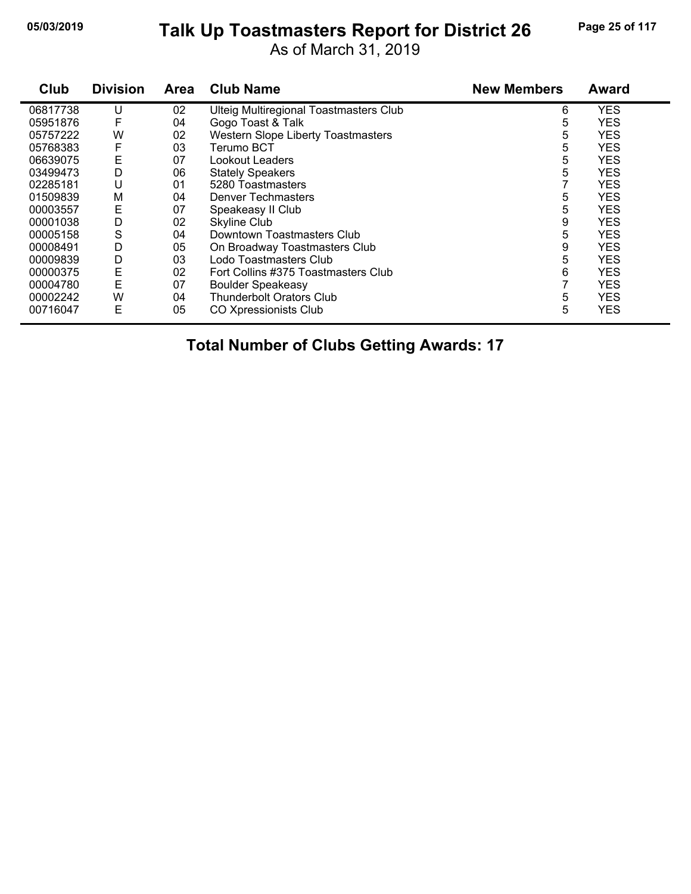# Talk Up Toastmasters Report for District 26

As of March 31, 2019

| Club | Division | Area | Club Name | New Members | Award |
|---|---|---|---|---|---|
| 06817738 | U | 02 | Ulteig Multiregional Toastmasters Club | 6 | YES |
| 05951876 | F | 04 | Gogo Toast & Talk | 5 | YES |
| 05757222 | W | 02 | Western Slope Liberty Toastmasters | 5 | YES |
| 05768383 | F | 03 | Terumo BCT | 5 | YES |
| 06639075 | E | 07 | Lookout Leaders | 5 | YES |
| 03499473 | D | 06 | Stately Speakers | 5 | YES |
| 02285181 | U | 01 | 5280 Toastmasters | 7 | YES |
| 01509839 | M | 04 | Denver Techmasters | 5 | YES |
| 00003557 | E | 07 | Speakeasy II Club | 5 | YES |
| 00001038 | D | 02 | Skyline Club | 9 | YES |
| 00005158 | S | 04 | Downtown Toastmasters Club | 5 | YES |
| 00008491 | D | 05 | On Broadway Toastmasters Club | 9 | YES |
| 00009839 | D | 03 | Lodo Toastmasters Club | 5 | YES |
| 00000375 | E | 02 | Fort Collins #375 Toastmasters Club | 6 | YES |
| 00004780 | E | 07 | Boulder Speakeasy | 7 | YES |
| 00002242 | W | 04 | Thunderbolt Orators Club | 5 | YES |
| 00716047 | E | 05 | CO Xpressionists Club | 5 | YES |

**Total Number of Clubs Getting Awards: 17**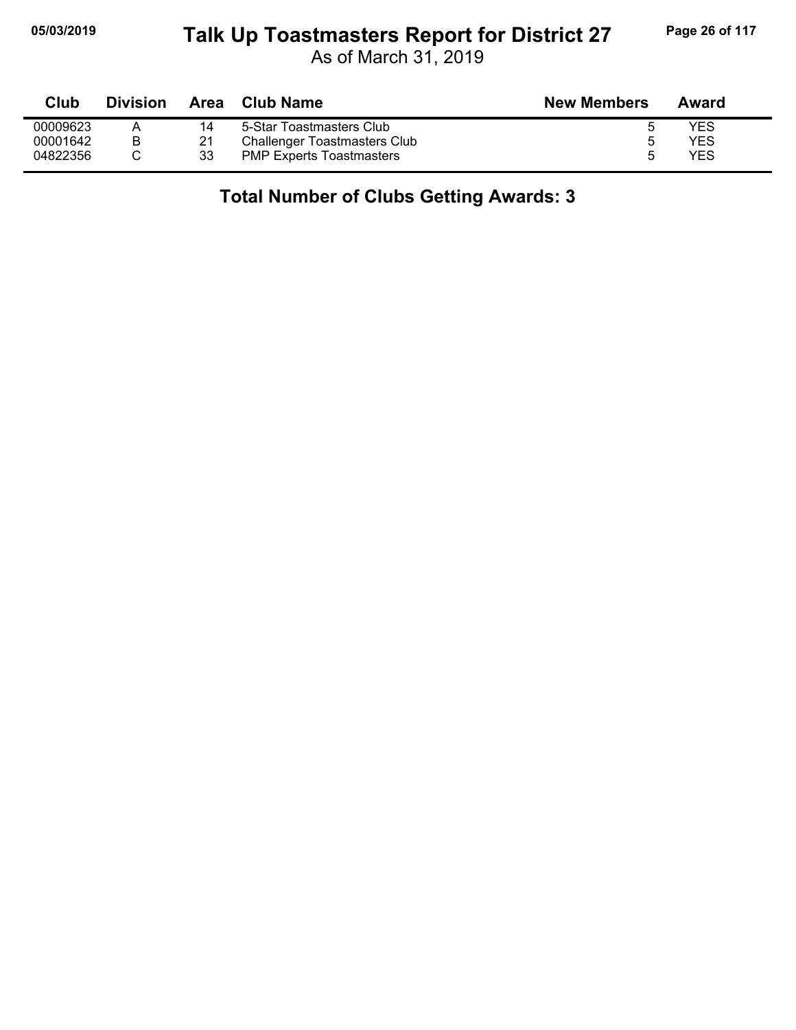# Talk Up Toastmasters Report for District 27

As of March 31, 2019

| Club | Division | Area | Club Name | New Members | Award |
|---|---|---|---|---|---|
| 00009623 | A | 14 | 5-Star Toastmasters Club | 5 | YES |
| 00001642 | B | 21 | Challenger Toastmasters Club | 5 | YES |
| 04822356 | C | 33 | PMP Experts Toastmasters | 5 | YES |

**Total Number of Clubs Getting Awards: 3**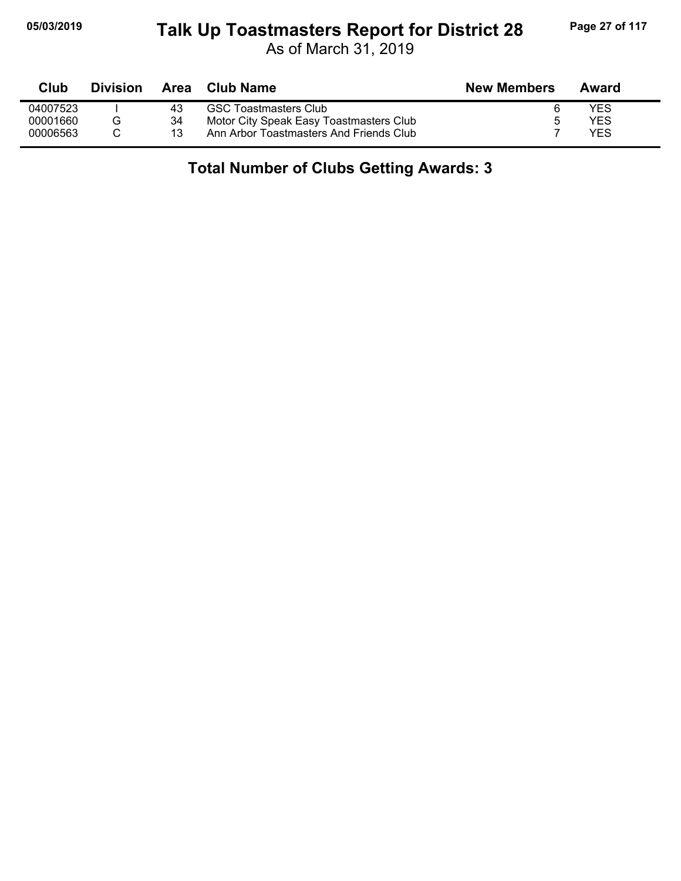# Talk Up Toastmasters Report for District 28

As of March 31, 2019

| Club | Division | Area | Club Name | New Members | Award |
|---|---|---|---|---|---|
| 04007523 | I | 43 | GSC Toastmasters Club | 6 | YES |
| 00001660 | G | 34 | Motor City Speak Easy Toastmasters Club | 5 | YES |
| 00006563 | C | 13 | Ann Arbor Toastmasters And Friends Club | 7 | YES |

**Total Number of Clubs Getting Awards: 3**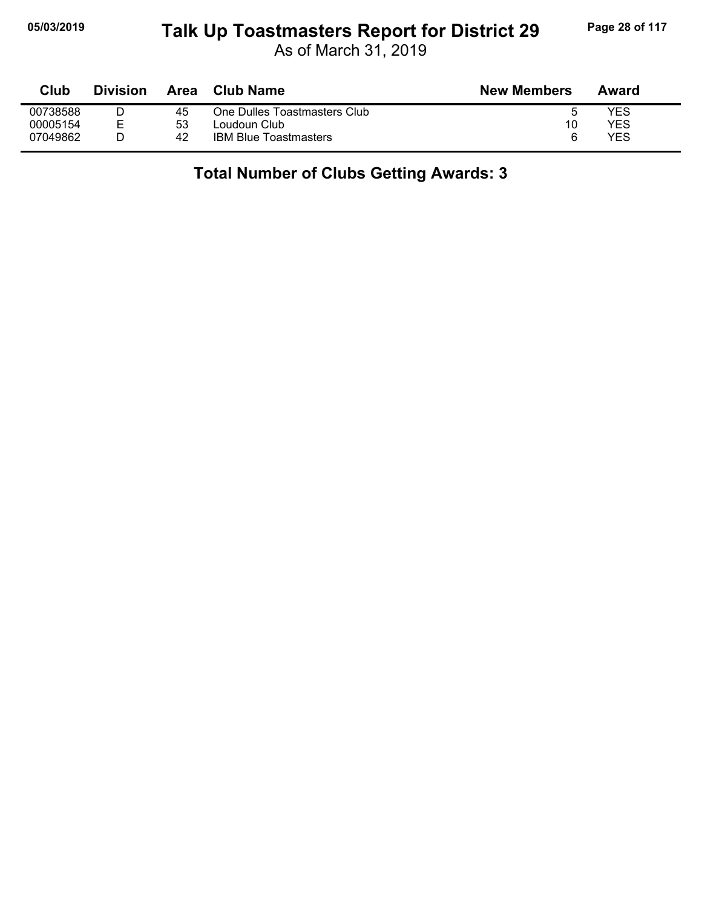# Talk Up Toastmasters Report for District 29

As of March 31, 2019

| Club | Division | Area | Club Name | New Members | Award |
|---|---|---|---|---|---|
| 00738588 | D | 45 | One Dulles Toastmasters Club | 5 | YES |
| 00005154 | E | 53 | Loudoun Club | 10 | YES |
| 07049862 | D | 42 | IBM Blue Toastmasters | 6 | YES |

**Total Number of Clubs Getting Awards: 3**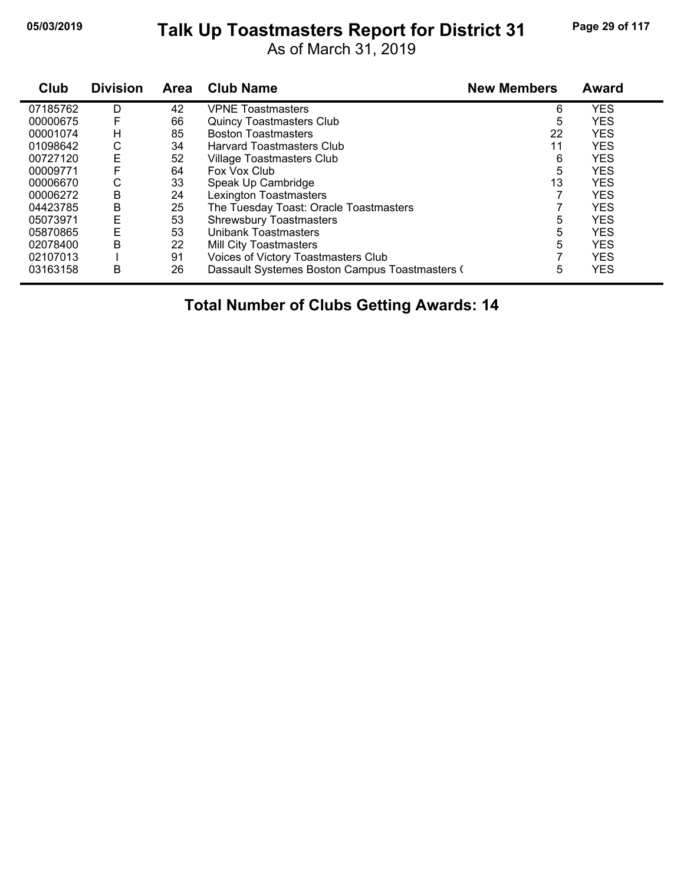# Talk Up Toastmasters Report for District 31

As of March 31, 2019

| Club | Division | Area | Club Name | New Members | Award |
|---|---|---|---|---|---|
| 07185762 | D | 42 | VPNE Toastmasters | 6 | YES |
| 00000675 | F | 66 | Quincy Toastmasters Club | 5 | YES |
| 00001074 | H | 85 | Boston Toastmasters | 22 | YES |
| 01098642 | C | 34 | Harvard Toastmasters Club | 11 | YES |
| 00727120 | E | 52 | Village Toastmasters Club | 6 | YES |
| 00009771 | F | 64 | Fox Vox Club | 5 | YES |
| 00006670 | C | 33 | Speak Up Cambridge | 13 | YES |
| 00006272 | B | 24 | Lexington Toastmasters | 7 | YES |
| 04423785 | B | 25 | The Tuesday Toast: Oracle Toastmasters | 7 | YES |
| 05073971 | E | 53 | Shrewsbury Toastmasters | 5 | YES |
| 05870865 | E | 53 | Unibank Toastmasters | 5 | YES |
| 02078400 | B | 22 | Mill City Toastmasters | 5 | YES |
| 02107013 | I | 91 | Voices of Victory Toastmasters Club | 7 | YES |
| 03163158 | B | 26 | Dassault Systemes Boston Campus Toastmasters ( | 5 | YES |

**Total Number of Clubs Getting Awards: 14**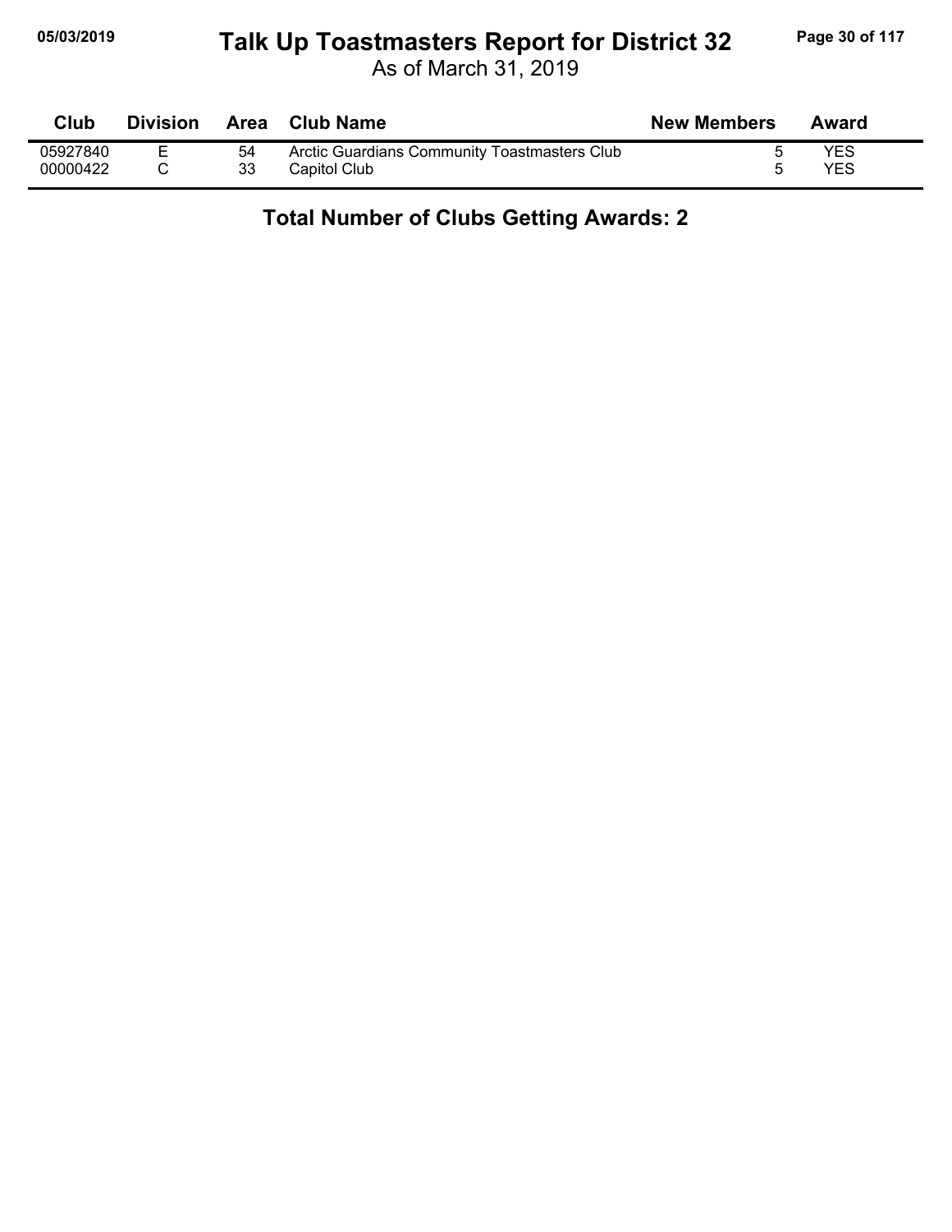# Talk Up Toastmasters Report for District 32

As of March 31, 2019

| Club | Division | Area | Club Name | New Members | Award |
|---|---|---|---|---|---|
| 05927840 | E | 54 | Arctic Guardians Community Toastmasters Club | 5 | YES |
| 00000422 | C | 33 | Capitol Club | 5 | YES |

**Total Number of Clubs Getting Awards: 2**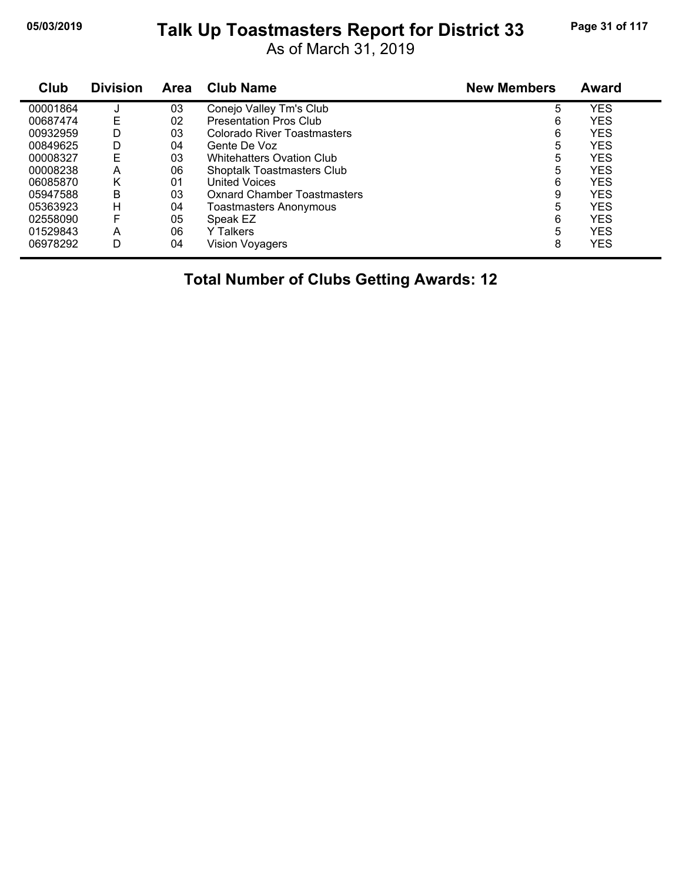# Talk Up Toastmasters Report for District 33

As of March 31, 2019

| Club | Division | Area | Club Name | New Members | Award |
|---|---|---|---|---|---|
| 00001864 | J | 03 | Conejo Valley Tm's Club | 5 | YES |
| 00687474 | E | 02 | Presentation Pros Club | 6 | YES |
| 00932959 | D | 03 | Colorado River Toastmasters | 6 | YES |
| 00849625 | D | 04 | Gente De Voz | 5 | YES |
| 00008327 | E | 03 | Whitehatters Ovation Club | 5 | YES |
| 00008238 | A | 06 | Shoptalk Toastmasters Club | 5 | YES |
| 06085870 | K | 01 | United Voices | 6 | YES |
| 05947588 | B | 03 | Oxnard Chamber Toastmasters | 9 | YES |
| 05363923 | H | 04 | Toastmasters Anonymous | 5 | YES |
| 02558090 | F | 05 | Speak EZ | 6 | YES |
| 01529843 | A | 06 | Y Talkers | 5 | YES |
| 06978292 | D | 04 | Vision Voyagers | 8 | YES |

**Total Number of Clubs Getting Awards: 12**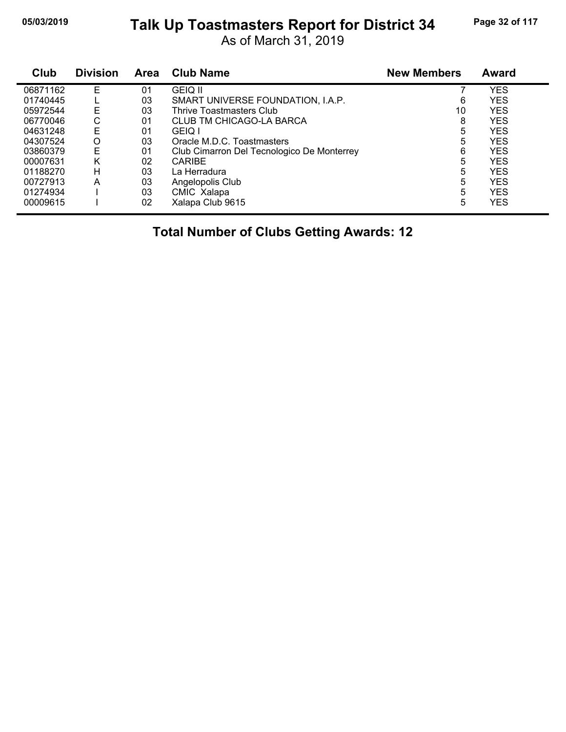# Talk Up Toastmasters Report for District 34

As of March 31, 2019

| Club | Division | Area | Club Name | New Members | Award |
|---|---|---|---|---|---|
| 06871162 | E | 01 | GEIQ II | 7 | YES |
| 01740445 | L | 03 | SMART UNIVERSE FOUNDATION, I.A.P. | 6 | YES |
| 05972544 | E | 03 | Thrive Toastmasters Club | 10 | YES |
| 06770046 | C | 01 | CLUB TM CHICAGO-LA BARCA | 8 | YES |
| 04631248 | E | 01 | GEIQ I | 5 | YES |
| 04307524 | O | 03 | Oracle M.D.C. Toastmasters | 5 | YES |
| 03860379 | E | 01 | Club Cimarron Del Tecnologico De Monterrey | 6 | YES |
| 00007631 | K | 02 | CARIBE | 5 | YES |
| 01188270 | H | 03 | La Herradura | 5 | YES |
| 00727913 | A | 03 | Angelopolis Club | 5 | YES |
| 01274934 | I | 03 | CMIC Xalapa | 5 | YES |
| 00009615 | I | 02 | Xalapa Club 9615 | 5 | YES |

**Total Number of Clubs Getting Awards: 12**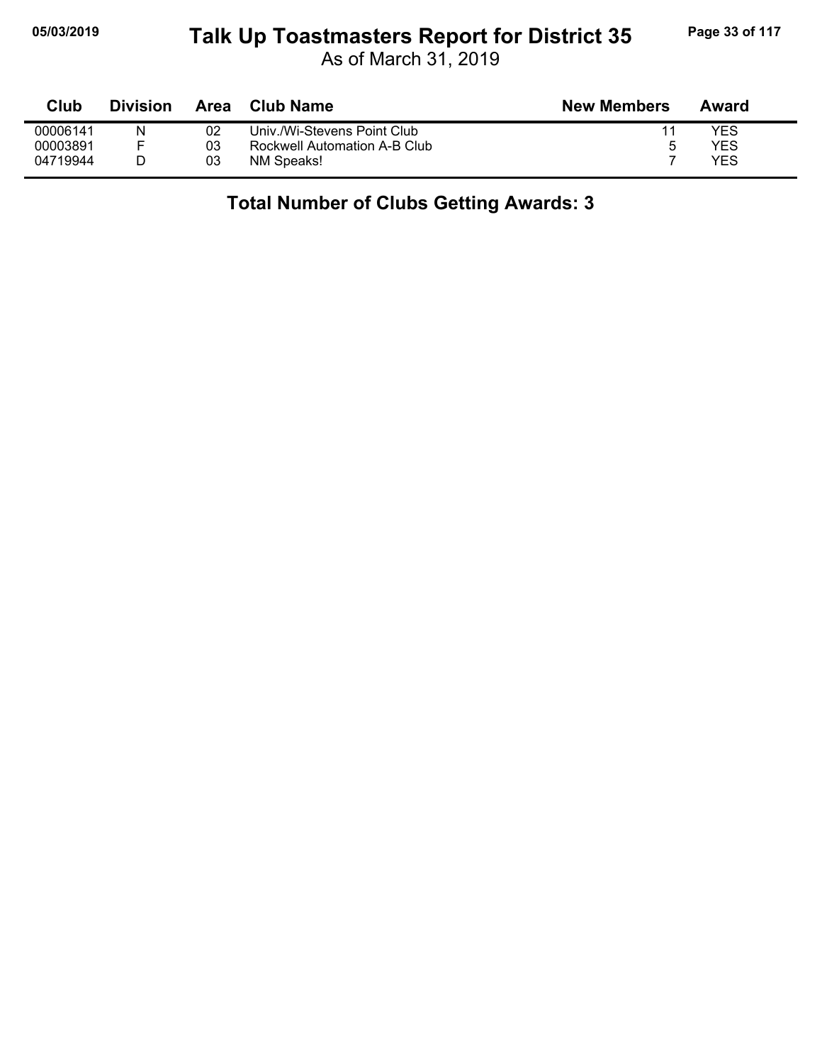# Talk Up Toastmasters Report for District 35

As of March 31, 2019

| Club | Division | Area | Club Name | New Members | Award |
|---|---|---|---|---|---|
| 00006141 | N | 02 | Univ./Wi-Stevens Point Club | 11 | YES |
| 00003891 | F | 03 | Rockwell Automation A-B Club | 5 | YES |
| 04719944 | D | 03 | NM Speaks! | 7 | YES |

## Total Number of Clubs Getting Awards: 3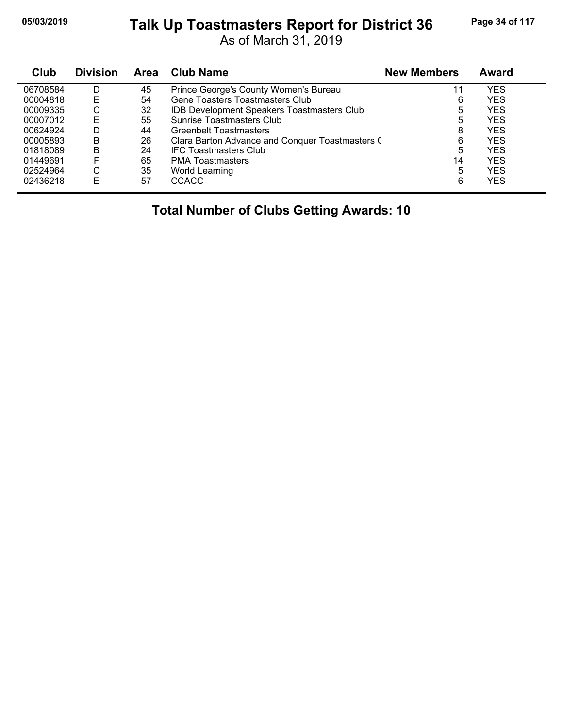# Talk Up Toastmasters Report for District 36

As of March 31, 2019

| Club | Division | Area | Club Name | New Members | Award |
|---|---|---|---|---|---|
| 06708584 | D | 45 | Prince George's County Women's Bureau | 11 | YES |
| 00004818 | E | 54 | Gene Toasters Toastmasters Club | 6 | YES |
| 00009335 | C | 32 | IDB Development Speakers Toastmasters Club | 5 | YES |
| 00007012 | E | 55 | Sunrise Toastmasters Club | 5 | YES |
| 00624924 | D | 44 | Greenbelt Toastmasters | 8 | YES |
| 00005893 | B | 26 | Clara Barton Advance and Conquer Toastmasters ( | 6 | YES |
| 01818089 | B | 24 | IFC Toastmasters Club | 5 | YES |
| 01449691 | F | 65 | PMA Toastmasters | 14 | YES |
| 02524964 | C | 35 | World Learning | 5 | YES |
| 02436218 | E | 57 | CCACC | 6 | YES |

**Total Number of Clubs Getting Awards: 10**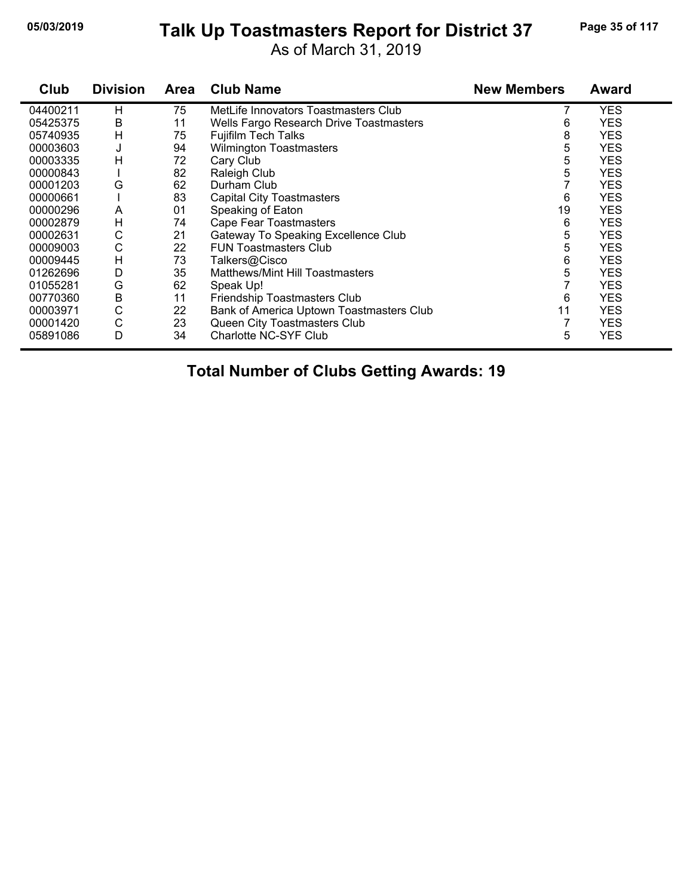# Talk Up Toastmasters Report for District 37

As of March 31, 2019

| Club | Division | Area | Club Name | New Members | Award |
|---|---|---|---|---|---|
| 04400211 | H | 75 | MetLife Innovators Toastmasters Club | 7 | YES |
| 05425375 | B | 11 | Wells Fargo Research Drive Toastmasters | 6 | YES |
| 05740935 | H | 75 | Fujifilm Tech Talks | 8 | YES |
| 00003603 | J | 94 | Wilmington Toastmasters | 5 | YES |
| 00003335 | H | 72 | Cary Club | 5 | YES |
| 00000843 | I | 82 | Raleigh Club | 5 | YES |
| 00001203 | G | 62 | Durham Club | 7 | YES |
| 00000661 | I | 83 | Capital City Toastmasters | 6 | YES |
| 00000296 | A | 01 | Speaking of Eaton | 19 | YES |
| 00002879 | H | 74 | Cape Fear Toastmasters | 6 | YES |
| 00002631 | C | 21 | Gateway To Speaking Excellence Club | 5 | YES |
| 00009003 | C | 22 | FUN Toastmasters Club | 5 | YES |
| 00009445 | H | 73 | Talkers@Cisco | 6 | YES |
| 01262696 | D | 35 | Matthews/Mint Hill Toastmasters | 5 | YES |
| 01055281 | G | 62 | Speak Up! | 7 | YES |
| 00770360 | B | 11 | Friendship Toastmasters Club | 6 | YES |
| 00003971 | C | 22 | Bank of America Uptown Toastmasters Club | 11 | YES |
| 00001420 | C | 23 | Queen City Toastmasters Club | 7 | YES |
| 05891086 | D | 34 | Charlotte NC-SYF Club | 5 | YES |

**Total Number of Clubs Getting Awards: 19**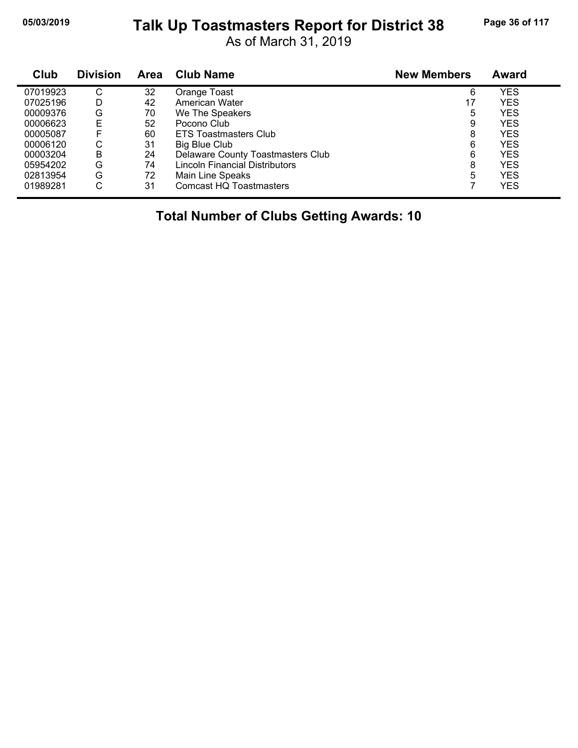# Talk Up Toastmasters Report for District 38

As of March 31, 2019

| Club | Division | Area | Club Name | New Members | Award |
|---|---|---|---|---|---|
| 07019923 | C | 32 | Orange Toast | 6 | YES |
| 07025196 | D | 42 | American Water | 17 | YES |
| 00009376 | G | 70 | We The Speakers | 5 | YES |
| 00006623 | E | 52 | Pocono Club | 9 | YES |
| 00005087 | F | 60 | ETS Toastmasters Club | 8 | YES |
| 00006120 | C | 31 | Big Blue Club | 6 | YES |
| 00003204 | B | 24 | Delaware County Toastmasters Club | 6 | YES |
| 05954202 | G | 74 | Lincoln Financial Distributors | 8 | YES |
| 02813954 | G | 72 | Main Line Speaks | 5 | YES |
| 01989281 | C | 31 | Comcast HQ Toastmasters | 7 | YES |

**Total Number of Clubs Getting Awards: 10**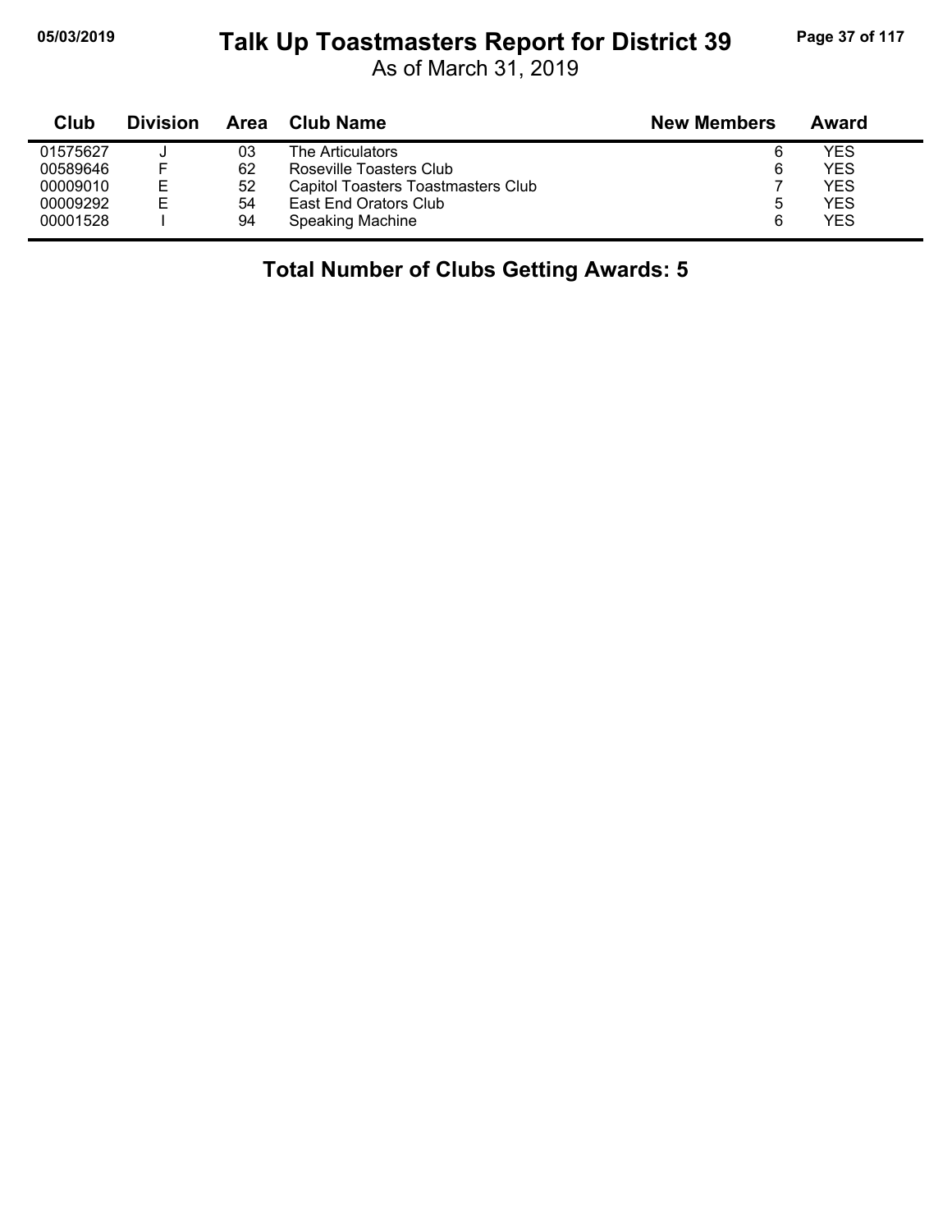# Talk Up Toastmasters Report for District 39

As of March 31, 2019

| Club | Division | Area | Club Name | New Members | Award |
|---|---|---|---|---|---|
| 01575627 | J | 03 | The Articulators | 6 | YES |
| 00589646 | F | 62 | Roseville Toasters Club | 6 | YES |
| 00009010 | E | 52 | Capitol Toasters Toastmasters Club | 7 | YES |
| 00009292 | E | 54 | East End Orators Club | 5 | YES |
| 00001528 | I | 94 | Speaking Machine | 6 | YES |

**Total Number of Clubs Getting Awards: 5**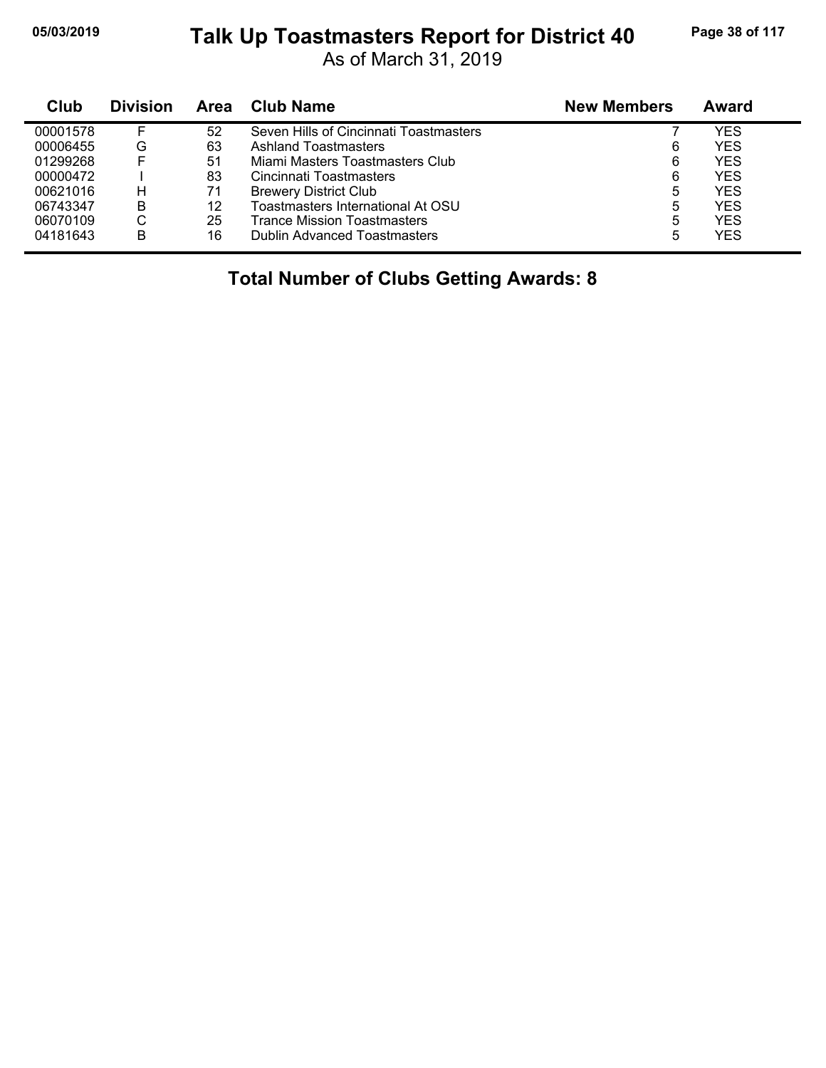# Talk Up Toastmasters Report for District 40

As of March 31, 2019

| Club | Division | Area | Club Name | New Members | Award |
|---|---|---|---|---|---|
| 00001578 | F | 52 | Seven Hills of Cincinnati Toastmasters | 7 | YES |
| 00006455 | G | 63 | Ashland Toastmasters | 6 | YES |
| 01299268 | F | 51 | Miami Masters Toastmasters Club | 6 | YES |
| 00000472 | I | 83 | Cincinnati Toastmasters | 6 | YES |
| 00621016 | H | 71 | Brewery District Club | 5 | YES |
| 06743347 | B | 12 | Toastmasters International At OSU | 5 | YES |
| 06070109 | C | 25 | Trance Mission Toastmasters | 5 | YES |
| 04181643 | B | 16 | Dublin Advanced Toastmasters | 5 | YES |

**Total Number of Clubs Getting Awards: 8**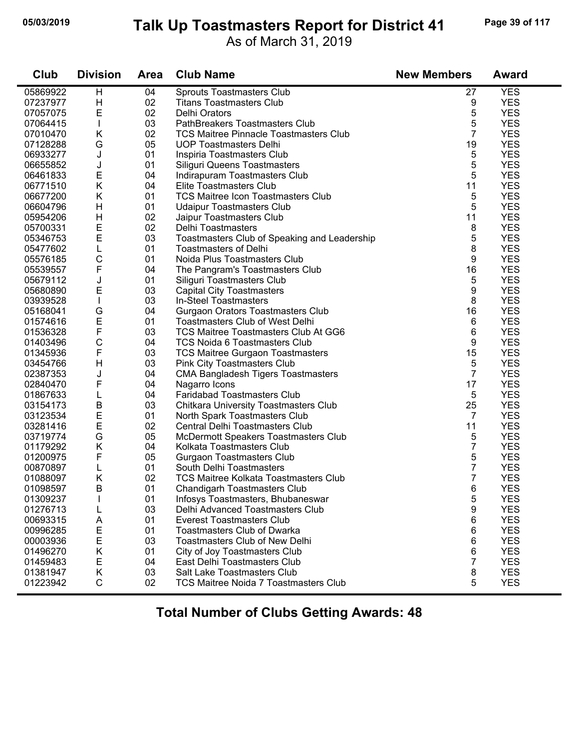# Talk Up Toastmasters Report for District 41

As of March 31, 2019

| Club | Division | Area | Club Name | New Members | Award |
|---|---|---|---|---|---|
| 05869922 | H | 04 | Sprouts Toastmasters Club | 27 | YES |
| 07237977 | H | 02 | Titans Toastmasters Club | 9 | YES |
| 07057075 | E | 02 | Delhi Orators | 5 | YES |
| 07064415 | I | 03 | PathBreakers Toastmasters Club | 5 | YES |
| 07010470 | K | 02 | TCS Maitree Pinnacle Toastmasters Club | 7 | YES |
| 07128288 | G | 05 | UOP Toastmasters Delhi | 19 | YES |
| 06933277 | J | 01 | Inspiria Toastmasters Club | 5 | YES |
| 06655852 | J | 01 | Siliguri Queens Toastmasters | 5 | YES |
| 06461833 | E | 04 | Indirapuram Toastmasters Club | 5 | YES |
| 06771510 | K | 04 | Elite Toastmasters Club | 11 | YES |
| 06677200 | K | 01 | TCS Maitree Icon Toastmasters Club | 5 | YES |
| 06604796 | H | 01 | Udaipur Toastmasters Club | 5 | YES |
| 05954206 | H | 02 | Jaipur Toastmasters Club | 11 | YES |
| 05700331 | E | 02 | Delhi Toastmasters | 8 | YES |
| 05346753 | E | 03 | Toastmasters Club of Speaking and Leadership | 5 | YES |
| 05477602 | L | 01 | Toastmasters of Delhi | 8 | YES |
| 05576185 | C | 01 | Noida Plus Toastmasters Club | 9 | YES |
| 05539557 | F | 04 | The Pangram's Toastmasters Club | 16 | YES |
| 05679112 | J | 01 | Siliguri Toastmasters Club | 5 | YES |
| 05680890 | E | 03 | Capital City Toastmasters | 9 | YES |
| 03939528 | I | 03 | In-Steel Toastmasters | 8 | YES |
| 05168041 | G | 04 | Gurgaon Orators Toastmasters Club | 16 | YES |
| 01574616 | E | 01 | Toastmasters Club of West Delhi | 6 | YES |
| 01536328 | F | 03 | TCS Maitree Toastmasters Club At GG6 | 6 | YES |
| 01403496 | C | 04 | TCS Noida 6 Toastmasters Club | 9 | YES |
| 01345936 | F | 03 | TCS Maitree Gurgaon Toastmasters | 15 | YES |
| 03454766 | H | 03 | Pink City Toastmasters Club | 5 | YES |
| 02387353 | J | 04 | CMA Bangladesh Tigers Toastmasters | 7 | YES |
| 02840470 | F | 04 | Nagarro Icons | 17 | YES |
| 01867633 | L | 04 | Faridabad Toastmasters Club | 5 | YES |
| 03154173 | B | 03 | Chitkara University Toastmasters Club | 25 | YES |
| 03123534 | E | 01 | North Spark Toastmasters Club | 7 | YES |
| 03281416 | E | 02 | Central Delhi Toastmasters Club | 11 | YES |
| 03719774 | G | 05 | McDermott Speakers Toastmasters Club | 5 | YES |
| 01179292 | K | 04 | Kolkata Toastmasters Club | 7 | YES |
| 01200975 | F | 05 | Gurgaon Toastmasters Club | 5 | YES |
| 00870897 | L | 01 | South Delhi Toastmasters | 7 | YES |
| 01088097 | K | 02 | TCS Maitree Kolkata Toastmasters Club | 7 | YES |
| 01098597 | B | 01 | Chandigarh Toastmasters Club | 6 | YES |
| 01309237 | I | 01 | Infosys Toastmasters, Bhubaneswar | 5 | YES |
| 01276713 | L | 03 | Delhi Advanced Toastmasters Club | 9 | YES |
| 00693315 | A | 01 | Everest Toastmasters Club | 6 | YES |
| 00996285 | E | 01 | Toastmasters Club of Dwarka | 6 | YES |
| 00003936 | E | 03 | Toastmasters Club of New Delhi | 6 | YES |
| 01496270 | K | 01 | City of Joy Toastmasters Club | 6 | YES |
| 01459483 | E | 04 | East Delhi Toastmasters Club | 7 | YES |
| 01381947 | K | 03 | Salt Lake Toastmasters Club | 8 | YES |
| 01223942 | C | 02 | TCS Maitree Noida 7 Toastmasters Club | 5 | YES |

**Total Number of Clubs Getting Awards: 48**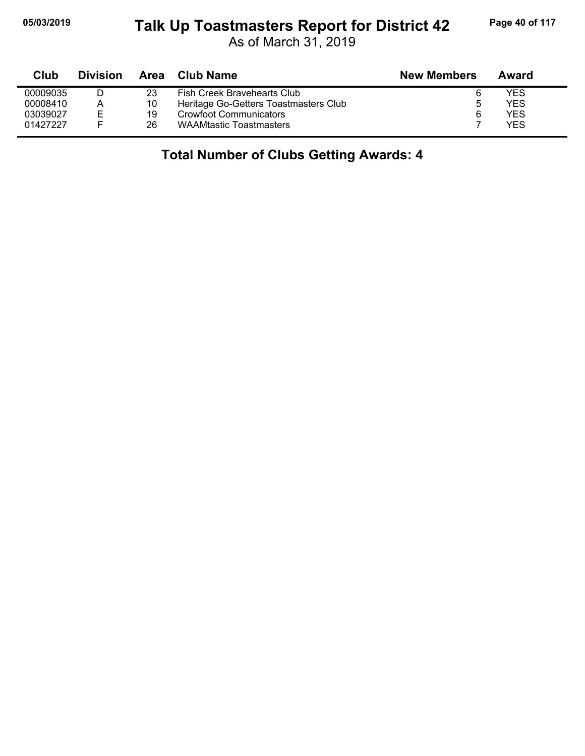# Talk Up Toastmasters Report for District 42

As of March 31, 2019

| Club | Division | Area | Club Name | New Members | Award |
|---|---|---|---|---|---|
| 00009035 | D | 23 | Fish Creek Bravehearts Club | 6 | YES |
| 00008410 | A | 10 | Heritage Go-Getters Toastmasters Club | 5 | YES |
| 03039027 | E | 19 | Crowfoot Communicators | 6 | YES |
| 01427227 | F | 26 | WAAMtastic Toastmasters | 7 | YES |

**Total Number of Clubs Getting Awards: 4**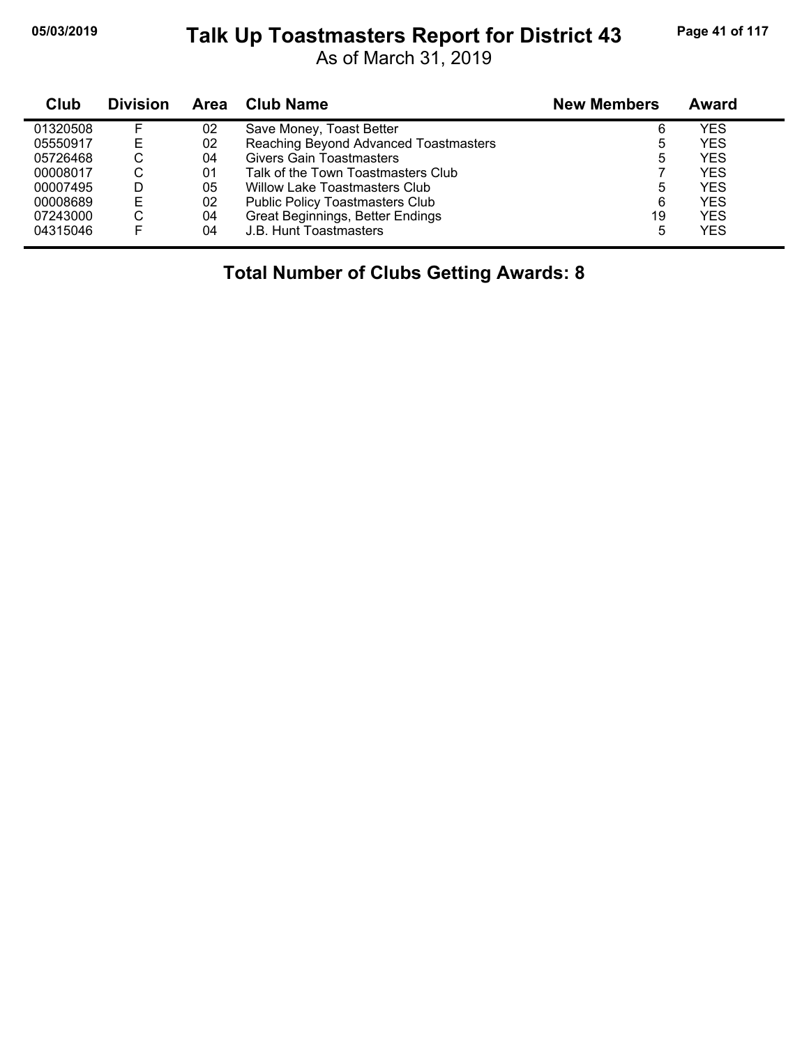# Talk Up Toastmasters Report for District 43

As of March 31, 2019

| Club | Division | Area | Club Name | New Members | Award |
|---|---|---|---|---|---|
| 01320508 | F | 02 | Save Money, Toast Better | 6 | YES |
| 05550917 | E | 02 | Reaching Beyond Advanced Toastmasters | 5 | YES |
| 05726468 | C | 04 | Givers Gain Toastmasters | 5 | YES |
| 00008017 | C | 01 | Talk of the Town Toastmasters Club | 7 | YES |
| 00007495 | D | 05 | Willow Lake Toastmasters Club | 5 | YES |
| 00008689 | E | 02 | Public Policy Toastmasters Club | 6 | YES |
| 07243000 | C | 04 | Great Beginnings, Better Endings | 19 | YES |
| 04315046 | F | 04 | J.B. Hunt Toastmasters | 5 | YES |

## Total Number of Clubs Getting Awards: 8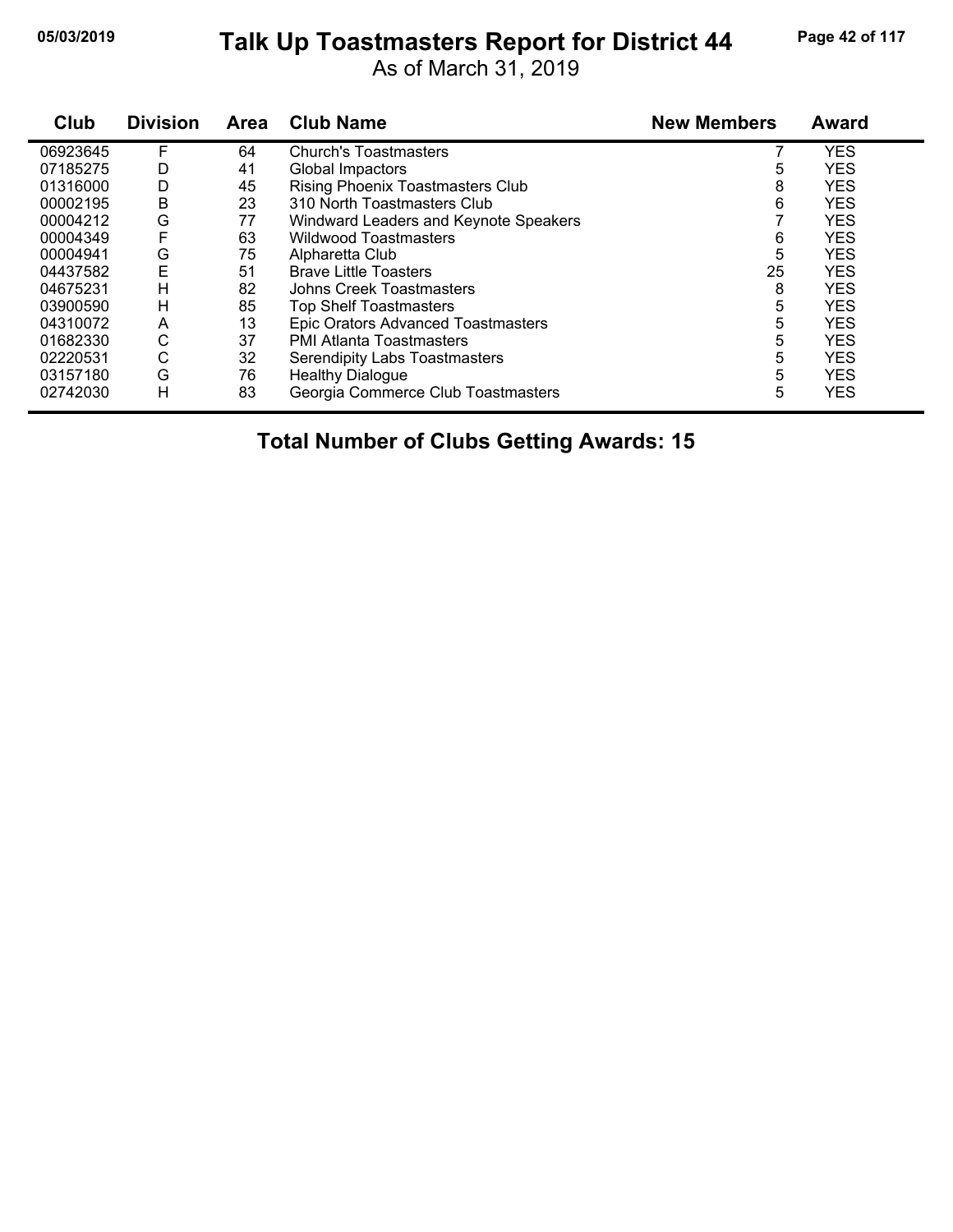# Talk Up Toastmasters Report for District 44

As of March 31, 2019

| Club | Division | Area | Club Name | New Members | Award |
|---|---|---|---|---|---|
| 06923645 | F | 64 | Church's Toastmasters | 7 | YES |
| 07185275 | D | 41 | Global Impactors | 5 | YES |
| 01316000 | D | 45 | Rising Phoenix Toastmasters Club | 8 | YES |
| 00002195 | B | 23 | 310 North Toastmasters Club | 6 | YES |
| 00004212 | G | 77 | Windward Leaders and Keynote Speakers | 7 | YES |
| 00004349 | F | 63 | Wildwood Toastmasters | 6 | YES |
| 00004941 | G | 75 | Alpharetta Club | 5 | YES |
| 04437582 | E | 51 | Brave Little Toasters | 25 | YES |
| 04675231 | H | 82 | Johns Creek Toastmasters | 8 | YES |
| 03900590 | H | 85 | Top Shelf Toastmasters | 5 | YES |
| 04310072 | A | 13 | Epic Orators Advanced Toastmasters | 5 | YES |
| 01682330 | C | 37 | PMI Atlanta Toastmasters | 5 | YES |
| 02220531 | C | 32 | Serendipity Labs Toastmasters | 5 | YES |
| 03157180 | G | 76 | Healthy Dialogue | 5 | YES |
| 02742030 | H | 83 | Georgia Commerce Club Toastmasters | 5 | YES |

**Total Number of Clubs Getting Awards: 15**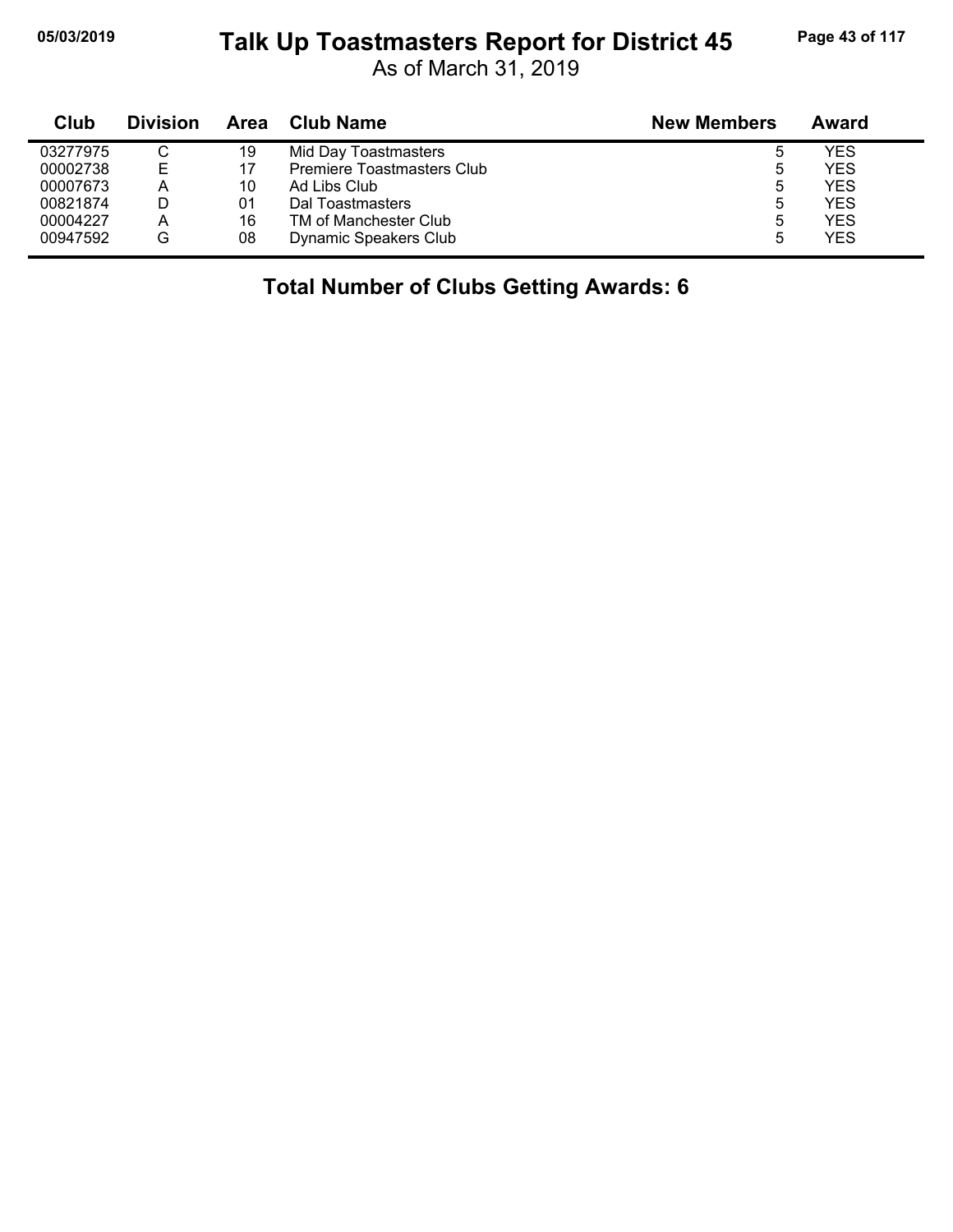# Talk Up Toastmasters Report for District 45

As of March 31, 2019

| Club | Division | Area | Club Name | New Members | Award |
|---|---|---|---|---|---|
| 03277975 | C | 19 | Mid Day Toastmasters | 5 | YES |
| 00002738 | E | 17 | Premiere Toastmasters Club | 5 | YES |
| 00007673 | A | 10 | Ad Libs Club | 5 | YES |
| 00821874 | D | 01 | Dal Toastmasters | 5 | YES |
| 00004227 | A | 16 | TM of Manchester Club | 5 | YES |
| 00947592 | G | 08 | Dynamic Speakers Club | 5 | YES |

**Total Number of Clubs Getting Awards: 6**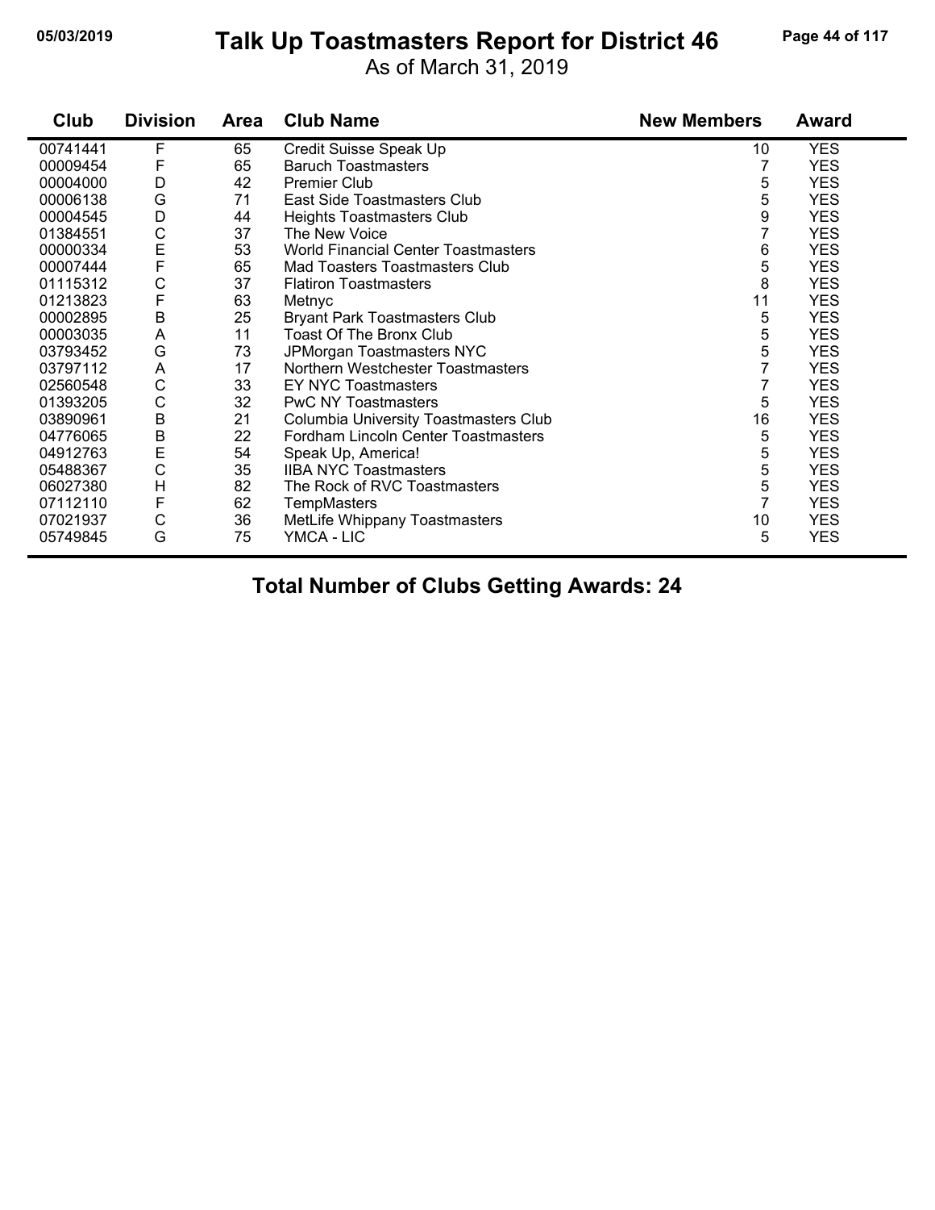# Talk Up Toastmasters Report for District 46

As of March 31, 2019

| Club | Division | Area | Club Name | New Members | Award |
|---|---|---|---|---|---|
| 00741441 | F | 65 | Credit Suisse Speak Up | 10 | YES |
| 00009454 | F | 65 | Baruch Toastmasters | 7 | YES |
| 00004000 | D | 42 | Premier Club | 5 | YES |
| 00006138 | G | 71 | East Side Toastmasters Club | 5 | YES |
| 00004545 | D | 44 | Heights Toastmasters Club | 9 | YES |
| 01384551 | C | 37 | The New Voice | 7 | YES |
| 00000334 | E | 53 | World Financial Center Toastmasters | 6 | YES |
| 00007444 | F | 65 | Mad Toasters Toastmasters Club | 5 | YES |
| 01115312 | C | 37 | Flatiron Toastmasters | 8 | YES |
| 01213823 | F | 63 | Metnyc | 11 | YES |
| 00002895 | B | 25 | Bryant Park Toastmasters Club | 5 | YES |
| 00003035 | A | 11 | Toast Of The Bronx Club | 5 | YES |
| 03793452 | G | 73 | JPMorgan Toastmasters NYC | 5 | YES |
| 03797112 | A | 17 | Northern Westchester Toastmasters | 7 | YES |
| 02560548 | C | 33 | EY NYC Toastmasters | 7 | YES |
| 01393205 | C | 32 | PwC NY Toastmasters | 5 | YES |
| 03890961 | B | 21 | Columbia University Toastmasters Club | 16 | YES |
| 04776065 | B | 22 | Fordham Lincoln Center Toastmasters | 5 | YES |
| 04912763 | E | 54 | Speak Up, America! | 5 | YES |
| 05488367 | C | 35 | IIBA NYC Toastmasters | 5 | YES |
| 06027380 | H | 82 | The Rock of RVC Toastmasters | 5 | YES |
| 07112110 | F | 62 | TempMasters | 7 | YES |
| 07021937 | C | 36 | MetLife Whippany Toastmasters | 10 | YES |
| 05749845 | G | 75 | YMCA - LIC | 5 | YES |

**Total Number of Clubs Getting Awards: 24**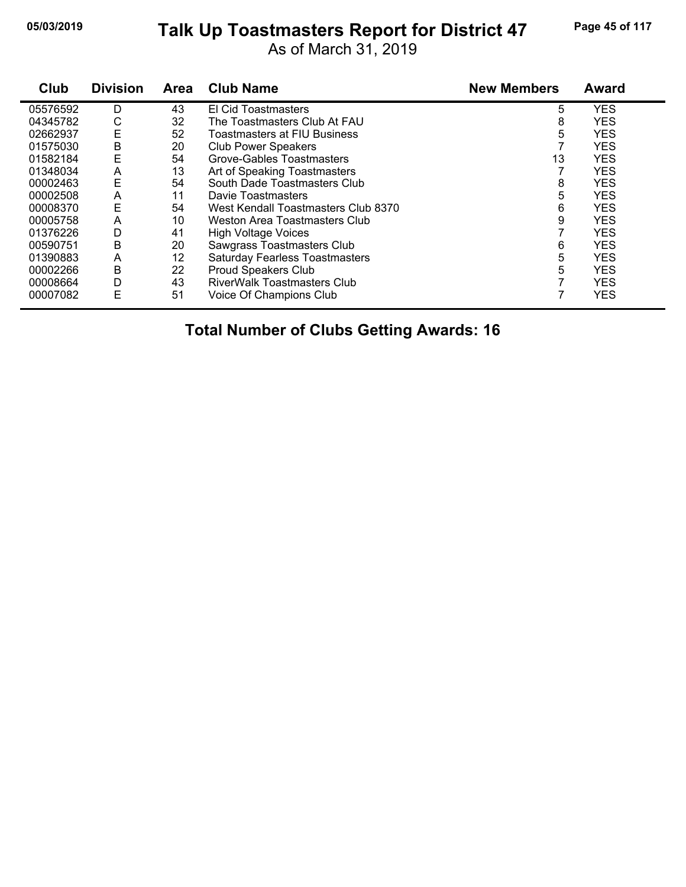# Talk Up Toastmasters Report for District 47

As of March 31, 2019

| Club | Division | Area | Club Name | New Members | Award |
|---|---|---|---|---|---|
| 05576592 | D | 43 | El Cid Toastmasters | 5 | YES |
| 04345782 | C | 32 | The Toastmasters Club At FAU | 8 | YES |
| 02662937 | E | 52 | Toastmasters at FIU Business | 5 | YES |
| 01575030 | B | 20 | Club Power Speakers | 7 | YES |
| 01582184 | E | 54 | Grove-Gables Toastmasters | 13 | YES |
| 01348034 | A | 13 | Art of Speaking Toastmasters | 7 | YES |
| 00002463 | E | 54 | South Dade Toastmasters Club | 8 | YES |
| 00002508 | A | 11 | Davie Toastmasters | 5 | YES |
| 00008370 | E | 54 | West Kendall Toastmasters Club 8370 | 6 | YES |
| 00005758 | A | 10 | Weston Area Toastmasters Club | 9 | YES |
| 01376226 | D | 41 | High Voltage Voices | 7 | YES |
| 00590751 | B | 20 | Sawgrass Toastmasters Club | 6 | YES |
| 01390883 | A | 12 | Saturday Fearless Toastmasters | 5 | YES |
| 00002266 | B | 22 | Proud Speakers Club | 5 | YES |
| 00008664 | D | 43 | RiverWalk Toastmasters Club | 7 | YES |
| 00007082 | E | 51 | Voice Of Champions Club | 7 | YES |

**Total Number of Clubs Getting Awards: 16**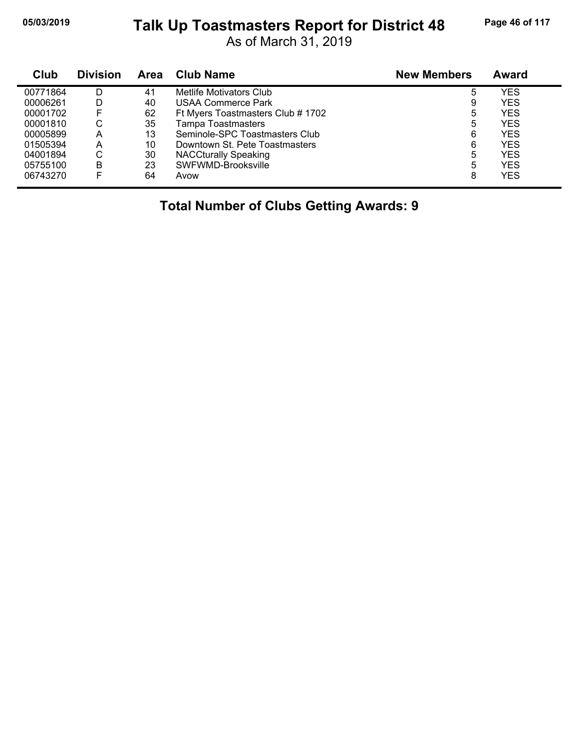# Talk Up Toastmasters Report for District 48

As of March 31, 2019

| Club | Division | Area | Club Name | New Members | Award |
|---|---|---|---|---|---|
| 00771864 | D | 41 | Metlife Motivators Club | 5 | YES |
| 00006261 | D | 40 | USAA Commerce Park | 9 | YES |
| 00001702 | F | 62 | Ft Myers Toastmasters Club # 1702 | 5 | YES |
| 00001810 | C | 35 | Tampa Toastmasters | 5 | YES |
| 00005899 | A | 13 | Seminole-SPC Toastmasters Club | 6 | YES |
| 01505394 | A | 10 | Downtown St. Pete Toastmasters | 6 | YES |
| 04001894 | C | 30 | NACCturally Speaking | 5 | YES |
| 05755100 | B | 23 | SWFWMD-Brooksville | 5 | YES |
| 06743270 | F | 64 | Avow | 8 | YES |

**Total Number of Clubs Getting Awards: 9**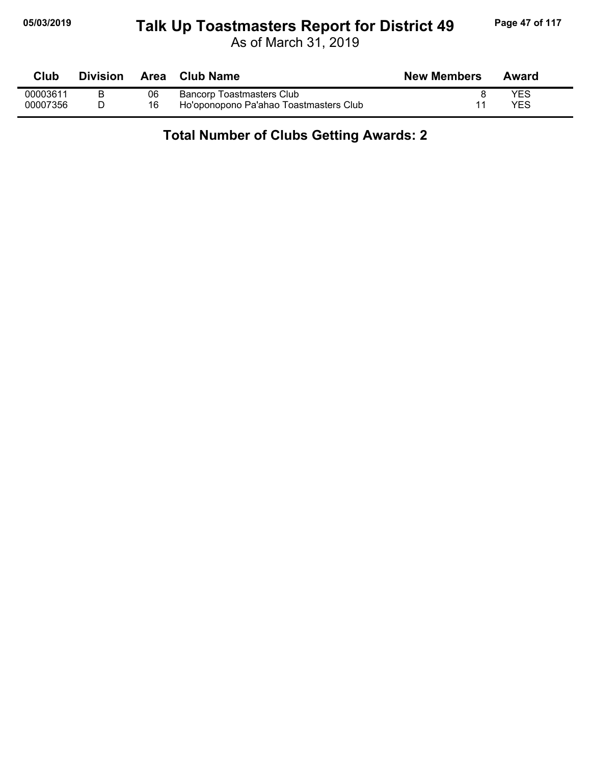# Talk Up Toastmasters Report for District 49

As of March 31, 2019

| Club | Division | Area | Club Name | New Members | Award |
|---|---|---|---|---|---|
| 00003611 | B | 06 | Bancorp Toastmasters Club | 8 | YES |
| 00007356 | D | 16 | Ho'oponopono Pa'ahao Toastmasters Club | 11 | YES |

**Total Number of Clubs Getting Awards: 2**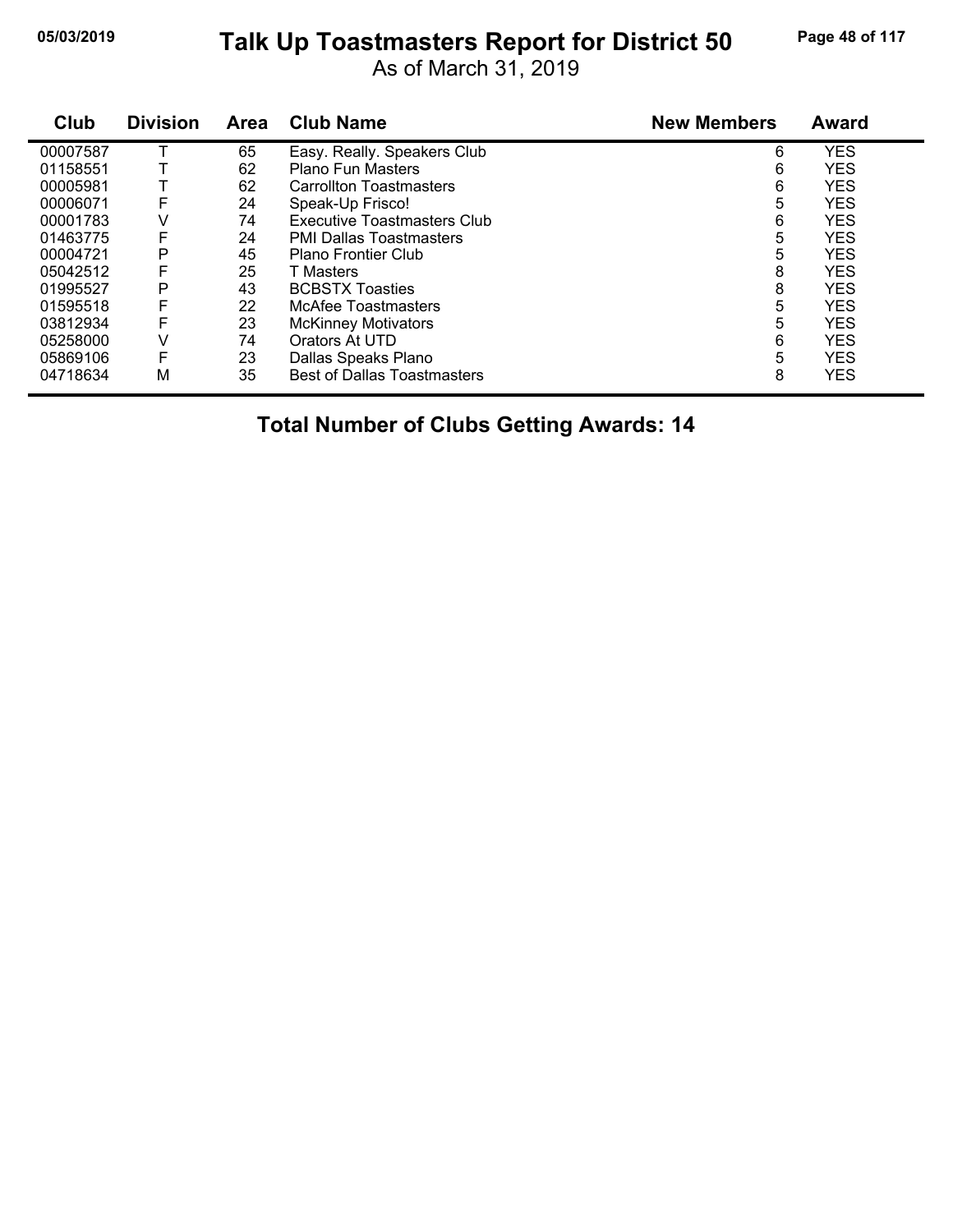# Talk Up Toastmasters Report for District 50

As of March 31, 2019

| Club | Division | Area | Club Name | New Members | Award |
|---|---|---|---|---|---|
| 00007587 | T | 65 | Easy. Really. Speakers Club | 6 | YES |
| 01158551 | T | 62 | Plano Fun Masters | 6 | YES |
| 00005981 | T | 62 | Carrollton Toastmasters | 6 | YES |
| 00006071 | F | 24 | Speak-Up Frisco! | 5 | YES |
| 00001783 | V | 74 | Executive Toastmasters Club | 6 | YES |
| 01463775 | F | 24 | PMI Dallas Toastmasters | 5 | YES |
| 00004721 | P | 45 | Plano Frontier Club | 5 | YES |
| 05042512 | F | 25 | T Masters | 8 | YES |
| 01995527 | P | 43 | BCBSTX Toasties | 8 | YES |
| 01595518 | F | 22 | McAfee Toastmasters | 5 | YES |
| 03812934 | F | 23 | McKinney Motivators | 5 | YES |
| 05258000 | V | 74 | Orators At UTD | 6 | YES |
| 05869106 | F | 23 | Dallas Speaks Plano | 5 | YES |
| 04718634 | M | 35 | Best of Dallas Toastmasters | 8 | YES |

**Total Number of Clubs Getting Awards: 14**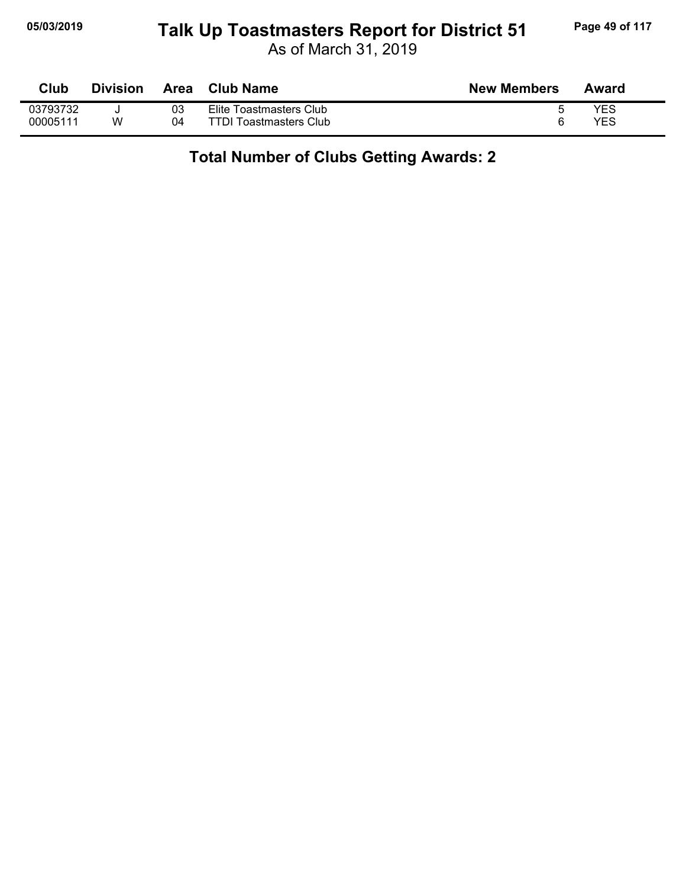# Talk Up Toastmasters Report for District 51

As of March 31, 2019

| Club | Division | Area | Club Name | New Members | Award |
|---|---|---|---|---|---|
| 03793732 | J | 03 | Elite Toastmasters Club | 5 | YES |
| 00005111 | W | 04 | TTDI Toastmasters Club | 6 | YES |

## Total Number of Clubs Getting Awards: 2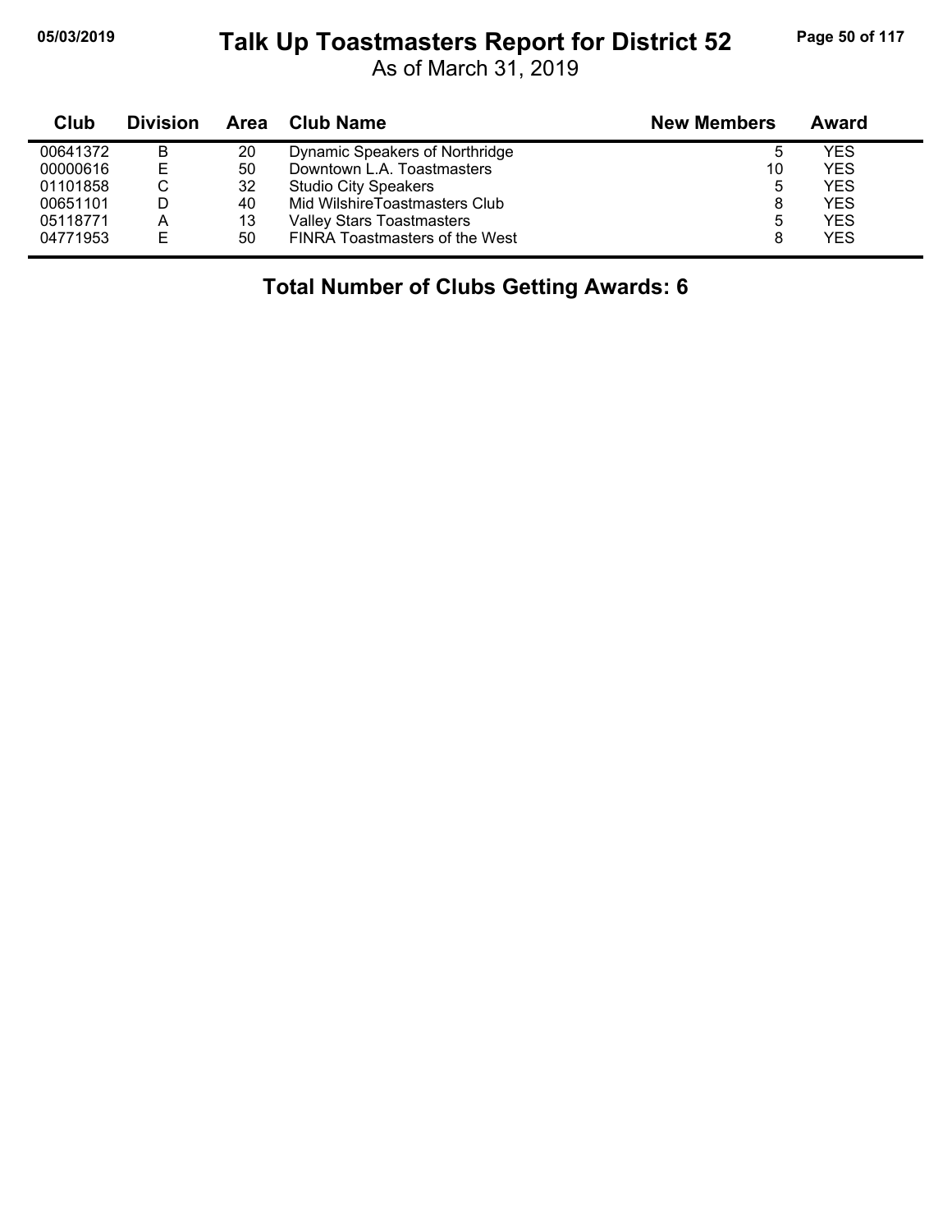# Talk Up Toastmasters Report for District 52

As of March 31, 2019

| Club | Division | Area | Club Name | New Members | Award |
|---|---|---|---|---|---|
| 00641372 | B | 20 | Dynamic Speakers of Northridge | 5 | YES |
| 00000616 | E | 50 | Downtown L.A. Toastmasters | 10 | YES |
| 01101858 | C | 32 | Studio City Speakers | 5 | YES |
| 00651101 | D | 40 | Mid WilshireToastmasters Club | 8 | YES |
| 05118771 | A | 13 | Valley Stars Toastmasters | 5 | YES |
| 04771953 | E | 50 | FINRA Toastmasters of the West | 8 | YES |

**Total Number of Clubs Getting Awards: 6**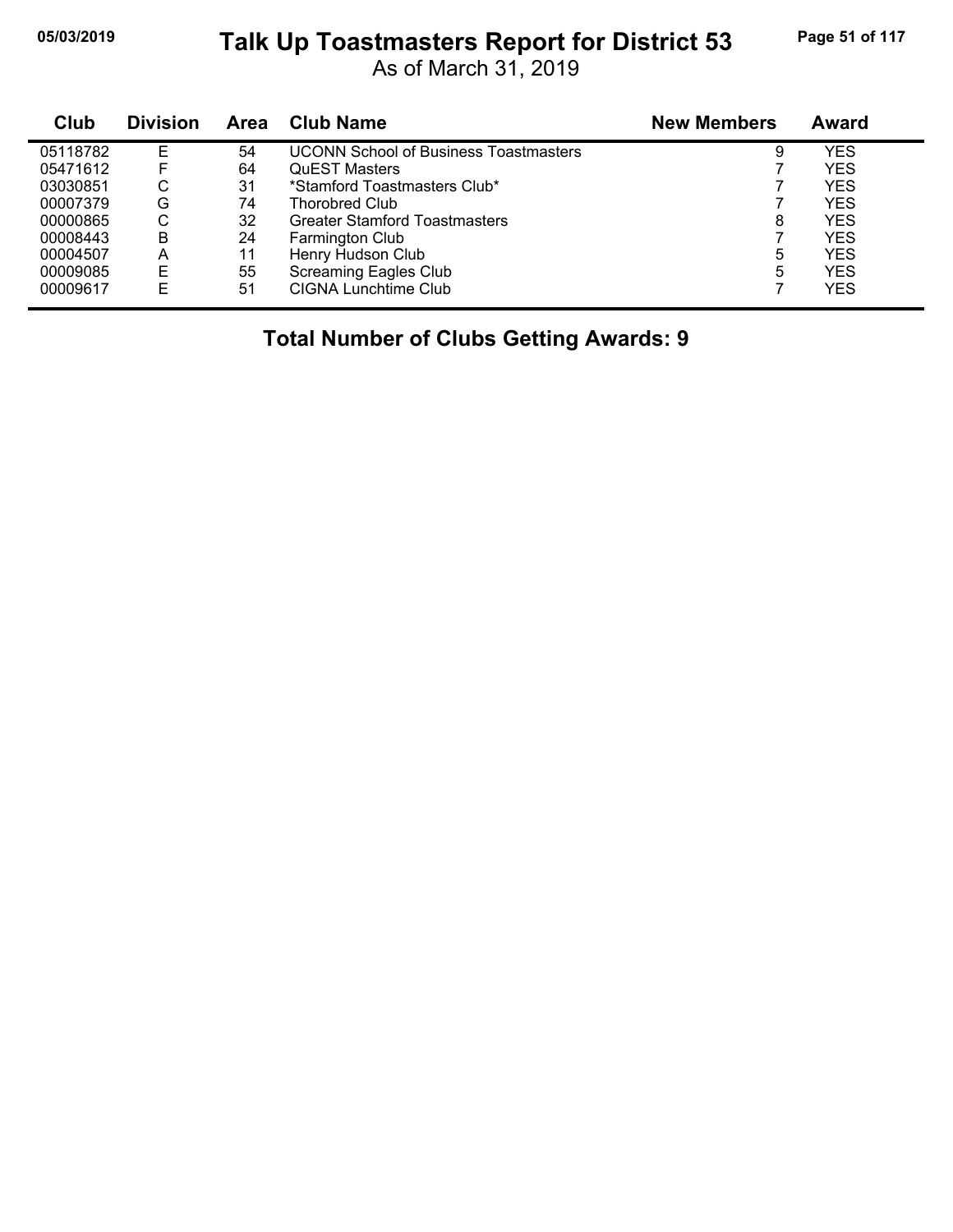# Talk Up Toastmasters Report for District 53

As of March 31, 2019

| Club | Division | Area | Club Name | New Members | Award |
|---|---|---|---|---|---|
| 05118782 | E | 54 | UCONN School of Business Toastmasters | 9 | YES |
| 05471612 | F | 64 | QuEST Masters | 7 | YES |
| 03030851 | C | 31 | *Stamford Toastmasters Club* | 7 | YES |
| 00007379 | G | 74 | Thorobred Club | 7 | YES |
| 00000865 | C | 32 | Greater Stamford Toastmasters | 8 | YES |
| 00008443 | B | 24 | Farmington Club | 7 | YES |
| 00004507 | A | 11 | Henry Hudson Club | 5 | YES |
| 00009085 | E | 55 | Screaming Eagles Club | 5 | YES |
| 00009617 | E | 51 | CIGNA Lunchtime Club | 7 | YES |

**Total Number of Clubs Getting Awards: 9**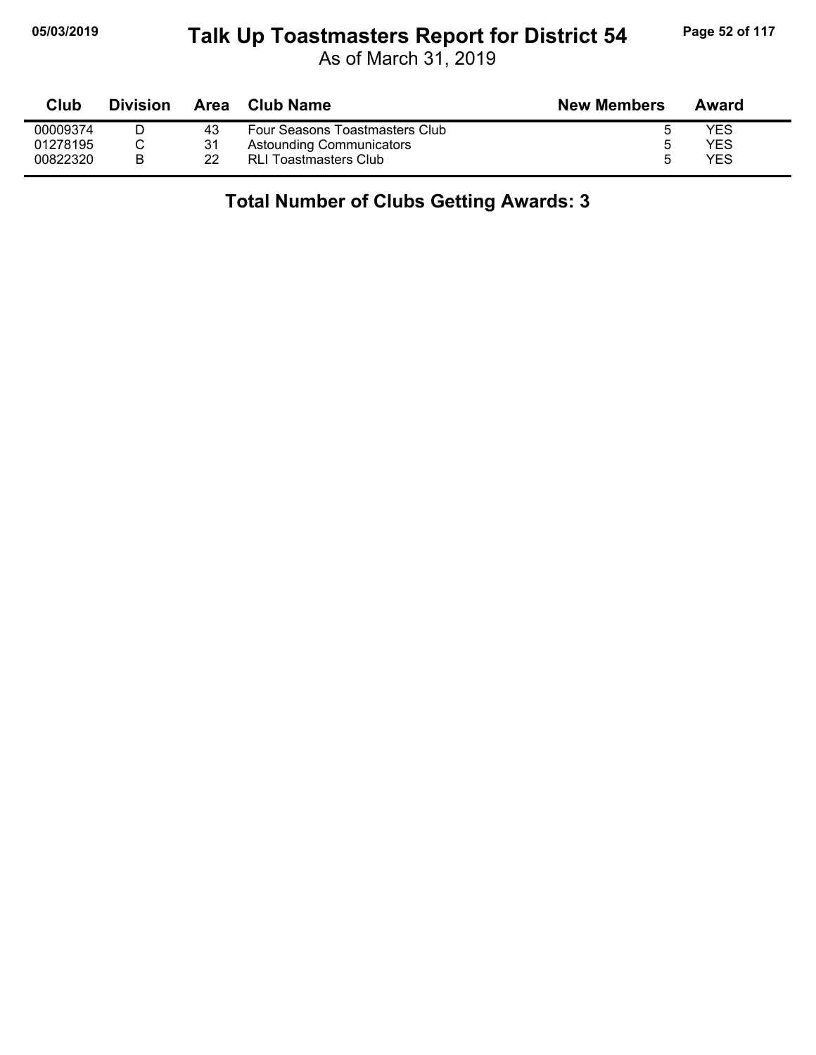# Talk Up Toastmasters Report for District 54

As of March 31, 2019

| Club | Division | Area | Club Name | New Members | Award |
|---|---|---|---|---|---|
| 00009374 | D | 43 | Four Seasons Toastmasters Club | 5 | YES |
| 01278195 | C | 31 | Astounding Communicators | 5 | YES |
| 00822320 | B | 22 | RLI Toastmasters Club | 5 | YES |

**Total Number of Clubs Getting Awards: 3**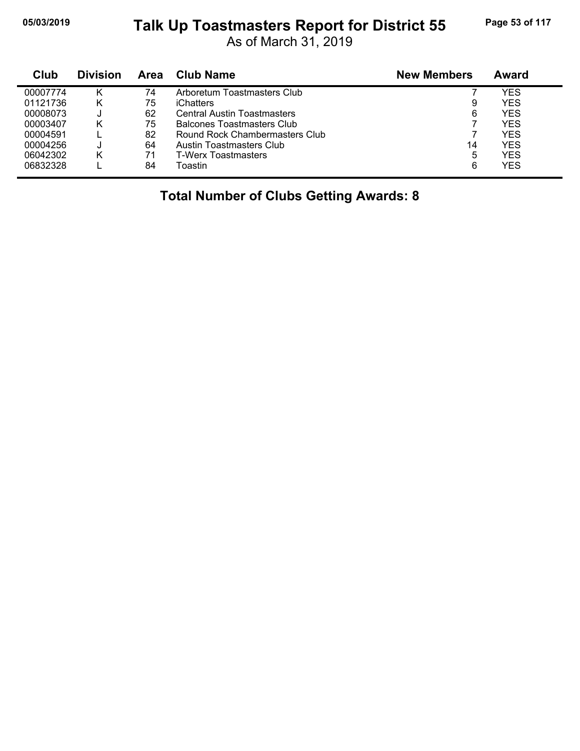# Talk Up Toastmasters Report for District 55

As of March 31, 2019

| Club | Division | Area | Club Name | New Members | Award |
|---|---|---|---|---|---|
| 00007774 | K | 74 | Arboretum Toastmasters Club | 7 | YES |
| 01121736 | K | 75 | iChatters | 9 | YES |
| 00008073 | J | 62 | Central Austin Toastmasters | 6 | YES |
| 00003407 | K | 75 | Balcones Toastmasters Club | 7 | YES |
| 00004591 | L | 82 | Round Rock Chambermasters Club | 7 | YES |
| 00004256 | J | 64 | Austin Toastmasters Club | 14 | YES |
| 06042302 | K | 71 | T-Werx Toastmasters | 5 | YES |
| 06832328 | L | 84 | Toastin | 6 | YES |

**Total Number of Clubs Getting Awards: 8**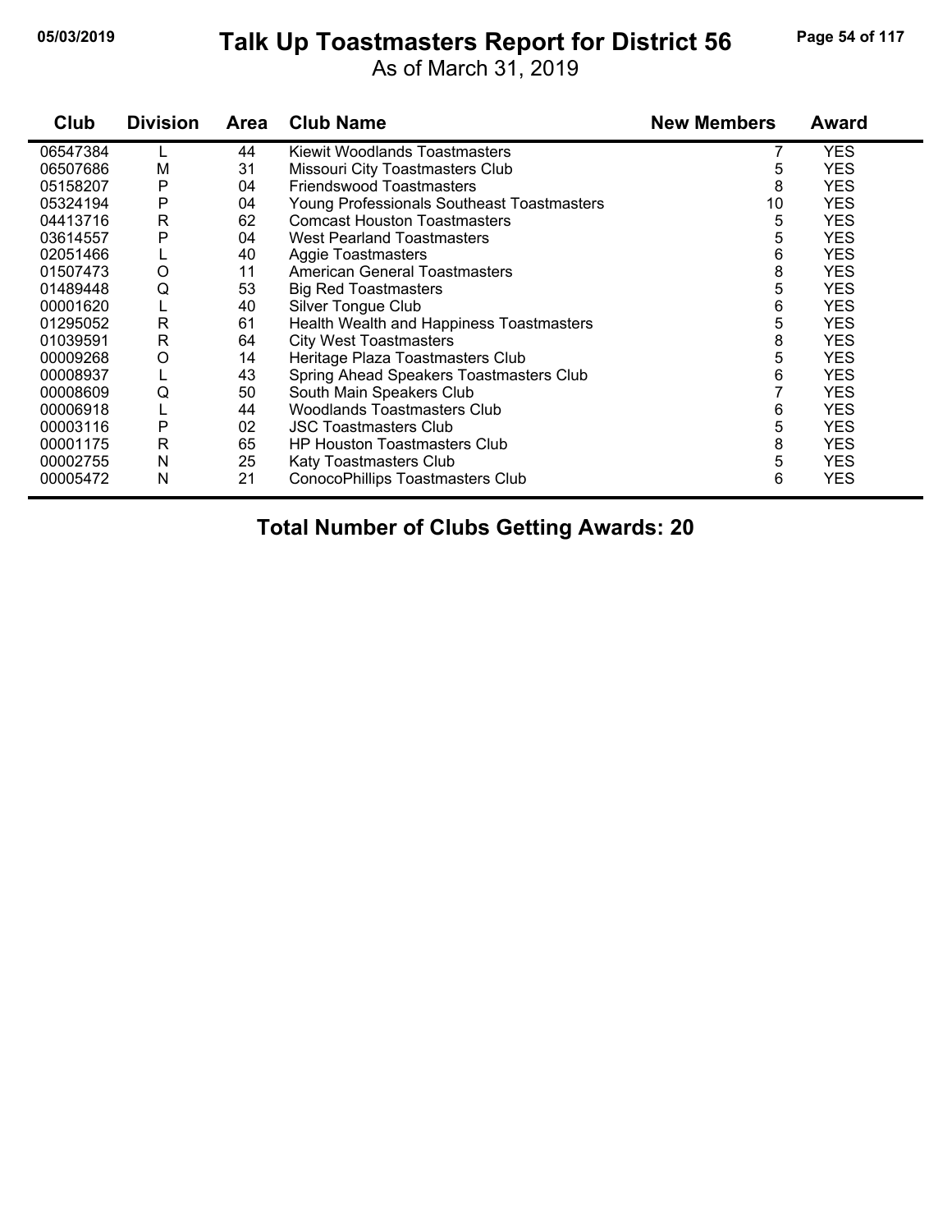# Talk Up Toastmasters Report for District 56

As of March 31, 2019

| Club | Division | Area | Club Name | New Members | Award |
|---|---|---|---|---|---|
| 06547384 | L | 44 | Kiewit Woodlands Toastmasters | 7 | YES |
| 06507686 | M | 31 | Missouri City Toastmasters Club | 5 | YES |
| 05158207 | P | 04 | Friendswood Toastmasters | 8 | YES |
| 05324194 | P | 04 | Young Professionals Southeast Toastmasters | 10 | YES |
| 04413716 | R | 62 | Comcast Houston Toastmasters | 5 | YES |
| 03614557 | P | 04 | West Pearland Toastmasters | 5 | YES |
| 02051466 | L | 40 | Aggie Toastmasters | 6 | YES |
| 01507473 | O | 11 | American General Toastmasters | 8 | YES |
| 01489448 | Q | 53 | Big Red Toastmasters | 5 | YES |
| 00001620 | L | 40 | Silver Tongue Club | 6 | YES |
| 01295052 | R | 61 | Health Wealth and Happiness Toastmasters | 5 | YES |
| 01039591 | R | 64 | City West Toastmasters | 8 | YES |
| 00009268 | O | 14 | Heritage Plaza Toastmasters Club | 5 | YES |
| 00008937 | L | 43 | Spring Ahead Speakers Toastmasters Club | 6 | YES |
| 00008609 | Q | 50 | South Main Speakers Club | 7 | YES |
| 00006918 | L | 44 | Woodlands Toastmasters Club | 6 | YES |
| 00003116 | P | 02 | JSC Toastmasters Club | 5 | YES |
| 00001175 | R | 65 | HP Houston Toastmasters Club | 8 | YES |
| 00002755 | N | 25 | Katy Toastmasters Club | 5 | YES |
| 00005472 | N | 21 | ConocoPhillips Toastmasters Club | 6 | YES |

**Total Number of Clubs Getting Awards: 20**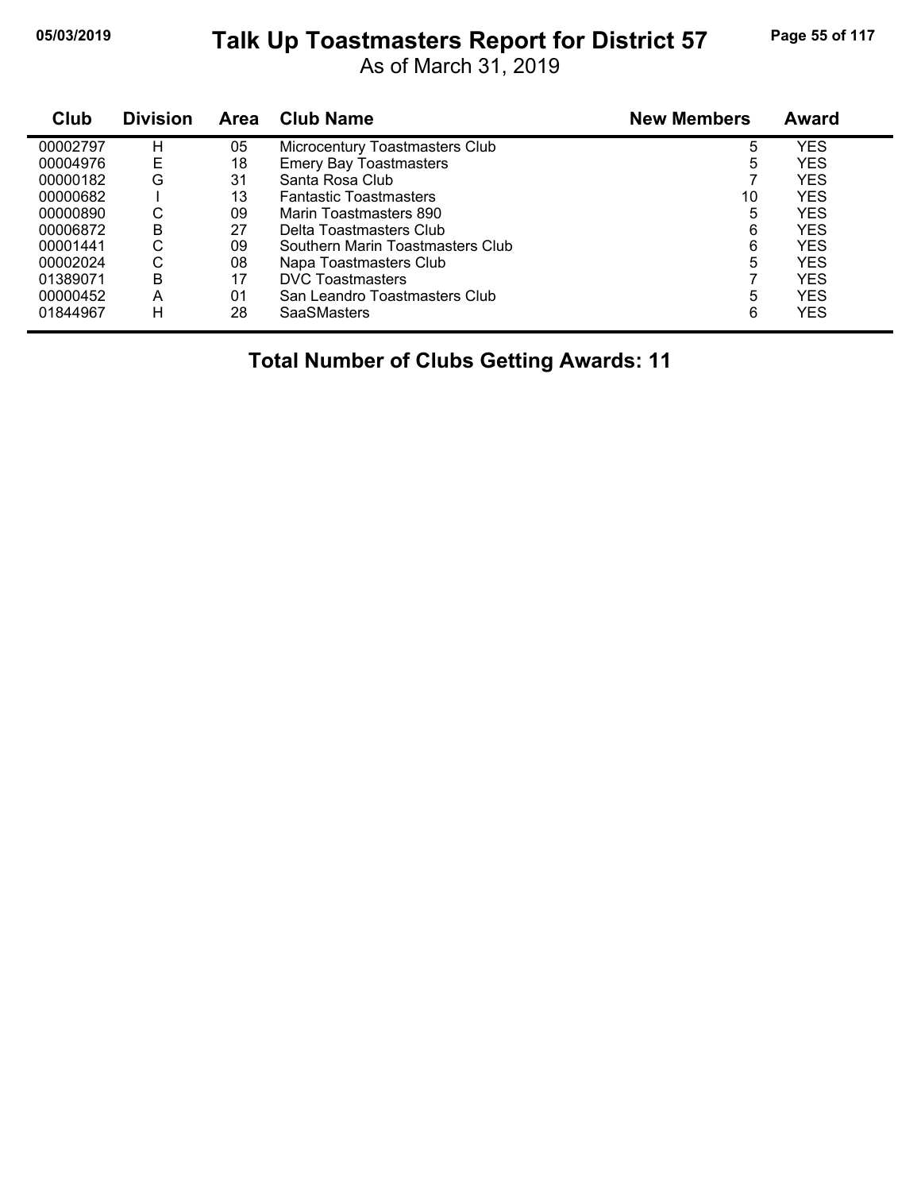# Talk Up Toastmasters Report for District 57

As of March 31, 2019

| Club | Division | Area | Club Name | New Members | Award |
|---|---|---|---|---|---|
| 00002797 | H | 05 | Microcentury Toastmasters Club | 5 | YES |
| 00004976 | E | 18 | Emery Bay Toastmasters | 5 | YES |
| 00000182 | G | 31 | Santa Rosa Club | 7 | YES |
| 00000682 | I | 13 | Fantastic Toastmasters | 10 | YES |
| 00000890 | C | 09 | Marin Toastmasters 890 | 5 | YES |
| 00006872 | B | 27 | Delta Toastmasters Club | 6 | YES |
| 00001441 | C | 09 | Southern Marin Toastmasters Club | 6 | YES |
| 00002024 | C | 08 | Napa Toastmasters Club | 5 | YES |
| 01389071 | B | 17 | DVC Toastmasters | 7 | YES |
| 00000452 | A | 01 | San Leandro Toastmasters Club | 5 | YES |
| 01844967 | H | 28 | SaaSMasters | 6 | YES |

**Total Number of Clubs Getting Awards: 11**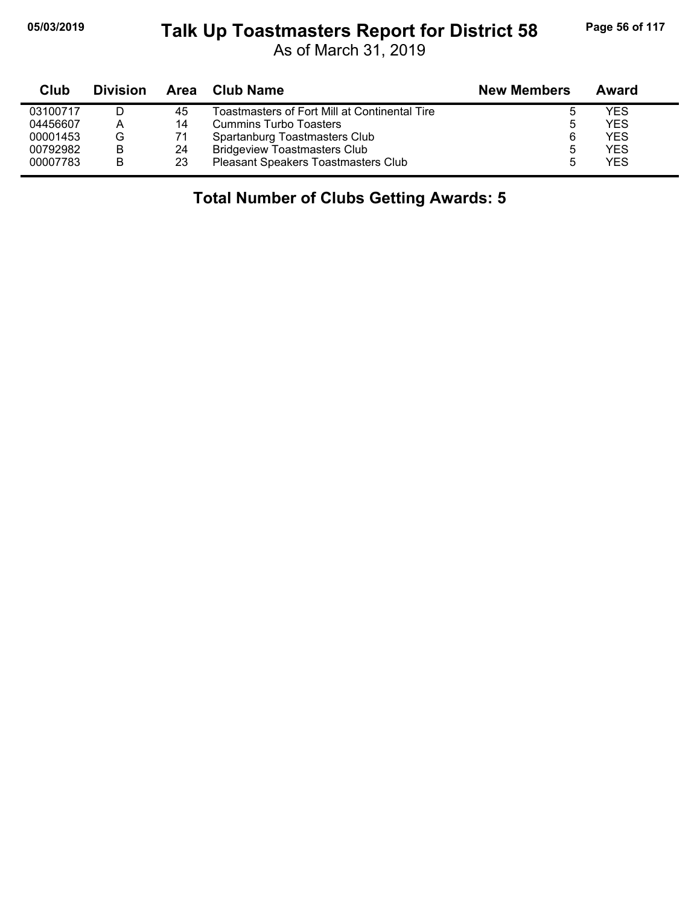# Talk Up Toastmasters Report for District 58

As of March 31, 2019

| Club | Division | Area | Club Name | New Members | Award |
|---|---|---|---|---|---|
| 03100717 | D | 45 | Toastmasters of Fort Mill at Continental Tire | 5 | YES |
| 04456607 | A | 14 | Cummins Turbo Toasters | 5 | YES |
| 00001453 | G | 71 | Spartanburg Toastmasters Club | 6 | YES |
| 00792982 | B | 24 | Bridgeview Toastmasters Club | 5 | YES |
| 00007783 | B | 23 | Pleasant Speakers Toastmasters Club | 5 | YES |

**Total Number of Clubs Getting Awards: 5**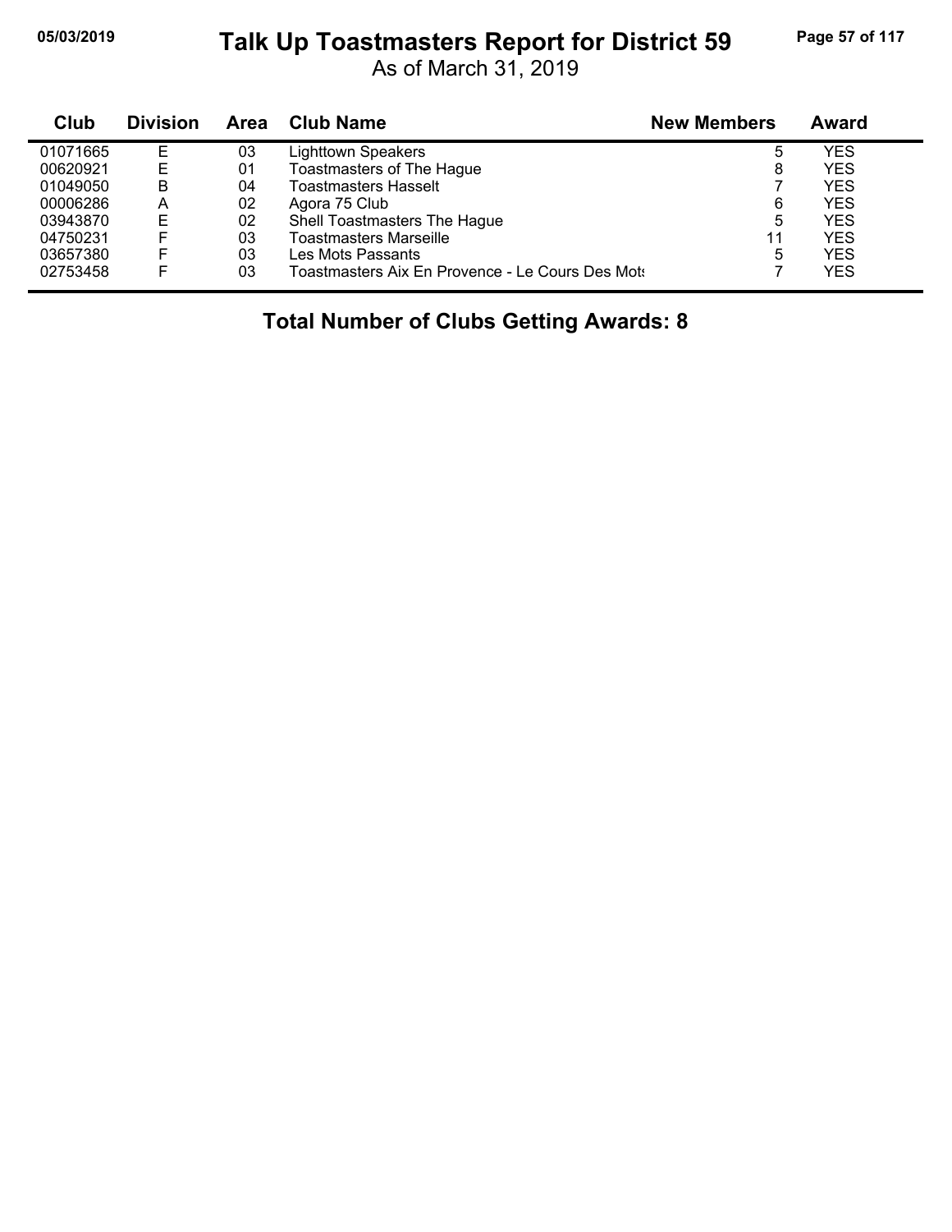# Talk Up Toastmasters Report for District 59

As of March 31, 2019

| Club | Division | Area | Club Name | New Members | Award |
|---|---|---|---|---|---|
| 01071665 | E | 03 | Lighttown Speakers | 5 | YES |
| 00620921 | E | 01 | Toastmasters of The Hague | 8 | YES |
| 01049050 | B | 04 | Toastmasters Hasselt | 7 | YES |
| 00006286 | A | 02 | Agora 75 Club | 6 | YES |
| 03943870 | E | 02 | Shell Toastmasters The Hague | 5 | YES |
| 04750231 | F | 03 | Toastmasters Marseille | 11 | YES |
| 03657380 | F | 03 | Les Mots Passants | 5 | YES |
| 02753458 | F | 03 | Toastmasters Aix En Provence - Le Cours Des Mots | 7 | YES |

**Total Number of Clubs Getting Awards: 8**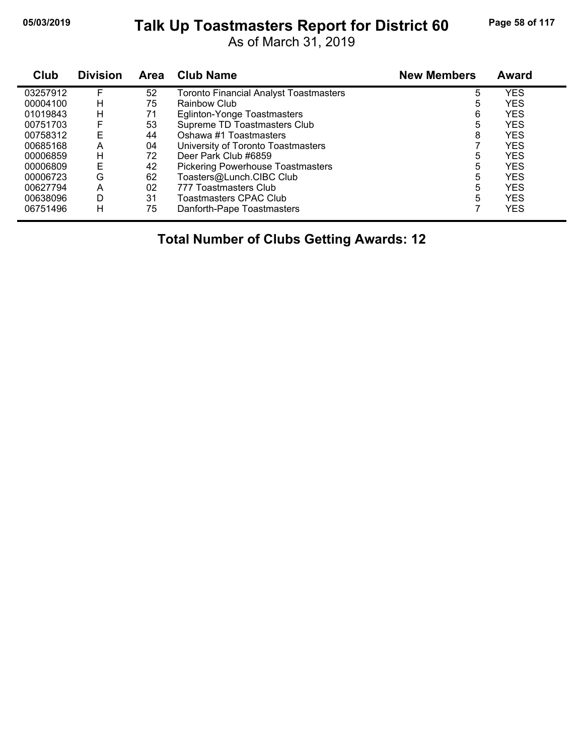# Talk Up Toastmasters Report for District 60

As of March 31, 2019

| Club | Division | Area | Club Name | New Members | Award |
|---|---|---|---|---|---|
| 03257912 | F | 52 | Toronto Financial Analyst Toastmasters | 5 | YES |
| 00004100 | H | 75 | Rainbow Club | 5 | YES |
| 01019843 | H | 71 | Eglinton-Yonge Toastmasters | 6 | YES |
| 00751703 | F | 53 | Supreme TD Toastmasters Club | 5 | YES |
| 00758312 | E | 44 | Oshawa #1 Toastmasters | 8 | YES |
| 00685168 | A | 04 | University of Toronto Toastmasters | 7 | YES |
| 00006859 | H | 72 | Deer Park Club #6859 | 5 | YES |
| 00006809 | E | 42 | Pickering Powerhouse Toastmasters | 5 | YES |
| 00006723 | G | 62 | Toasters@Lunch.CIBC Club | 5 | YES |
| 00627794 | A | 02 | 777 Toastmasters Club | 5 | YES |
| 00638096 | D | 31 | Toastmasters CPAC Club | 5 | YES |
| 06751496 | H | 75 | Danforth-Pape Toastmasters | 7 | YES |

**Total Number of Clubs Getting Awards: 12**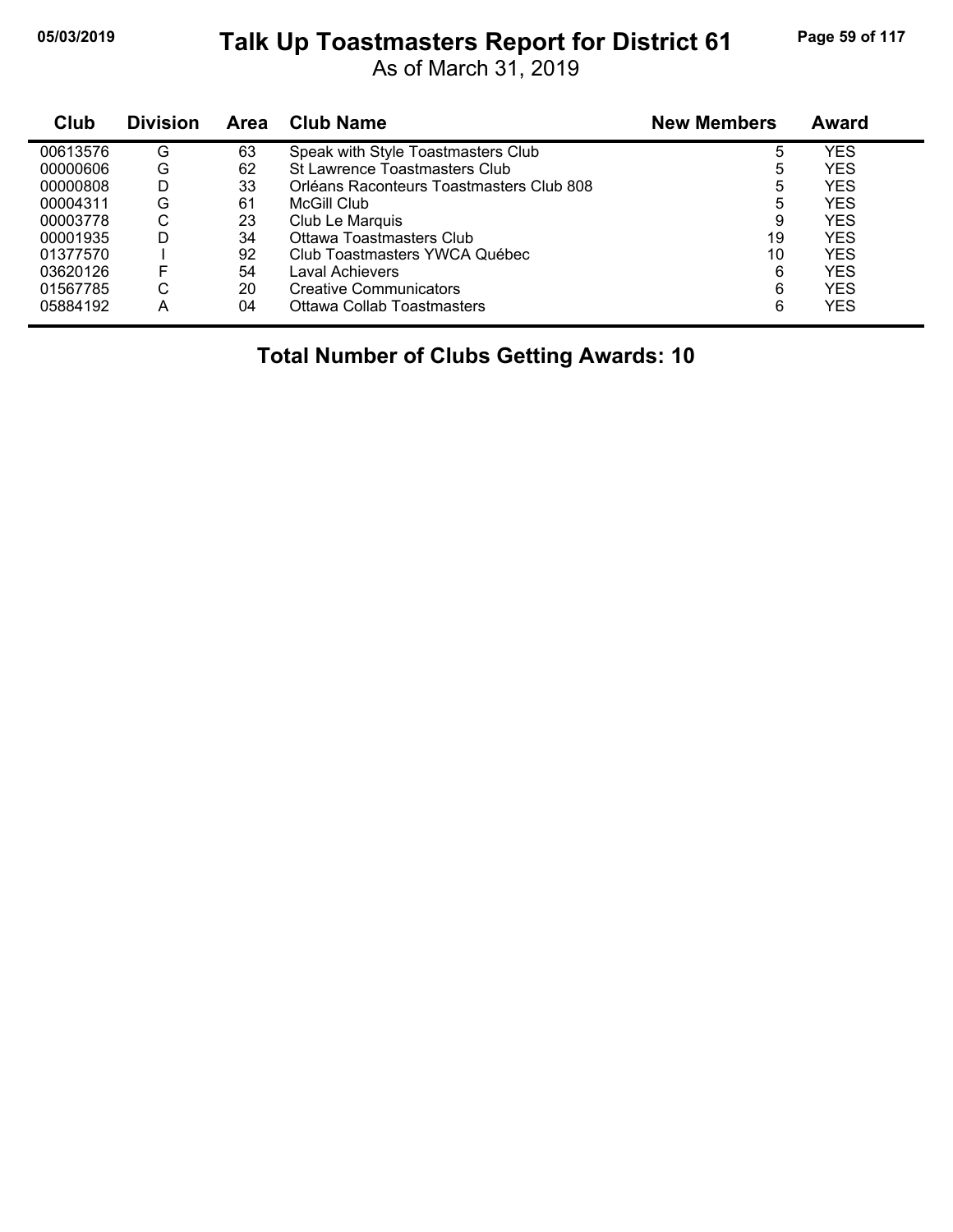# Talk Up Toastmasters Report for District 61

As of March 31, 2019

| Club | Division | Area | Club Name | New Members | Award |
|---|---|---|---|---|---|
| 00613576 | G | 63 | Speak with Style Toastmasters Club | 5 | YES |
| 00000606 | G | 62 | St Lawrence Toastmasters Club | 5 | YES |
| 00000808 | D | 33 | Orléans Raconteurs Toastmasters Club 808 | 5 | YES |
| 00004311 | G | 61 | McGill Club | 5 | YES |
| 00003778 | C | 23 | Club Le Marquis | 9 | YES |
| 00001935 | D | 34 | Ottawa Toastmasters Club | 19 | YES |
| 01377570 | I | 92 | Club Toastmasters YWCA Québec | 10 | YES |
| 03620126 | F | 54 | Laval Achievers | 6 | YES |
| 01567785 | C | 20 | Creative Communicators | 6 | YES |
| 05884192 | A | 04 | Ottawa Collab Toastmasters | 6 | YES |

**Total Number of Clubs Getting Awards: 10**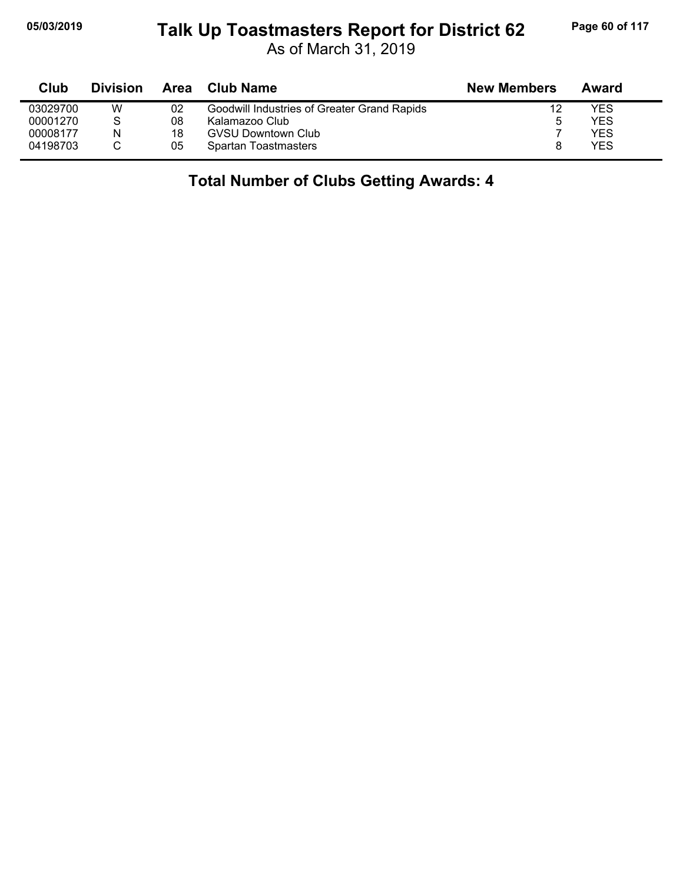# Talk Up Toastmasters Report for District 62

As of March 31, 2019

| Club | Division | Area | Club Name | New Members | Award |
|---|---|---|---|---|---|
| 03029700 | W | 02 | Goodwill Industries of Greater Grand Rapids | 12 | YES |
| 00001270 | S | 08 | Kalamazoo Club | 5 | YES |
| 00008177 | N | 18 | GVSU Downtown Club | 7 | YES |
| 04198703 | C | 05 | Spartan Toastmasters | 8 | YES |

**Total Number of Clubs Getting Awards: 4**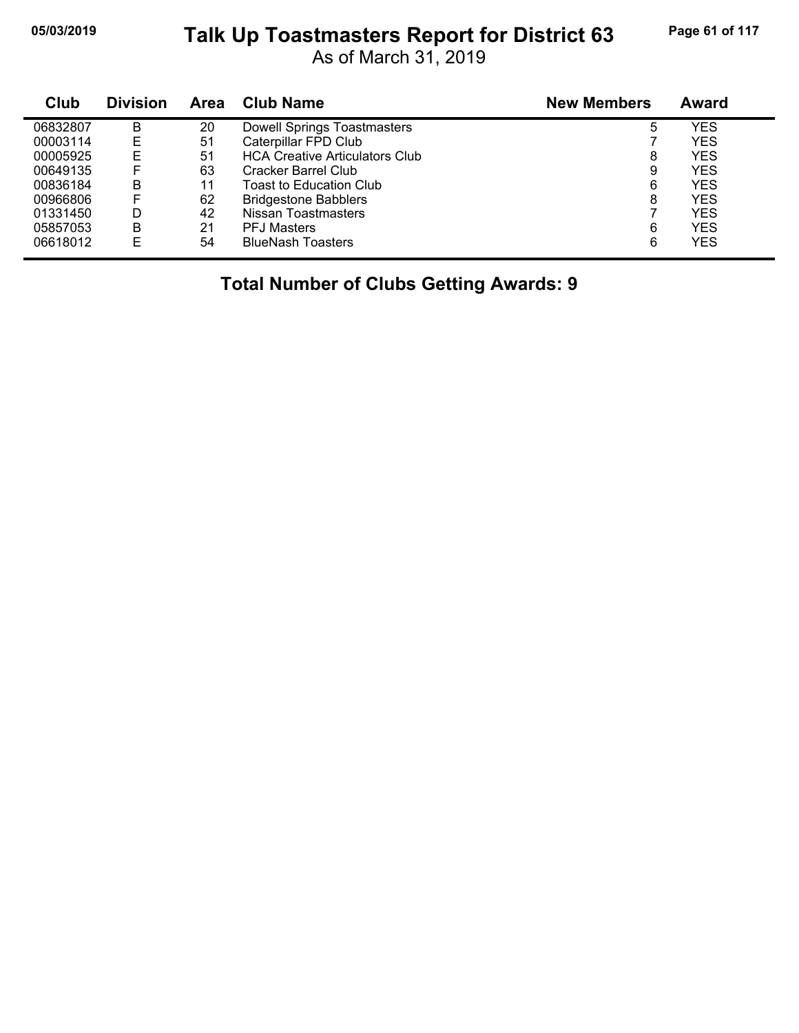# Talk Up Toastmasters Report for District 63

As of March 31, 2019

| Club | Division | Area | Club Name | New Members | Award |
|---|---|---|---|---|---|
| 06832807 | B | 20 | Dowell Springs Toastmasters | 5 | YES |
| 00003114 | E | 51 | Caterpillar FPD Club | 7 | YES |
| 00005925 | E | 51 | HCA Creative Articulators Club | 8 | YES |
| 00649135 | F | 63 | Cracker Barrel Club | 9 | YES |
| 00836184 | B | 11 | Toast to Education Club | 6 | YES |
| 00966806 | F | 62 | Bridgestone Babblers | 8 | YES |
| 01331450 | D | 42 | Nissan Toastmasters | 7 | YES |
| 05857053 | B | 21 | PFJ Masters | 6 | YES |
| 06618012 | E | 54 | BlueNash Toasters | 6 | YES |

**Total Number of Clubs Getting Awards: 9**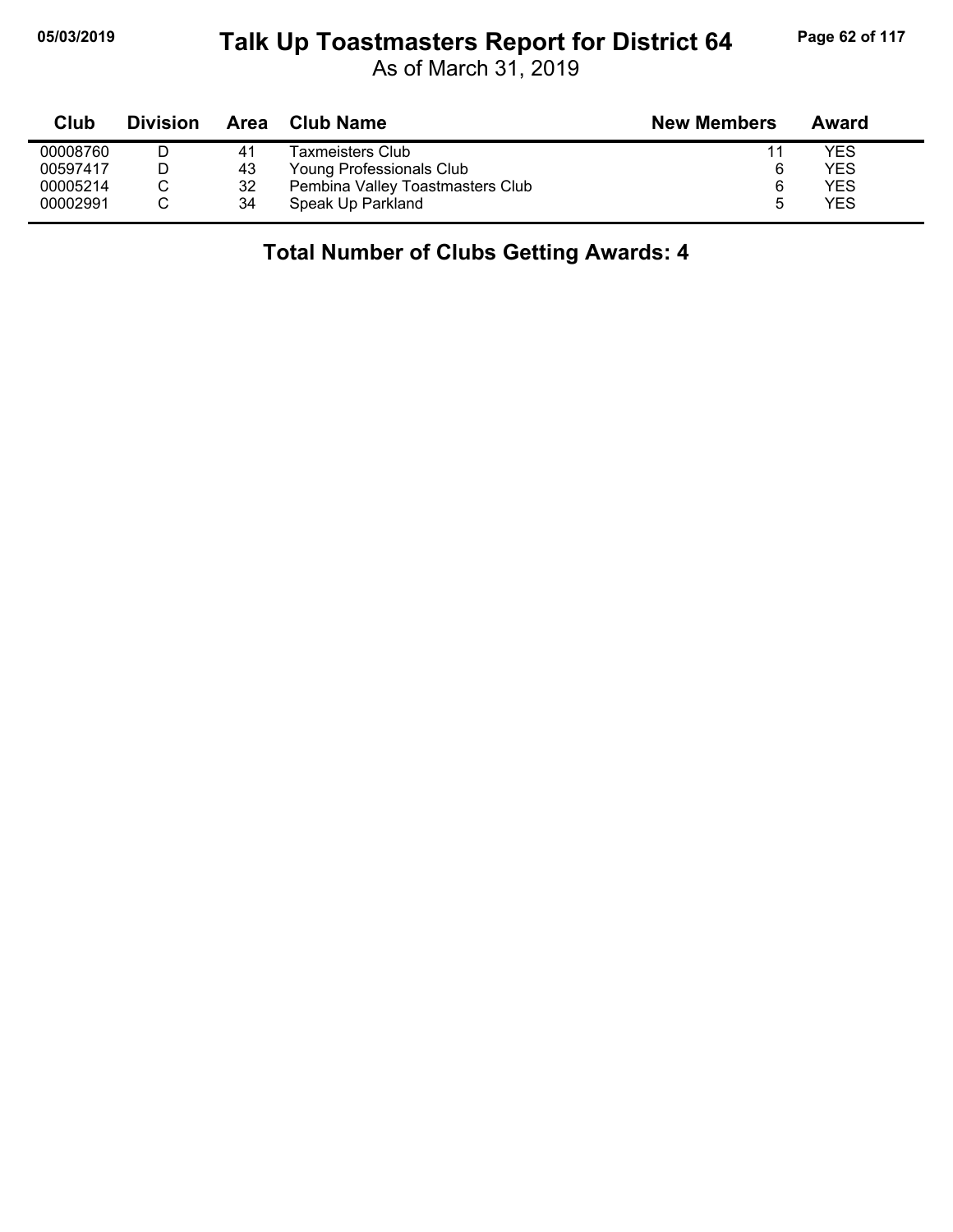# Talk Up Toastmasters Report for District 64

As of March 31, 2019

| Club | Division | Area | Club Name | New Members | Award |
|---|---|---|---|---|---|
| 00008760 | D | 41 | Taxmeisters Club | 11 | YES |
| 00597417 | D | 43 | Young Professionals Club | 6 | YES |
| 00005214 | C | 32 | Pembina Valley Toastmasters Club | 6 | YES |
| 00002991 | C | 34 | Speak Up Parkland | 5 | YES |

## Total Number of Clubs Getting Awards: 4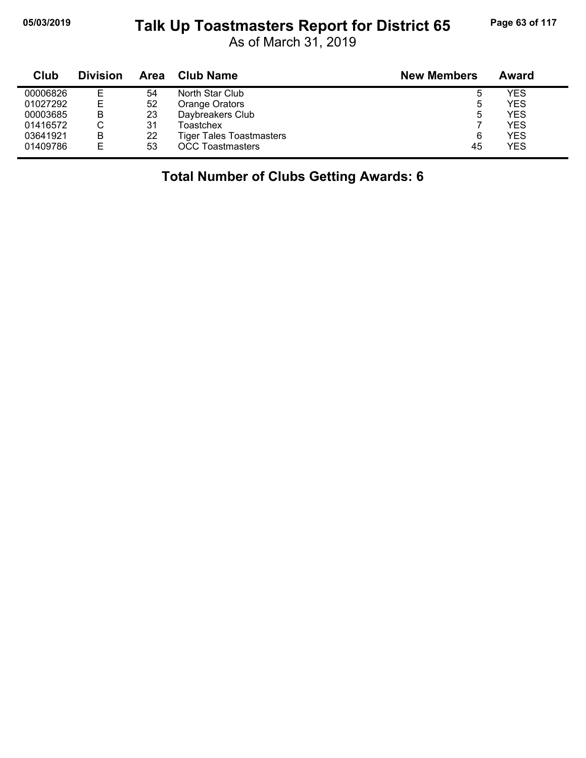# Talk Up Toastmasters Report for District 65

As of March 31, 2019

| Club | Division | Area | Club Name | New Members | Award |
|---|---|---|---|---|---|
| 00006826 | E | 54 | North Star Club | 5 | YES |
| 01027292 | E | 52 | Orange Orators | 5 | YES |
| 00003685 | B | 23 | Daybreakers Club | 5 | YES |
| 01416572 | C | 31 | Toastchex | 7 | YES |
| 03641921 | B | 22 | Tiger Tales Toastmasters | 6 | YES |
| 01409786 | E | 53 | OCC Toastmasters | 45 | YES |

**Total Number of Clubs Getting Awards: 6**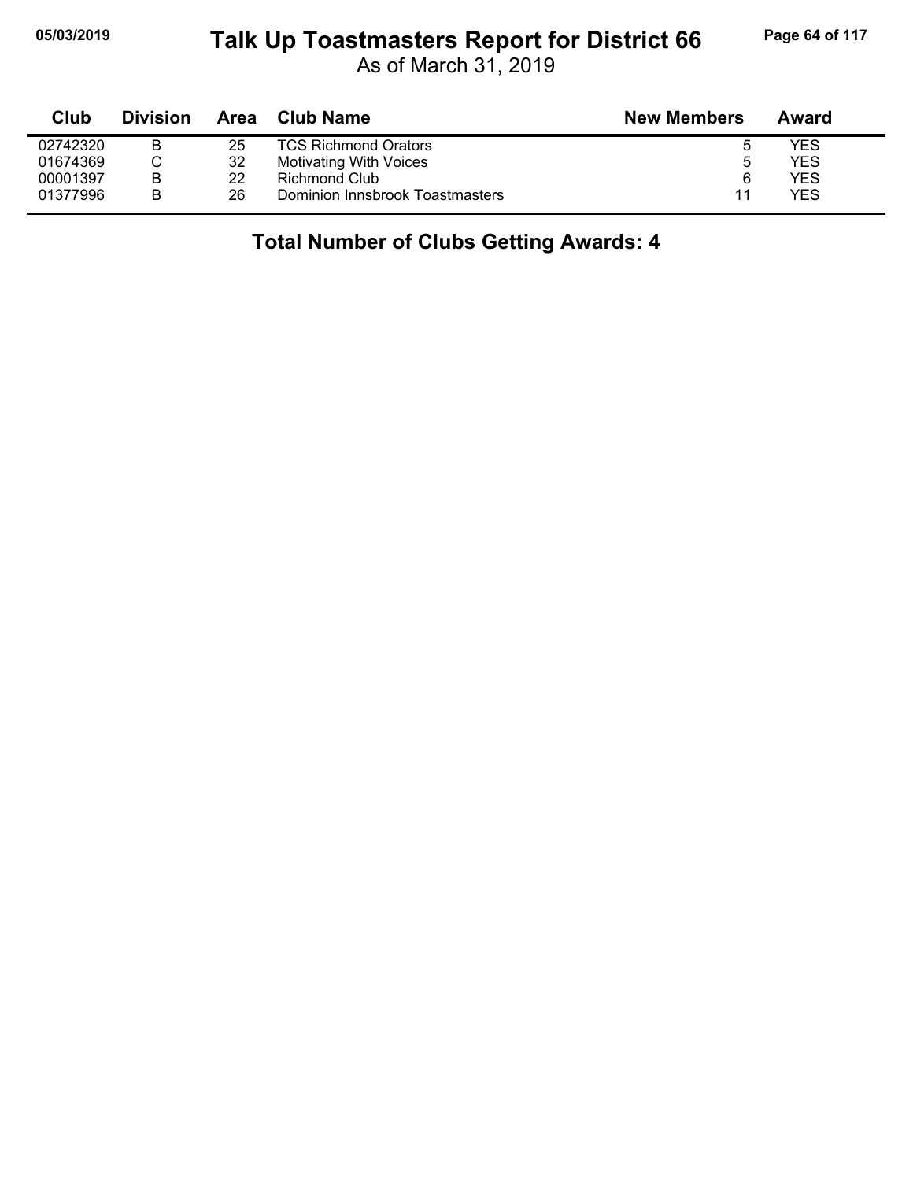# Talk Up Toastmasters Report for District 66

As of March 31, 2019

| Club | Division | Area | Club Name | New Members | Award |
|---|---|---|---|---|---|
| 02742320 | B | 25 | TCS Richmond Orators | 5 | YES |
| 01674369 | C | 32 | Motivating With Voices | 5 | YES |
| 00001397 | B | 22 | Richmond Club | 6 | YES |
| 01377996 | B | 26 | Dominion Innsbrook Toastmasters | 11 | YES |

**Total Number of Clubs Getting Awards: 4**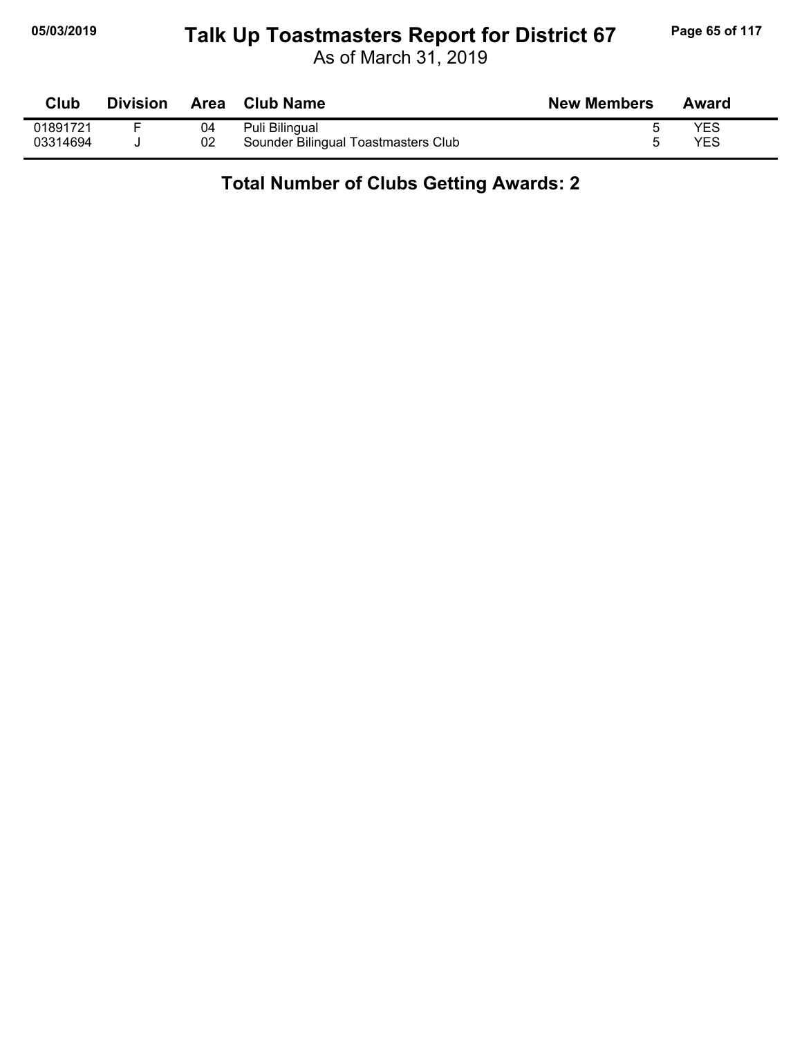# Talk Up Toastmasters Report for District 67

As of March 31, 2019

| Club | Division | Area | Club Name | New Members | Award |
|---|---|---|---|---|---|
| 01891721 | F | 04 | Puli Bilingual | 5 | YES |
| 03314694 | J | 02 | Sounder Bilingual Toastmasters Club | 5 | YES |

**Total Number of Clubs Getting Awards: 2**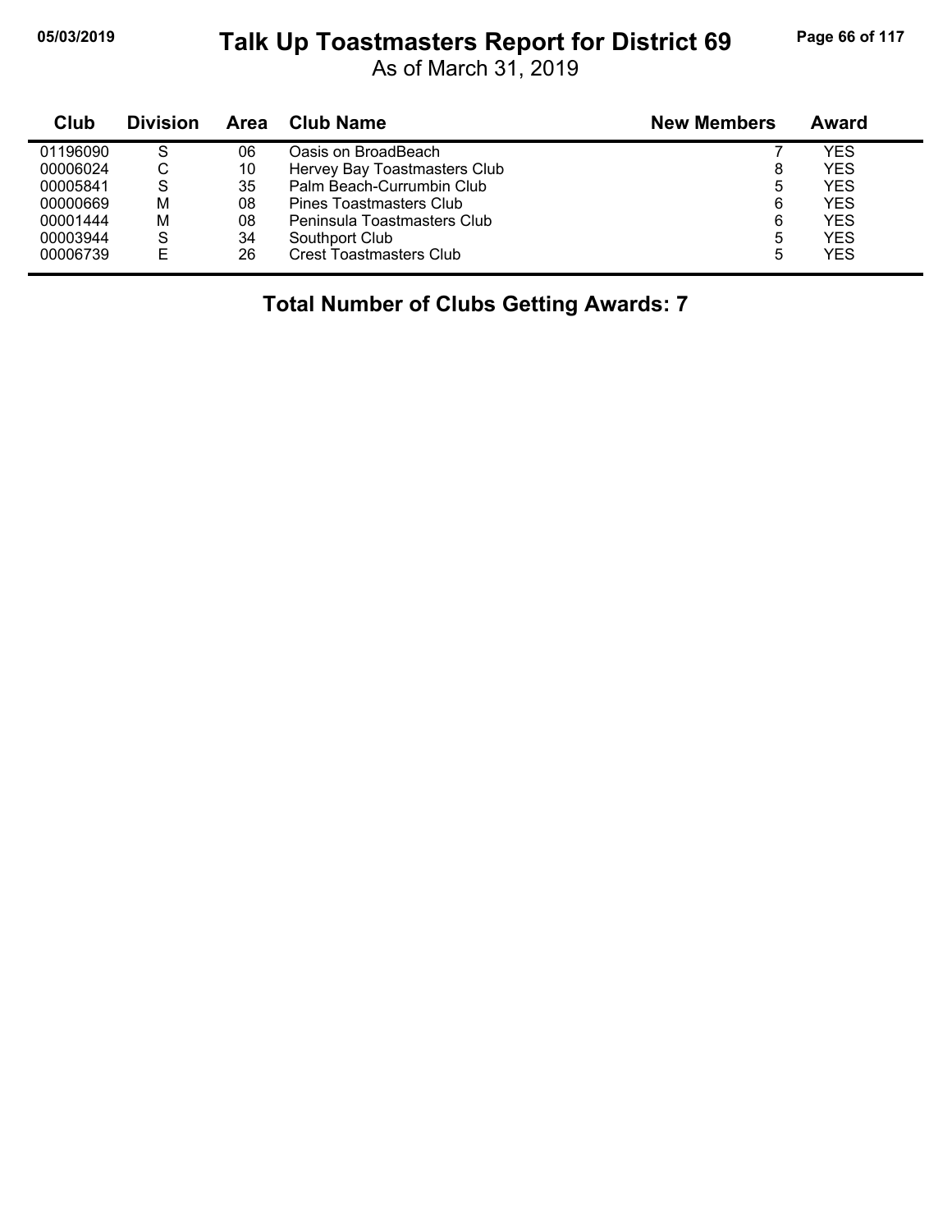# Talk Up Toastmasters Report for District 69

As of March 31, 2019

| Club | Division | Area | Club Name | New Members | Award |
|---|---|---|---|---|---|
| 01196090 | S | 06 | Oasis on BroadBeach | 7 | YES |
| 00006024 | C | 10 | Hervey Bay Toastmasters Club | 8 | YES |
| 00005841 | S | 35 | Palm Beach-Currumbin Club | 5 | YES |
| 00000669 | M | 08 | Pines Toastmasters Club | 6 | YES |
| 00001444 | M | 08 | Peninsula Toastmasters Club | 6 | YES |
| 00003944 | S | 34 | Southport Club | 5 | YES |
| 00006739 | E | 26 | Crest Toastmasters Club | 5 | YES |

**Total Number of Clubs Getting Awards: 7**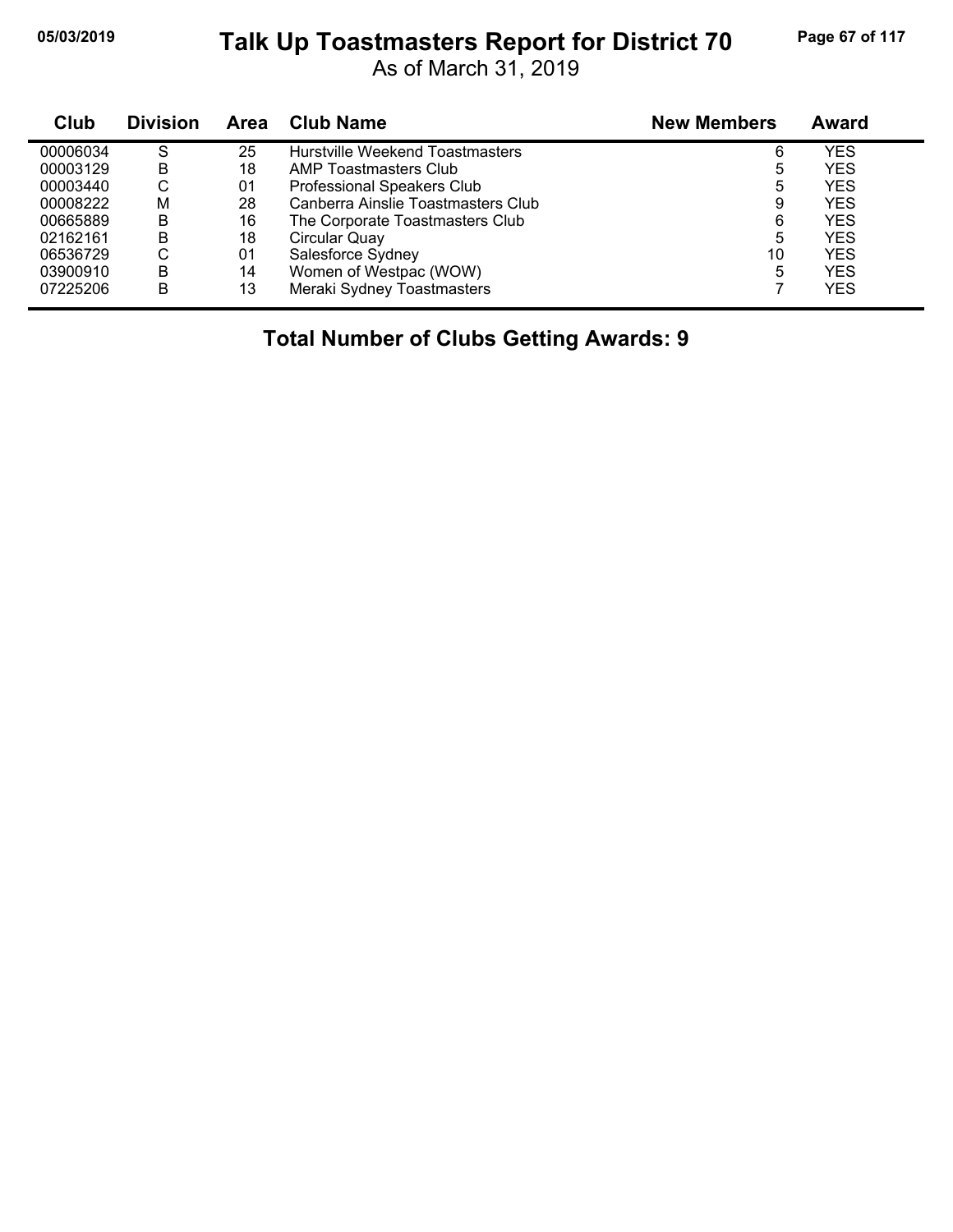# Talk Up Toastmasters Report for District 70

As of March 31, 2019

| Club | Division | Area | Club Name | New Members | Award |
|---|---|---|---|---|---|
| 00006034 | S | 25 | Hurstville Weekend Toastmasters | 6 | YES |
| 00003129 | B | 18 | AMP Toastmasters Club | 5 | YES |
| 00003440 | C | 01 | Professional Speakers Club | 5 | YES |
| 00008222 | M | 28 | Canberra Ainslie Toastmasters Club | 9 | YES |
| 00665889 | B | 16 | The Corporate Toastmasters Club | 6 | YES |
| 02162161 | B | 18 | Circular Quay | 5 | YES |
| 06536729 | C | 01 | Salesforce Sydney | 10 | YES |
| 03900910 | B | 14 | Women of Westpac (WOW) | 5 | YES |
| 07225206 | B | 13 | Meraki Sydney Toastmasters | 7 | YES |

**Total Number of Clubs Getting Awards: 9**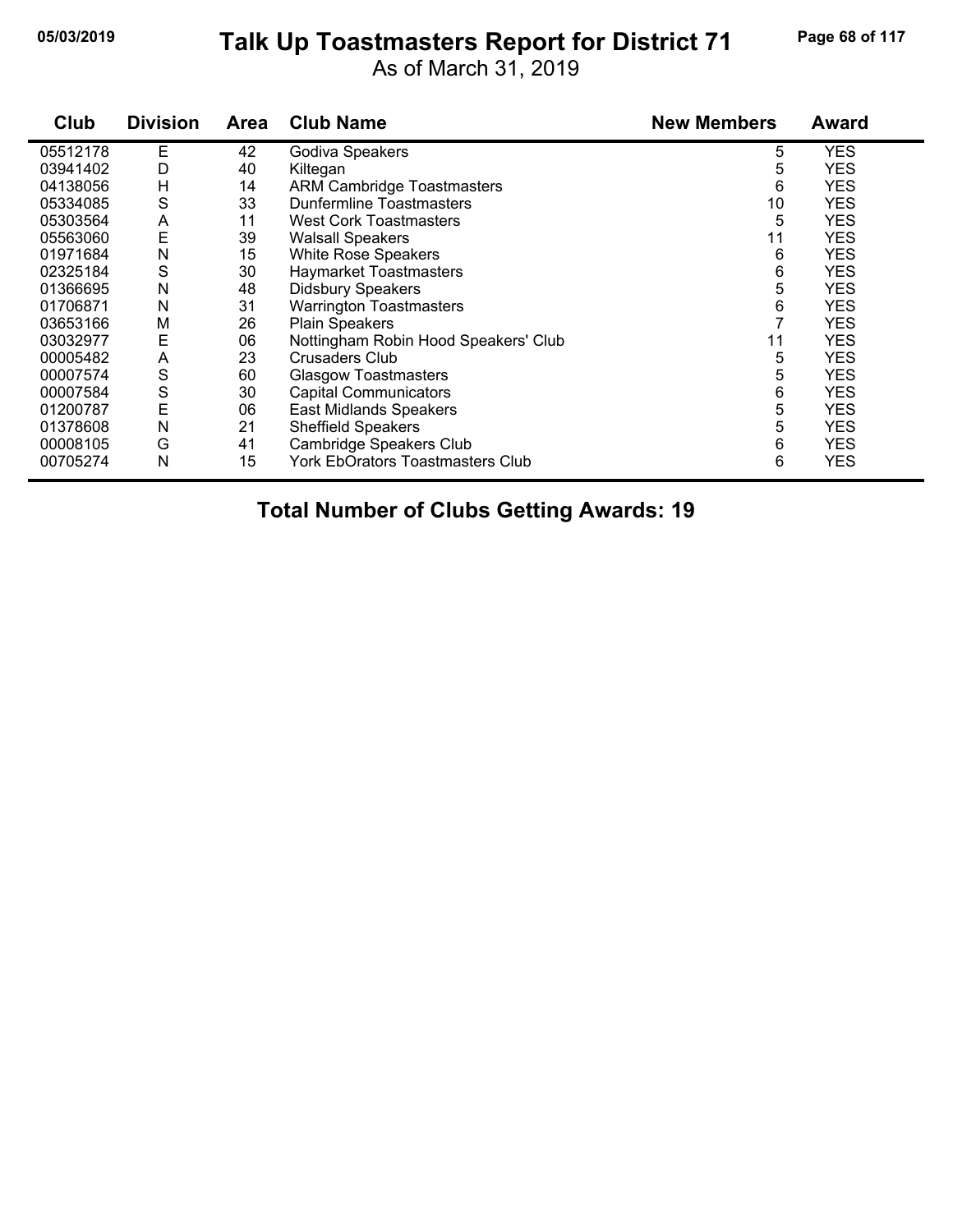# Talk Up Toastmasters Report for District 71

As of March 31, 2019

| Club | Division | Area | Club Name | New Members | Award |
|---|---|---|---|---|---|
| 05512178 | E | 42 | Godiva Speakers | 5 | YES |
| 03941402 | D | 40 | Kiltegan | 5 | YES |
| 04138056 | H | 14 | ARM Cambridge Toastmasters | 6 | YES |
| 05334085 | S | 33 | Dunfermline Toastmasters | 10 | YES |
| 05303564 | A | 11 | West Cork Toastmasters | 5 | YES |
| 05563060 | E | 39 | Walsall Speakers | 11 | YES |
| 01971684 | N | 15 | White Rose Speakers | 6 | YES |
| 02325184 | S | 30 | Haymarket Toastmasters | 6 | YES |
| 01366695 | N | 48 | Didsbury Speakers | 5 | YES |
| 01706871 | N | 31 | Warrington Toastmasters | 6 | YES |
| 03653166 | M | 26 | Plain Speakers | 7 | YES |
| 03032977 | E | 06 | Nottingham Robin Hood Speakers' Club | 11 | YES |
| 00005482 | A | 23 | Crusaders Club | 5 | YES |
| 00007574 | S | 60 | Glasgow Toastmasters | 5 | YES |
| 00007584 | S | 30 | Capital Communicators | 6 | YES |
| 01200787 | E | 06 | East Midlands Speakers | 5 | YES |
| 01378608 | N | 21 | Sheffield Speakers | 5 | YES |
| 00008105 | G | 41 | Cambridge Speakers Club | 6 | YES |
| 00705274 | N | 15 | York EbOrators Toastmasters Club | 6 | YES |

**Total Number of Clubs Getting Awards: 19**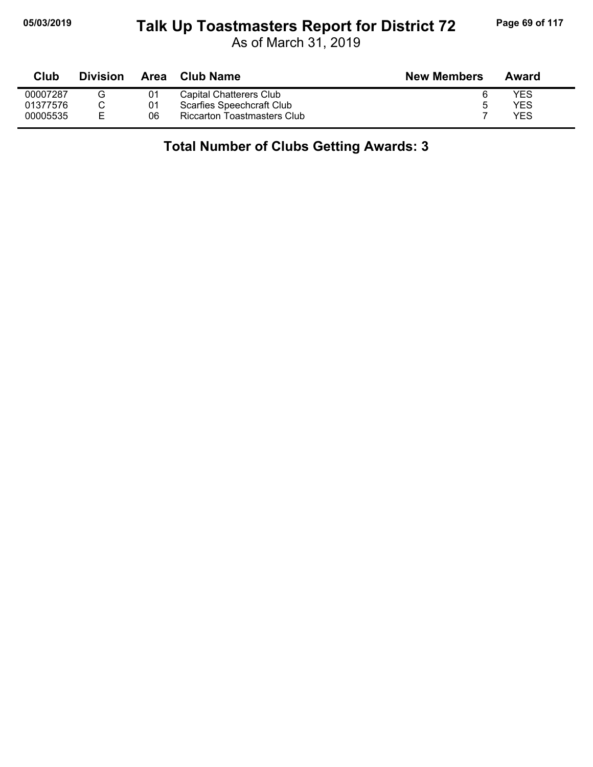# Talk Up Toastmasters Report for District 72

As of March 31, 2019

| Club | Division | Area | Club Name | New Members | Award |
|---|---|---|---|---|---|
| 00007287 | G | 01 | Capital Chatterers Club | 6 | YES |
| 01377576 | C | 01 | Scarfies Speechcraft Club | 5 | YES |
| 00005535 | E | 06 | Riccarton Toastmasters Club | 7 | YES |

**Total Number of Clubs Getting Awards: 3**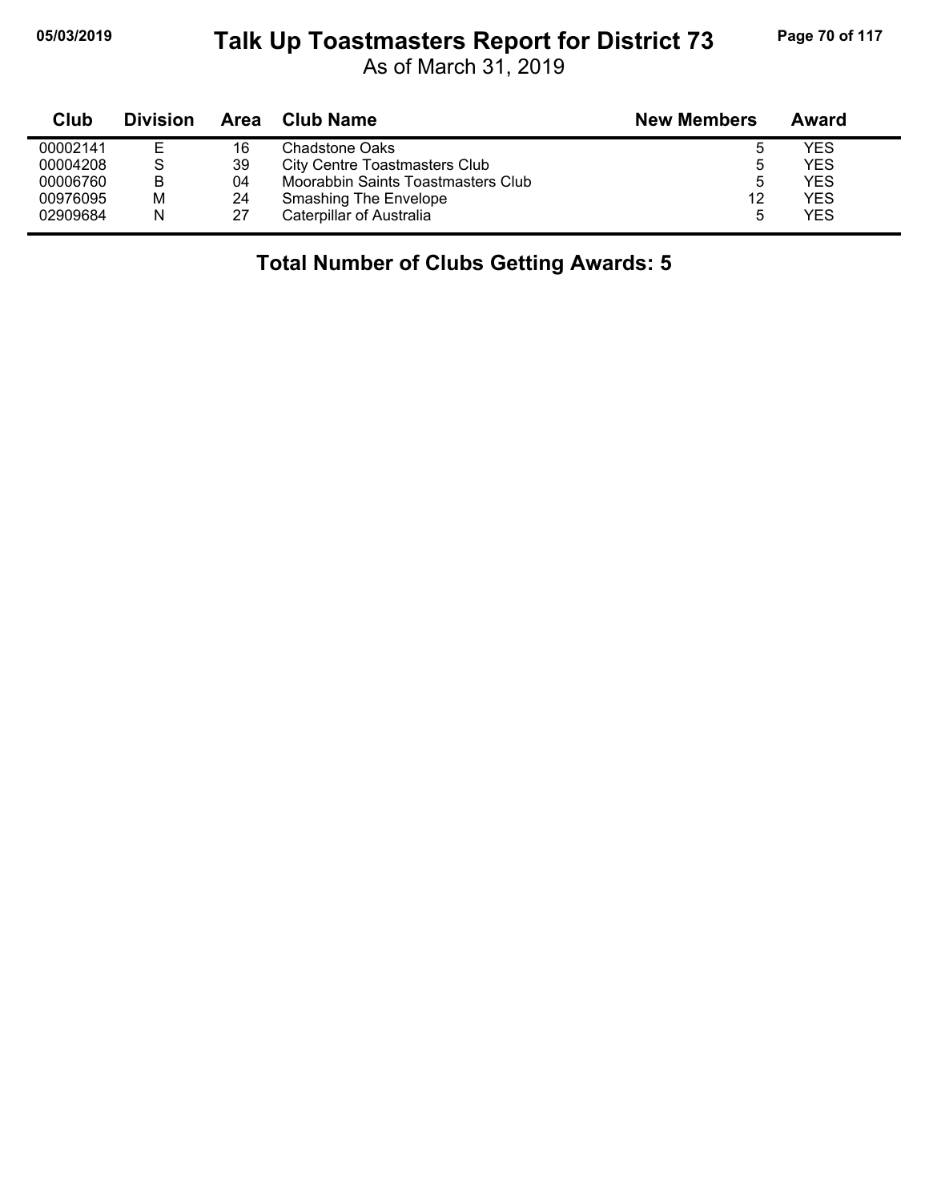# Talk Up Toastmasters Report for District 73

As of March 31, 2019

| Club | Division | Area | Club Name | New Members | Award |
|---|---|---|---|---|---|
| 00002141 | E | 16 | Chadstone Oaks | 5 | YES |
| 00004208 | S | 39 | City Centre Toastmasters Club | 5 | YES |
| 00006760 | B | 04 | Moorabbin Saints Toastmasters Club | 5 | YES |
| 00976095 | M | 24 | Smashing The Envelope | 12 | YES |
| 02909684 | N | 27 | Caterpillar of Australia | 5 | YES |

**Total Number of Clubs Getting Awards: 5**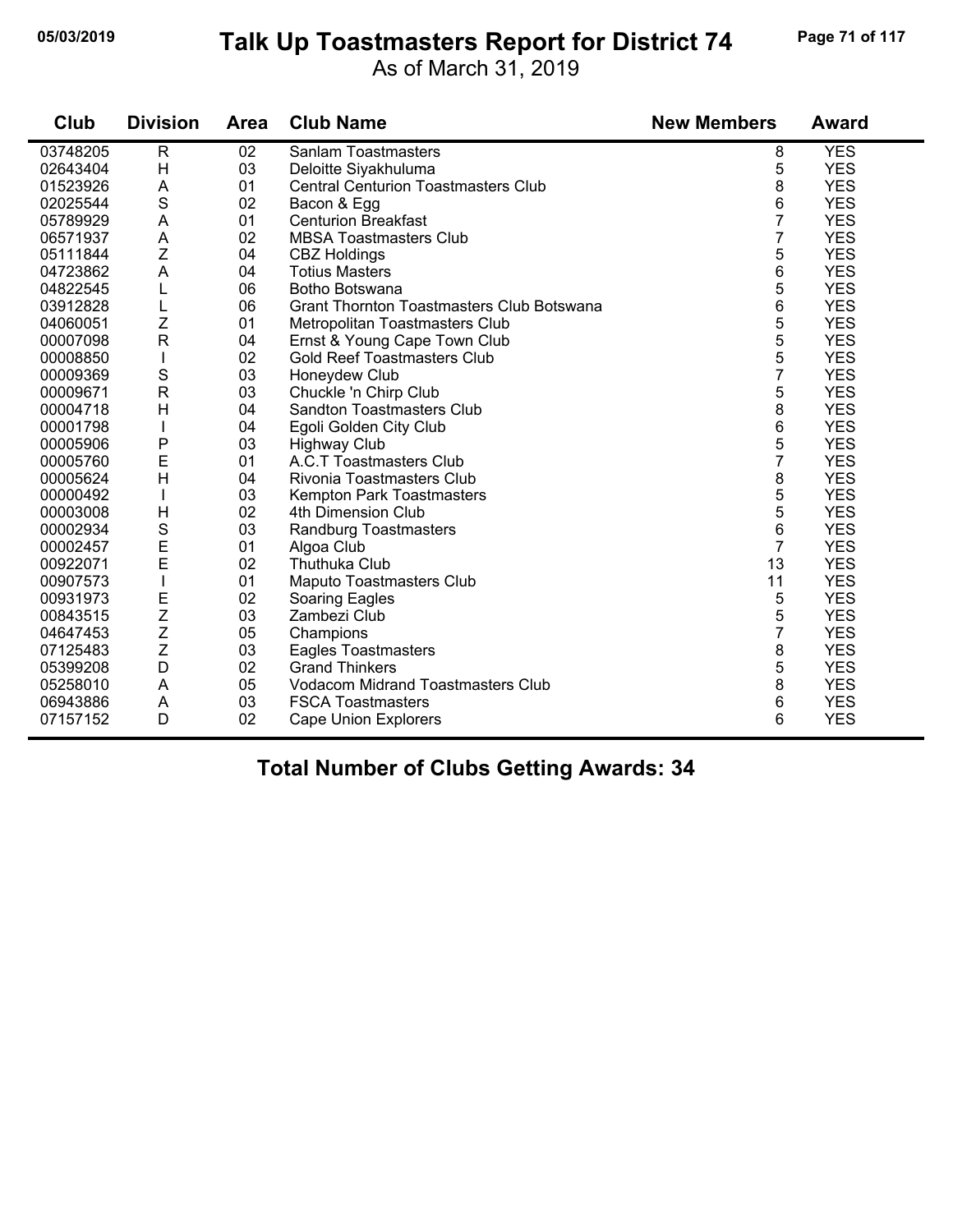# Talk Up Toastmasters Report for District 74

05/03/2019

As of March 31, 2019

| Club | Division | Area | Club Name | New Members | Award |
|---|---|---|---|---|---|
| 03748205 | R | 02 | Sanlam Toastmasters | 8 | YES |
| 02643404 | H | 03 | Deloitte Siyakhuluma | 5 | YES |
| 01523926 | A | 01 | Central Centurion Toastmasters Club | 8 | YES |
| 02025544 | S | 02 | Bacon & Egg | 6 | YES |
| 05789929 | A | 01 | Centurion Breakfast | 7 | YES |
| 06571937 | A | 02 | MBSA Toastmasters Club | 7 | YES |
| 05111844 | Z | 04 | CBZ Holdings | 5 | YES |
| 04723862 | A | 04 | Totius Masters | 6 | YES |
| 04822545 | L | 06 | Botho Botswana | 5 | YES |
| 03912828 | L | 06 | Grant Thornton Toastmasters Club Botswana | 6 | YES |
| 04060051 | Z | 01 | Metropolitan Toastmasters Club | 5 | YES |
| 00007098 | R | 04 | Ernst & Young Cape Town Club | 5 | YES |
| 00008850 | I | 02 | Gold Reef Toastmasters Club | 5 | YES |
| 00009369 | S | 03 | Honeydew Club | 7 | YES |
| 00009671 | R | 03 | Chuckle 'n Chirp Club | 5 | YES |
| 00004718 | H | 04 | Sandton Toastmasters Club | 8 | YES |
| 00001798 | I | 04 | Egoli Golden City Club | 6 | YES |
| 00005906 | P | 03 | Highway Club | 5 | YES |
| 00005760 | E | 01 | A.C.T Toastmasters Club | 7 | YES |
| 00005624 | H | 04 | Rivonia Toastmasters Club | 8 | YES |
| 00000492 | I | 03 | Kempton Park Toastmasters | 5 | YES |
| 00003008 | H | 02 | 4th Dimension Club | 5 | YES |
| 00002934 | S | 03 | Randburg Toastmasters | 6 | YES |
| 00002457 | E | 01 | Algoa Club | 7 | YES |
| 00922071 | E | 02 | Thuthuka Club | 13 | YES |
| 00907573 | I | 01 | Maputo Toastmasters Club | 11 | YES |
| 00931973 | E | 02 | Soaring Eagles | 5 | YES |
| 00843515 | Z | 03 | Zambezi Club | 5 | YES |
| 04647453 | Z | 05 | Champions | 7 | YES |
| 07125483 | Z | 03 | Eagles Toastmasters | 8 | YES |
| 05399208 | D | 02 | Grand Thinkers | 5 | YES |
| 05258010 | A | 05 | Vodacom Midrand Toastmasters Club | 8 | YES |
| 06943886 | A | 03 | FSCA Toastmasters | 6 | YES |
| 07157152 | D | 02 | Cape Union Explorers | 6 | YES |

**Total Number of Clubs Getting Awards: 34**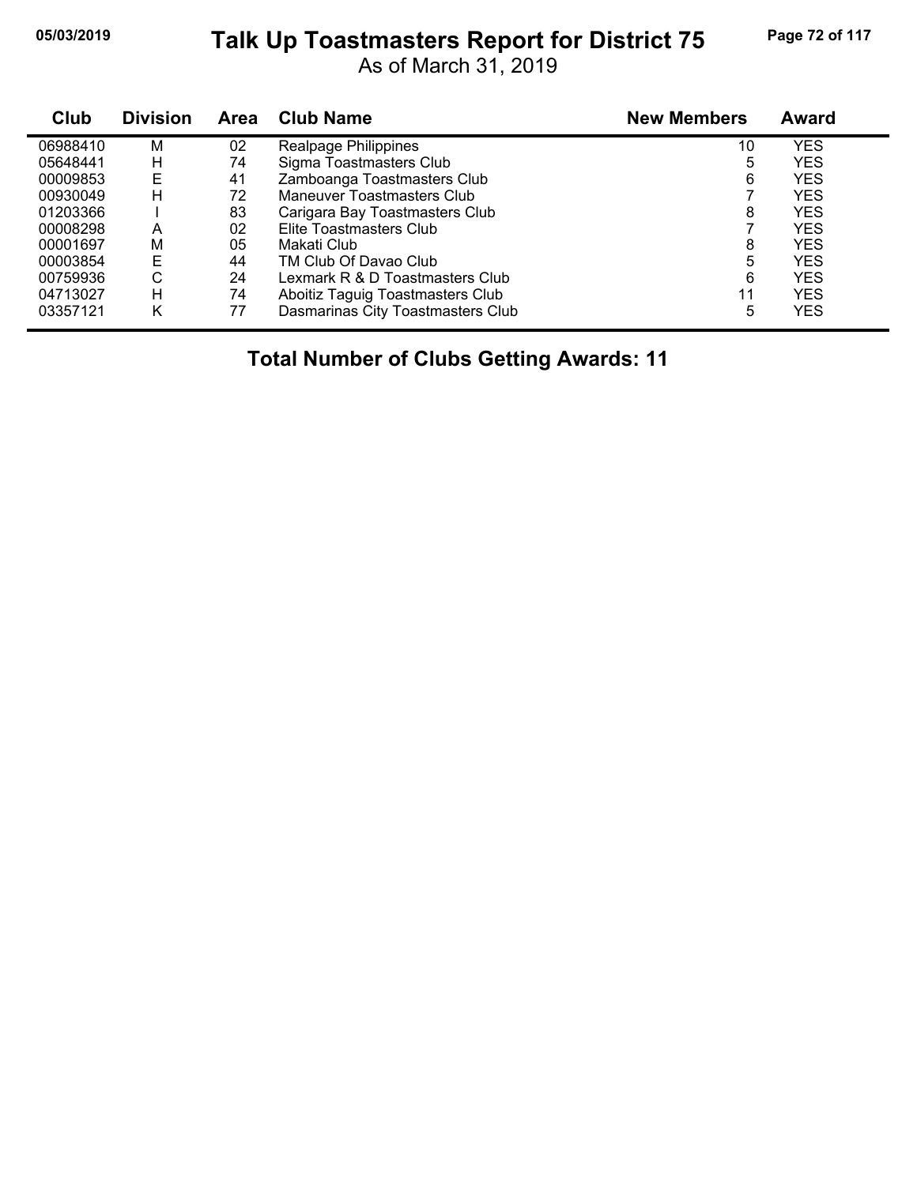# Talk Up Toastmasters Report for District 75

As of March 31, 2019

| Club | Division | Area | Club Name | New Members | Award |
|---|---|---|---|---|---|
| 06988410 | M | 02 | Realpage Philippines | 10 | YES |
| 05648441 | H | 74 | Sigma Toastmasters Club | 5 | YES |
| 00009853 | E | 41 | Zamboanga Toastmasters Club | 6 | YES |
| 00930049 | H | 72 | Maneuver Toastmasters Club | 7 | YES |
| 01203366 | I | 83 | Carigara Bay Toastmasters Club | 8 | YES |
| 00008298 | A | 02 | Elite Toastmasters Club | 7 | YES |
| 00001697 | M | 05 | Makati Club | 8 | YES |
| 00003854 | E | 44 | TM Club Of Davao Club | 5 | YES |
| 00759936 | C | 24 | Lexmark R & D Toastmasters Club | 6 | YES |
| 04713027 | H | 74 | Aboitiz Taguig Toastmasters Club | 11 | YES |
| 03357121 | K | 77 | Dasmarinas City Toastmasters Club | 5 | YES |

**Total Number of Clubs Getting Awards: 11**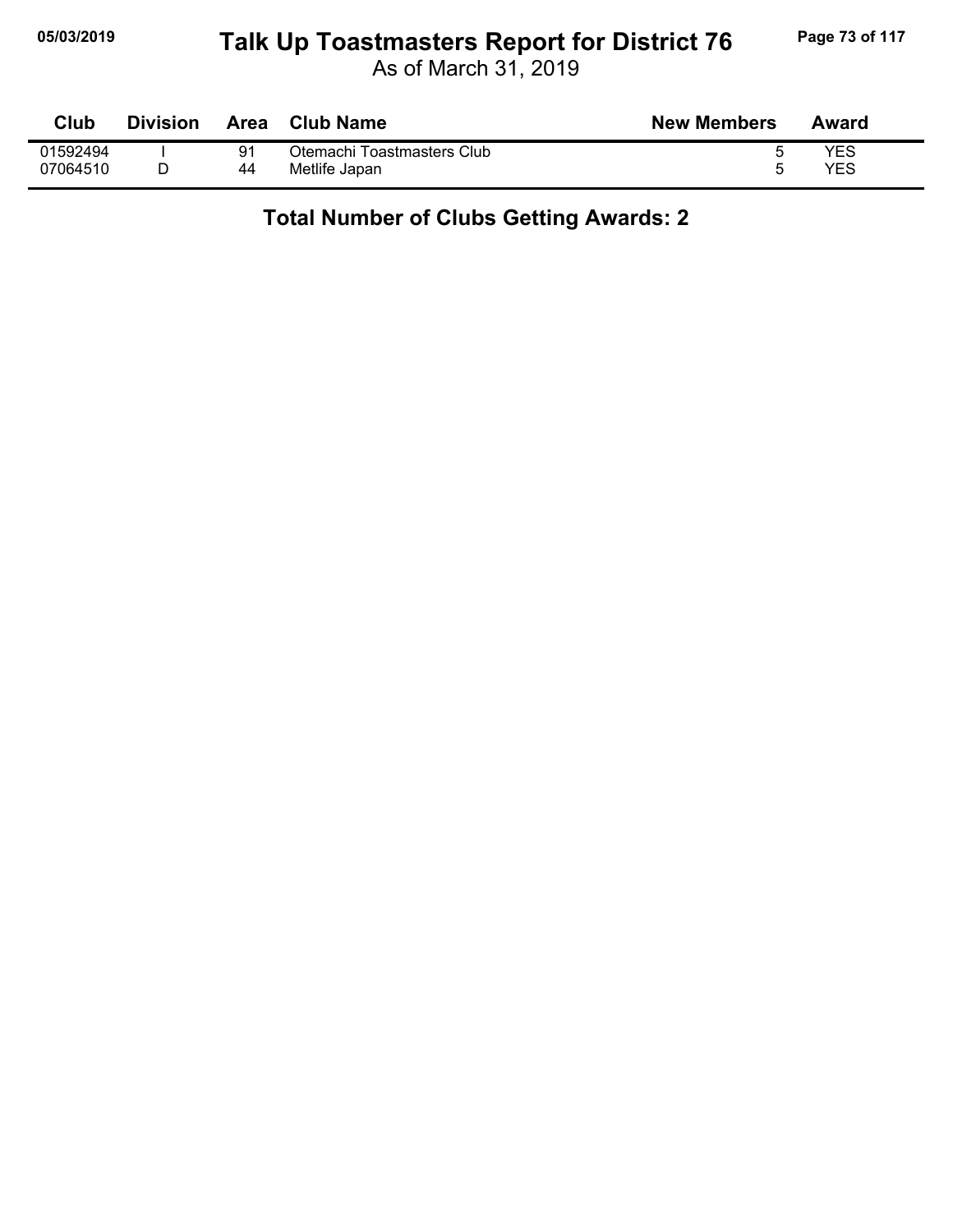# Talk Up Toastmasters Report for District 76

As of March 31, 2019

| Club | Division | Area | Club Name | New Members | Award |
|---|---|---|---|---|---|
| 01592494 | I | 91 | Otemachi Toastmasters Club | 5 | YES |
| 07064510 | D | 44 | Metlife Japan | 5 | YES |

**Total Number of Clubs Getting Awards: 2**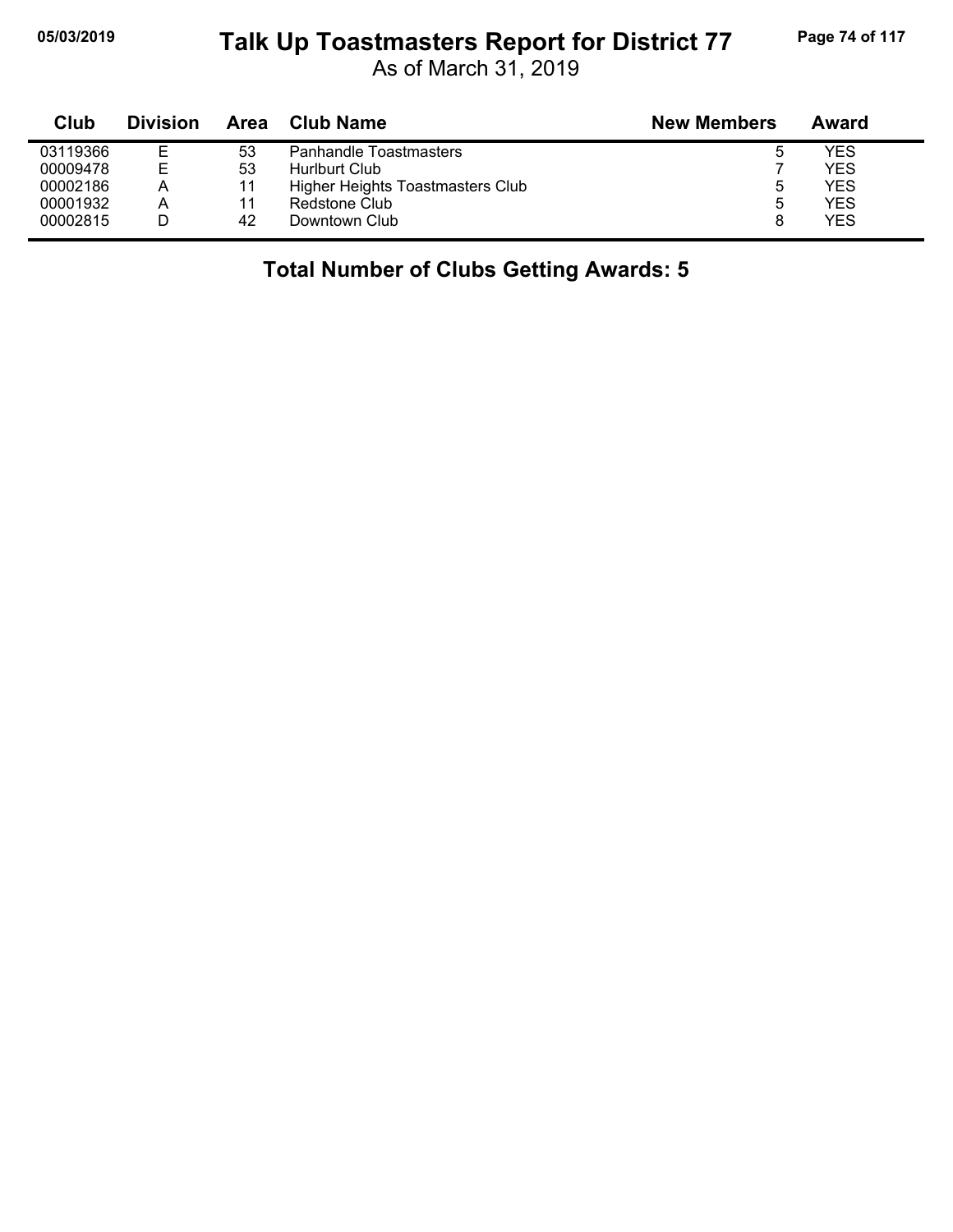# Talk Up Toastmasters Report for District 77

As of March 31, 2019

| Club | Division | Area | Club Name | New Members | Award |
|---|---|---|---|---|---|
| 03119366 | E | 53 | Panhandle Toastmasters | 5 | YES |
| 00009478 | E | 53 | Hurlburt Club | 7 | YES |
| 00002186 | A | 11 | Higher Heights Toastmasters Club | 5 | YES |
| 00001932 | A | 11 | Redstone Club | 5 | YES |
| 00002815 | D | 42 | Downtown Club | 8 | YES |

**Total Number of Clubs Getting Awards: 5**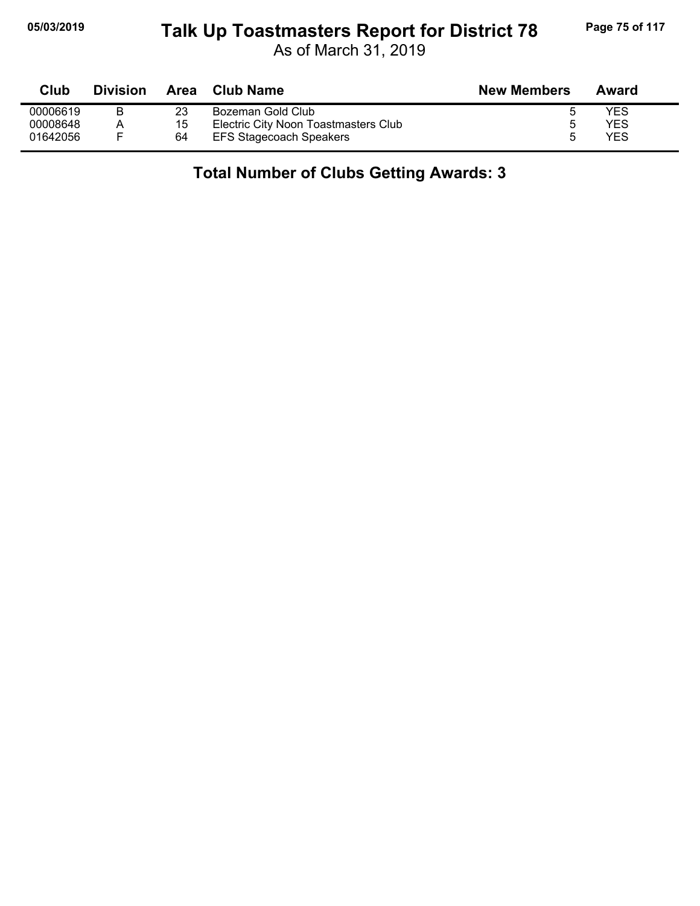# Talk Up Toastmasters Report for District 78

As of March 31, 2019

| Club | Division | Area | Club Name | New Members | Award |
|---|---|---|---|---|---|
| 00006619 | B | 23 | Bozeman Gold Club | 5 | YES |
| 00008648 | A | 15 | Electric City Noon Toastmasters Club | 5 | YES |
| 01642056 | F | 64 | EFS Stagecoach Speakers | 5 | YES |

**Total Number of Clubs Getting Awards: 3**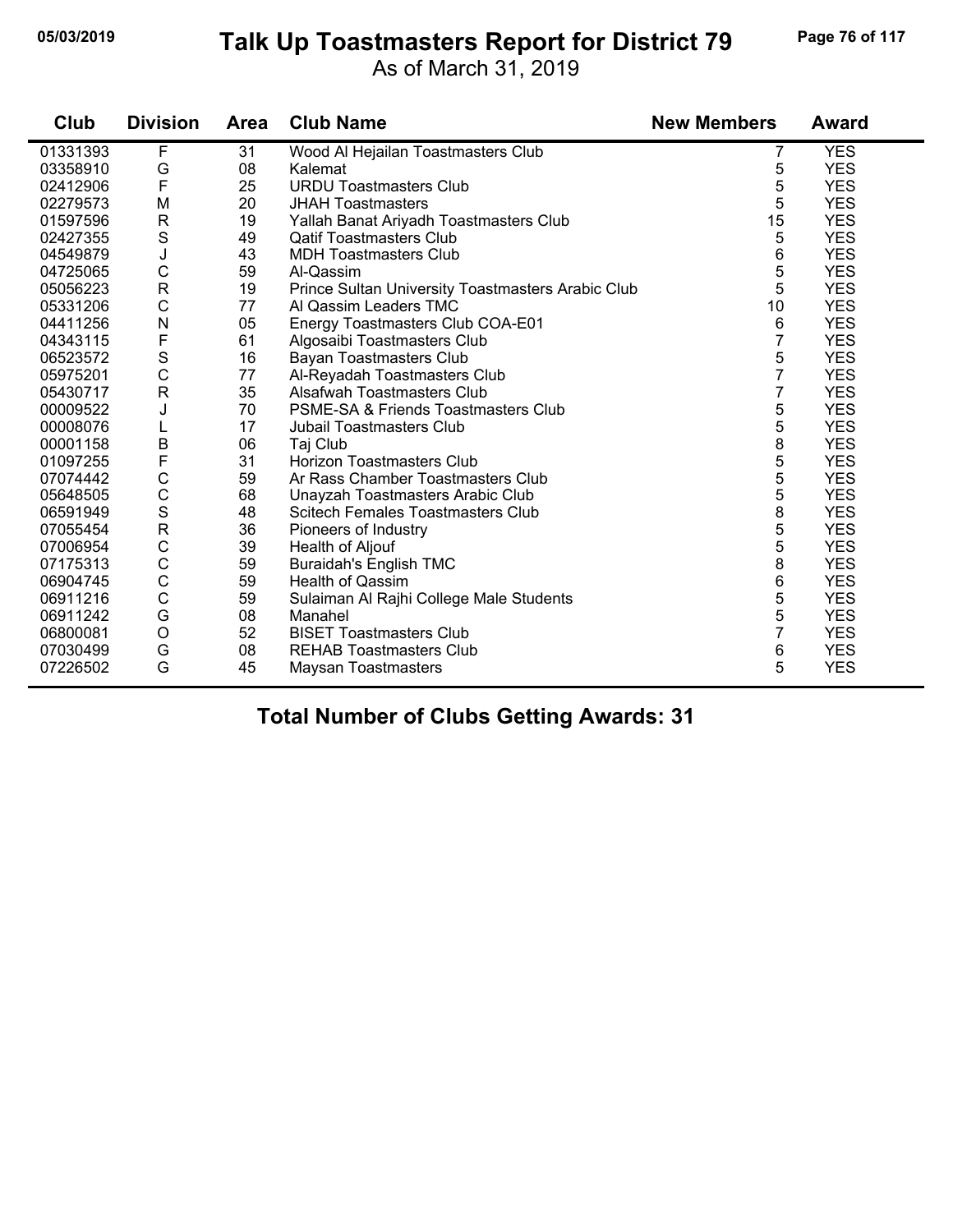# Talk Up Toastmasters Report for District 79

As of March 31, 2019

05/03/2019

| Club | Division | Area | Club Name | New Members | Award |
|---|---|---|---|---|---|
| 01331393 | F | 31 | Wood Al Hejailan Toastmasters Club | 7 | YES |
| 03358910 | G | 08 | Kalemat | 5 | YES |
| 02412906 | F | 25 | URDU Toastmasters Club | 5 | YES |
| 02279573 | M | 20 | JHAH Toastmasters | 5 | YES |
| 01597596 | R | 19 | Yallah Banat Ariyadh Toastmasters Club | 15 | YES |
| 02427355 | S | 49 | Qatif Toastmasters Club | 5 | YES |
| 04549879 | J | 43 | MDH Toastmasters Club | 6 | YES |
| 04725065 | C | 59 | Al-Qassim | 5 | YES |
| 05056223 | R | 19 | Prince Sultan University Toastmasters Arabic Club | 5 | YES |
| 05331206 | C | 77 | Al Qassim Leaders TMC | 10 | YES |
| 04411256 | N | 05 | Energy Toastmasters Club COA-E01 | 6 | YES |
| 04343115 | F | 61 | Algosaibi Toastmasters Club | 7 | YES |
| 06523572 | S | 16 | Bayan Toastmasters Club | 5 | YES |
| 05975201 | C | 77 | Al-Reyadah Toastmasters Club | 7 | YES |
| 05430717 | R | 35 | Alsafwah Toastmasters Club | 7 | YES |
| 00009522 | J | 70 | PSME-SA & Friends Toastmasters Club | 5 | YES |
| 00008076 | L | 17 | Jubail Toastmasters Club | 5 | YES |
| 00001158 | B | 06 | Taj Club | 8 | YES |
| 01097255 | F | 31 | Horizon Toastmasters Club | 5 | YES |
| 07074442 | C | 59 | Ar Rass Chamber Toastmasters Club | 5 | YES |
| 05648505 | C | 68 | Unayzah Toastmasters Arabic Club | 5 | YES |
| 06591949 | S | 48 | Scitech Females Toastmasters Club | 8 | YES |
| 07055454 | R | 36 | Pioneers of Industry | 5 | YES |
| 07006954 | C | 39 | Health of Aljouf | 5 | YES |
| 07175313 | C | 59 | Buraidah's English TMC | 8 | YES |
| 06904745 | C | 59 | Health of Qassim | 6 | YES |
| 06911216 | C | 59 | Sulaiman Al Rajhi College Male Students | 5 | YES |
| 06911242 | G | 08 | Manahel | 5 | YES |
| 06800081 | O | 52 | BISET Toastmasters Club | 7 | YES |
| 07030499 | G | 08 | REHAB Toastmasters Club | 6 | YES |
| 07226502 | G | 45 | Maysan Toastmasters | 5 | YES |

## Total Number of Clubs Getting Awards: 31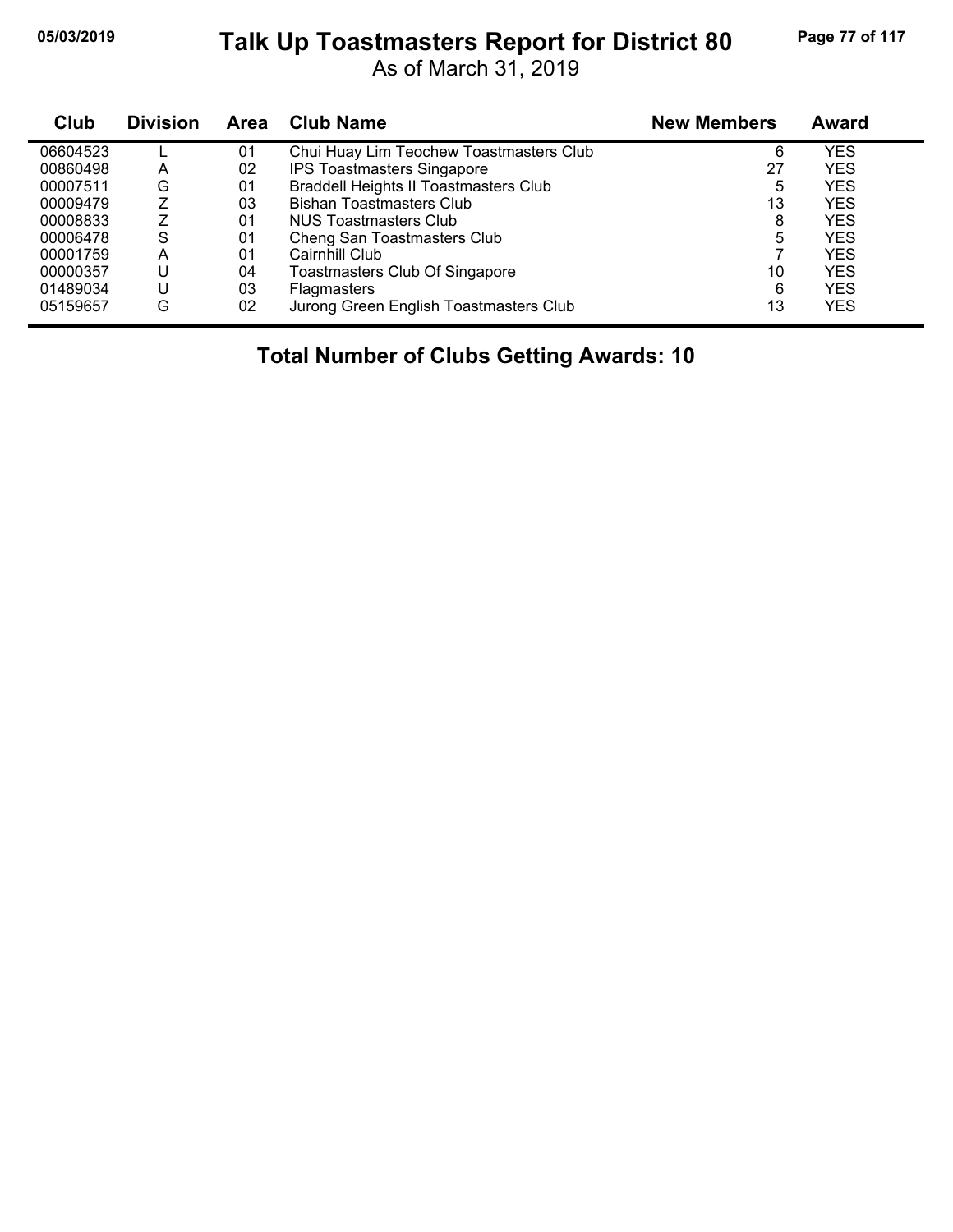# Talk Up Toastmasters Report for District 80

As of March 31, 2019

| Club | Division | Area | Club Name | New Members | Award |
|---|---|---|---|---|---|
| 06604523 | L | 01 | Chui Huay Lim Teochew Toastmasters Club | 6 | YES |
| 00860498 | A | 02 | IPS Toastmasters Singapore | 27 | YES |
| 00007511 | G | 01 | Braddell Heights II Toastmasters Club | 5 | YES |
| 00009479 | Z | 03 | Bishan Toastmasters Club | 13 | YES |
| 00008833 | Z | 01 | NUS Toastmasters Club | 8 | YES |
| 00006478 | S | 01 | Cheng San Toastmasters Club | 5 | YES |
| 00001759 | A | 01 | Cairnhill Club | 7 | YES |
| 00000357 | U | 04 | Toastmasters Club Of Singapore | 10 | YES |
| 01489034 | U | 03 | Flagmasters | 6 | YES |
| 05159657 | G | 02 | Jurong Green English Toastmasters Club | 13 | YES |

**Total Number of Clubs Getting Awards: 10**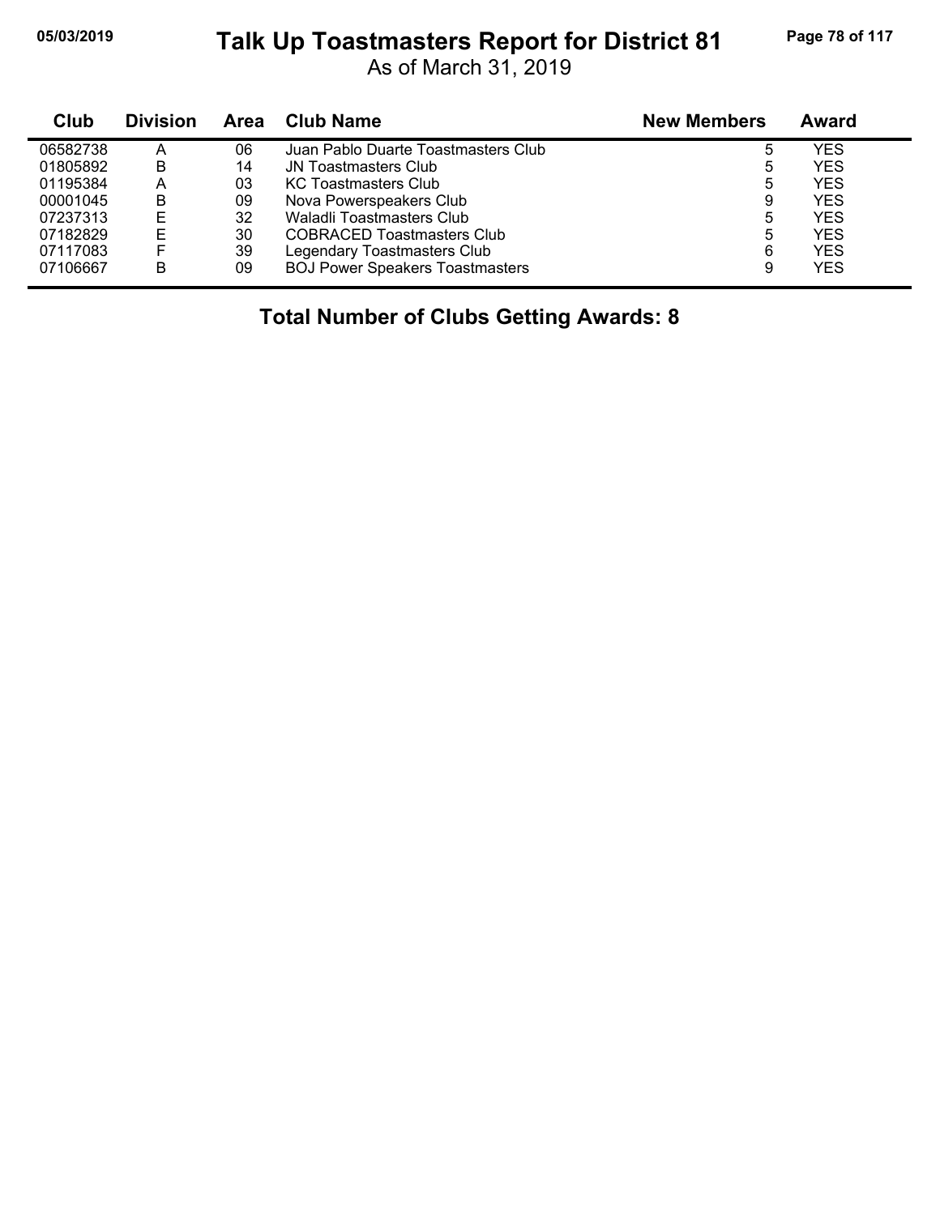# Talk Up Toastmasters Report for District 81

As of March 31, 2019

| Club | Division | Area | Club Name | New Members | Award |
|---|---|---|---|---|---|
| 06582738 | A | 06 | Juan Pablo Duarte Toastmasters Club | 5 | YES |
| 01805892 | B | 14 | JN Toastmasters Club | 5 | YES |
| 01195384 | A | 03 | KC Toastmasters Club | 5 | YES |
| 00001045 | B | 09 | Nova Powerspeakers Club | 9 | YES |
| 07237313 | E | 32 | Waladli Toastmasters Club | 5 | YES |
| 07182829 | E | 30 | COBRACED Toastmasters Club | 5 | YES |
| 07117083 | F | 39 | Legendary Toastmasters Club | 6 | YES |
| 07106667 | B | 09 | BOJ Power Speakers Toastmasters | 9 | YES |

**Total Number of Clubs Getting Awards: 8**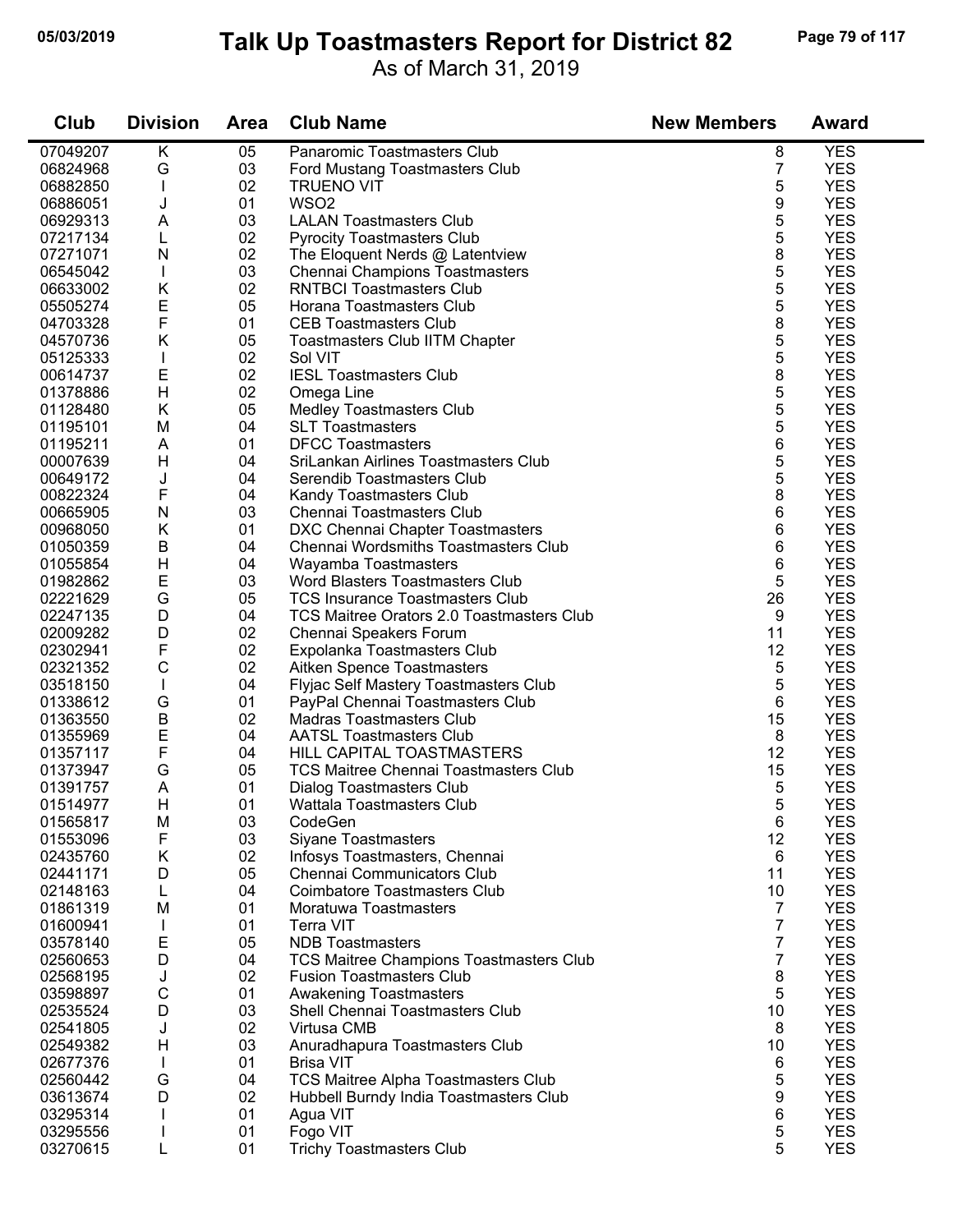# Talk Up Toastmasters Report for District 82

05/03/2019

As of March 31, 2019

| Club | Division | Area | Club Name | New Members | Award |
|---|---|---|---|---|---|
| 07049207 | K | 05 | Panaromic Toastmasters Club | 8 | YES |
| 06824968 | G | 03 | Ford Mustang Toastmasters Club | 7 | YES |
| 06882850 | I | 02 | TRUENO VIT | 5 | YES |
| 06886051 | J | 01 | WSO2 | 9 | YES |
| 06929313 | A | 03 | LALAN Toastmasters Club | 5 | YES |
| 07217134 | L | 02 | Pyrocity Toastmasters Club | 5 | YES |
| 07271071 | N | 02 | The Eloquent Nerds @ Latentview | 8 | YES |
| 06545042 | I | 03 | Chennai Champions Toastmasters | 5 | YES |
| 06633002 | K | 02 | RNTBCI Toastmasters Club | 5 | YES |
| 05505274 | E | 05 | Horana Toastmasters Club | 5 | YES |
| 04703328 | F | 01 | CEB Toastmasters Club | 8 | YES |
| 04570736 | K | 05 | Toastmasters Club IITM Chapter | 5 | YES |
| 05125333 | I | 02 | Sol VIT | 5 | YES |
| 00614737 | E | 02 | IESL Toastmasters Club | 8 | YES |
| 01378886 | H | 02 | Omega Line | 5 | YES |
| 01128480 | K | 05 | Medley Toastmasters Club | 5 | YES |
| 01195101 | M | 04 | SLT Toastmasters | 5 | YES |
| 01195211 | A | 01 | DFCC Toastmasters | 6 | YES |
| 00007639 | H | 04 | SriLankan Airlines Toastmasters Club | 5 | YES |
| 00649172 | J | 04 | Serendib Toastmasters Club | 5 | YES |
| 00822324 | F | 04 | Kandy Toastmasters Club | 8 | YES |
| 00665905 | N | 03 | Chennai Toastmasters Club | 6 | YES |
| 00968050 | K | 01 | DXC Chennai Chapter Toastmasters | 6 | YES |
| 01050359 | B | 04 | Chennai Wordsmiths Toastmasters Club | 6 | YES |
| 01055854 | H | 04 | Wayamba Toastmasters | 6 | YES |
| 01982862 | E | 03 | Word Blasters Toastmasters Club | 5 | YES |
| 02221629 | G | 05 | TCS Insurance Toastmasters Club | 26 | YES |
| 02247135 | D | 04 | TCS Maitree Orators 2.0 Toastmasters Club | 9 | YES |
| 02009282 | D | 02 | Chennai Speakers Forum | 11 | YES |
| 02302941 | F | 02 | Expolanka Toastmasters Club | 12 | YES |
| 02321352 | C | 02 | Aitken Spence Toastmasters | 5 | YES |
| 03518150 | I | 04 | Flyjac Self Mastery Toastmasters Club | 5 | YES |
| 01338612 | G | 01 | PayPal Chennai Toastmasters Club | 6 | YES |
| 01363550 | B | 02 | Madras Toastmasters Club | 15 | YES |
| 01355969 | E | 04 | AATSL Toastmasters Club | 8 | YES |
| 01357117 | F | 04 | HILL CAPITAL TOASTMASTERS | 12 | YES |
| 01373947 | G | 05 | TCS Maitree Chennai Toastmasters Club | 15 | YES |
| 01391757 | A | 01 | Dialog Toastmasters Club | 5 | YES |
| 01514977 | H | 01 | Wattala Toastmasters Club | 5 | YES |
| 01565817 | M | 03 | CodeGen | 6 | YES |
| 01553096 | F | 03 | Siyane Toastmasters | 12 | YES |
| 02435760 | K | 02 | Infosys Toastmasters, Chennai | 6 | YES |
| 02441171 | D | 05 | Chennai Communicators Club | 11 | YES |
| 02148163 | L | 04 | Coimbatore Toastmasters Club | 10 | YES |
| 01861319 | M | 01 | Moratuwa Toastmasters | 7 | YES |
| 01600941 | I | 01 | Terra VIT | 7 | YES |
| 03578140 | E | 05 | NDB Toastmasters | 7 | YES |
| 02560653 | D | 04 | TCS Maitree Champions Toastmasters Club | 7 | YES |
| 02568195 | J | 02 | Fusion Toastmasters Club | 8 | YES |
| 03598897 | C | 01 | Awakening Toastmasters | 5 | YES |
| 02535524 | D | 03 | Shell Chennai Toastmasters Club | 10 | YES |
| 02541805 | J | 02 | Virtusa CMB | 8 | YES |
| 02549382 | H | 03 | Anuradhapura Toastmasters Club | 10 | YES |
| 02677376 | I | 01 | Brisa VIT | 6 | YES |
| 02560442 | G | 04 | TCS Maitree Alpha Toastmasters Club | 5 | YES |
| 03613674 | D | 02 | Hubbell Burndy India Toastmasters Club | 9 | YES |
| 03295314 | I | 01 | Agua VIT | 6 | YES |
| 03295556 | I | 01 | Fogo VIT | 5 | YES |
| 03270615 | L | 01 | Trichy Toastmasters Club | 5 | YES |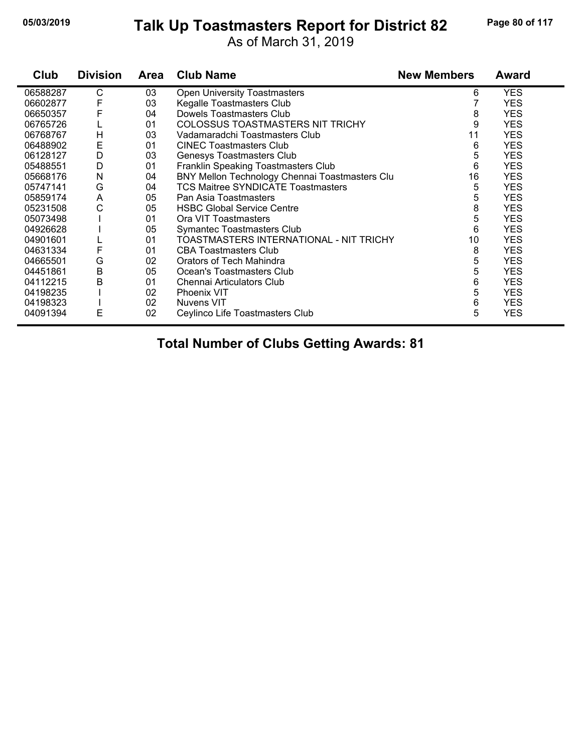# Talk Up Toastmasters Report for District 82

As of March 31, 2019

| Club | Division | Area | Club Name | New Members | Award |
|---|---|---|---|---|---|
| 06588287 | C | 03 | Open University Toastmasters | 6 | YES |
| 06602877 | F | 03 | Kegalle Toastmasters Club | 7 | YES |
| 06650357 | F | 04 | Dowels Toastmasters Club | 8 | YES |
| 06765726 | L | 01 | COLOSSUS TOASTMASTERS NIT TRICHY | 9 | YES |
| 06768767 | H | 03 | Vadamaradchi Toastmasters Club | 11 | YES |
| 06488902 | E | 01 | CINEC Toastmasters Club | 6 | YES |
| 06128127 | D | 03 | Genesys Toastmasters Club | 5 | YES |
| 05488551 | D | 01 | Franklin Speaking Toastmasters Club | 6 | YES |
| 05668176 | N | 04 | BNY Mellon Technology Chennai Toastmasters Clu | 16 | YES |
| 05747141 | G | 04 | TCS Maitree SYNDICATE Toastmasters | 5 | YES |
| 05859174 | A | 05 | Pan Asia Toastmasters | 5 | YES |
| 05231508 | C | 05 | HSBC Global Service Centre | 8 | YES |
| 05073498 | I | 01 | Ora VIT Toastmasters | 5 | YES |
| 04926628 | I | 05 | Symantec Toastmasters Club | 6 | YES |
| 04901601 | L | 01 | TOASTMASTERS INTERNATIONAL - NIT TRICHY | 10 | YES |
| 04631334 | F | 01 | CBA Toastmasters Club | 8 | YES |
| 04665501 | G | 02 | Orators of Tech Mahindra | 5 | YES |
| 04451861 | B | 05 | Ocean's Toastmasters Club | 5 | YES |
| 04112215 | B | 01 | Chennai Articulators Club | 6 | YES |
| 04198235 | I | 02 | Phoenix VIT | 5 | YES |
| 04198323 | I | 02 | Nuvens VIT | 6 | YES |
| 04091394 | E | 02 | Ceylinco Life Toastmasters Club | 5 | YES |

**Total Number of Clubs Getting Awards: 81**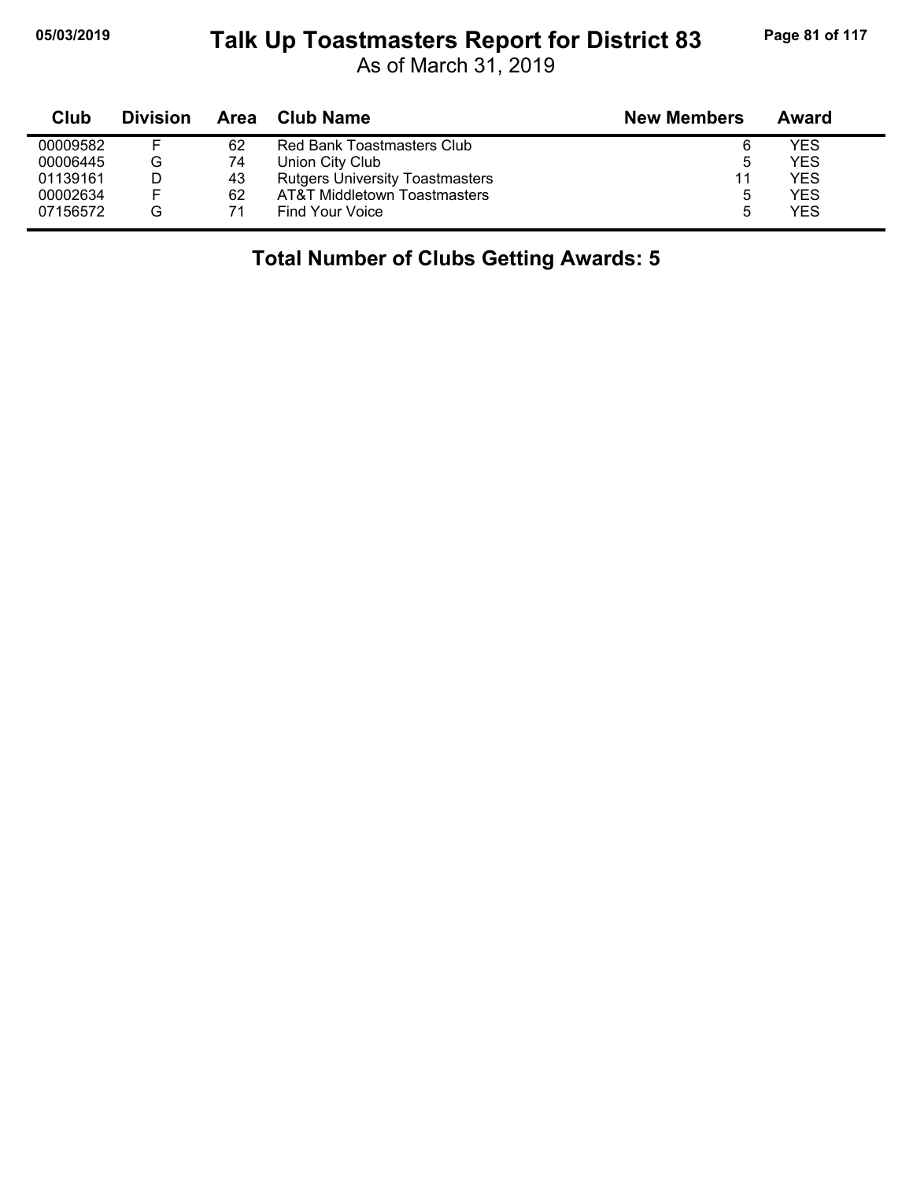# Talk Up Toastmasters Report for District 83

As of March 31, 2019

| Club | Division | Area | Club Name | New Members | Award |
|---|---|---|---|---|---|
| 00009582 | F | 62 | Red Bank Toastmasters Club | 6 | YES |
| 00006445 | G | 74 | Union City Club | 5 | YES |
| 01139161 | D | 43 | Rutgers University Toastmasters | 11 | YES |
| 00002634 | F | 62 | AT&T Middletown Toastmasters | 5 | YES |
| 07156572 | G | 71 | Find Your Voice | 5 | YES |

## Total Number of Clubs Getting Awards: 5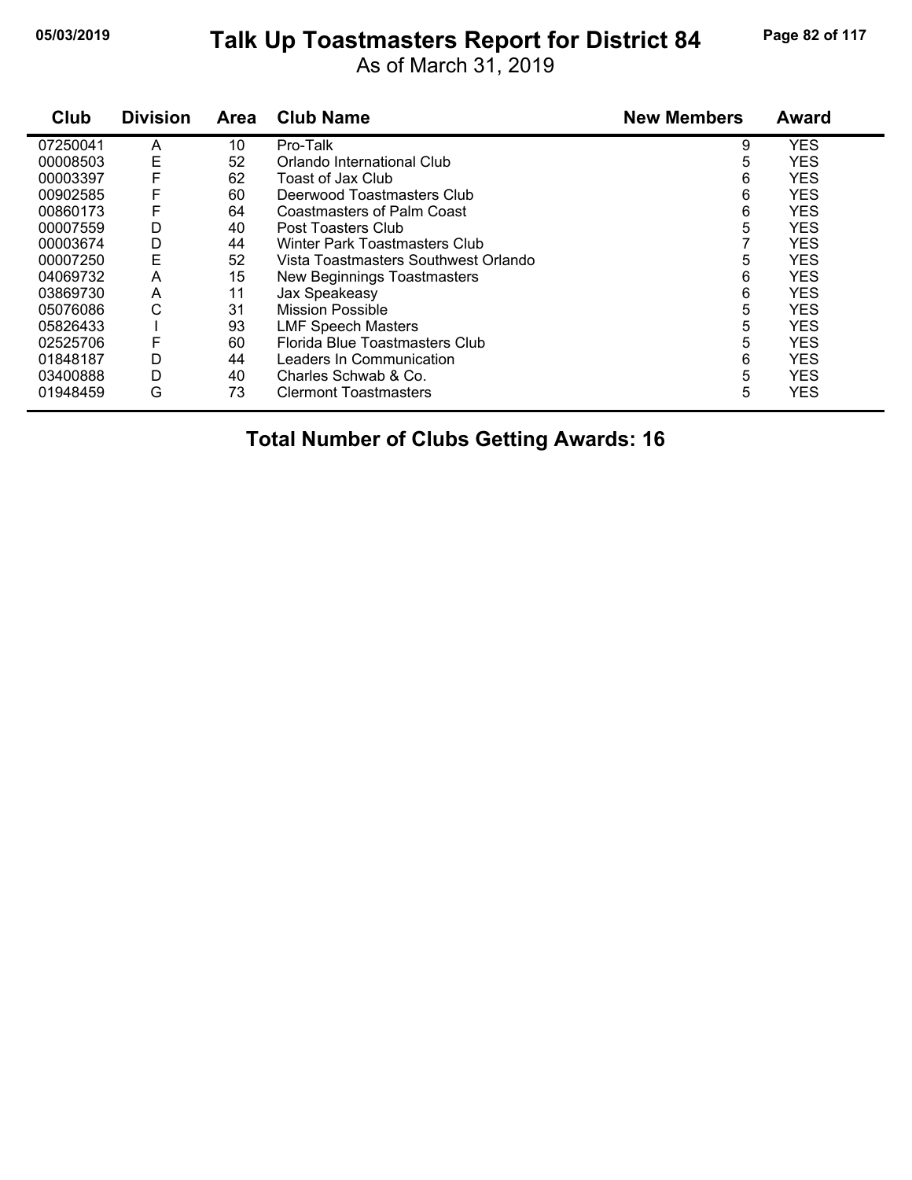# Talk Up Toastmasters Report for District 84

As of March 31, 2019

| Club | Division | Area | Club Name | New Members | Award |
|---|---|---|---|---|---|
| 07250041 | A | 10 | Pro-Talk | 9 | YES |
| 00008503 | E | 52 | Orlando International Club | 5 | YES |
| 00003397 | F | 62 | Toast of Jax Club | 6 | YES |
| 00902585 | F | 60 | Deerwood Toastmasters Club | 6 | YES |
| 00860173 | F | 64 | Coastmasters of Palm Coast | 6 | YES |
| 00007559 | D | 40 | Post Toasters Club | 5 | YES |
| 00003674 | D | 44 | Winter Park Toastmasters Club | 7 | YES |
| 00007250 | E | 52 | Vista Toastmasters Southwest Orlando | 5 | YES |
| 04069732 | A | 15 | New Beginnings Toastmasters | 6 | YES |
| 03869730 | A | 11 | Jax Speakeasy | 6 | YES |
| 05076086 | C | 31 | Mission Possible | 5 | YES |
| 05826433 | I | 93 | LMF Speech Masters | 5 | YES |
| 02525706 | F | 60 | Florida Blue Toastmasters Club | 5 | YES |
| 01848187 | D | 44 | Leaders In Communication | 6 | YES |
| 03400888 | D | 40 | Charles Schwab & Co. | 5 | YES |
| 01948459 | G | 73 | Clermont Toastmasters | 5 | YES |

## Total Number of Clubs Getting Awards: 16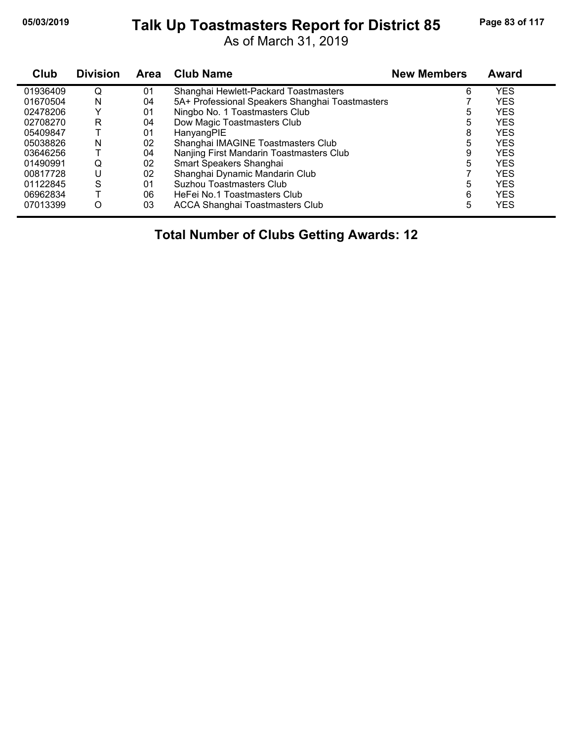# Talk Up Toastmasters Report for District 85

As of March 31, 2019

| Club | Division | Area | Club Name | New Members | Award |
|---|---|---|---|---|---|
| 01936409 | Q | 01 | Shanghai Hewlett-Packard Toastmasters | 6 | YES |
| 01670504 | N | 04 | 5A+ Professional Speakers Shanghai Toastmasters | 7 | YES |
| 02478206 | Y | 01 | Ningbo No. 1 Toastmasters Club | 5 | YES |
| 02708270 | R | 04 | Dow Magic Toastmasters Club | 5 | YES |
| 05409847 | T | 01 | HanyangPIE | 8 | YES |
| 05038826 | N | 02 | Shanghai IMAGINE Toastmasters Club | 5 | YES |
| 03646256 | T | 04 | Nanjing First Mandarin Toastmasters Club | 9 | YES |
| 01490991 | Q | 02 | Smart Speakers Shanghai | 5 | YES |
| 00817728 | U | 02 | Shanghai Dynamic Mandarin Club | 7 | YES |
| 01122845 | S | 01 | Suzhou Toastmasters Club | 5 | YES |
| 06962834 | T | 06 | HeFei No.1 Toastmasters Club | 6 | YES |
| 07013399 | O | 03 | ACCA Shanghai Toastmasters Club | 5 | YES |

**Total Number of Clubs Getting Awards: 12**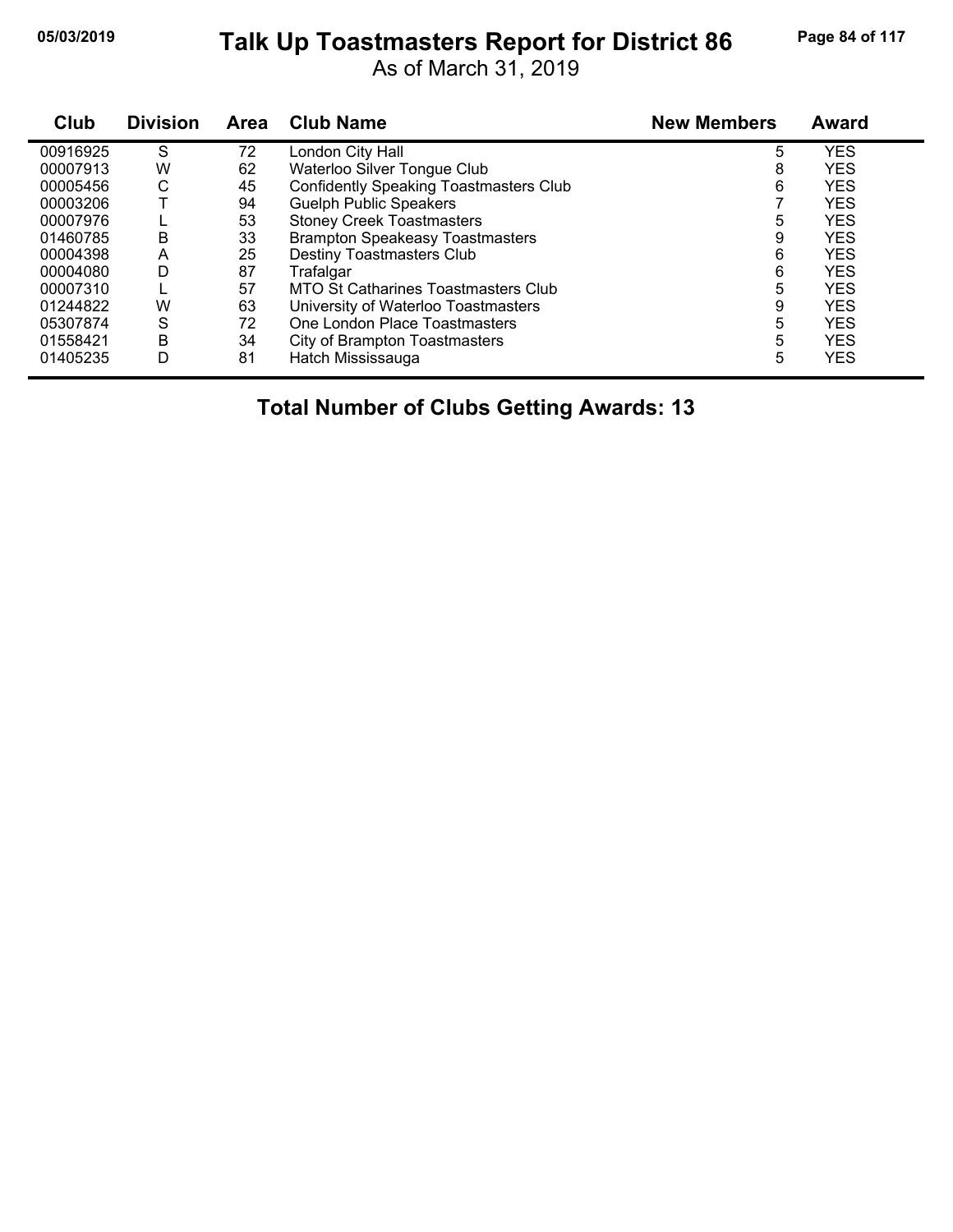# Talk Up Toastmasters Report for District 86

As of March 31, 2019

| Club | Division | Area | Club Name | New Members | Award |
|---|---|---|---|---|---|
| 00916925 | S | 72 | London City Hall | 5 | YES |
| 00007913 | W | 62 | Waterloo Silver Tongue Club | 8 | YES |
| 00005456 | C | 45 | Confidently Speaking Toastmasters Club | 6 | YES |
| 00003206 | T | 94 | Guelph Public Speakers | 7 | YES |
| 00007976 | L | 53 | Stoney Creek Toastmasters | 5 | YES |
| 01460785 | B | 33 | Brampton Speakeasy Toastmasters | 9 | YES |
| 00004398 | A | 25 | Destiny Toastmasters Club | 6 | YES |
| 00004080 | D | 87 | Trafalgar | 6 | YES |
| 00007310 | L | 57 | MTO St Catharines Toastmasters Club | 5 | YES |
| 01244822 | W | 63 | University of Waterloo Toastmasters | 9 | YES |
| 05307874 | S | 72 | One London Place Toastmasters | 5 | YES |
| 01558421 | B | 34 | City of Brampton Toastmasters | 5 | YES |
| 01405235 | D | 81 | Hatch Mississauga | 5 | YES |

**Total Number of Clubs Getting Awards: 13**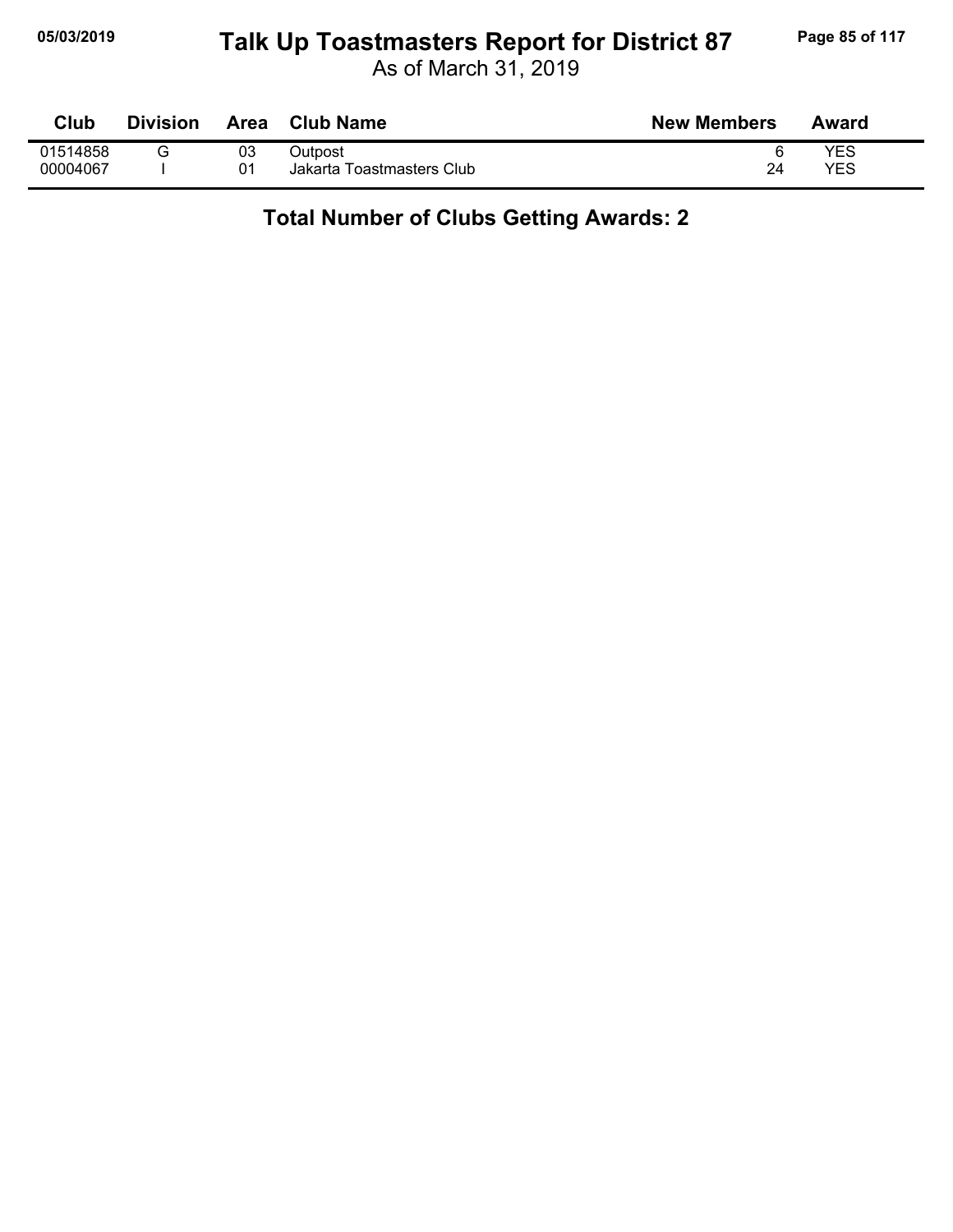# Talk Up Toastmasters Report for District 87

As of March 31, 2019

| Club | Division | Area | Club Name | New Members | Award |
|---|---|---|---|---|---|
| 01514858 | G | 03 | Outpost | 6 | YES |
| 00004067 | I | 01 | Jakarta Toastmasters Club | 24 | YES |

**Total Number of Clubs Getting Awards: 2**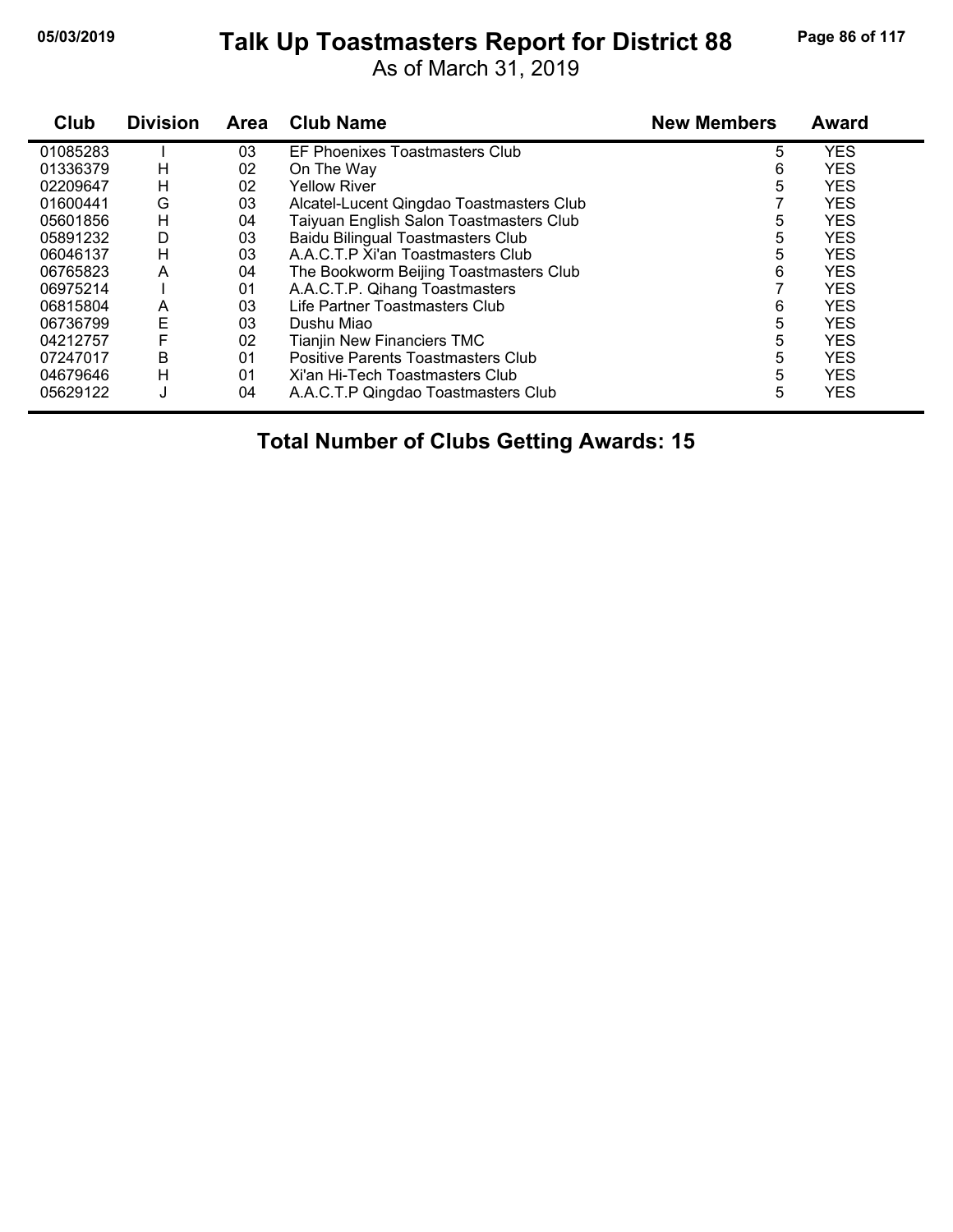# Talk Up Toastmasters Report for District 88

As of March 31, 2019

| Club | Division | Area | Club Name | New Members | Award |
|---|---|---|---|---|---|
| 01085283 | I | 03 | EF Phoenixes Toastmasters Club | 5 | YES |
| 01336379 | H | 02 | On The Way | 6 | YES |
| 02209647 | H | 02 | Yellow River | 5 | YES |
| 01600441 | G | 03 | Alcatel-Lucent Qingdao Toastmasters Club | 7 | YES |
| 05601856 | H | 04 | Taiyuan English Salon Toastmasters Club | 5 | YES |
| 05891232 | D | 03 | Baidu Bilingual Toastmasters Club | 5 | YES |
| 06046137 | H | 03 | A.A.C.T.P Xi'an Toastmasters Club | 5 | YES |
| 06765823 | A | 04 | The Bookworm Beijing Toastmasters Club | 6 | YES |
| 06975214 | I | 01 | A.A.C.T.P. Qihang Toastmasters | 7 | YES |
| 06815804 | A | 03 | Life Partner Toastmasters Club | 6 | YES |
| 06736799 | E | 03 | Dushu Miao | 5 | YES |
| 04212757 | F | 02 | Tianjin New Financiers TMC | 5 | YES |
| 07247017 | B | 01 | Positive Parents Toastmasters Club | 5 | YES |
| 04679646 | H | 01 | Xi'an Hi-Tech Toastmasters Club | 5 | YES |
| 05629122 | J | 04 | A.A.C.T.P Qingdao Toastmasters Club | 5 | YES |

**Total Number of Clubs Getting Awards: 15**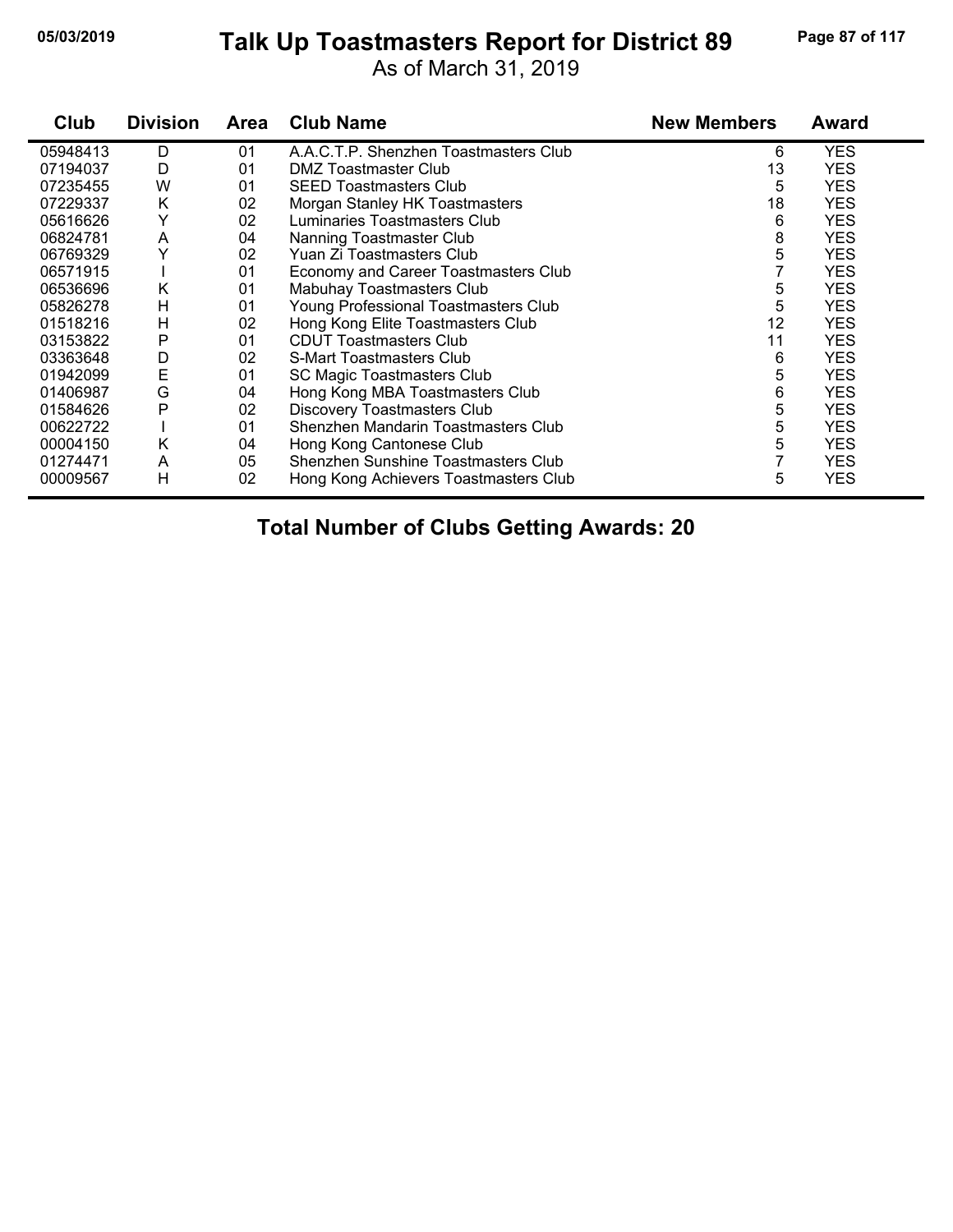# Talk Up Toastmasters Report for District 89

As of March 31, 2019

| Club | Division | Area | Club Name | New Members | Award |
|---|---|---|---|---|---|
| 05948413 | D | 01 | A.A.C.T.P. Shenzhen Toastmasters Club | 6 | YES |
| 07194037 | D | 01 | DMZ Toastmaster Club | 13 | YES |
| 07235455 | W | 01 | SEED Toastmasters Club | 5 | YES |
| 07229337 | K | 02 | Morgan Stanley HK Toastmasters | 18 | YES |
| 05616626 | Y | 02 | Luminaries Toastmasters Club | 6 | YES |
| 06824781 | A | 04 | Nanning Toastmaster Club | 8 | YES |
| 06769329 | Y | 02 | Yuan Zi Toastmasters Club | 5 | YES |
| 06571915 | I | 01 | Economy and Career Toastmasters Club | 7 | YES |
| 06536696 | K | 01 | Mabuhay Toastmasters Club | 5 | YES |
| 05826278 | H | 01 | Young Professional Toastmasters Club | 5 | YES |
| 01518216 | H | 02 | Hong Kong Elite Toastmasters Club | 12 | YES |
| 03153822 | P | 01 | CDUT Toastmasters Club | 11 | YES |
| 03363648 | D | 02 | S-Mart Toastmasters Club | 6 | YES |
| 01942099 | E | 01 | SC Magic Toastmasters Club | 5 | YES |
| 01406987 | G | 04 | Hong Kong MBA Toastmasters Club | 6 | YES |
| 01584626 | P | 02 | Discovery Toastmasters Club | 5 | YES |
| 00622722 | I | 01 | Shenzhen Mandarin Toastmasters Club | 5 | YES |
| 00004150 | K | 04 | Hong Kong Cantonese Club | 5 | YES |
| 01274471 | A | 05 | Shenzhen Sunshine Toastmasters Club | 7 | YES |
| 00009567 | H | 02 | Hong Kong Achievers Toastmasters Club | 5 | YES |

**Total Number of Clubs Getting Awards: 20**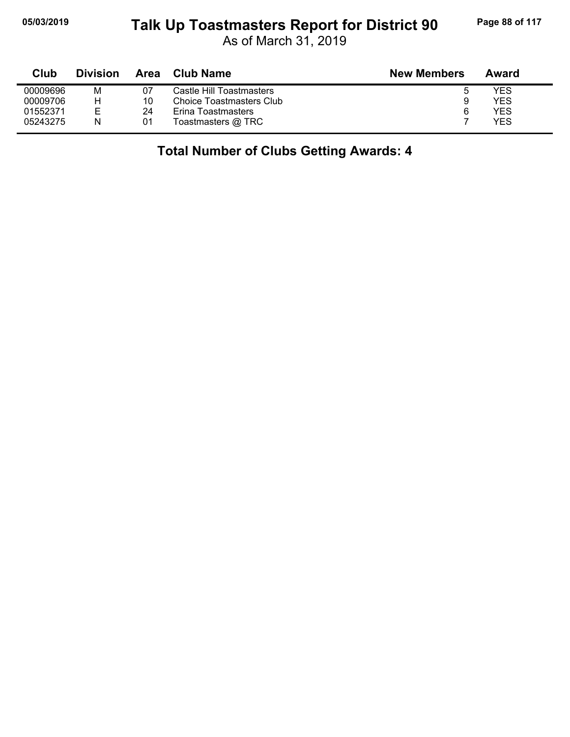# Talk Up Toastmasters Report for District 90

As of March 31, 2019

| Club | Division | Area | Club Name | New Members | Award |
|---|---|---|---|---|---|
| 00009696 | M | 07 | Castle Hill Toastmasters | 5 | YES |
| 00009706 | H | 10 | Choice Toastmasters Club | 9 | YES |
| 01552371 | E | 24 | Erina Toastmasters | 6 | YES |
| 05243275 | N | 01 | Toastmasters @ TRC | 7 | YES |

**Total Number of Clubs Getting Awards: 4**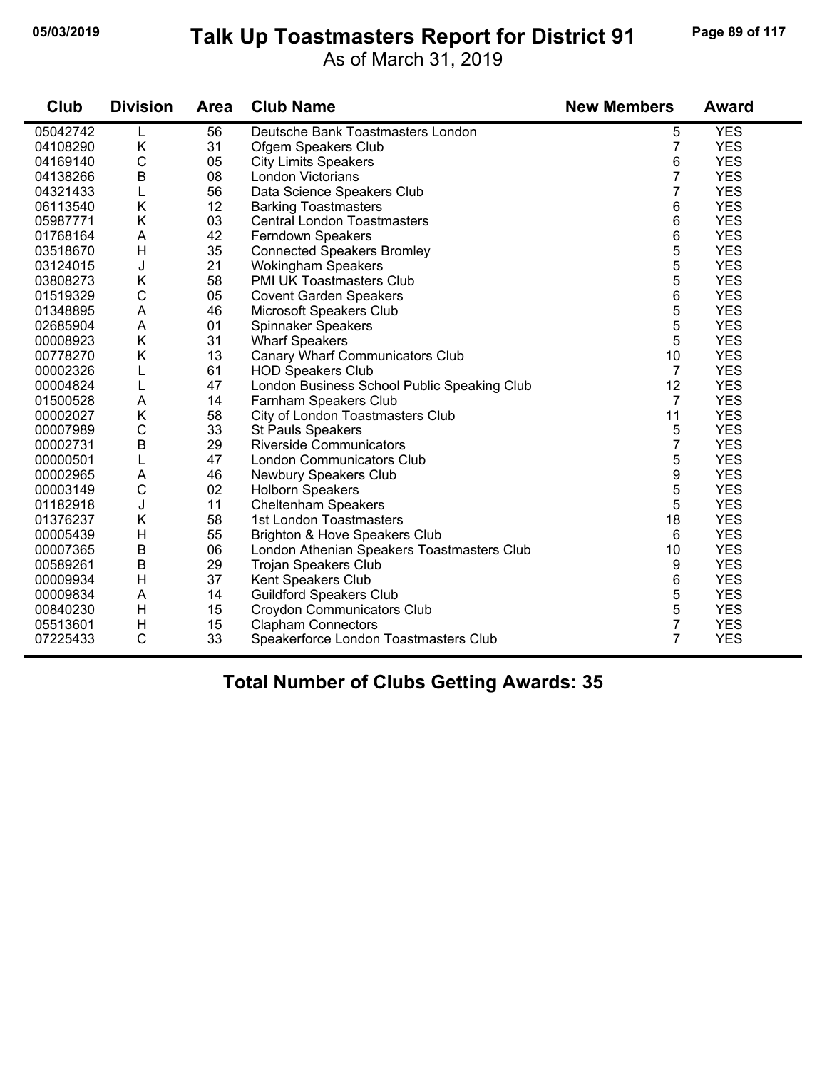# Talk Up Toastmasters Report for District 91

As of March 31, 2019

| Club | Division | Area | Club Name | New Members | Award |
|---|---|---|---|---|---|
| 05042742 | L | 56 | Deutsche Bank Toastmasters London | 5 | YES |
| 04108290 | K | 31 | Ofgem Speakers Club | 7 | YES |
| 04169140 | C | 05 | City Limits Speakers | 6 | YES |
| 04138266 | B | 08 | London Victorians | 7 | YES |
| 04321433 | L | 56 | Data Science Speakers Club | 7 | YES |
| 06113540 | K | 12 | Barking Toastmasters | 6 | YES |
| 05987771 | K | 03 | Central London Toastmasters | 6 | YES |
| 01768164 | A | 42 | Ferndown Speakers | 6 | YES |
| 03518670 | H | 35 | Connected Speakers Bromley | 5 | YES |
| 03124015 | J | 21 | Wokingham Speakers | 5 | YES |
| 03808273 | K | 58 | PMI UK Toastmasters Club | 5 | YES |
| 01519329 | C | 05 | Covent Garden Speakers | 6 | YES |
| 01348895 | A | 46 | Microsoft Speakers Club | 5 | YES |
| 02685904 | A | 01 | Spinnaker Speakers | 5 | YES |
| 00008923 | K | 31 | Wharf Speakers | 5 | YES |
| 00778270 | K | 13 | Canary Wharf Communicators Club | 10 | YES |
| 00002326 | L | 61 | HOD Speakers Club | 7 | YES |
| 00004824 | L | 47 | London Business School Public Speaking Club | 12 | YES |
| 01500528 | A | 14 | Farnham Speakers Club | 7 | YES |
| 00002027 | K | 58 | City of London Toastmasters Club | 11 | YES |
| 00007989 | C | 33 | St Pauls Speakers | 5 | YES |
| 00002731 | B | 29 | Riverside Communicators | 7 | YES |
| 00000501 | L | 47 | London Communicators Club | 5 | YES |
| 00002965 | A | 46 | Newbury Speakers Club | 9 | YES |
| 00003149 | C | 02 | Holborn Speakers | 5 | YES |
| 01182918 | J | 11 | Cheltenham Speakers | 5 | YES |
| 01376237 | K | 58 | 1st London Toastmasters | 18 | YES |
| 00005439 | H | 55 | Brighton & Hove Speakers Club | 6 | YES |
| 00007365 | B | 06 | London Athenian Speakers Toastmasters Club | 10 | YES |
| 00589261 | B | 29 | Trojan Speakers Club | 9 | YES |
| 00009934 | H | 37 | Kent Speakers Club | 6 | YES |
| 00009834 | A | 14 | Guildford Speakers Club | 5 | YES |
| 00840230 | H | 15 | Croydon Communicators Club | 5 | YES |
| 05513601 | H | 15 | Clapham Connectors | 7 | YES |
| 07225433 | C | 33 | Speakerforce London Toastmasters Club | 7 | YES |

## Total Number of Clubs Getting Awards: 35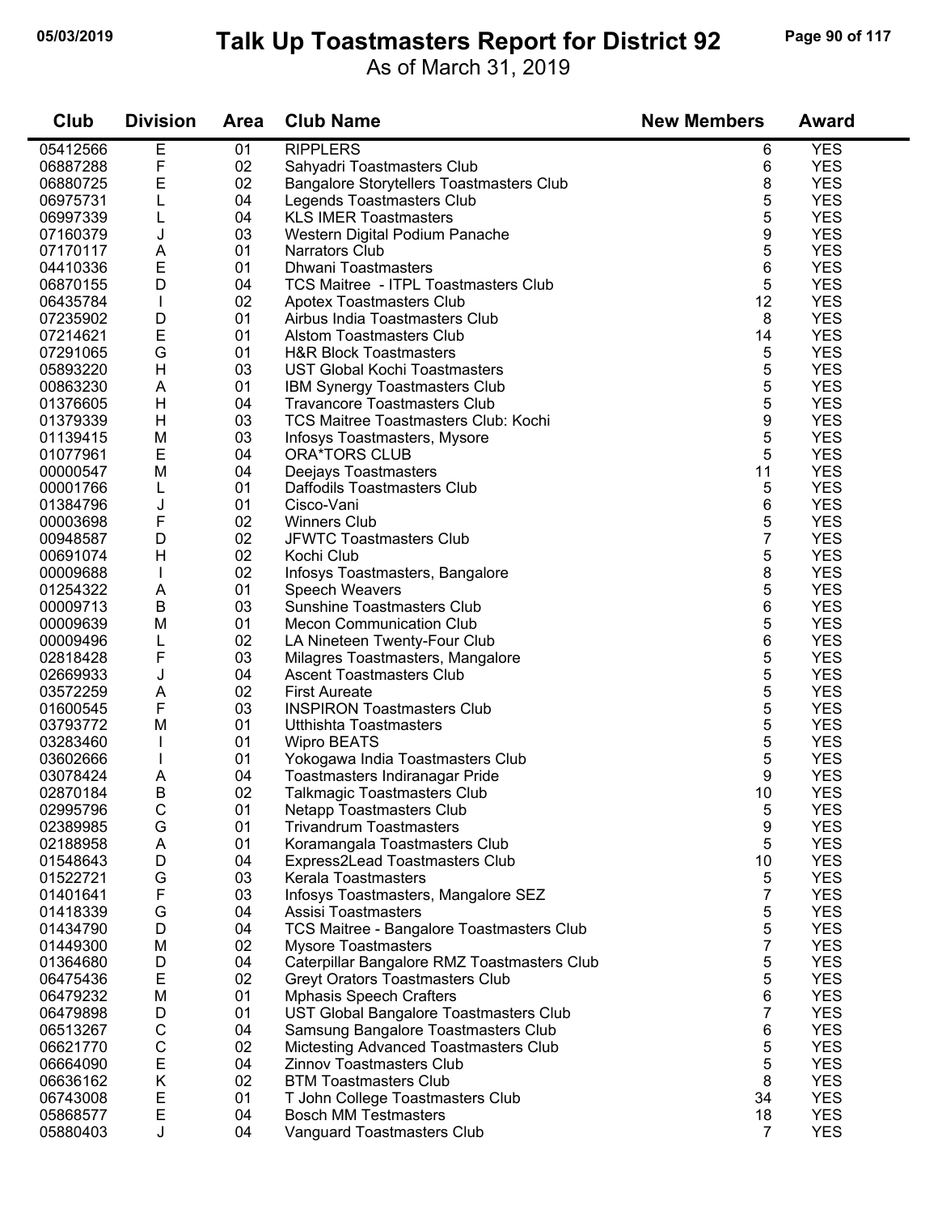# Talk Up Toastmasters Report for District 92

As of March 31, 2019

| Club | Division | Area | Club Name | New Members | Award |
|---|---|---|---|---|---|
| 05412566 | E | 01 | RIPPLERS | 6 | YES |
| 06887288 | F | 02 | Sahyadri Toastmasters Club | 6 | YES |
| 06880725 | E | 02 | Bangalore Storytellers Toastmasters Club | 8 | YES |
| 06975731 | L | 04 | Legends Toastmasters Club | 5 | YES |
| 06997339 | L | 04 | KLS IMER Toastmasters | 5 | YES |
| 07160379 | J | 03 | Western Digital Podium Panache | 9 | YES |
| 07170117 | A | 01 | Narrators Club | 5 | YES |
| 04410336 | E | 01 | Dhwani Toastmasters | 6 | YES |
| 06870155 | D | 04 | TCS Maitree - ITPL Toastmasters Club | 5 | YES |
| 06435784 | I | 02 | Apotex Toastmasters Club | 12 | YES |
| 07235902 | D | 01 | Airbus India Toastmasters Club | 8 | YES |
| 07214621 | E | 01 | Alstom Toastmasters Club | 14 | YES |
| 07291065 | G | 01 | H&R Block Toastmasters | 5 | YES |
| 05893220 | H | 03 | UST Global Kochi Toastmasters | 5 | YES |
| 00863230 | A | 01 | IBM Synergy Toastmasters Club | 5 | YES |
| 01376605 | H | 04 | Travancore Toastmasters Club | 5 | YES |
| 01379339 | H | 03 | TCS Maitree Toastmasters Club: Kochi | 9 | YES |
| 01139415 | M | 03 | Infosys Toastmasters, Mysore | 5 | YES |
| 01077961 | E | 04 | ORA*TORS CLUB | 5 | YES |
| 00000547 | M | 04 | Deejays Toastmasters | 11 | YES |
| 00001766 | L | 01 | Daffodils Toastmasters Club | 5 | YES |
| 01384796 | J | 01 | Cisco-Vani | 6 | YES |
| 00003698 | F | 02 | Winners Club | 5 | YES |
| 00948587 | D | 02 | JFWTC Toastmasters Club | 7 | YES |
| 00691074 | H | 02 | Kochi Club | 5 | YES |
| 00009688 | I | 02 | Infosys Toastmasters, Bangalore | 8 | YES |
| 01254322 | A | 01 | Speech Weavers | 5 | YES |
| 00009713 | B | 03 | Sunshine Toastmasters Club | 6 | YES |
| 00009639 | M | 01 | Mecon Communication Club | 5 | YES |
| 00009496 | L | 02 | LA Nineteen Twenty-Four Club | 6 | YES |
| 02818428 | F | 03 | Milagres Toastmasters, Mangalore | 5 | YES |
| 02669933 | J | 04 | Ascent Toastmasters Club | 5 | YES |
| 03572259 | A | 02 | First Aureate | 5 | YES |
| 01600545 | F | 03 | INSPIRON Toastmasters Club | 5 | YES |
| 03793772 | M | 01 | Utthishta Toastmasters | 5 | YES |
| 03283460 | I | 01 | Wipro BEATS | 5 | YES |
| 03602666 | I | 01 | Yokogawa India Toastmasters Club | 5 | YES |
| 03078424 | A | 04 | Toastmasters Indiranagar Pride | 9 | YES |
| 02870184 | B | 02 | Talkmagic Toastmasters Club | 10 | YES |
| 02995796 | C | 01 | Netapp Toastmasters Club | 5 | YES |
| 02389985 | G | 01 | Trivandrum Toastmasters | 9 | YES |
| 02188958 | A | 01 | Koramangala Toastmasters Club | 5 | YES |
| 01548643 | D | 04 | Express2Lead Toastmasters Club | 10 | YES |
| 01522721 | G | 03 | Kerala Toastmasters | 5 | YES |
| 01401641 | F | 03 | Infosys Toastmasters, Mangalore SEZ | 7 | YES |
| 01418339 | G | 04 | Assisi Toastmasters | 5 | YES |
| 01434790 | D | 04 | TCS Maitree - Bangalore Toastmasters Club | 5 | YES |
| 01449300 | M | 02 | Mysore Toastmasters | 7 | YES |
| 01364680 | D | 04 | Caterpillar Bangalore RMZ Toastmasters Club | 5 | YES |
| 06475436 | E | 02 | Greyt Orators Toastmasters Club | 5 | YES |
| 06479232 | M | 01 | Mphasis Speech Crafters | 6 | YES |
| 06479898 | D | 01 | UST Global Bangalore Toastmasters Club | 7 | YES |
| 06513267 | C | 04 | Samsung Bangalore Toastmasters Club | 6 | YES |
| 06621770 | C | 02 | Mictesting Advanced Toastmasters Club | 5 | YES |
| 06664090 | E | 04 | Zinnov Toastmasters Club | 5 | YES |
| 06636162 | K | 02 | BTM Toastmasters Club | 8 | YES |
| 06743008 | E | 01 | T John College Toastmasters Club | 34 | YES |
| 05868577 | E | 04 | Bosch MM Testmasters | 18 | YES |
| 05880403 | J | 04 | Vanguard Toastmasters Club | 7 | YES |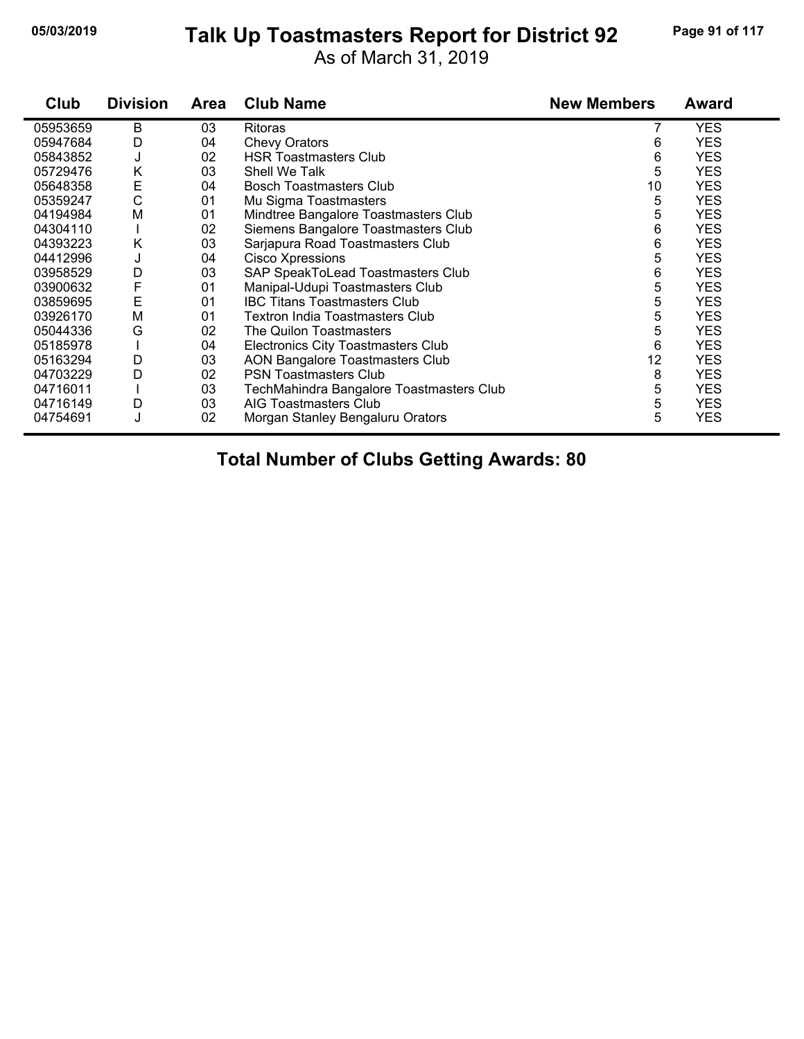# Talk Up Toastmasters Report for District 92

As of March 31, 2019

| Club | Division | Area | Club Name | New Members | Award |
|---|---|---|---|---|---|
| 05953659 | B | 03 | Ritoras | 7 | YES |
| 05947684 | D | 04 | Chevy Orators | 6 | YES |
| 05843852 | J | 02 | HSR Toastmasters Club | 6 | YES |
| 05729476 | K | 03 | Shell We Talk | 5 | YES |
| 05648358 | E | 04 | Bosch Toastmasters Club | 10 | YES |
| 05359247 | C | 01 | Mu Sigma Toastmasters | 5 | YES |
| 04194984 | M | 01 | Mindtree Bangalore Toastmasters Club | 5 | YES |
| 04304110 | I | 02 | Siemens Bangalore Toastmasters Club | 6 | YES |
| 04393223 | K | 03 | Sarjapura Road Toastmasters Club | 6 | YES |
| 04412996 | J | 04 | Cisco Xpressions | 5 | YES |
| 03958529 | D | 03 | SAP SpeakToLead Toastmasters Club | 6 | YES |
| 03900632 | F | 01 | Manipal-Udupi Toastmasters Club | 5 | YES |
| 03859695 | E | 01 | IBC Titans Toastmasters Club | 5 | YES |
| 03926170 | M | 01 | Textron India Toastmasters Club | 5 | YES |
| 05044336 | G | 02 | The Quilon Toastmasters | 5 | YES |
| 05185978 | I | 04 | Electronics City Toastmasters Club | 6 | YES |
| 05163294 | D | 03 | AON Bangalore Toastmasters Club | 12 | YES |
| 04703229 | D | 02 | PSN Toastmasters Club | 8 | YES |
| 04716011 | I | 03 | TechMahindra Bangalore Toastmasters Club | 5 | YES |
| 04716149 | D | 03 | AIG Toastmasters Club | 5 | YES |
| 04754691 | J | 02 | Morgan Stanley Bengaluru Orators | 5 | YES |

**Total Number of Clubs Getting Awards: 80**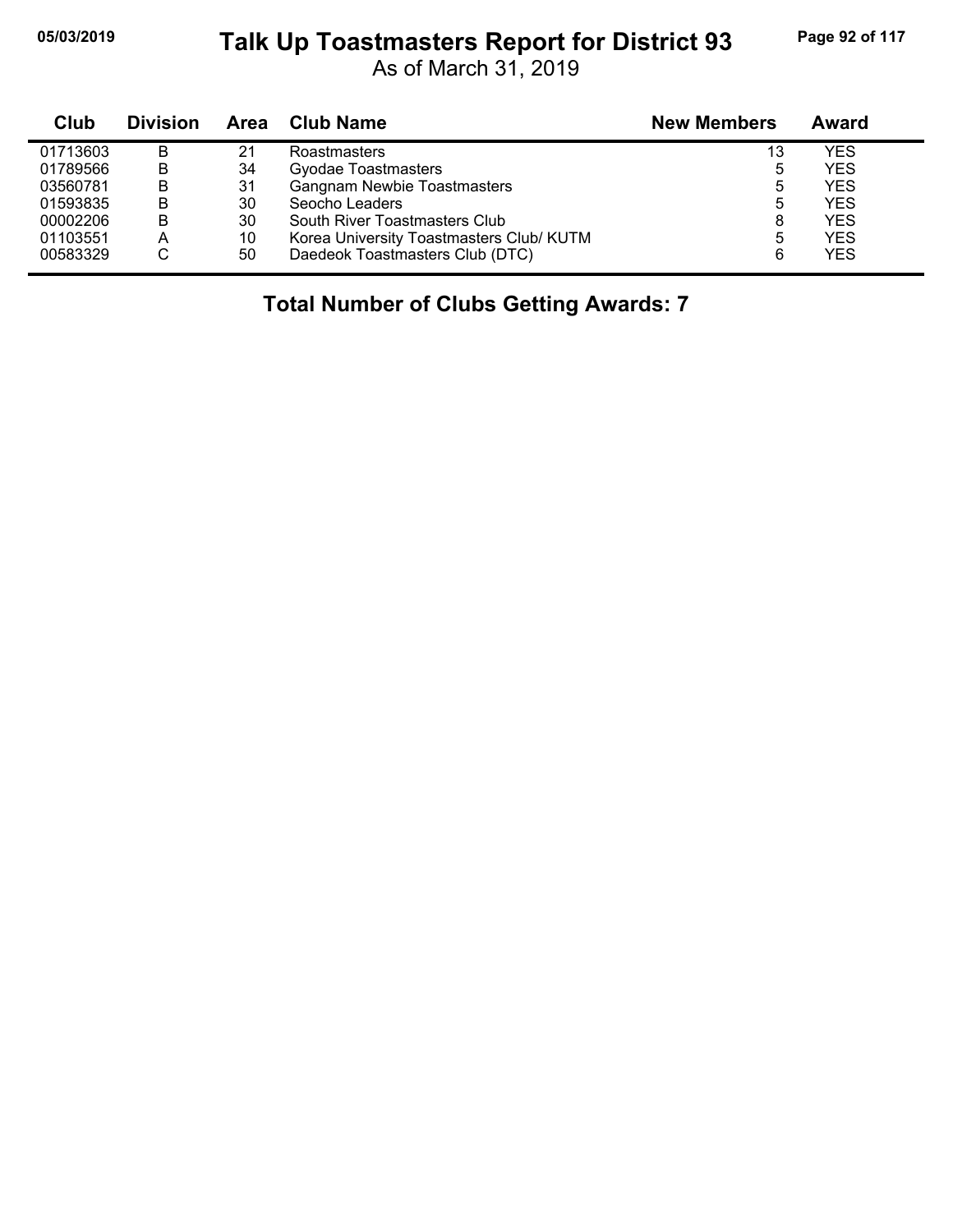# Talk Up Toastmasters Report for District 93

As of March 31, 2019

| Club | Division | Area | Club Name | New Members | Award |
|---|---|---|---|---|---|
| 01713603 | B | 21 | Roastmasters | 13 | YES |
| 01789566 | B | 34 | Gyodae Toastmasters | 5 | YES |
| 03560781 | B | 31 | Gangnam Newbie Toastmasters | 5 | YES |
| 01593835 | B | 30 | Seocho Leaders | 5 | YES |
| 00002206 | B | 30 | South River Toastmasters Club | 8 | YES |
| 01103551 | A | 10 | Korea University Toastmasters Club/ KUTM | 5 | YES |
| 00583329 | C | 50 | Daedeok Toastmasters Club (DTC) | 6 | YES |

**Total Number of Clubs Getting Awards: 7**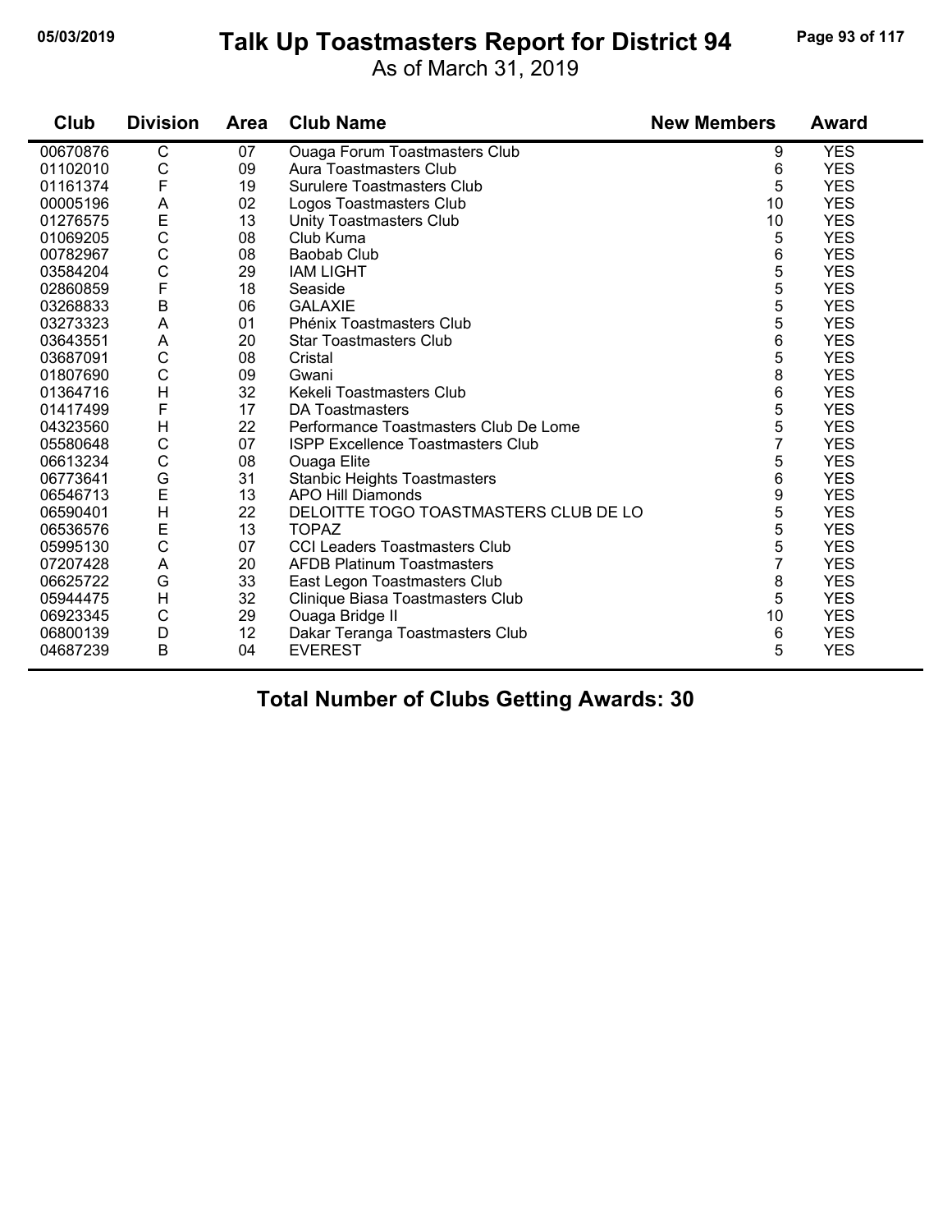# Talk Up Toastmasters Report for District 94

As of March 31, 2019

| Club | Division | Area | Club Name | New Members | Award |
|---|---|---|---|---|---|
| 00670876 | C | 07 | Ouaga Forum Toastmasters Club | 9 | YES |
| 01102010 | C | 09 | Aura Toastmasters Club | 6 | YES |
| 01161374 | F | 19 | Surulere Toastmasters Club | 5 | YES |
| 00005196 | A | 02 | Logos Toastmasters Club | 10 | YES |
| 01276575 | E | 13 | Unity Toastmasters Club | 10 | YES |
| 01069205 | C | 08 | Club Kuma | 5 | YES |
| 00782967 | C | 08 | Baobab Club | 6 | YES |
| 03584204 | C | 29 | IAM LIGHT | 5 | YES |
| 02860859 | F | 18 | Seaside | 5 | YES |
| 03268833 | B | 06 | GALAXIE | 5 | YES |
| 03273323 | A | 01 | Phénix Toastmasters Club | 5 | YES |
| 03643551 | A | 20 | Star Toastmasters Club | 6 | YES |
| 03687091 | C | 08 | Cristal | 5 | YES |
| 01807690 | C | 09 | Gwani | 8 | YES |
| 01364716 | H | 32 | Kekeli Toastmasters Club | 6 | YES |
| 01417499 | F | 17 | DA Toastmasters | 5 | YES |
| 04323560 | H | 22 | Performance Toastmasters Club De Lome | 5 | YES |
| 05580648 | C | 07 | ISPP Excellence Toastmasters Club | 7 | YES |
| 06613234 | C | 08 | Ouaga Elite | 5 | YES |
| 06773641 | G | 31 | Stanbic Heights Toastmasters | 6 | YES |
| 06546713 | E | 13 | APO Hill Diamonds | 9 | YES |
| 06590401 | H | 22 | DELOITTE TOGO TOASTMASTERS CLUB DE LO | 5 | YES |
| 06536576 | E | 13 | TOPAZ | 5 | YES |
| 05995130 | C | 07 | CCI Leaders Toastmasters Club | 5 | YES |
| 07207428 | A | 20 | AFDB Platinum Toastmasters | 7 | YES |
| 06625722 | G | 33 | East Legon Toastmasters Club | 8 | YES |
| 05944475 | H | 32 | Clinique Biasa Toastmasters Club | 5 | YES |
| 06923345 | C | 29 | Ouaga Bridge II | 10 | YES |
| 06800139 | D | 12 | Dakar Teranga Toastmasters Club | 6 | YES |
| 04687239 | B | 04 | EVEREST | 5 | YES |

**Total Number of Clubs Getting Awards: 30**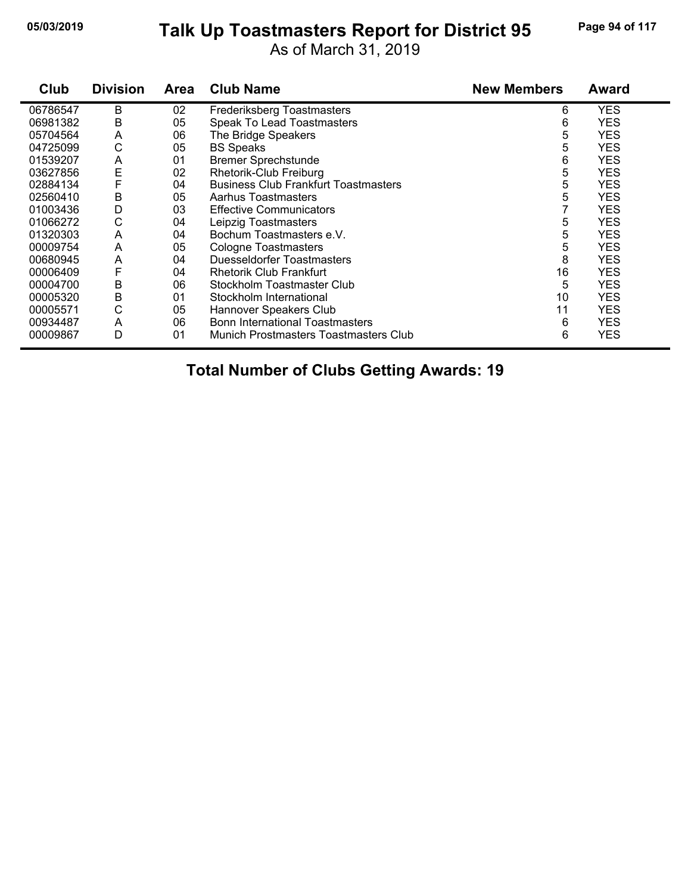# Talk Up Toastmasters Report for District 95

As of March 31, 2019

| Club | Division | Area | Club Name | New Members | Award |
|---|---|---|---|---|---|
| 06786547 | B | 02 | Frederiksberg Toastmasters | 6 | YES |
| 06981382 | B | 05 | Speak To Lead Toastmasters | 6 | YES |
| 05704564 | A | 06 | The Bridge Speakers | 5 | YES |
| 04725099 | C | 05 | BS Speaks | 5 | YES |
| 01539207 | A | 01 | Bremer Sprechstunde | 6 | YES |
| 03627856 | E | 02 | Rhetorik-Club Freiburg | 5 | YES |
| 02884134 | F | 04 | Business Club Frankfurt Toastmasters | 5 | YES |
| 02560410 | B | 05 | Aarhus Toastmasters | 5 | YES |
| 01003436 | D | 03 | Effective Communicators | 7 | YES |
| 01066272 | C | 04 | Leipzig Toastmasters | 5 | YES |
| 01320303 | A | 04 | Bochum Toastmasters e.V. | 5 | YES |
| 00009754 | A | 05 | Cologne Toastmasters | 5 | YES |
| 00680945 | A | 04 | Duesseldorfer Toastmasters | 8 | YES |
| 00006409 | F | 04 | Rhetorik Club Frankfurt | 16 | YES |
| 00004700 | B | 06 | Stockholm Toastmaster Club | 5 | YES |
| 00005320 | B | 01 | Stockholm International | 10 | YES |
| 00005571 | C | 05 | Hannover Speakers Club | 11 | YES |
| 00934487 | A | 06 | Bonn International Toastmasters | 6 | YES |
| 00009867 | D | 01 | Munich Prostmasters Toastmasters Club | 6 | YES |

**Total Number of Clubs Getting Awards: 19**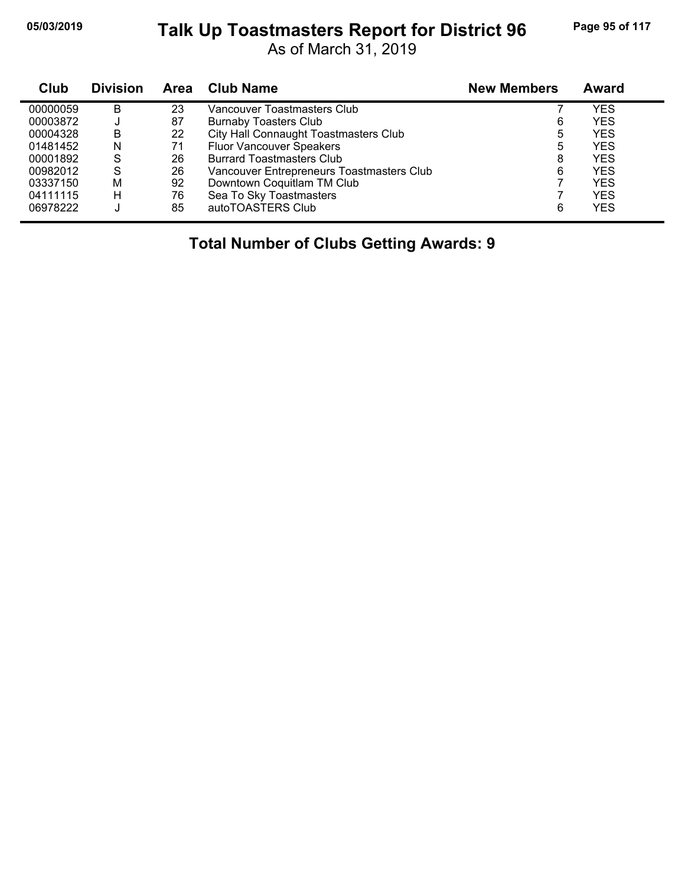# Talk Up Toastmasters Report for District 96

As of March 31, 2019

| Club | Division | Area | Club Name | New Members | Award |
|---|---|---|---|---|---|
| 00000059 | B | 23 | Vancouver Toastmasters Club | 7 | YES |
| 00003872 | J | 87 | Burnaby Toasters Club | 6 | YES |
| 00004328 | B | 22 | City Hall Connaught Toastmasters Club | 5 | YES |
| 01481452 | N | 71 | Fluor Vancouver Speakers | 5 | YES |
| 00001892 | S | 26 | Burrard Toastmasters Club | 8 | YES |
| 00982012 | S | 26 | Vancouver Entrepreneurs Toastmasters Club | 6 | YES |
| 03337150 | M | 92 | Downtown Coquitlam TM Club | 7 | YES |
| 04111115 | H | 76 | Sea To Sky Toastmasters | 7 | YES |
| 06978222 | J | 85 | autoTOASTERS Club | 6 | YES |

**Total Number of Clubs Getting Awards: 9**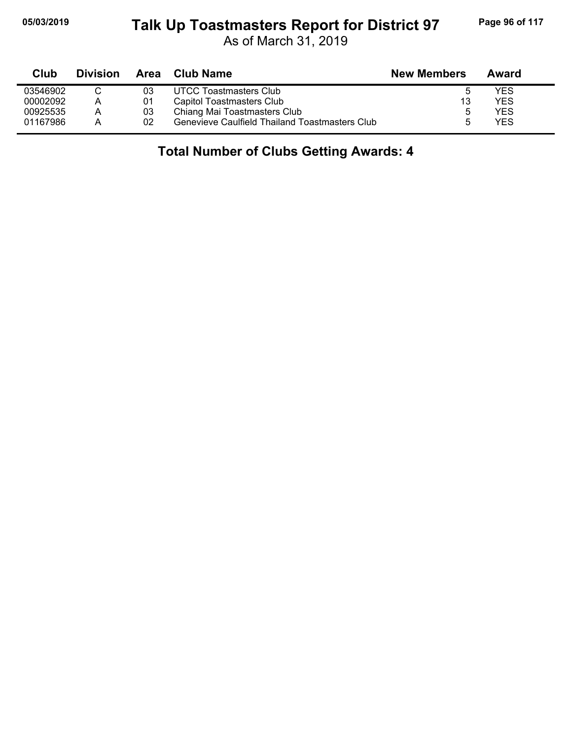# Talk Up Toastmasters Report for District 97

As of March 31, 2019

| Club | Division | Area | Club Name | New Members | Award |
|---|---|---|---|---|---|
| 03546902 | C | 03 | UTCC Toastmasters Club | 5 | YES |
| 00002092 | A | 01 | Capitol Toastmasters Club | 13 | YES |
| 00925535 | A | 03 | Chiang Mai Toastmasters Club | 5 | YES |
| 01167986 | A | 02 | Genevieve Caulfield Thailand Toastmasters Club | 5 | YES |

**Total Number of Clubs Getting Awards: 4**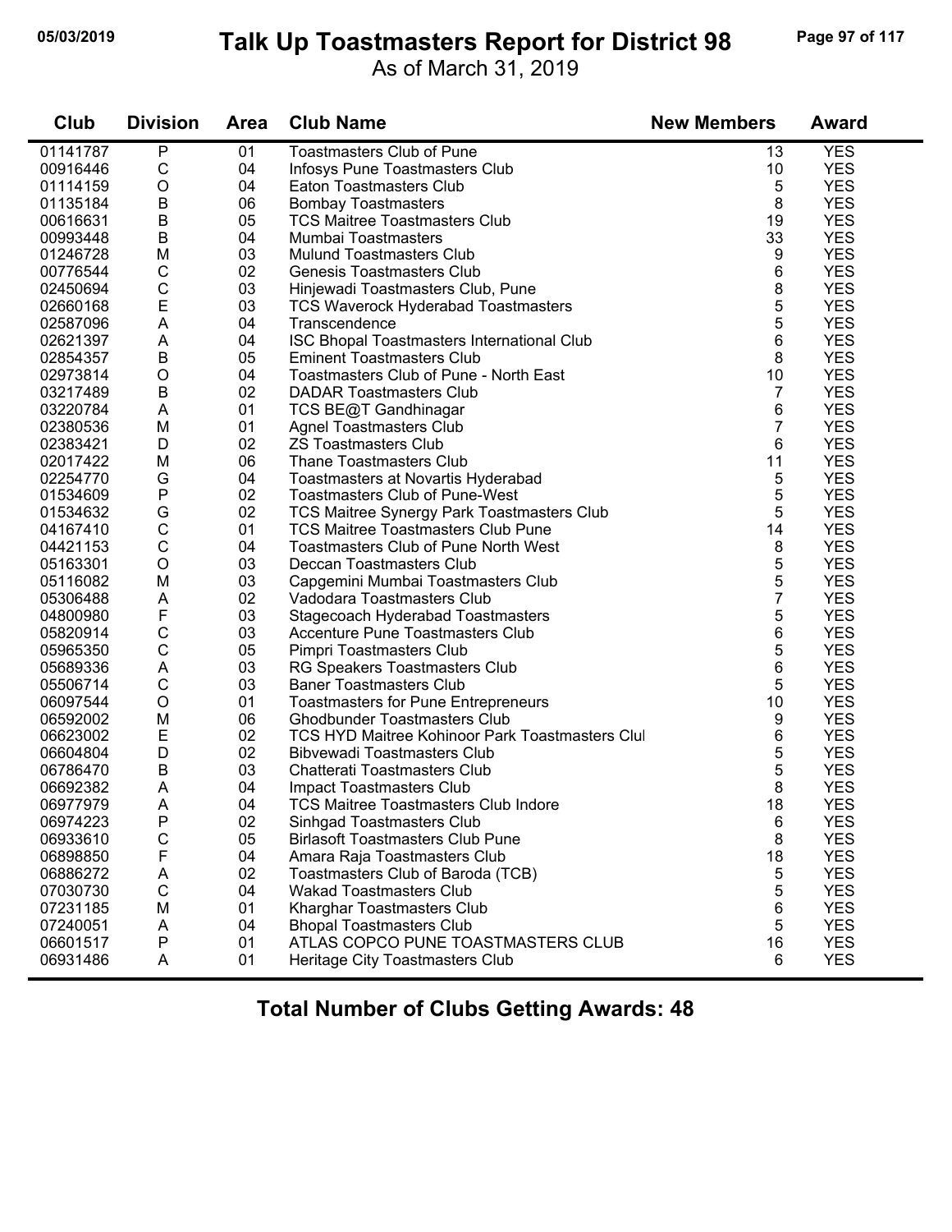# Talk Up Toastmasters Report for District 98

As of March 31, 2019

| Club | Division | Area | Club Name | New Members | Award |
|---|---|---|---|---|---|
| 01141787 | P | 01 | Toastmasters Club of Pune | 13 | YES |
| 00916446 | C | 04 | Infosys Pune Toastmasters Club | 10 | YES |
| 01114159 | O | 04 | Eaton Toastmasters Club | 5 | YES |
| 01135184 | B | 06 | Bombay Toastmasters | 8 | YES |
| 00616631 | B | 05 | TCS Maitree Toastmasters Club | 19 | YES |
| 00993448 | B | 04 | Mumbai Toastmasters | 33 | YES |
| 01246728 | M | 03 | Mulund Toastmasters Club | 9 | YES |
| 00776544 | C | 02 | Genesis Toastmasters Club | 6 | YES |
| 02450694 | C | 03 | Hinjewadi Toastmasters Club, Pune | 8 | YES |
| 02660168 | E | 03 | TCS Waverock Hyderabad Toastmasters | 5 | YES |
| 02587096 | A | 04 | Transcendence | 5 | YES |
| 02621397 | A | 04 | ISC Bhopal Toastmasters International Club | 6 | YES |
| 02854357 | B | 05 | Eminent Toastmasters Club | 8 | YES |
| 02973814 | O | 04 | Toastmasters Club of Pune - North East | 10 | YES |
| 03217489 | B | 02 | DADAR Toastmasters Club | 7 | YES |
| 03220784 | A | 01 | TCS BE@T Gandhinagar | 6 | YES |
| 02380536 | M | 01 | Agnel Toastmasters Club | 7 | YES |
| 02383421 | D | 02 | ZS Toastmasters Club | 6 | YES |
| 02017422 | M | 06 | Thane Toastmasters Club | 11 | YES |
| 02254770 | G | 04 | Toastmasters at Novartis Hyderabad | 5 | YES |
| 01534609 | P | 02 | Toastmasters Club of Pune-West | 5 | YES |
| 01534632 | G | 02 | TCS Maitree Synergy Park Toastmasters Club | 5 | YES |
| 04167410 | C | 01 | TCS Maitree Toastmasters Club Pune | 14 | YES |
| 04421153 | C | 04 | Toastmasters Club of Pune North West | 8 | YES |
| 05163301 | O | 03 | Deccan Toastmasters Club | 5 | YES |
| 05116082 | M | 03 | Capgemini Mumbai Toastmasters Club | 5 | YES |
| 05306488 | A | 02 | Vadodara Toastmasters Club | 7 | YES |
| 04800980 | F | 03 | Stagecoach Hyderabad Toastmasters | 5 | YES |
| 05820914 | C | 03 | Accenture Pune Toastmasters Club | 6 | YES |
| 05965350 | C | 05 | Pimpri Toastmasters Club | 5 | YES |
| 05689336 | A | 03 | RG Speakers Toastmasters Club | 6 | YES |
| 05506714 | C | 03 | Baner Toastmasters Club | 5 | YES |
| 06097544 | O | 01 | Toastmasters for Pune Entrepreneurs | 10 | YES |
| 06592002 | M | 06 | Ghodbunder Toastmasters Club | 9 | YES |
| 06623002 | E | 02 | TCS HYD Maitree Kohinoor Park Toastmasters Clul | 6 | YES |
| 06604804 | D | 02 | Bibvewadi Toastmasters Club | 5 | YES |
| 06786470 | B | 03 | Chatterati Toastmasters Club | 5 | YES |
| 06692382 | A | 04 | Impact Toastmasters Club | 8 | YES |
| 06977979 | A | 04 | TCS Maitree Toastmasters Club Indore | 18 | YES |
| 06974223 | P | 02 | Sinhgad Toastmasters Club | 6 | YES |
| 06933610 | C | 05 | Birlasoft Toastmasters Club Pune | 8 | YES |
| 06898850 | F | 04 | Amara Raja Toastmasters Club | 18 | YES |
| 06886272 | A | 02 | Toastmasters Club of Baroda (TCB) | 5 | YES |
| 07030730 | C | 04 | Wakad Toastmasters Club | 5 | YES |
| 07231185 | M | 01 | Kharghar Toastmasters Club | 6 | YES |
| 07240051 | A | 04 | Bhopal Toastmasters Club | 5 | YES |
| 06601517 | P | 01 | ATLAS COPCO PUNE TOASTMASTERS CLUB | 16 | YES |
| 06931486 | A | 01 | Heritage City Toastmasters Club | 6 | YES |

**Total Number of Clubs Getting Awards: 48**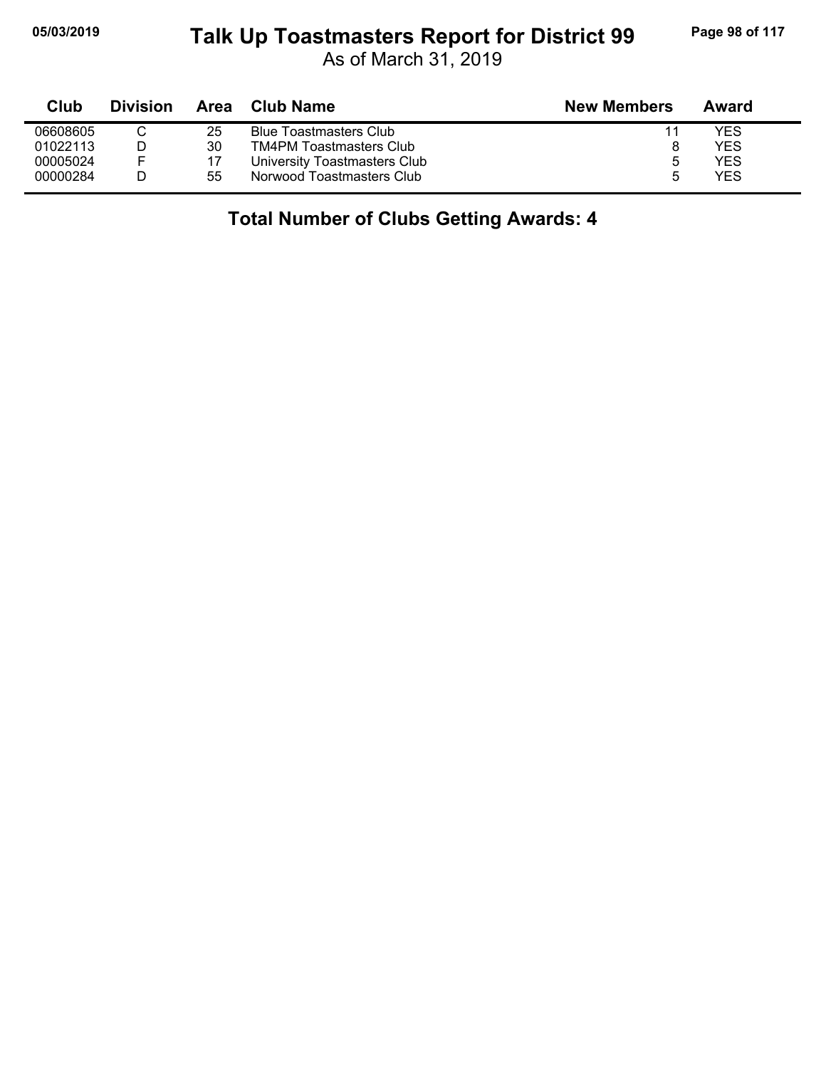# Talk Up Toastmasters Report for District 99

As of March 31, 2019

| Club | Division | Area | Club Name | New Members | Award |
|---|---|---|---|---|---|
| 06608605 | C | 25 | Blue Toastmasters Club | 11 | YES |
| 01022113 | D | 30 | TM4PM Toastmasters Club | 8 | YES |
| 00005024 | F | 17 | University Toastmasters Club | 5 | YES |
| 00000284 | D | 55 | Norwood Toastmasters Club | 5 | YES |

**Total Number of Clubs Getting Awards: 4**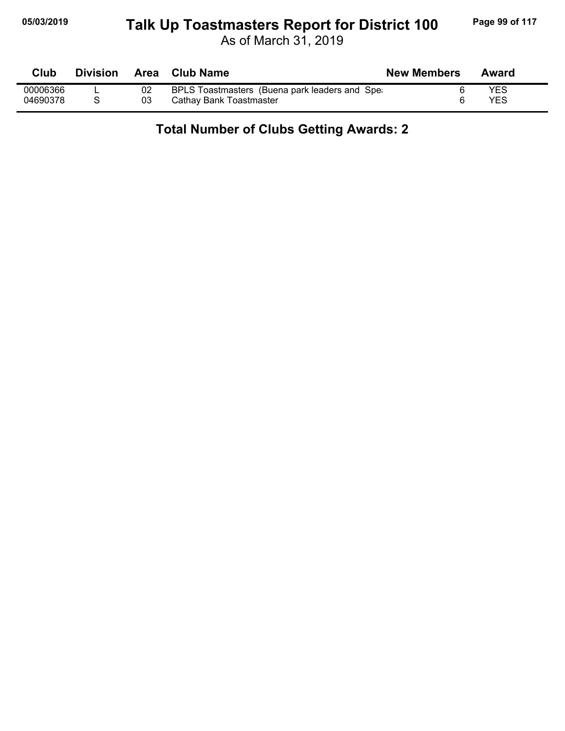# Talk Up Toastmasters Report for District 100

As of March 31, 2019

| Club | Division | Area | Club Name | New Members | Award |
|---|---|---|---|---|---|
| 00006366 | L | 02 | BPLS Toastmasters (Buena park leaders and Spea | 6 | YES |
| 04690378 | S | 03 | Cathay Bank Toastmaster | 6 | YES |

**Total Number of Clubs Getting Awards: 2**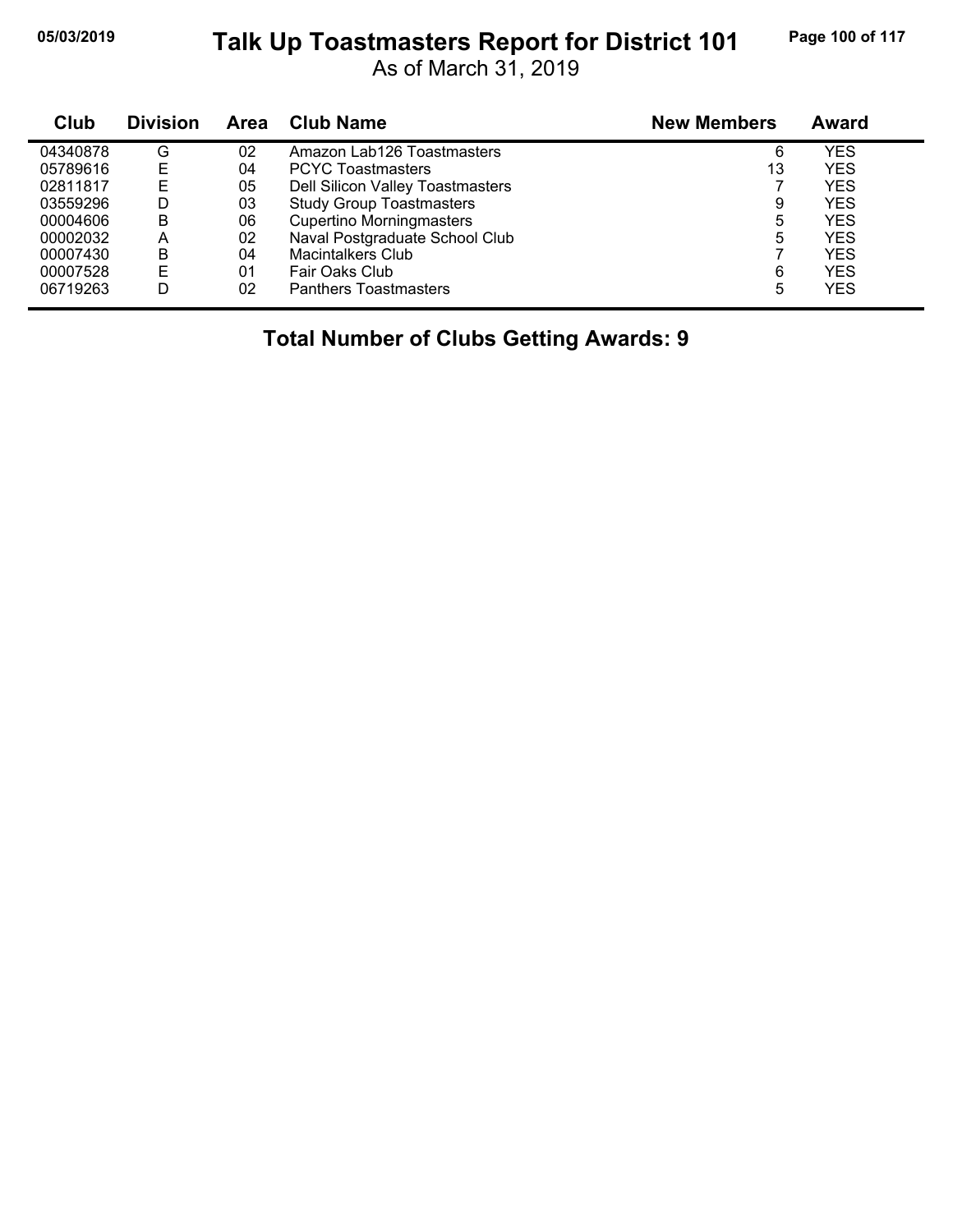# Talk Up Toastmasters Report for District 101

As of March 31, 2019

| Club | Division | Area | Club Name | New Members | Award |
|---|---|---|---|---|---|
| 04340878 | G | 02 | Amazon Lab126 Toastmasters | 6 | YES |
| 05789616 | E | 04 | PCYC Toastmasters | 13 | YES |
| 02811817 | E | 05 | Dell Silicon Valley Toastmasters | 7 | YES |
| 03559296 | D | 03 | Study Group Toastmasters | 9 | YES |
| 00004606 | B | 06 | Cupertino Morningmasters | 5 | YES |
| 00002032 | A | 02 | Naval Postgraduate School Club | 5 | YES |
| 00007430 | B | 04 | Macintalkers Club | 7 | YES |
| 00007528 | E | 01 | Fair Oaks Club | 6 | YES |
| 06719263 | D | 02 | Panthers Toastmasters | 5 | YES |

**Total Number of Clubs Getting Awards: 9**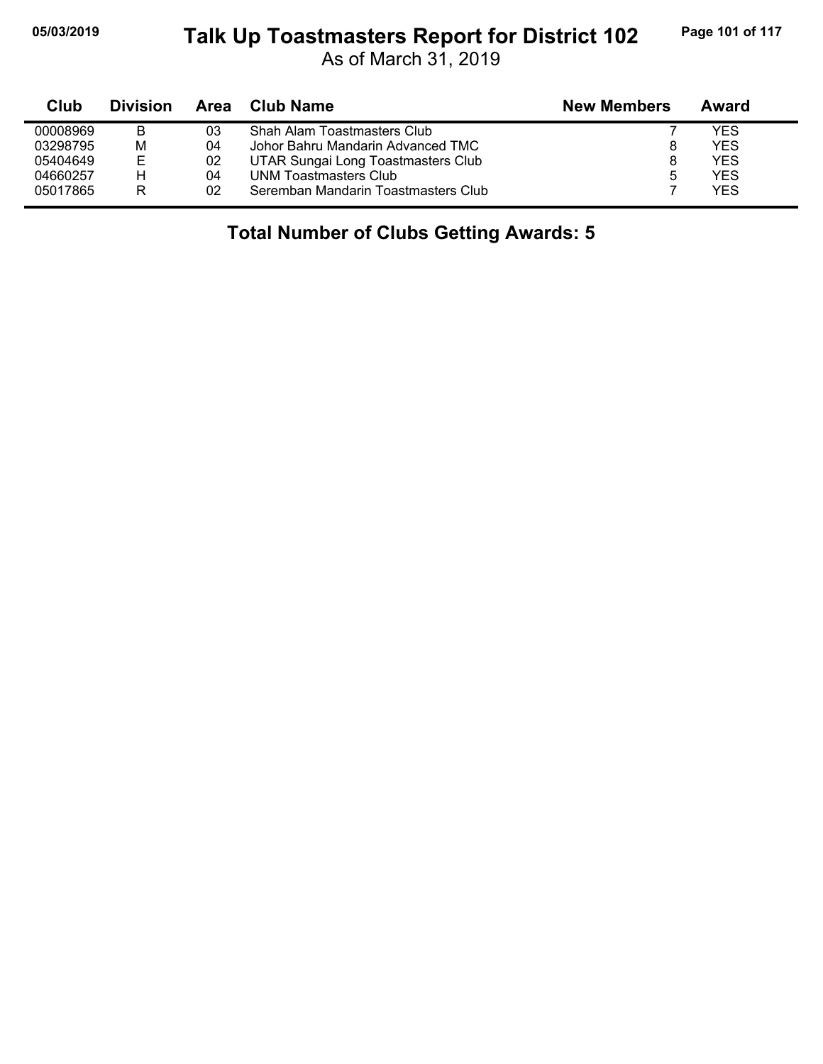| Club | Division | Area | Club Name | New Members | Award |
|---|---|---|---|---|---|
| 00008969 | B | 03 | Shah Alam Toastmasters Club | 7 | YES |
| 03298795 | M | 04 | Johor Bahru Mandarin Advanced TMC | 8 | YES |
| 05404649 | E | 02 | UTAR Sungai Long Toastmasters Club | 8 | YES |
| 04660257 | H | 04 | UNM Toastmasters Club | 5 | YES |
| 05017865 | R | 02 | Seremban Mandarin Toastmasters Club | 7 | YES |

**Total Number of Clubs Getting Awards: 5**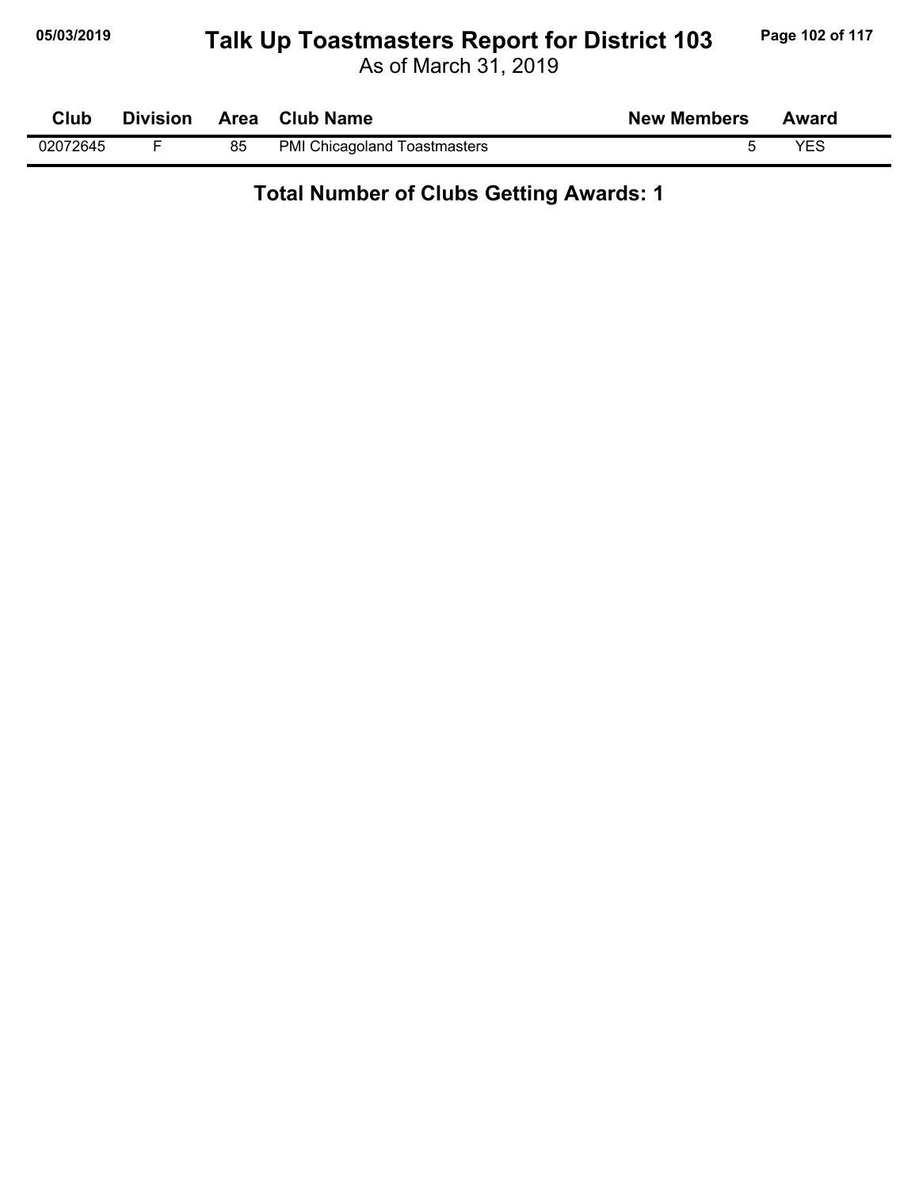# Talk Up Toastmasters Report for District 103

As of March 31, 2019

| Club | Division | Area | Club Name | New Members | Award |
|---|---|---|---|---|---|
| 02072645 | F | 85 | PMI Chicagoland Toastmasters | 5 | YES |

**Total Number of Clubs Getting Awards: 1**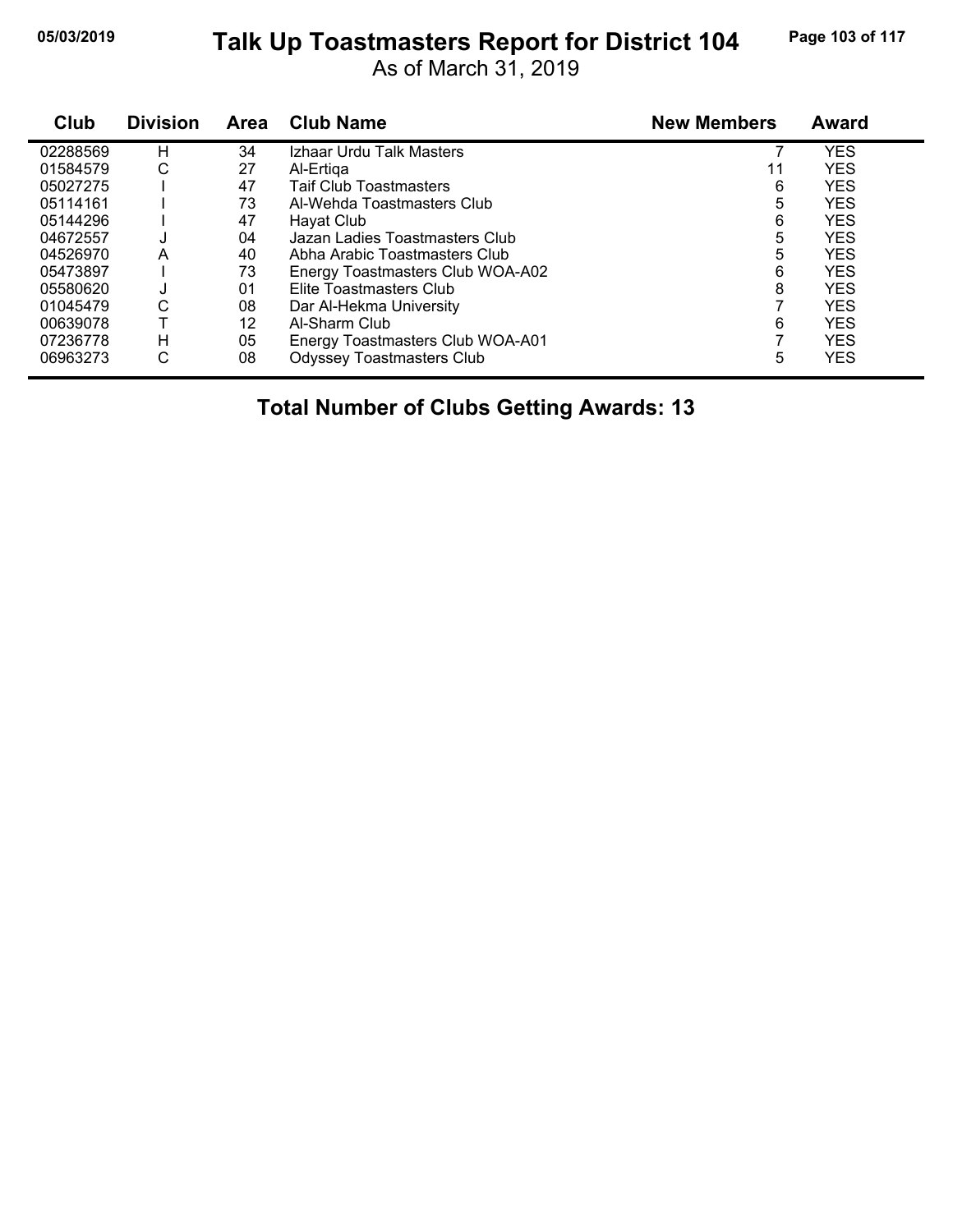# Talk Up Toastmasters Report for District 104

As of March 31, 2019

| Club | Division | Area | Club Name | New Members | Award |
|---|---|---|---|---|---|
| 02288569 | H | 34 | Izhaar Urdu Talk Masters | 7 | YES |
| 01584579 | C | 27 | Al-Ertiqa | 11 | YES |
| 05027275 | I | 47 | Taif Club Toastmasters | 6 | YES |
| 05114161 | I | 73 | Al-Wehda Toastmasters Club | 5 | YES |
| 05144296 | I | 47 | Hayat Club | 6 | YES |
| 04672557 | J | 04 | Jazan Ladies Toastmasters Club | 5 | YES |
| 04526970 | A | 40 | Abha Arabic Toastmasters Club | 5 | YES |
| 05473897 | I | 73 | Energy Toastmasters Club WOA-A02 | 6 | YES |
| 05580620 | J | 01 | Elite Toastmasters Club | 8 | YES |
| 01045479 | C | 08 | Dar Al-Hekma University | 7 | YES |
| 00639078 | T | 12 | Al-Sharm Club | 6 | YES |
| 07236778 | H | 05 | Energy Toastmasters Club WOA-A01 | 7 | YES |
| 06963273 | C | 08 | Odyssey Toastmasters Club | 5 | YES |

**Total Number of Clubs Getting Awards: 13**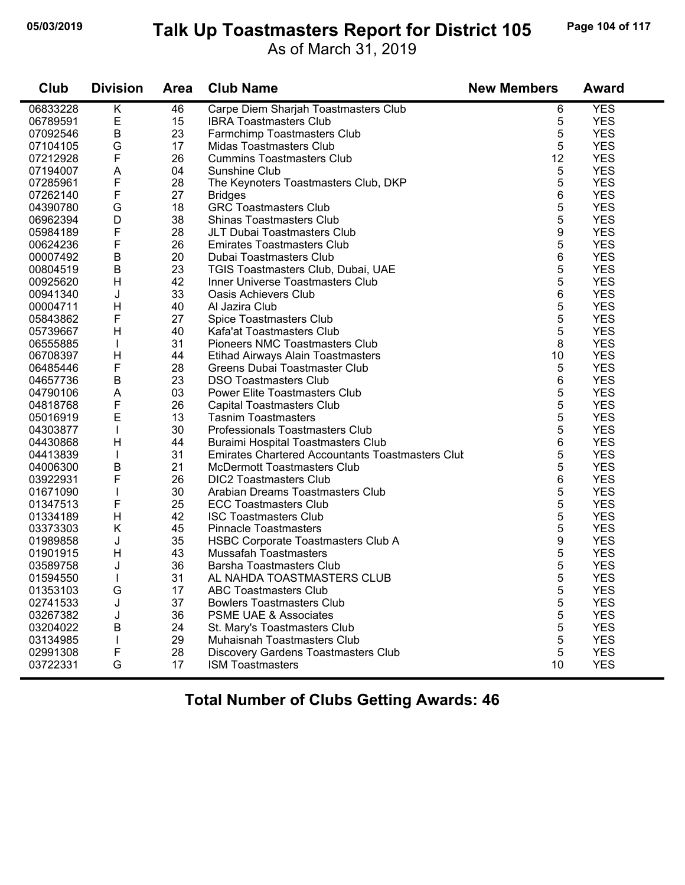# Talk Up Toastmasters Report for District 105

As of March 31, 2019

| Club | Division | Area | Club Name | New Members | Award |
|---|---|---|---|---|---|
| 06833228 | K | 46 | Carpe Diem Sharjah Toastmasters Club | 6 | YES |
| 06789591 | E | 15 | IBRA Toastmasters Club | 5 | YES |
| 07092546 | B | 23 | Farmchimp Toastmasters Club | 5 | YES |
| 07104105 | G | 17 | Midas Toastmasters Club | 5 | YES |
| 07212928 | F | 26 | Cummins Toastmasters Club | 12 | YES |
| 07194007 | A | 04 | Sunshine Club | 5 | YES |
| 07285961 | F | 28 | The Keynoters Toastmasters Club, DKP | 5 | YES |
| 07262140 | F | 27 | Bridges | 6 | YES |
| 04390780 | G | 18 | GRC Toastmasters Club | 5 | YES |
| 06962394 | D | 38 | Shinas Toastmasters Club | 5 | YES |
| 05984189 | F | 28 | JLT Dubai Toastmasters Club | 9 | YES |
| 00624236 | F | 26 | Emirates Toastmasters Club | 5 | YES |
| 00007492 | B | 20 | Dubai Toastmasters Club | 6 | YES |
| 00804519 | B | 23 | TGIS Toastmasters Club, Dubai, UAE | 5 | YES |
| 00925620 | H | 42 | Inner Universe Toastmasters Club | 5 | YES |
| 00941340 | J | 33 | Oasis Achievers Club | 6 | YES |
| 00004711 | H | 40 | Al Jazira Club | 5 | YES |
| 05843862 | F | 27 | Spice Toastmasters Club | 5 | YES |
| 05739667 | H | 40 | Kafa'at Toastmasters Club | 5 | YES |
| 06555885 | I | 31 | Pioneers NMC Toastmasters Club | 8 | YES |
| 06708397 | H | 44 | Etihad Airways Alain Toastmasters | 10 | YES |
| 06485446 | F | 28 | Greens Dubai Toastmaster Club | 5 | YES |
| 04657736 | B | 23 | DSO Toastmasters Club | 6 | YES |
| 04790106 | A | 03 | Power Elite Toastmasters Club | 5 | YES |
| 04818768 | F | 26 | Capital Toastmasters Club | 5 | YES |
| 05016919 | E | 13 | Tasnim Toastmasters | 5 | YES |
| 04303877 | I | 30 | Professionals Toastmasters Club | 5 | YES |
| 04430868 | H | 44 | Buraimi Hospital Toastmasters Club | 6 | YES |
| 04413839 | I | 31 | Emirates Chartered Accountants Toastmasters Club | 5 | YES |
| 04006300 | B | 21 | McDermott Toastmasters Club | 5 | YES |
| 03922931 | F | 26 | DIC2 Toastmasters Club | 6 | YES |
| 01671090 | I | 30 | Arabian Dreams Toastmasters Club | 5 | YES |
| 01347513 | F | 25 | ECC Toastmasters Club | 5 | YES |
| 01334189 | H | 42 | ISC Toastmasters Club | 5 | YES |
| 03373303 | K | 45 | Pinnacle Toastmasters | 5 | YES |
| 01989858 | J | 35 | HSBC Corporate Toastmasters Club A | 9 | YES |
| 01901915 | H | 43 | Mussafah Toastmasters | 5 | YES |
| 03589758 | J | 36 | Barsha Toastmasters Club | 5 | YES |
| 01594550 | I | 31 | AL NAHDA TOASTMASTERS CLUB | 5 | YES |
| 01353103 | G | 17 | ABC Toastmasters Club | 5 | YES |
| 02741533 | J | 37 | Bowlers Toastmasters Club | 5 | YES |
| 03267382 | J | 36 | PSME UAE & Associates | 5 | YES |
| 03204022 | B | 24 | St. Mary's Toastmasters Club | 5 | YES |
| 03134985 | I | 29 | Muhaisnah Toastmasters Club | 5 | YES |
| 02991308 | F | 28 | Discovery Gardens Toastmasters Club | 5 | YES |
| 03722331 | G | 17 | ISM Toastmasters | 10 | YES |

**Total Number of Clubs Getting Awards: 46**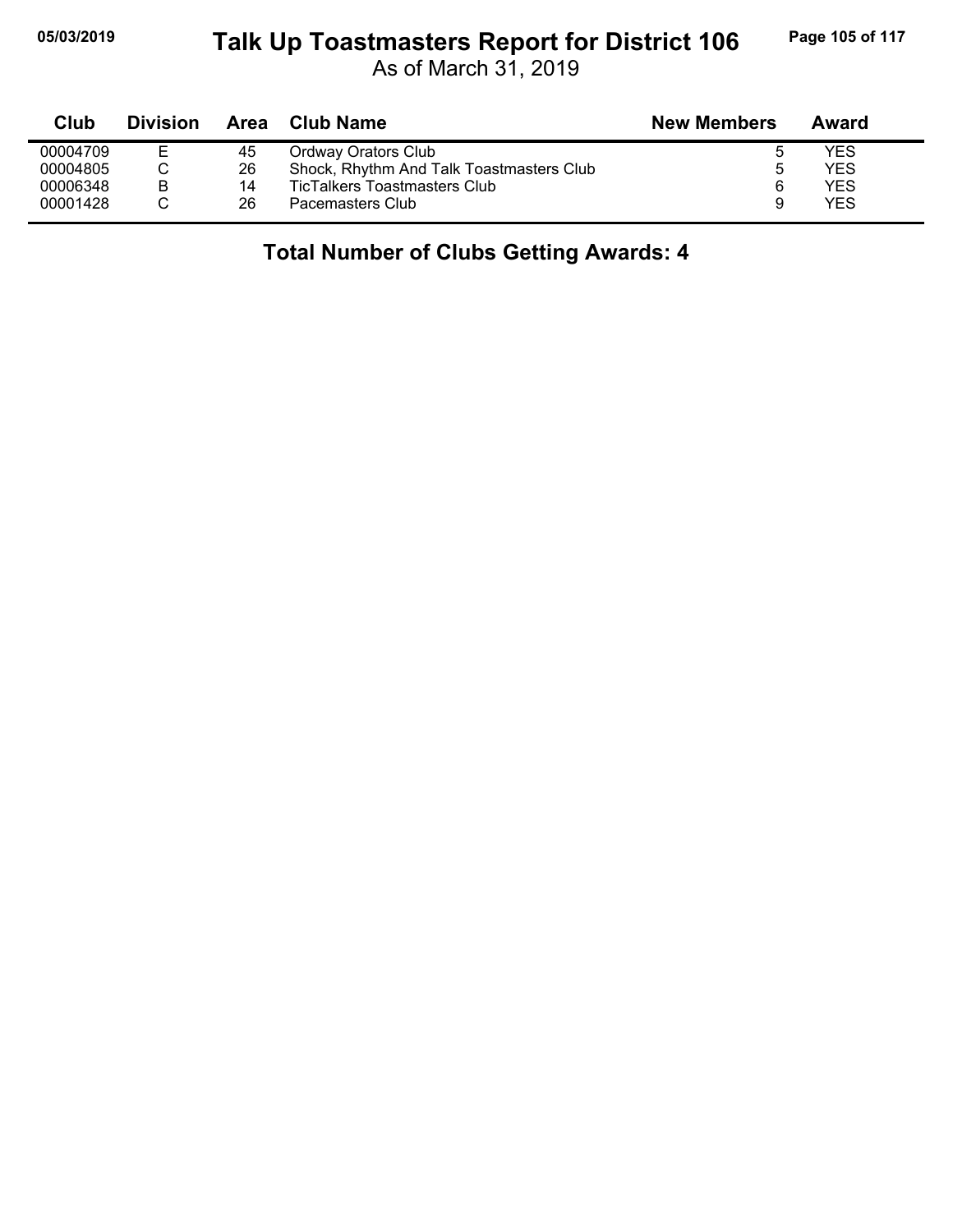# Talk Up Toastmasters Report for District 106

As of March 31, 2019

| Club | Division | Area | Club Name | New Members | Award |
|---|---|---|---|---|---|
| 00004709 | E | 45 | Ordway Orators Club | 5 | YES |
| 00004805 | C | 26 | Shock, Rhythm And Talk Toastmasters Club | 5 | YES |
| 00006348 | B | 14 | TicTalkers Toastmasters Club | 6 | YES |
| 00001428 | C | 26 | Pacemasters Club | 9 | YES |

**Total Number of Clubs Getting Awards: 4**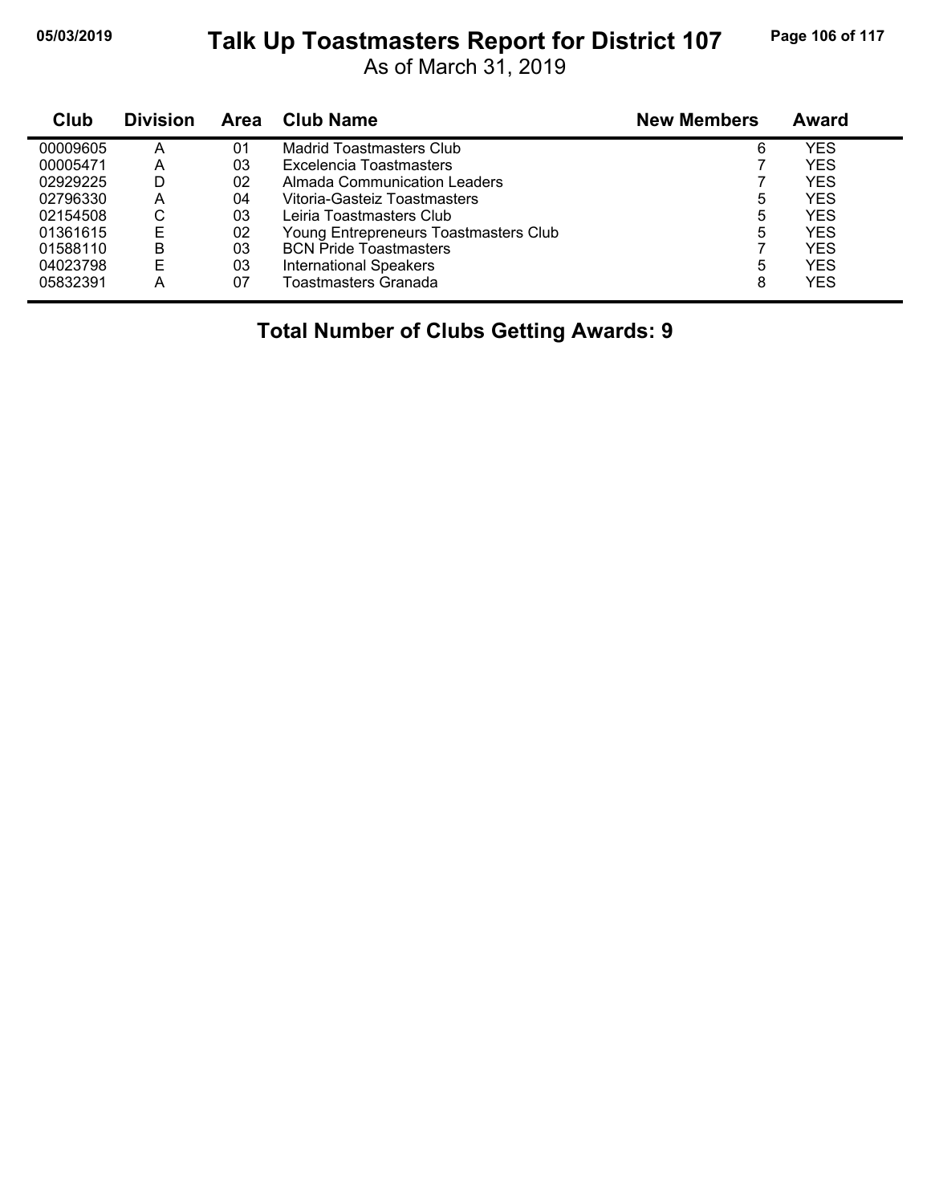# Talk Up Toastmasters Report for District 107

As of March 31, 2019

| Club | Division | Area | Club Name | New Members | Award |
|---|---|---|---|---|---|
| 00009605 | A | 01 | Madrid Toastmasters Club | 6 | YES |
| 00005471 | A | 03 | Excelencia Toastmasters | 7 | YES |
| 02929225 | D | 02 | Almada Communication Leaders | 7 | YES |
| 02796330 | A | 04 | Vitoria-Gasteiz Toastmasters | 5 | YES |
| 02154508 | C | 03 | Leiria Toastmasters Club | 5 | YES |
| 01361615 | E | 02 | Young Entrepreneurs Toastmasters Club | 5 | YES |
| 01588110 | B | 03 | BCN Pride Toastmasters | 7 | YES |
| 04023798 | E | 03 | International Speakers | 5 | YES |
| 05832391 | A | 07 | Toastmasters Granada | 8 | YES |

**Total Number of Clubs Getting Awards: 9**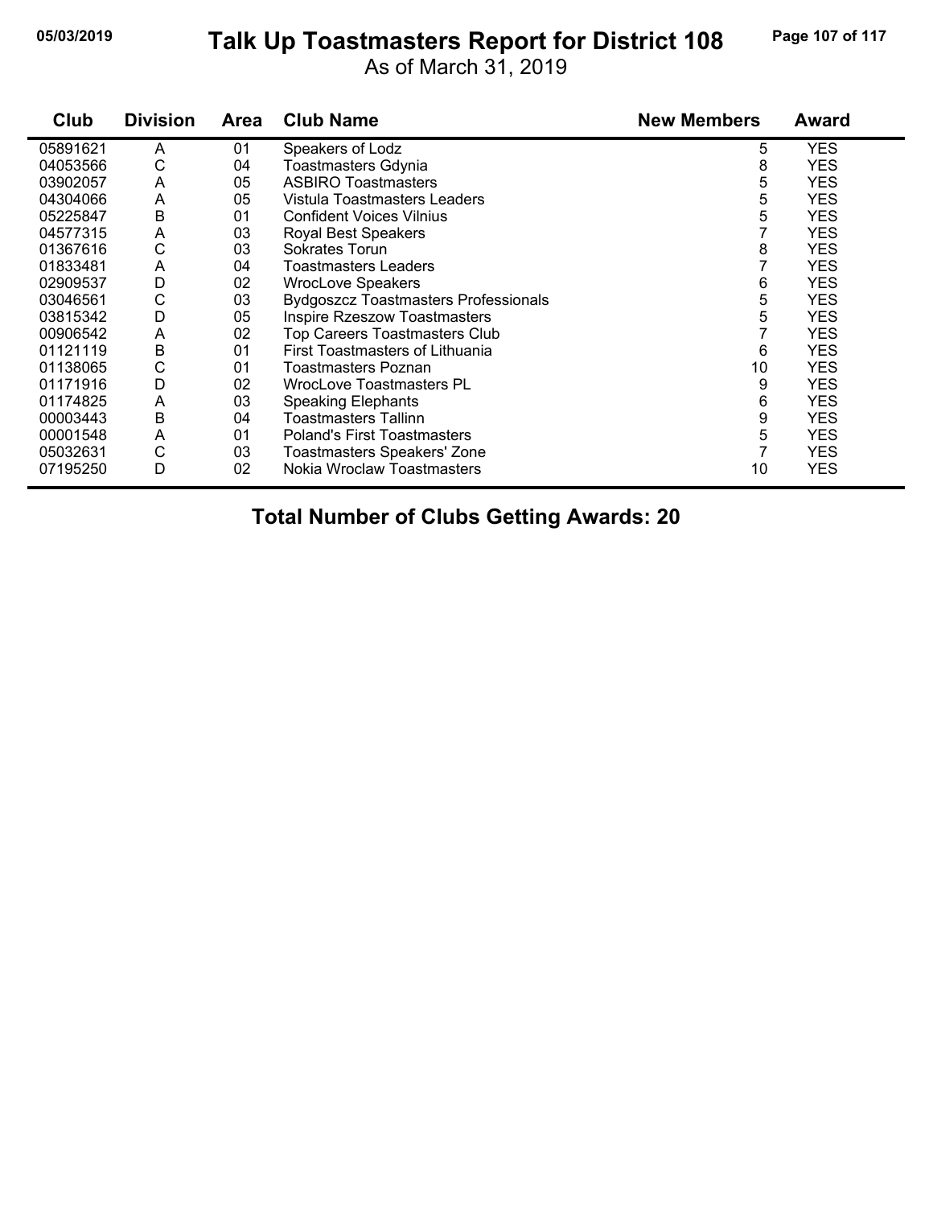# Talk Up Toastmasters Report for District 108

As of March 31, 2019

| Club | Division | Area | Club Name | New Members | Award |
|---|---|---|---|---|---|
| 05891621 | A | 01 | Speakers of Lodz | 5 | YES |
| 04053566 | C | 04 | Toastmasters Gdynia | 8 | YES |
| 03902057 | A | 05 | ASBIRO Toastmasters | 5 | YES |
| 04304066 | A | 05 | Vistula Toastmasters Leaders | 5 | YES |
| 05225847 | B | 01 | Confident Voices Vilnius | 5 | YES |
| 04577315 | A | 03 | Royal Best Speakers | 7 | YES |
| 01367616 | C | 03 | Sokrates Torun | 8 | YES |
| 01833481 | A | 04 | Toastmasters Leaders | 7 | YES |
| 02909537 | D | 02 | WrocLove Speakers | 6 | YES |
| 03046561 | C | 03 | Bydgoszcz Toastmasters Professionals | 5 | YES |
| 03815342 | D | 05 | Inspire Rzeszow Toastmasters | 5 | YES |
| 00906542 | A | 02 | Top Careers Toastmasters Club | 7 | YES |
| 01121119 | B | 01 | First Toastmasters of Lithuania | 6 | YES |
| 01138065 | C | 01 | Toastmasters Poznan | 10 | YES |
| 01171916 | D | 02 | WrocLove Toastmasters PL | 9 | YES |
| 01174825 | A | 03 | Speaking Elephants | 6 | YES |
| 00003443 | B | 04 | Toastmasters Tallinn | 9 | YES |
| 00001548 | A | 01 | Poland's First Toastmasters | 5 | YES |
| 05032631 | C | 03 | Toastmasters Speakers' Zone | 7 | YES |
| 07195250 | D | 02 | Nokia Wroclaw Toastmasters | 10 | YES |

**Total Number of Clubs Getting Awards: 20**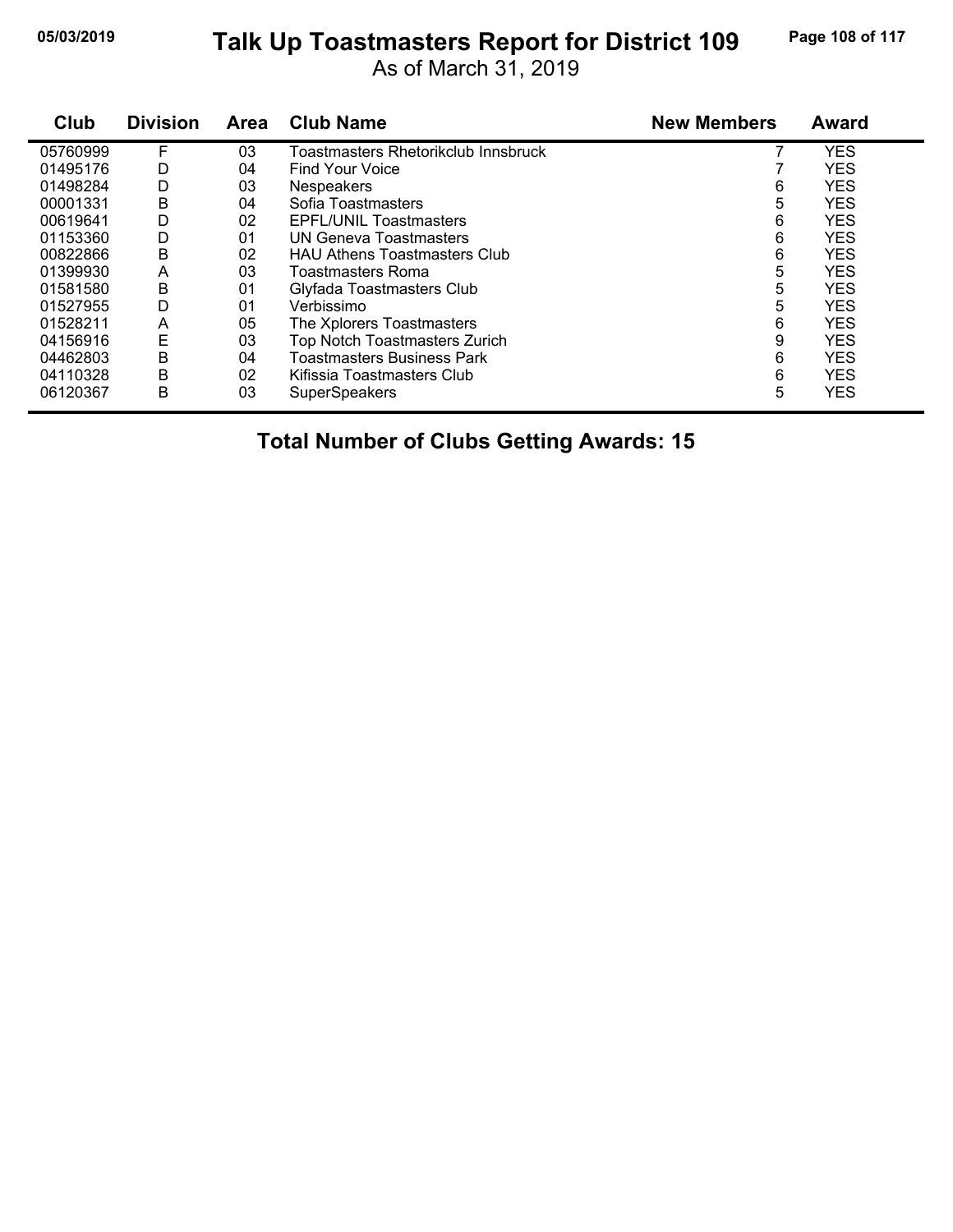# Talk Up Toastmasters Report for District 109

As of March 31, 2019

| Club | Division | Area | Club Name | New Members | Award |
|---|---|---|---|---|---|
| 05760999 | F | 03 | Toastmasters Rhetorikclub Innsbruck | 7 | YES |
| 01495176 | D | 04 | Find Your Voice | 7 | YES |
| 01498284 | D | 03 | Nespeakers | 6 | YES |
| 00001331 | B | 04 | Sofia Toastmasters | 5 | YES |
| 00619641 | D | 02 | EPFL/UNIL Toastmasters | 6 | YES |
| 01153360 | D | 01 | UN Geneva Toastmasters | 6 | YES |
| 00822866 | B | 02 | HAU Athens Toastmasters Club | 6 | YES |
| 01399930 | A | 03 | Toastmasters Roma | 5 | YES |
| 01581580 | B | 01 | Glyfada Toastmasters Club | 5 | YES |
| 01527955 | D | 01 | Verbissimo | 5 | YES |
| 01528211 | A | 05 | The Xplorers Toastmasters | 6 | YES |
| 04156916 | E | 03 | Top Notch Toastmasters Zurich | 9 | YES |
| 04462803 | B | 04 | Toastmasters Business Park | 6 | YES |
| 04110328 | B | 02 | Kifissia Toastmasters Club | 6 | YES |
| 06120367 | B | 03 | SuperSpeakers | 5 | YES |

**Total Number of Clubs Getting Awards: 15**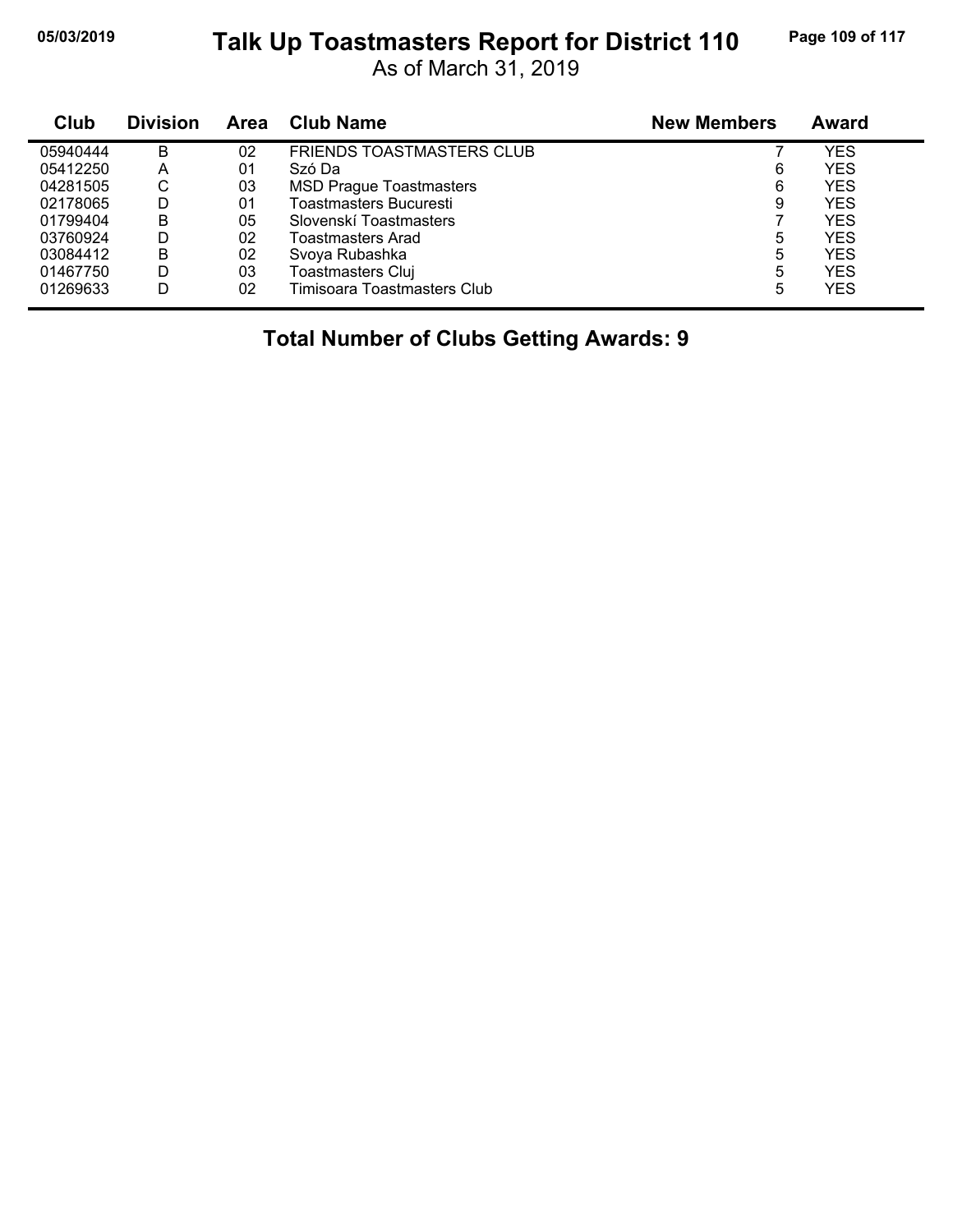# Talk Up Toastmasters Report for District 110

As of March 31, 2019

| Club | Division | Area | Club Name | New Members | Award |
|---|---|---|---|---|---|
| 05940444 | B | 02 | FRIENDS TOASTMASTERS CLUB | 7 | YES |
| 05412250 | A | 01 | Szó Da | 6 | YES |
| 04281505 | C | 03 | MSD Prague Toastmasters | 6 | YES |
| 02178065 | D | 01 | Toastmasters Bucuresti | 9 | YES |
| 01799404 | B | 05 | Slovenskí Toastmasters | 7 | YES |
| 03760924 | D | 02 | Toastmasters Arad | 5 | YES |
| 03084412 | B | 02 | Svoya Rubashka | 5 | YES |
| 01467750 | D | 03 | Toastmasters Cluj | 5 | YES |
| 01269633 | D | 02 | Timisoara Toastmasters Club | 5 | YES |

**Total Number of Clubs Getting Awards: 9**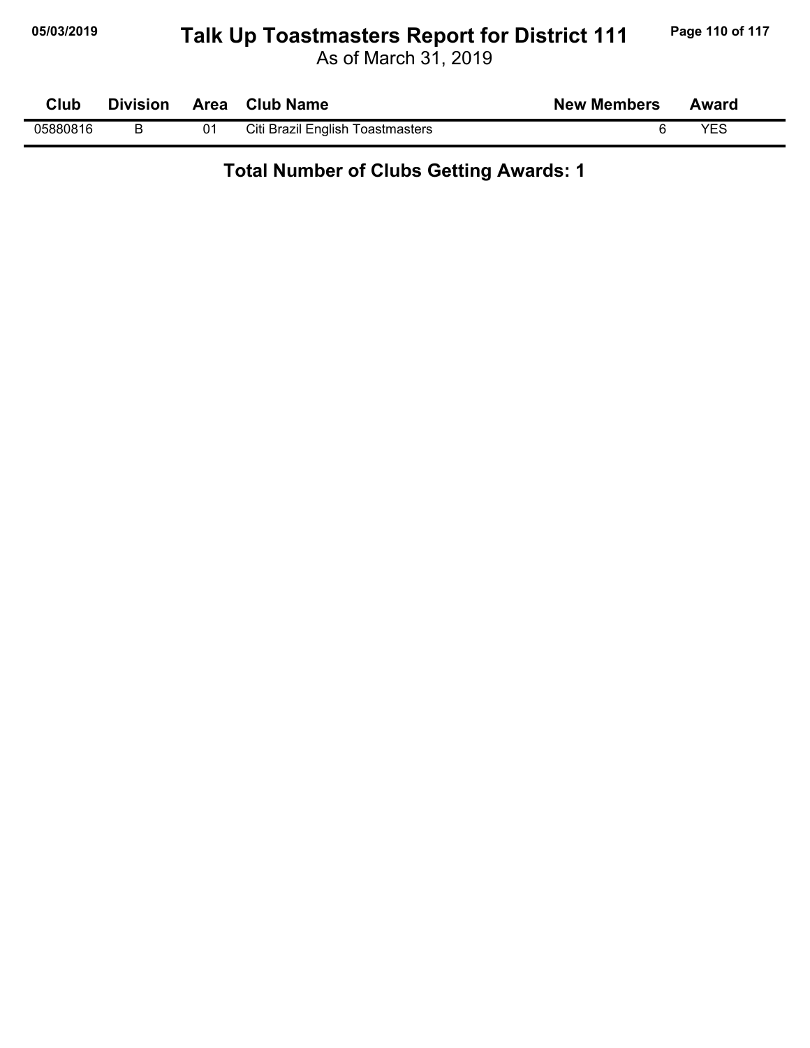# Talk Up Toastmasters Report for District 111

As of March 31, 2019

| Club | Division | Area | Club Name | New Members | Award |
|---|---|---|---|---|---|
| 05880816 | B | 01 | Citi Brazil English Toastmasters | 6 | YES |

**Total Number of Clubs Getting Awards: 1**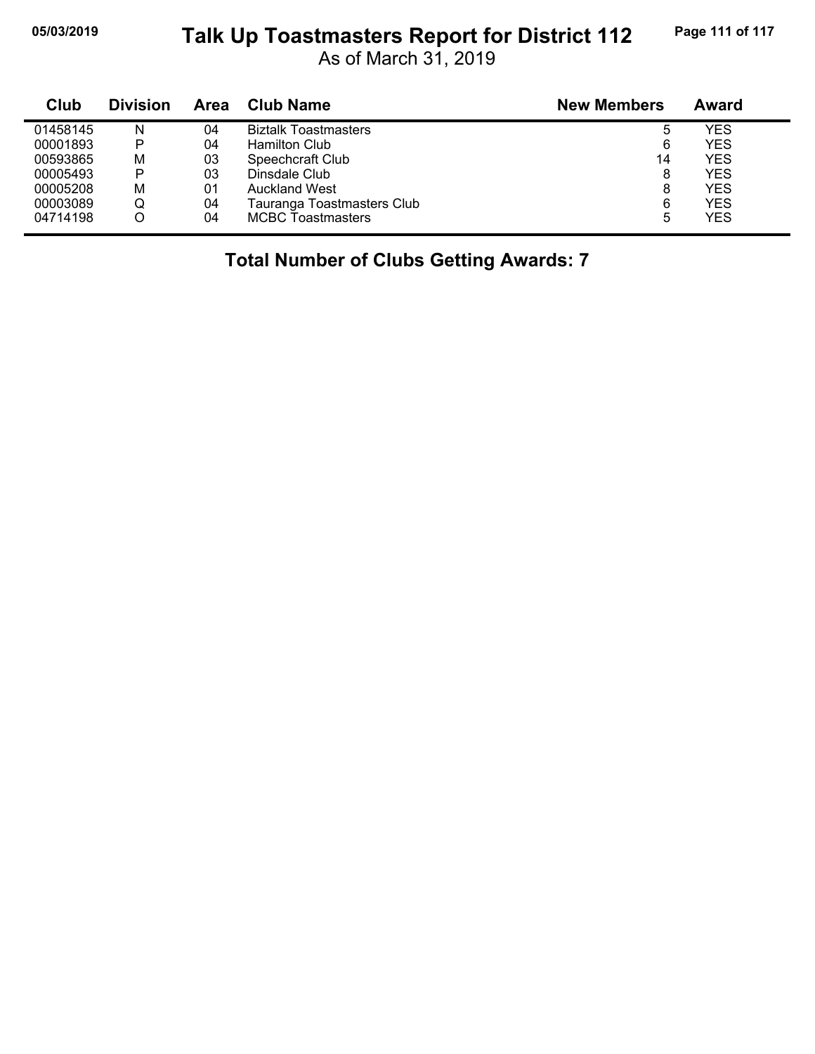# Talk Up Toastmasters Report for District 112

As of March 31, 2019

| Club | Division | Area | Club Name | New Members | Award |
|---|---|---|---|---|---|
| 01458145 | N | 04 | Biztalk Toastmasters | 5 | YES |
| 00001893 | P | 04 | Hamilton Club | 6 | YES |
| 00593865 | M | 03 | Speechcraft Club | 14 | YES |
| 00005493 | P | 03 | Dinsdale Club | 8 | YES |
| 00005208 | M | 01 | Auckland West | 8 | YES |
| 00003089 | Q | 04 | Tauranga Toastmasters Club | 6 | YES |
| 04714198 | O | 04 | MCBC Toastmasters | 5 | YES |

**Total Number of Clubs Getting Awards: 7**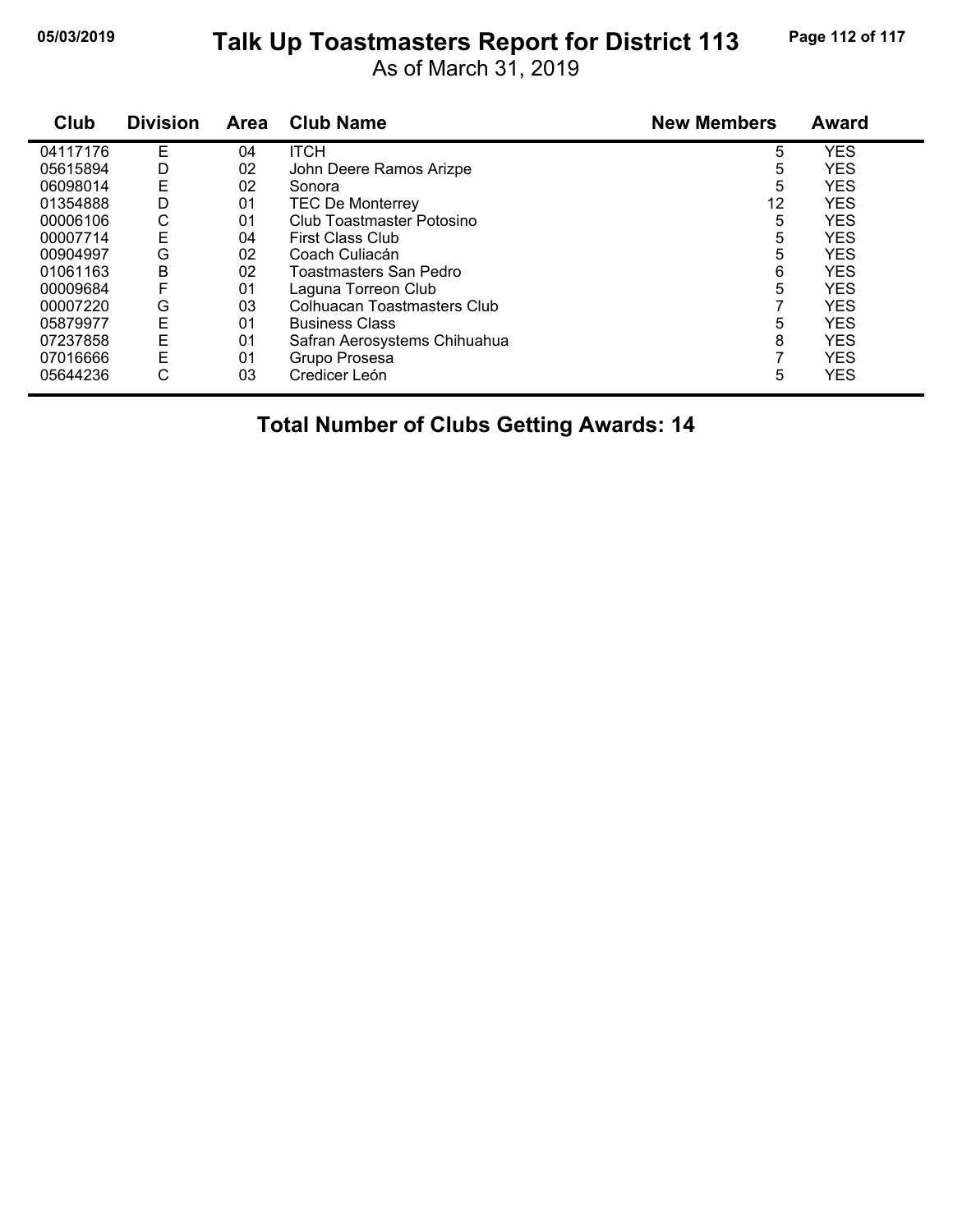# Talk Up Toastmasters Report for District 113

As of March 31, 2019

| Club | Division | Area | Club Name | New Members | Award |
|---|---|---|---|---|---|
| 04117176 | E | 04 | ITCH | 5 | YES |
| 05615894 | D | 02 | John Deere Ramos Arizpe | 5 | YES |
| 06098014 | E | 02 | Sonora | 5 | YES |
| 01354888 | D | 01 | TEC De Monterrey | 12 | YES |
| 00006106 | C | 01 | Club Toastmaster Potosino | 5 | YES |
| 00007714 | E | 04 | First Class Club | 5 | YES |
| 00904997 | G | 02 | Coach Culiacán | 5 | YES |
| 01061163 | B | 02 | Toastmasters San Pedro | 6 | YES |
| 00009684 | F | 01 | Laguna Torreon Club | 5 | YES |
| 00007220 | G | 03 | Colhuacan Toastmasters Club | 7 | YES |
| 05879977 | E | 01 | Business Class | 5 | YES |
| 07237858 | E | 01 | Safran Aerosystems Chihuahua | 8 | YES |
| 07016666 | E | 01 | Grupo Prosesa | 7 | YES |
| 05644236 | C | 03 | Credicer León | 5 | YES |

**Total Number of Clubs Getting Awards: 14**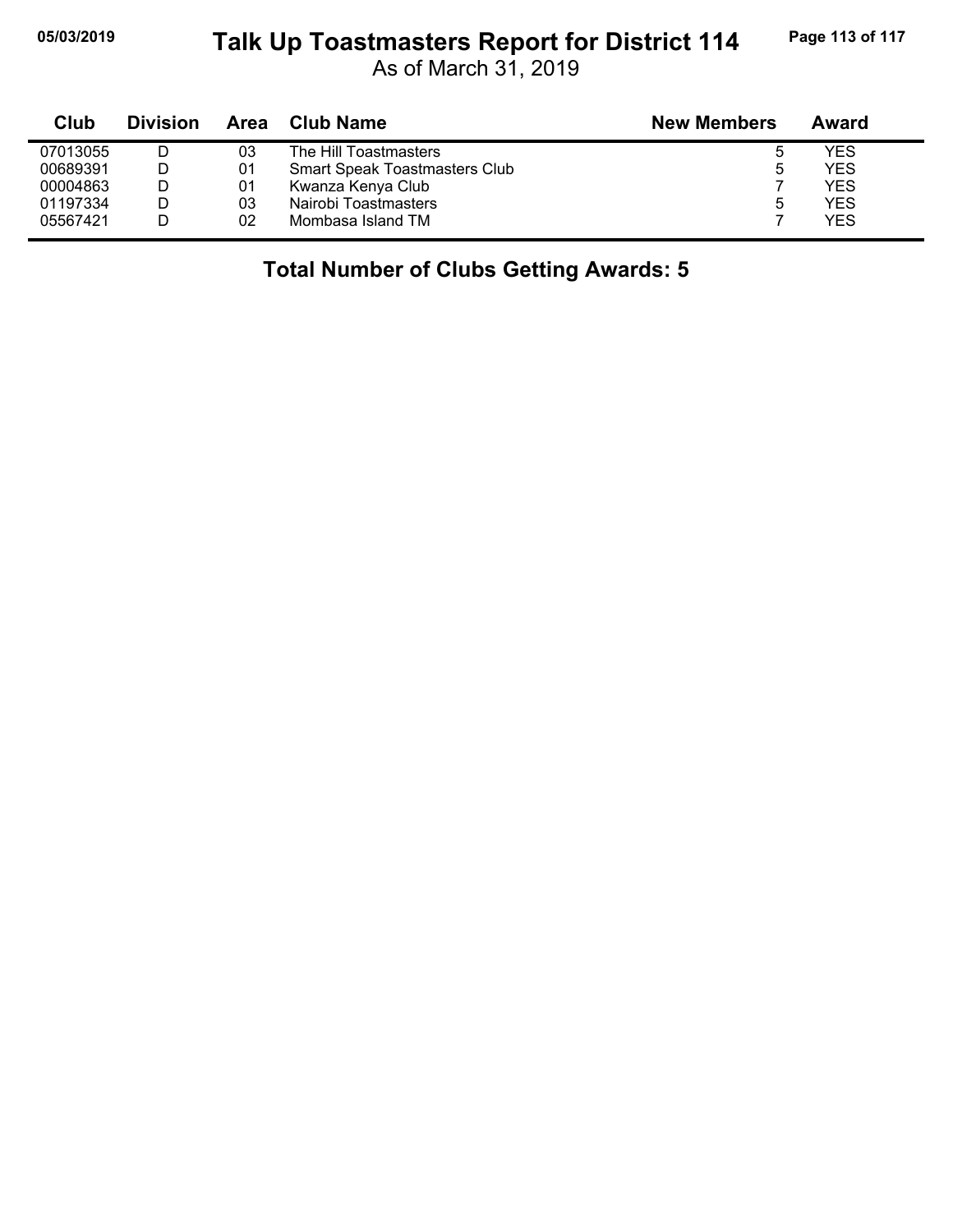# Talk Up Toastmasters Report for District 114

As of March 31, 2019

| Club | Division | Area | Club Name | New Members | Award |
|---|---|---|---|---|---|
| 07013055 | D | 03 | The Hill Toastmasters | 5 | YES |
| 00689391 | D | 01 | Smart Speak Toastmasters Club | 5 | YES |
| 00004863 | D | 01 | Kwanza Kenya Club | 7 | YES |
| 01197334 | D | 03 | Nairobi Toastmasters | 5 | YES |
| 05567421 | D | 02 | Mombasa Island TM | 7 | YES |

**Total Number of Clubs Getting Awards: 5**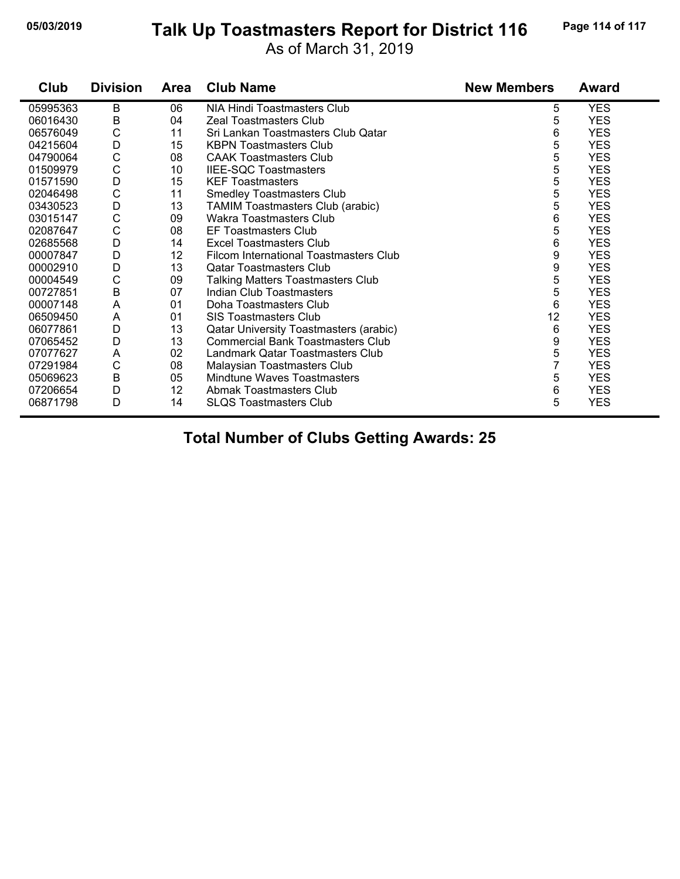# Talk Up Toastmasters Report for District 116

As of March 31, 2019

| Club | Division | Area | Club Name | New Members | Award |
|---|---|---|---|---|---|
| 05995363 | B | 06 | NIA Hindi Toastmasters Club | 5 | YES |
| 06016430 | B | 04 | Zeal Toastmasters Club | 5 | YES |
| 06576049 | C | 11 | Sri Lankan Toastmasters Club Qatar | 6 | YES |
| 04215604 | D | 15 | KBPN Toastmasters Club | 5 | YES |
| 04790064 | C | 08 | CAAK Toastmasters Club | 5 | YES |
| 01509979 | C | 10 | IIEE-SQC Toastmasters | 5 | YES |
| 01571590 | D | 15 | KEF Toastmasters | 5 | YES |
| 02046498 | C | 11 | Smedley Toastmasters Club | 5 | YES |
| 03430523 | D | 13 | TAMIM Toastmasters Club (arabic) | 5 | YES |
| 03015147 | C | 09 | Wakra Toastmasters Club | 6 | YES |
| 02087647 | C | 08 | EF Toastmasters Club | 5 | YES |
| 02685568 | D | 14 | Excel Toastmasters Club | 6 | YES |
| 00007847 | D | 12 | Filcom International Toastmasters Club | 9 | YES |
| 00002910 | D | 13 | Qatar Toastmasters Club | 9 | YES |
| 00004549 | C | 09 | Talking Matters Toastmasters Club | 5 | YES |
| 00727851 | B | 07 | Indian Club Toastmasters | 5 | YES |
| 00007148 | A | 01 | Doha Toastmasters Club | 6 | YES |
| 06509450 | A | 01 | SIS Toastmasters Club | 12 | YES |
| 06077861 | D | 13 | Qatar University Toastmasters (arabic) | 6 | YES |
| 07065452 | D | 13 | Commercial Bank Toastmasters Club | 9 | YES |
| 07077627 | A | 02 | Landmark Qatar Toastmasters Club | 5 | YES |
| 07291984 | C | 08 | Malaysian Toastmasters Club | 7 | YES |
| 05069623 | B | 05 | Mindtune Waves Toastmasters | 5 | YES |
| 07206654 | D | 12 | Abmak Toastmasters Club | 6 | YES |
| 06871798 | D | 14 | SLQS Toastmasters Club | 5 | YES |

**Total Number of Clubs Getting Awards: 25**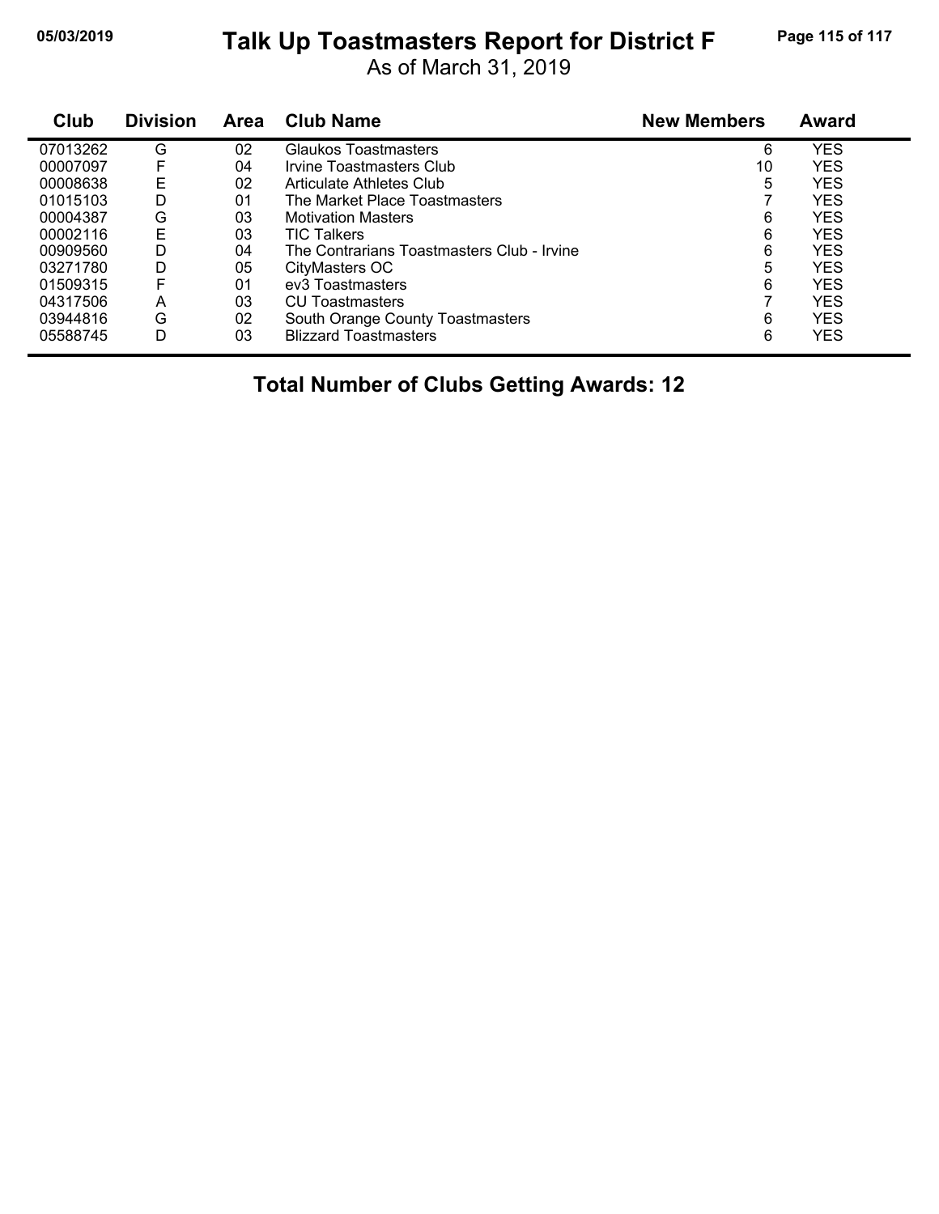# Talk Up Toastmasters Report for District F

As of March 31, 2019

| Club | Division | Area | Club Name | New Members | Award |
|---|---|---|---|---|---|
| 07013262 | G | 02 | Glaukos Toastmasters | 6 | YES |
| 00007097 | F | 04 | Irvine Toastmasters Club | 10 | YES |
| 00008638 | E | 02 | Articulate Athletes Club | 5 | YES |
| 01015103 | D | 01 | The Market Place Toastmasters | 7 | YES |
| 00004387 | G | 03 | Motivation Masters | 6 | YES |
| 00002116 | E | 03 | TIC Talkers | 6 | YES |
| 00909560 | D | 04 | The Contrarians Toastmasters Club - Irvine | 6 | YES |
| 03271780 | D | 05 | CityMasters OC | 5 | YES |
| 01509315 | F | 01 | ev3 Toastmasters | 6 | YES |
| 04317506 | A | 03 | CU Toastmasters | 7 | YES |
| 03944816 | G | 02 | South Orange County Toastmasters | 6 | YES |
| 05588745 | D | 03 | Blizzard Toastmasters | 6 | YES |

**Total Number of Clubs Getting Awards: 12**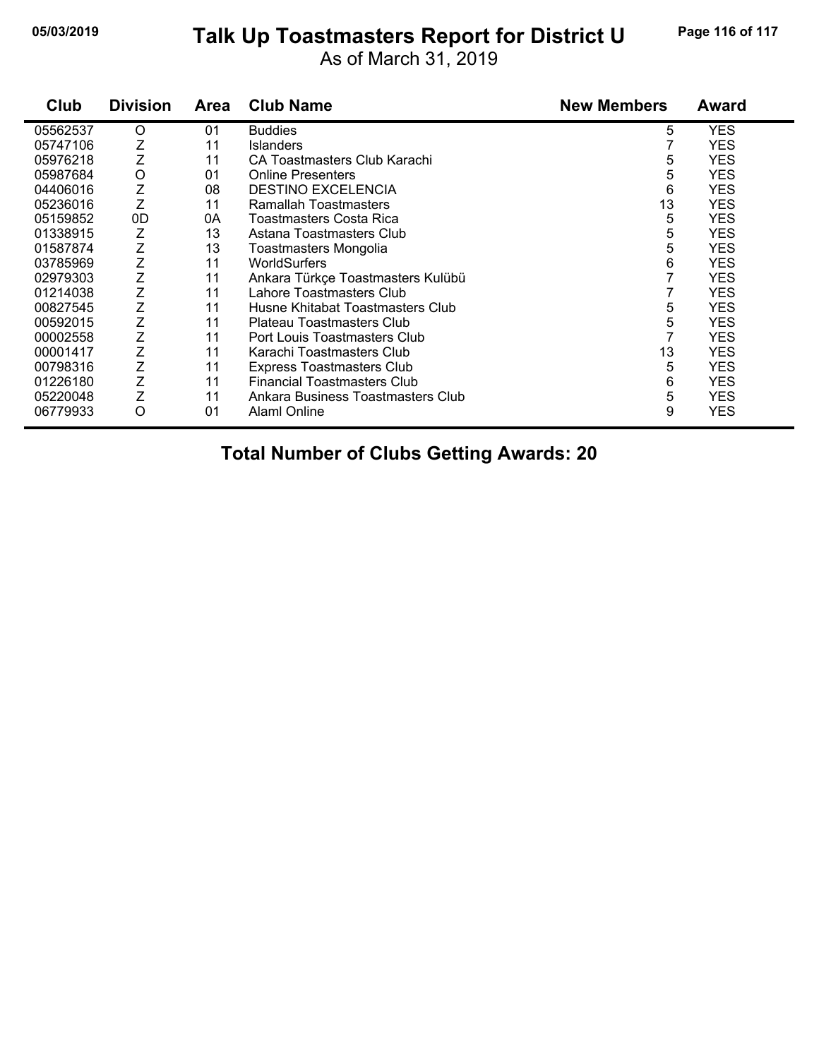# Talk Up Toastmasters Report for District U

As of March 31, 2019

| Club | Division | Area | Club Name | New Members | Award |
|---|---|---|---|---|---|
| 05562537 | O | 01 | Buddies | 5 | YES |
| 05747106 | Z | 11 | Islanders | 7 | YES |
| 05976218 | Z | 11 | CA Toastmasters Club Karachi | 5 | YES |
| 05987684 | O | 01 | Online Presenters | 5 | YES |
| 04406016 | Z | 08 | DESTINO EXCELENCIA | 6 | YES |
| 05236016 | Z | 11 | Ramallah Toastmasters | 13 | YES |
| 05159852 | 0D | 0A | Toastmasters Costa Rica | 5 | YES |
| 01338915 | Z | 13 | Astana Toastmasters Club | 5 | YES |
| 01587874 | Z | 13 | Toastmasters Mongolia | 5 | YES |
| 03785969 | Z | 11 | WorldSurfers | 6 | YES |
| 02979303 | Z | 11 | Ankara Türkçe Toastmasters Kulübü | 7 | YES |
| 01214038 | Z | 11 | Lahore Toastmasters Club | 7 | YES |
| 00827545 | Z | 11 | Husne Khitabat Toastmasters Club | 5 | YES |
| 00592015 | Z | 11 | Plateau Toastmasters Club | 5 | YES |
| 00002558 | Z | 11 | Port Louis Toastmasters Club | 7 | YES |
| 00001417 | Z | 11 | Karachi Toastmasters Club | 13 | YES |
| 00798316 | Z | 11 | Express Toastmasters Club | 5 | YES |
| 01226180 | Z | 11 | Financial Toastmasters Club | 6 | YES |
| 05220048 | Z | 11 | Ankara Business Toastmasters Club | 5 | YES |
| 06779933 | O | 01 | Alaml Online | 9 | YES |

**Total Number of Clubs Getting Awards: 20**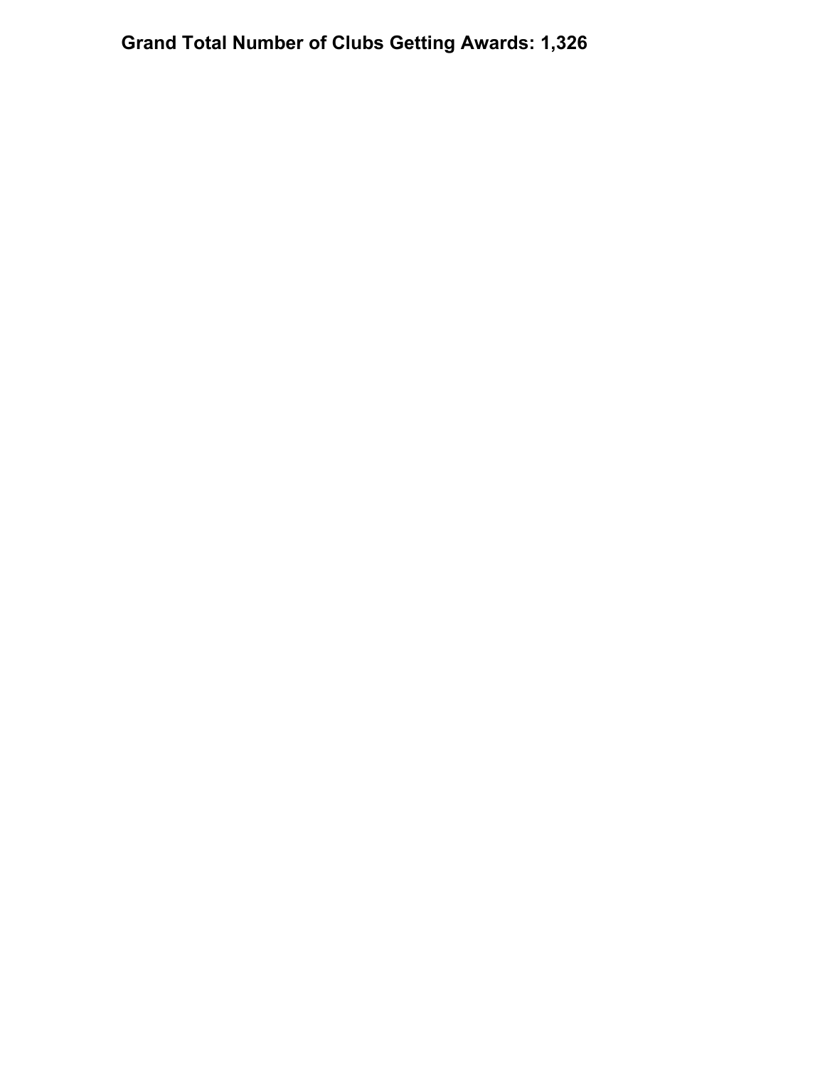**Grand Total Number of Clubs Getting Awards: 1,326**